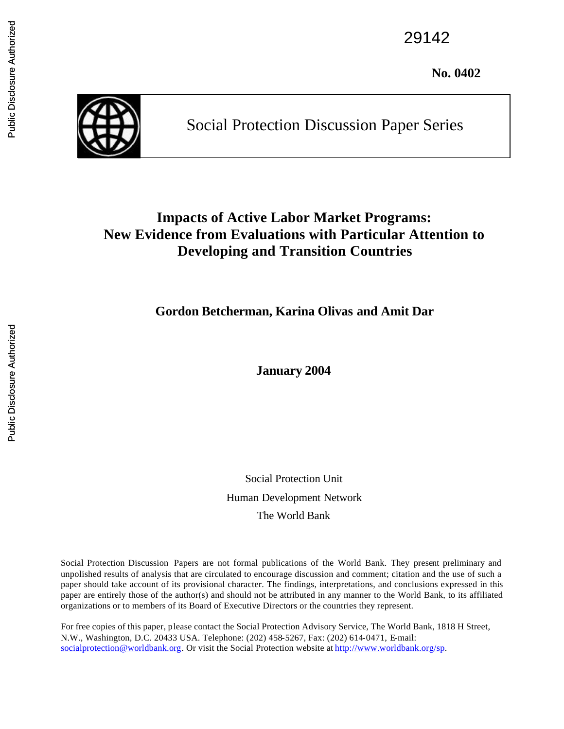29142

**No. 0402**

Social Protection Discussion Paper Series

# Impacts of Active Labor Market Programs: New Evidence from Evaluations with Particular Attention to Developing and Transition Countries

**Gordon Betcherman, Karina Olivas and Amit Dar**

**January 2004**

Social Protection Unit

Human Development Network

The World Bank

Social Protection Discussion Papers are not formal publications of the World Bank. They present preliminary and unpolished results of analysis that are circulated to encourage discussion and comment; citation and the use of such a paper should take account of its provisional character. The findings, interpretations, and conclusions expressed in this paper are entirely those of the author(s) and should not be attributed in any manner to the World Bank, to its affiliated organizations or to members of its Board of Executive Directors or the countries they represent.

For free copies of this paper, please contact the Social Protection Advisory Service, The World Bank, 1818 H Street, N.W., Washington, D.C. 20433 USA. Telephone: (202) 458-5267, Fax: (202) 614-0471, E-mail: socialprotection@worldbank.org. Or visit the Social Protection website at http://www.worldbank.org/sp.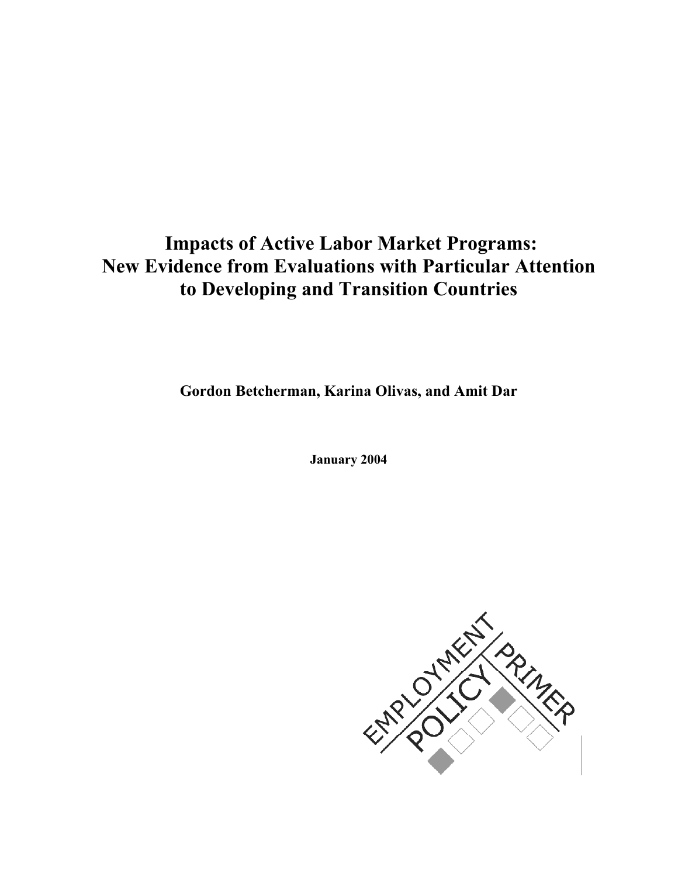# Impacts of Active Labor Market Programs: New Evidence from Evaluations with Particular Attention to Developing and Transition Countries

**Gordon Betcherman, Karina Olivas, and Amit Dar**

**January 2004**

EMPLOYMENT POLICY PRIMER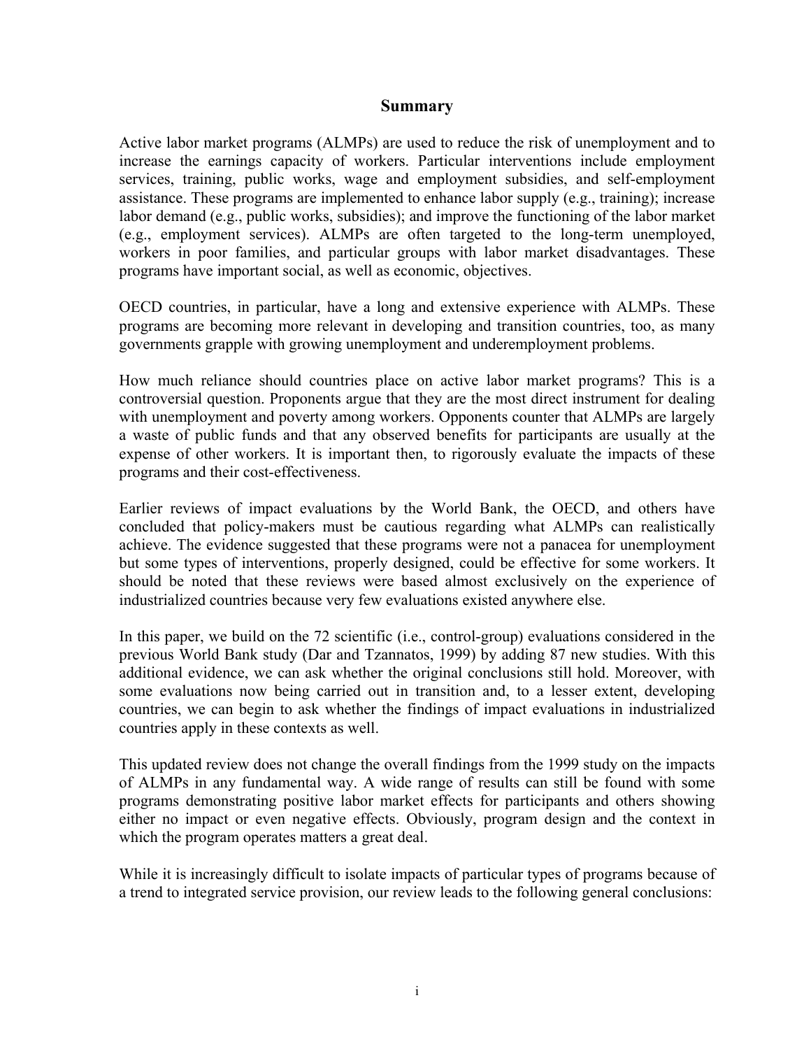## Summary

Active labor market programs (ALMPs) are used to reduce the risk of unemployment and to increase the earnings capacity of workers. Particular interventions include employment services, training, public works, wage and employment subsidies, and self-employment assistance. These programs are implemented to enhance labor supply (e.g., training); increase labor demand (e.g., public works, subsidies); and improve the functioning of the labor market (e.g., employment services). ALMPs are often targeted to the long-term unemployed, workers in poor families, and particular groups with labor market disadvantages. These programs have important social, as well as economic, objectives.

OECD countries, in particular, have a long and extensive experience with ALMPs. These programs are becoming more relevant in developing and transition countries, too, as many governments grapple with growing unemployment and underemployment problems.

How much reliance should countries place on active labor market programs? This is a controversial question. Proponents argue that they are the most direct instrument for dealing with unemployment and poverty among workers. Opponents counter that ALMPs are largely a waste of public funds and that any observed benefits for participants are usually at the expense of other workers. It is important then, to rigorously evaluate the impacts of these programs and their cost-effectiveness.

Earlier reviews of impact evaluations by the World Bank, the OECD, and others have concluded that policy-makers must be cautious regarding what ALMPs can realistically achieve. The evidence suggested that these programs were not a panacea for unemployment but some types of interventions, properly designed, could be effective for some workers. It should be noted that these reviews were based almost exclusively on the experience of industrialized countries because very few evaluations existed anywhere else.

In this paper, we build on the 72 scientific (i.e., control-group) evaluations considered in the previous World Bank study (Dar and Tzannatos, 1999) by adding 87 new studies. With this additional evidence, we can ask whether the original conclusions still hold. Moreover, with some evaluations now being carried out in transition and, to a lesser extent, developing countries, we can begin to ask whether the findings of impact evaluations in industrialized countries apply in these contexts as well.

This updated review does not change the overall findings from the 1999 study on the impacts of ALMPs in any fundamental way. A wide range of results can still be found with some programs demonstrating positive labor market effects for participants and others showing either no impact or even negative effects. Obviously, program design and the context in which the program operates matters a great deal.

While it is increasingly difficult to isolate impacts of particular types of programs because of a trend to integrated service provision, our review leads to the following general conclusions: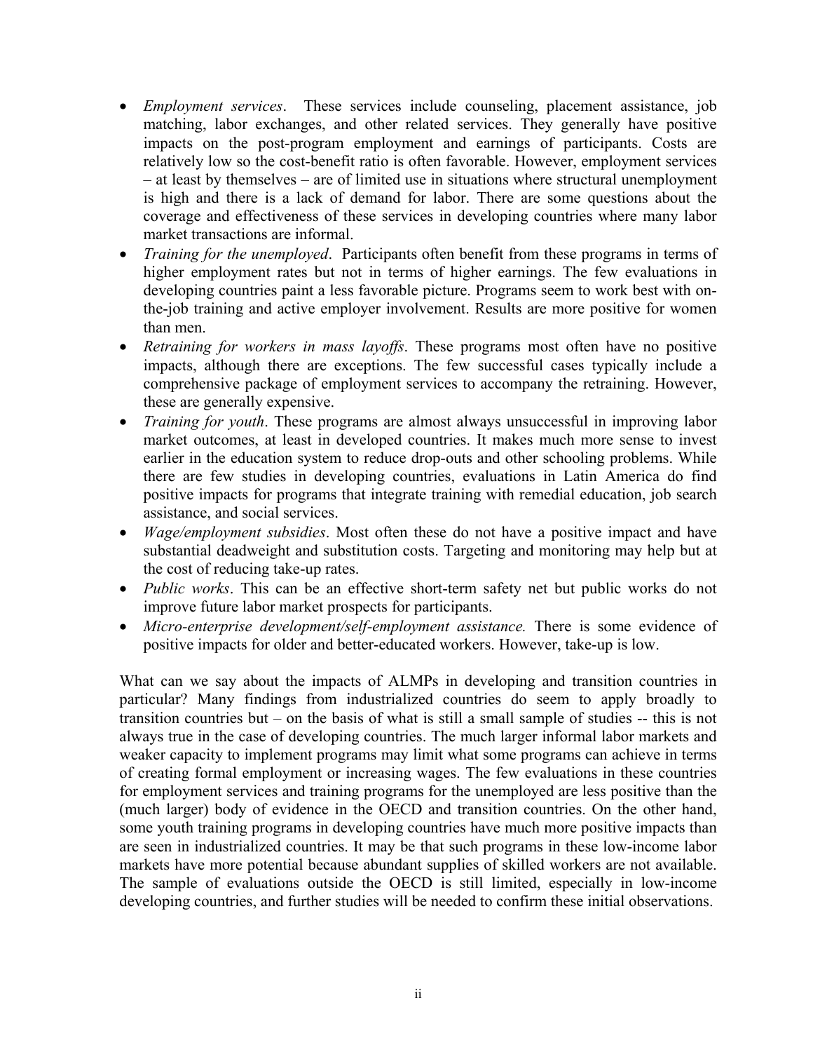- *Employment services*. These services include counseling, placement assistance, job matching, labor exchanges, and other related services. They generally have positive impacts on the post-program employment and earnings of participants. Costs are relatively low so the cost-benefit ratio is often favorable. However, employment services – at least by themselves – are of limited use in situations where structural unemployment is high and there is a lack of demand for labor. There are some questions about the coverage and effectiveness of these services in developing countries where many labor market transactions are informal.
- *Training for the unemployed*. Participants often benefit from these programs in terms of higher employment rates but not in terms of higher earnings. The few evaluations in developing countries paint a less favorable picture. Programs seem to work best with on-the-job training and active employer involvement. Results are more positive for women than men.
- *Retraining for workers in mass layoffs*. These programs most often have no positive impacts, although there are exceptions. The few successful cases typically include a comprehensive package of employment services to accompany the retraining. However, these are generally expensive.
- *Training for youth*. These programs are almost always unsuccessful in improving labor market outcomes, at least in developed countries. It makes much more sense to invest earlier in the education system to reduce drop-outs and other schooling problems. While there are few studies in developing countries, evaluations in Latin America do find positive impacts for programs that integrate training with remedial education, job search assistance, and social services.
- *Wage/employment subsidies*. Most often these do not have a positive impact and have substantial deadweight and substitution costs. Targeting and monitoring may help but at the cost of reducing take-up rates.
- *Public works*. This can be an effective short-term safety net but public works do not improve future labor market prospects for participants.
- *Micro-enterprise development/self-employment assistance.* There is some evidence of positive impacts for older and better-educated workers. However, take-up is low.

What can we say about the impacts of ALMPs in developing and transition countries in particular? Many findings from industrialized countries do seem to apply broadly to transition countries but – on the basis of what is still a small sample of studies -- this is not always true in the case of developing countries. The much larger informal labor markets and weaker capacity to implement programs may limit what some programs can achieve in terms of creating formal employment or increasing wages. The few evaluations in these countries for employment services and training programs for the unemployed are less positive than the (much larger) body of evidence in the OECD and transition countries. On the other hand, some youth training programs in developing countries have much more positive impacts than are seen in industrialized countries. It may be that such programs in these low-income labor markets have more potential because abundant supplies of skilled workers are not available. The sample of evaluations outside the OECD is still limited, especially in low-income developing countries, and further studies will be needed to confirm these initial observations.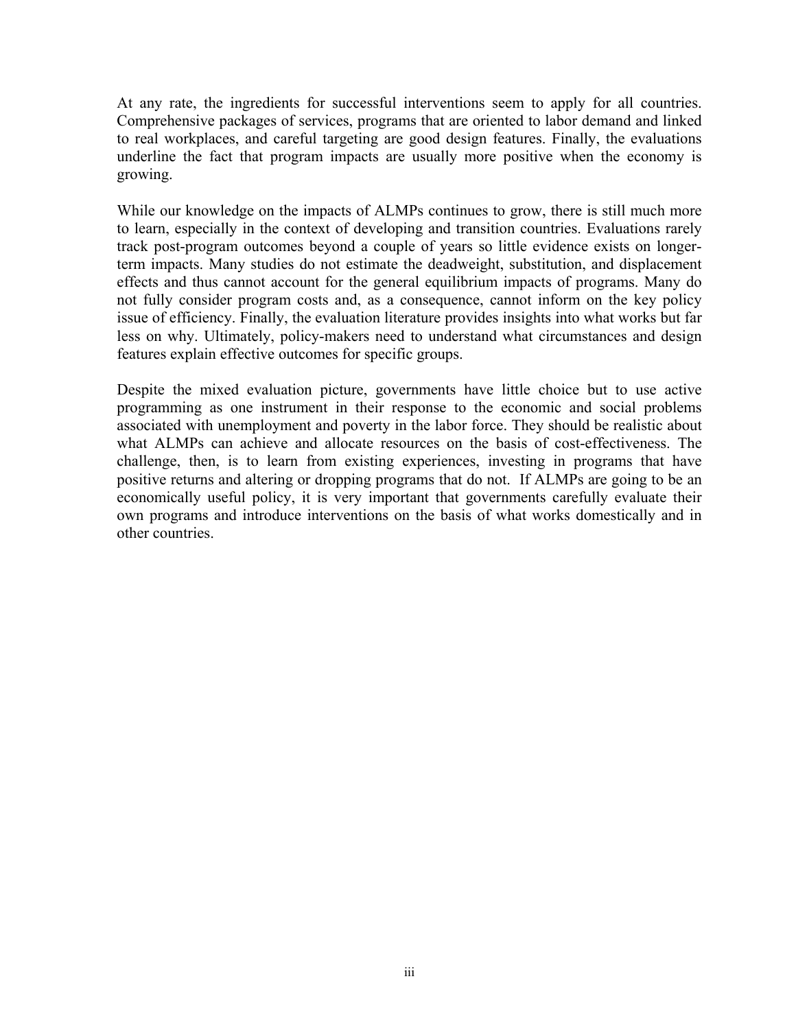At any rate, the ingredients for successful interventions seem to apply for all countries. Comprehensive packages of services, programs that are oriented to labor demand and linked to real workplaces, and careful targeting are good design features. Finally, the evaluations underline the fact that program impacts are usually more positive when the economy is growing.

While our knowledge on the impacts of ALMPs continues to grow, there is still much more to learn, especially in the context of developing and transition countries. Evaluations rarely track post-program outcomes beyond a couple of years so little evidence exists on longer-term impacts. Many studies do not estimate the deadweight, substitution, and displacement effects and thus cannot account for the general equilibrium impacts of programs. Many do not fully consider program costs and, as a consequence, cannot inform on the key policy issue of efficiency. Finally, the evaluation literature provides insights into what works but far less on why. Ultimately, policy-makers need to understand what circumstances and design features explain effective outcomes for specific groups.

Despite the mixed evaluation picture, governments have little choice but to use active programming as one instrument in their response to the economic and social problems associated with unemployment and poverty in the labor force. They should be realistic about what ALMPs can achieve and allocate resources on the basis of cost-effectiveness. The challenge, then, is to learn from existing experiences, investing in programs that have positive returns and altering or dropping programs that do not. If ALMPs are going to be an economically useful policy, it is very important that governments carefully evaluate their own programs and introduce interventions on the basis of what works domestically and in other countries.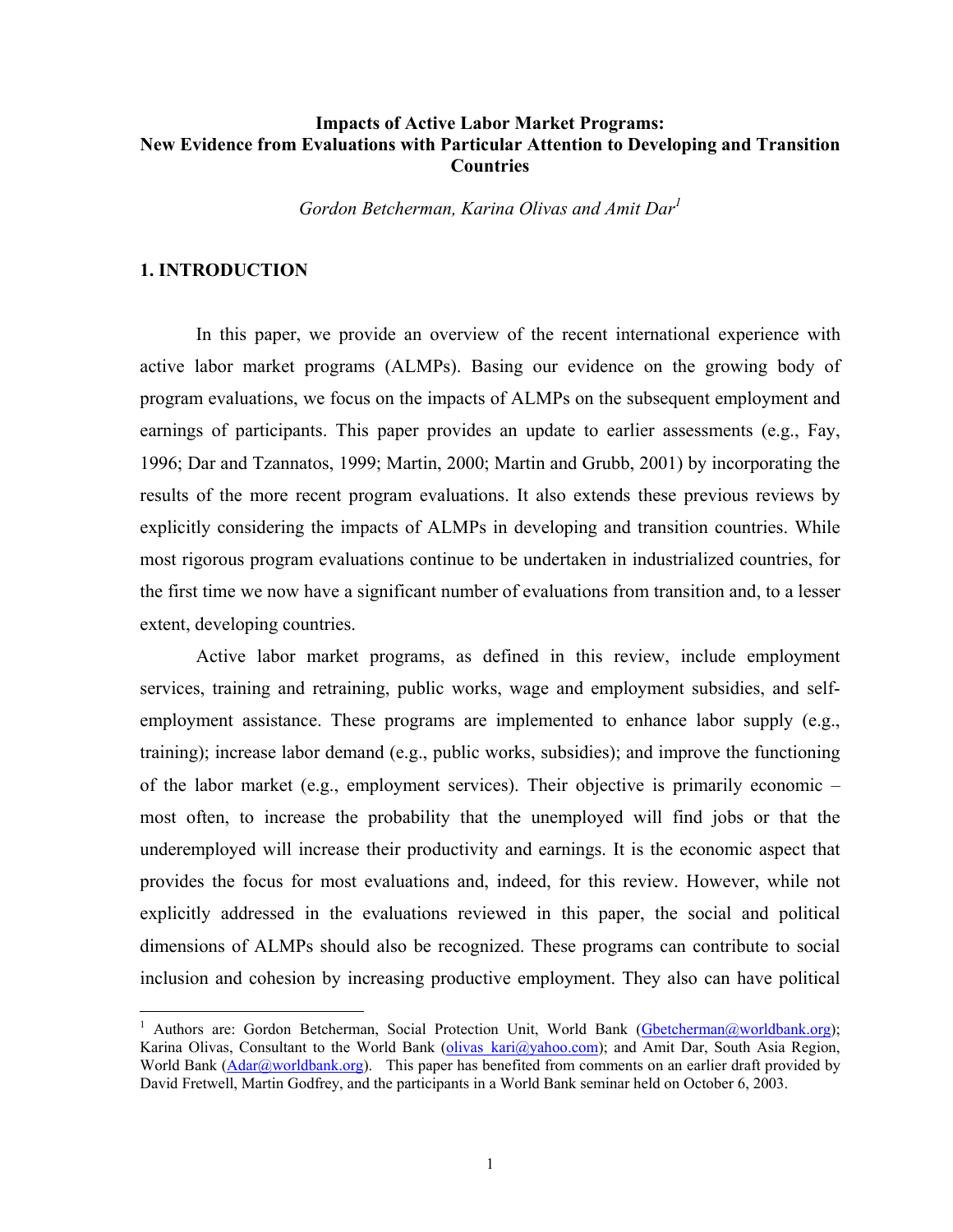**Impacts of Active Labor Market Programs: New Evidence from Evaluations with Particular Attention to Developing and Transition Countries**

*Gordon Betcherman, Karina Olivas and Amit Dar*[1]

## 1. INTRODUCTION

In this paper, we provide an overview of the recent international experience with active labor market programs (ALMPs). Basing our evidence on the growing body of program evaluations, we focus on the impacts of ALMPs on the subsequent employment and earnings of participants. This paper provides an update to earlier assessments (e.g., Fay, 1996; Dar and Tzannatos, 1999; Martin, 2000; Martin and Grubb, 2001) by incorporating the results of the more recent program evaluations. It also extends these previous reviews by explicitly considering the impacts of ALMPs in developing and transition countries. While most rigorous program evaluations continue to be undertaken in industrialized countries, for the first time we now have a significant number of evaluations from transition and, to a lesser extent, developing countries.

Active labor market programs, as defined in this review, include employment services, training and retraining, public works, wage and employment subsidies, and self-employment assistance. These programs are implemented to enhance labor supply (e.g., training); increase labor demand (e.g., public works, subsidies); and improve the functioning of the labor market (e.g., employment services). Their objective is primarily economic – most often, to increase the probability that the unemployed will find jobs or that the underemployed will increase their productivity and earnings. It is the economic aspect that provides the focus for most evaluations and, indeed, for this review. However, while not explicitly addressed in the evaluations reviewed in this paper, the social and political dimensions of ALMPs should also be recognized. These programs can contribute to social inclusion and cohesion by increasing productive employment. They also can have political

---

[1] Authors are: Gordon Betcherman, Social Protection Unit, World Bank (Gbetcherman@worldbank.org); Karina Olivas, Consultant to the World Bank (olivas_kari@yahoo.com); and Amit Dar, South Asia Region, World Bank (Adar@worldbank.org). This paper has benefited from comments on an earlier draft provided by David Fretwell, Martin Godfrey, and the participants in a World Bank seminar held on October 6, 2003.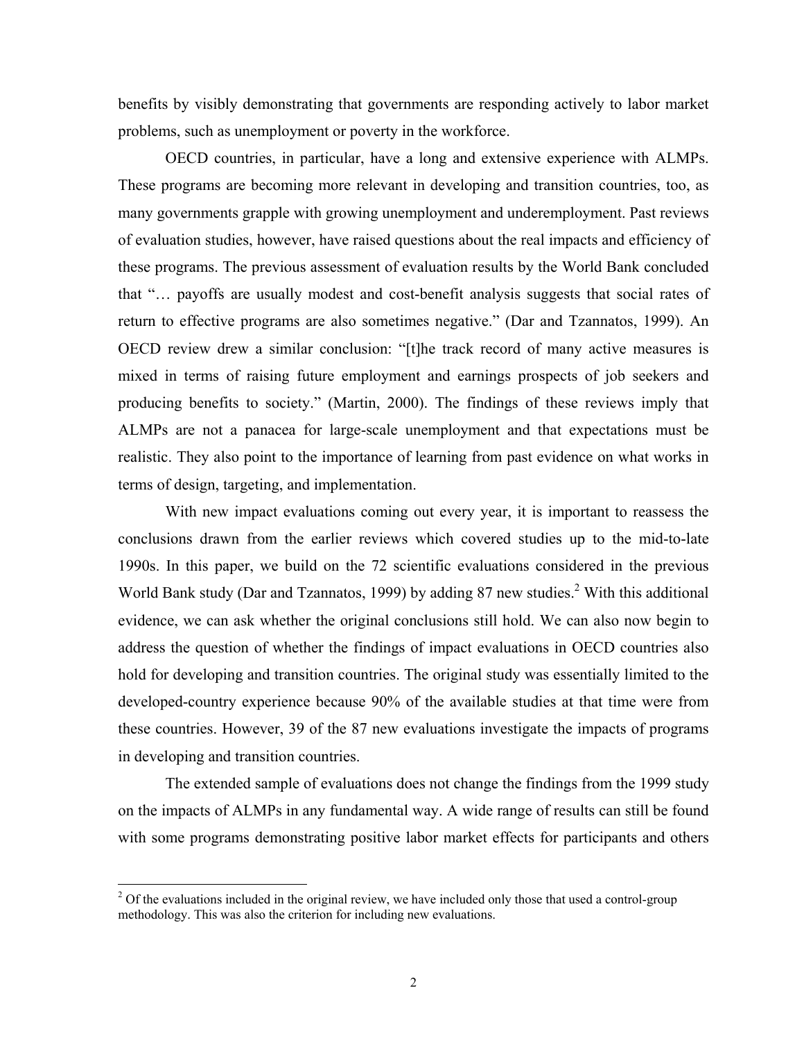benefits by visibly demonstrating that governments are responding actively to labor market problems, such as unemployment or poverty in the workforce.

OECD countries, in particular, have a long and extensive experience with ALMPs. These programs are becoming more relevant in developing and transition countries, too, as many governments grapple with growing unemployment and underemployment. Past reviews of evaluation studies, however, have raised questions about the real impacts and efficiency of these programs. The previous assessment of evaluation results by the World Bank concluded that "… payoffs are usually modest and cost-benefit analysis suggests that social rates of return to effective programs are also sometimes negative." (Dar and Tzannatos, 1999). An OECD review drew a similar conclusion: "[t]he track record of many active measures is mixed in terms of raising future employment and earnings prospects of job seekers and producing benefits to society." (Martin, 2000). The findings of these reviews imply that ALMPs are not a panacea for large-scale unemployment and that expectations must be realistic. They also point to the importance of learning from past evidence on what works in terms of design, targeting, and implementation.

With new impact evaluations coming out every year, it is important to reassess the conclusions drawn from the earlier reviews which covered studies up to the mid-to-late 1990s. In this paper, we build on the 72 scientific evaluations considered in the previous World Bank study (Dar and Tzannatos, 1999) by adding 87 new studies.[2] With this additional evidence, we can ask whether the original conclusions still hold. We can also now begin to address the question of whether the findings of impact evaluations in OECD countries also hold for developing and transition countries. The original study was essentially limited to the developed-country experience because 90% of the available studies at that time were from these countries. However, 39 of the 87 new evaluations investigate the impacts of programs in developing and transition countries.

The extended sample of evaluations does not change the findings from the 1999 study on the impacts of ALMPs in any fundamental way. A wide range of results can still be found with some programs demonstrating positive labor market effects for participants and others

[2] Of the evaluations included in the original review, we have included only those that used a control-group methodology. This was also the criterion for including new evaluations.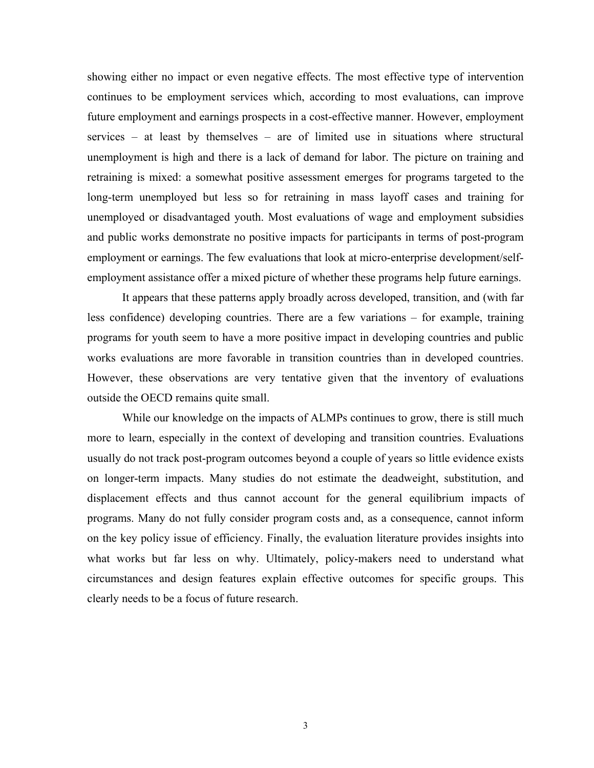showing either no impact or even negative effects. The most effective type of intervention continues to be employment services which, according to most evaluations, can improve future employment and earnings prospects in a cost-effective manner. However, employment services – at least by themselves – are of limited use in situations where structural unemployment is high and there is a lack of demand for labor. The picture on training and retraining is mixed: a somewhat positive assessment emerges for programs targeted to the long-term unemployed but less so for retraining in mass layoff cases and training for unemployed or disadvantaged youth. Most evaluations of wage and employment subsidies and public works demonstrate no positive impacts for participants in terms of post-program employment or earnings. The few evaluations that look at micro-enterprise development/self-employment assistance offer a mixed picture of whether these programs help future earnings.

It appears that these patterns apply broadly across developed, transition, and (with far less confidence) developing countries. There are a few variations – for example, training programs for youth seem to have a more positive impact in developing countries and public works evaluations are more favorable in transition countries than in developed countries. However, these observations are very tentative given that the inventory of evaluations outside the OECD remains quite small.

While our knowledge on the impacts of ALMPs continues to grow, there is still much more to learn, especially in the context of developing and transition countries. Evaluations usually do not track post-program outcomes beyond a couple of years so little evidence exists on longer-term impacts. Many studies do not estimate the deadweight, substitution, and displacement effects and thus cannot account for the general equilibrium impacts of programs. Many do not fully consider program costs and, as a consequence, cannot inform on the key policy issue of efficiency. Finally, the evaluation literature provides insights into what works but far less on why. Ultimately, policy-makers need to understand what circumstances and design features explain effective outcomes for specific groups. This clearly needs to be a focus of future research.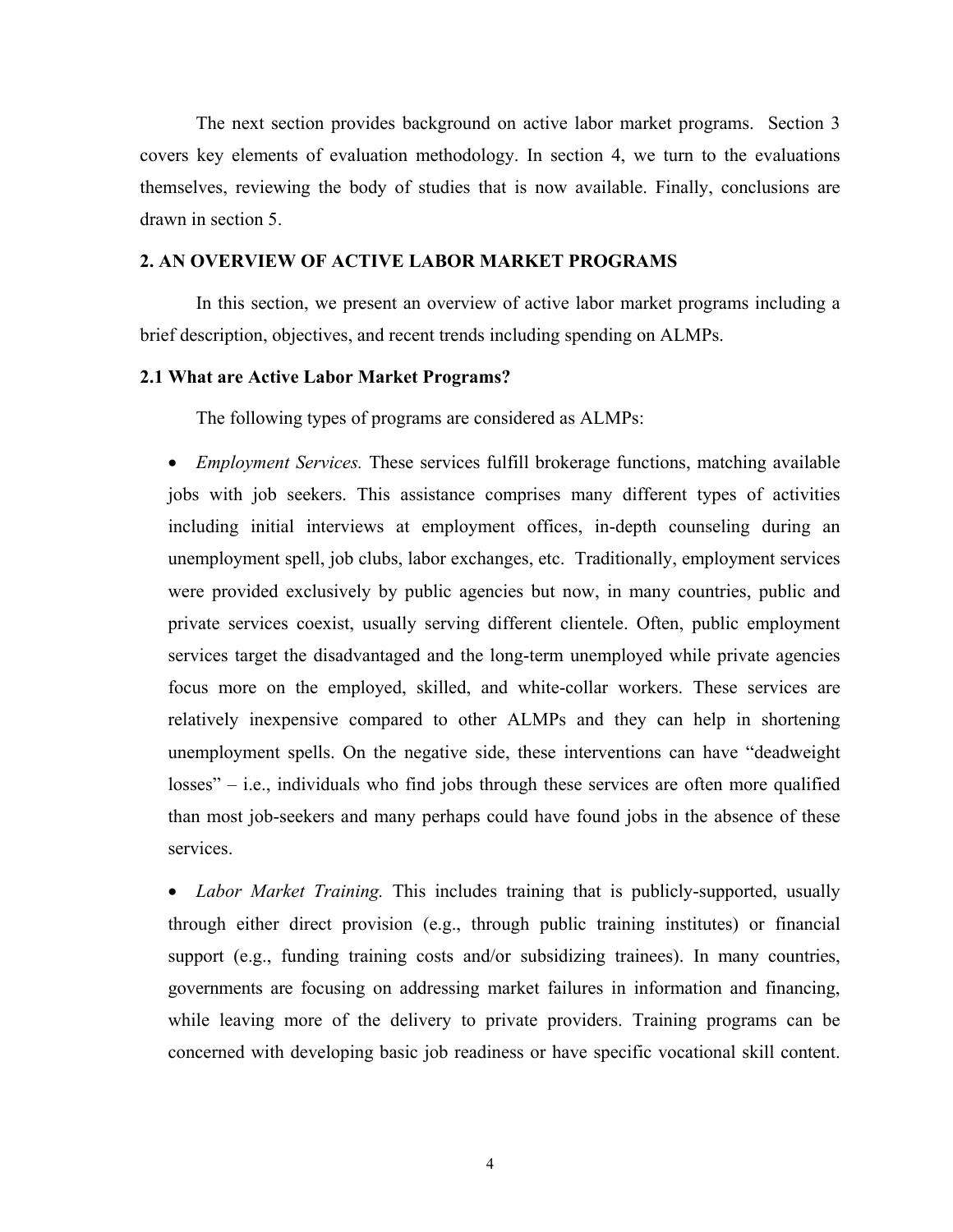The next section provides background on active labor market programs. Section 3 covers key elements of evaluation methodology. In section 4, we turn to the evaluations themselves, reviewing the body of studies that is now available. Finally, conclusions are drawn in section 5.

## 2. AN OVERVIEW OF ACTIVE LABOR MARKET PROGRAMS

In this section, we present an overview of active labor market programs including a brief description, objectives, and recent trends including spending on ALMPs.

### 2.1 What are Active Labor Market Programs?

The following types of programs are considered as ALMPs:

- *Employment Services.* These services fulfill brokerage functions, matching available jobs with job seekers. This assistance comprises many different types of activities including initial interviews at employment offices, in-depth counseling during an unemployment spell, job clubs, labor exchanges, etc. Traditionally, employment services were provided exclusively by public agencies but now, in many countries, public and private services coexist, usually serving different clientele. Often, public employment services target the disadvantaged and the long-term unemployed while private agencies focus more on the employed, skilled, and white-collar workers. These services are relatively inexpensive compared to other ALMPs and they can help in shortening unemployment spells. On the negative side, these interventions can have "deadweight losses" – i.e., individuals who find jobs through these services are often more qualified than most job-seekers and many perhaps could have found jobs in the absence of these services.

- *Labor Market Training.* This includes training that is publicly-supported, usually through either direct provision (e.g., through public training institutes) or financial support (e.g., funding training costs and/or subsidizing trainees). In many countries, governments are focusing on addressing market failures in information and financing, while leaving more of the delivery to private providers. Training programs can be concerned with developing basic job readiness or have specific vocational skill content.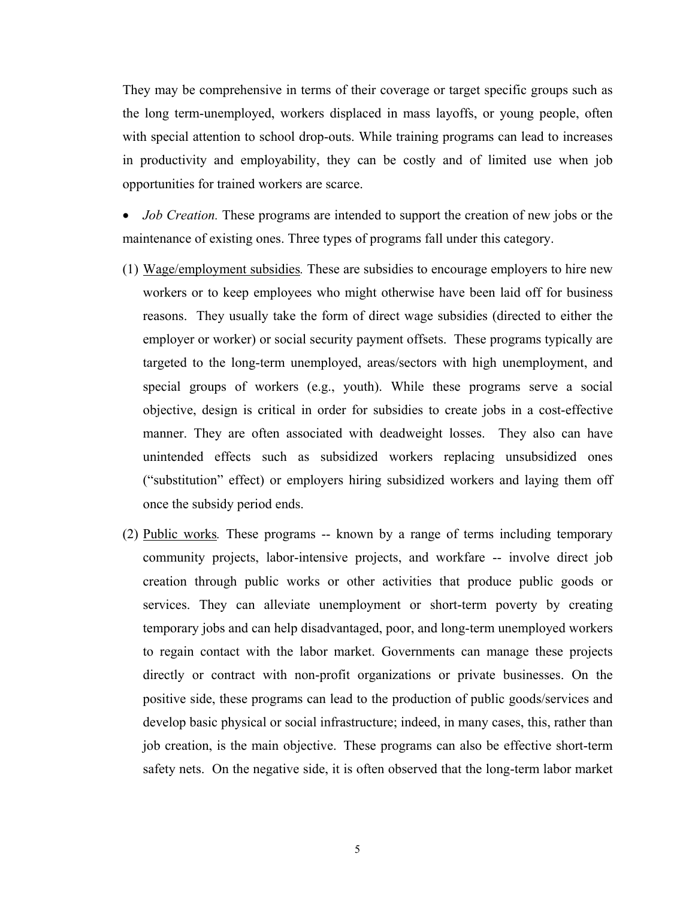They may be comprehensive in terms of their coverage or target specific groups such as the long term-unemployed, workers displaced in mass layoffs, or young people, often with special attention to school drop-outs. While training programs can lead to increases in productivity and employability, they can be costly and of limited use when job opportunities for trained workers are scarce.

- *Job Creation.* These programs are intended to support the creation of new jobs or the maintenance of existing ones. Three types of programs fall under this category.

(1) <u>Wage/employment subsidies</u>. These are subsidies to encourage employers to hire new workers or to keep employees who might otherwise have been laid off for business reasons. They usually take the form of direct wage subsidies (directed to either the employer or worker) or social security payment offsets. These programs typically are targeted to the long-term unemployed, areas/sectors with high unemployment, and special groups of workers (e.g., youth). While these programs serve a social objective, design is critical in order for subsidies to create jobs in a cost-effective manner. They are often associated with deadweight losses. They also can have unintended effects such as subsidized workers replacing unsubsidized ones ("substitution" effect) or employers hiring subsidized workers and laying them off once the subsidy period ends.

(2) <u>Public works</u>. These programs -- known by a range of terms including temporary community projects, labor-intensive projects, and workfare -- involve direct job creation through public works or other activities that produce public goods or services. They can alleviate unemployment or short-term poverty by creating temporary jobs and can help disadvantaged, poor, and long-term unemployed workers to regain contact with the labor market. Governments can manage these projects directly or contract with non-profit organizations or private businesses. On the positive side, these programs can lead to the production of public goods/services and develop basic physical or social infrastructure; indeed, in many cases, this, rather than job creation, is the main objective. These programs can also be effective short-term safety nets. On the negative side, it is often observed that the long-term labor market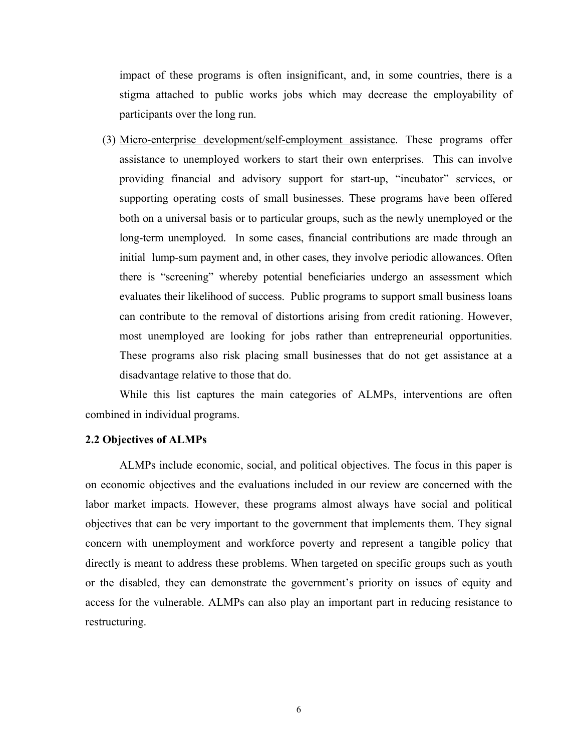impact of these programs is often insignificant, and, in some countries, there is a stigma attached to public works jobs which may decrease the employability of participants over the long run.

(3) Micro-enterprise development/self-employment assistance. These programs offer assistance to unemployed workers to start their own enterprises. This can involve providing financial and advisory support for start-up, "incubator" services, or supporting operating costs of small businesses. These programs have been offered both on a universal basis or to particular groups, such as the newly unemployed or the long-term unemployed. In some cases, financial contributions are made through an initial lump-sum payment and, in other cases, they involve periodic allowances. Often there is "screening" whereby potential beneficiaries undergo an assessment which evaluates their likelihood of success. Public programs to support small business loans can contribute to the removal of distortions arising from credit rationing. However, most unemployed are looking for jobs rather than entrepreneurial opportunities. These programs also risk placing small businesses that do not get assistance at a disadvantage relative to those that do.

While this list captures the main categories of ALMPs, interventions are often combined in individual programs.

**2.2 Objectives of ALMPs**

ALMPs include economic, social, and political objectives. The focus in this paper is on economic objectives and the evaluations included in our review are concerned with the labor market impacts. However, these programs almost always have social and political objectives that can be very important to the government that implements them. They signal concern with unemployment and workforce poverty and represent a tangible policy that directly is meant to address these problems. When targeted on specific groups such as youth or the disabled, they can demonstrate the government's priority on issues of equity and access for the vulnerable. ALMPs can also play an important part in reducing resistance to restructuring.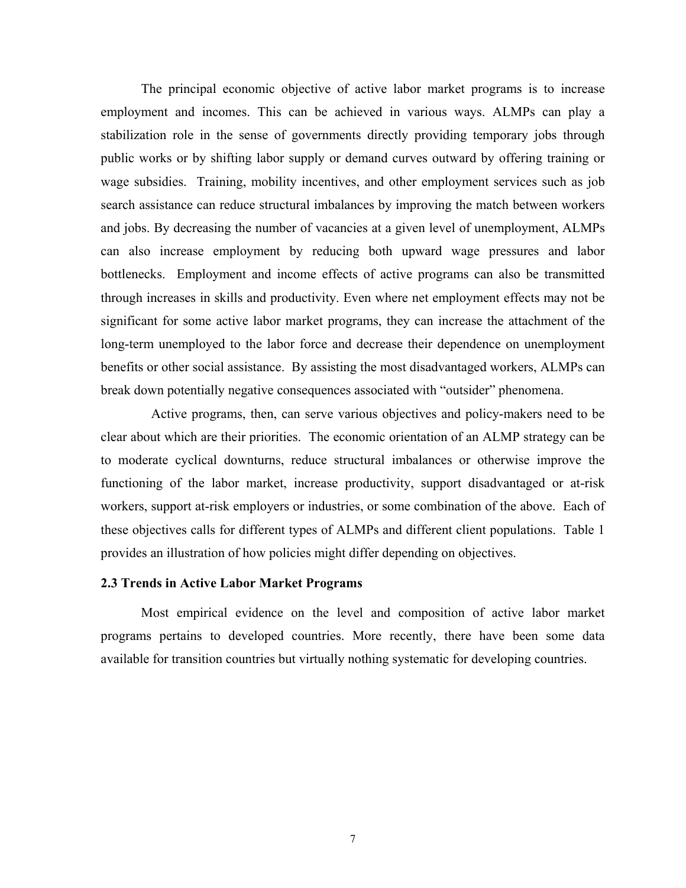The principal economic objective of active labor market programs is to increase employment and incomes. This can be achieved in various ways. ALMPs can play a stabilization role in the sense of governments directly providing temporary jobs through public works or by shifting labor supply or demand curves outward by offering training or wage subsidies. Training, mobility incentives, and other employment services such as job search assistance can reduce structural imbalances by improving the match between workers and jobs. By decreasing the number of vacancies at a given level of unemployment, ALMPs can also increase employment by reducing both upward wage pressures and labor bottlenecks. Employment and income effects of active programs can also be transmitted through increases in skills and productivity. Even where net employment effects may not be significant for some active labor market programs, they can increase the attachment of the long-term unemployed to the labor force and decrease their dependence on unemployment benefits or other social assistance. By assisting the most disadvantaged workers, ALMPs can break down potentially negative consequences associated with "outsider" phenomena.

Active programs, then, can serve various objectives and policy-makers need to be clear about which are their priorities. The economic orientation of an ALMP strategy can be to moderate cyclical downturns, reduce structural imbalances or otherwise improve the functioning of the labor market, increase productivity, support disadvantaged or at-risk workers, support at-risk employers or industries, or some combination of the above. Each of these objectives calls for different types of ALMPs and different client populations. Table 1 provides an illustration of how policies might differ depending on objectives.

### 2.3 Trends in Active Labor Market Programs

Most empirical evidence on the level and composition of active labor market programs pertains to developed countries. More recently, there have been some data available for transition countries but virtually nothing systematic for developing countries.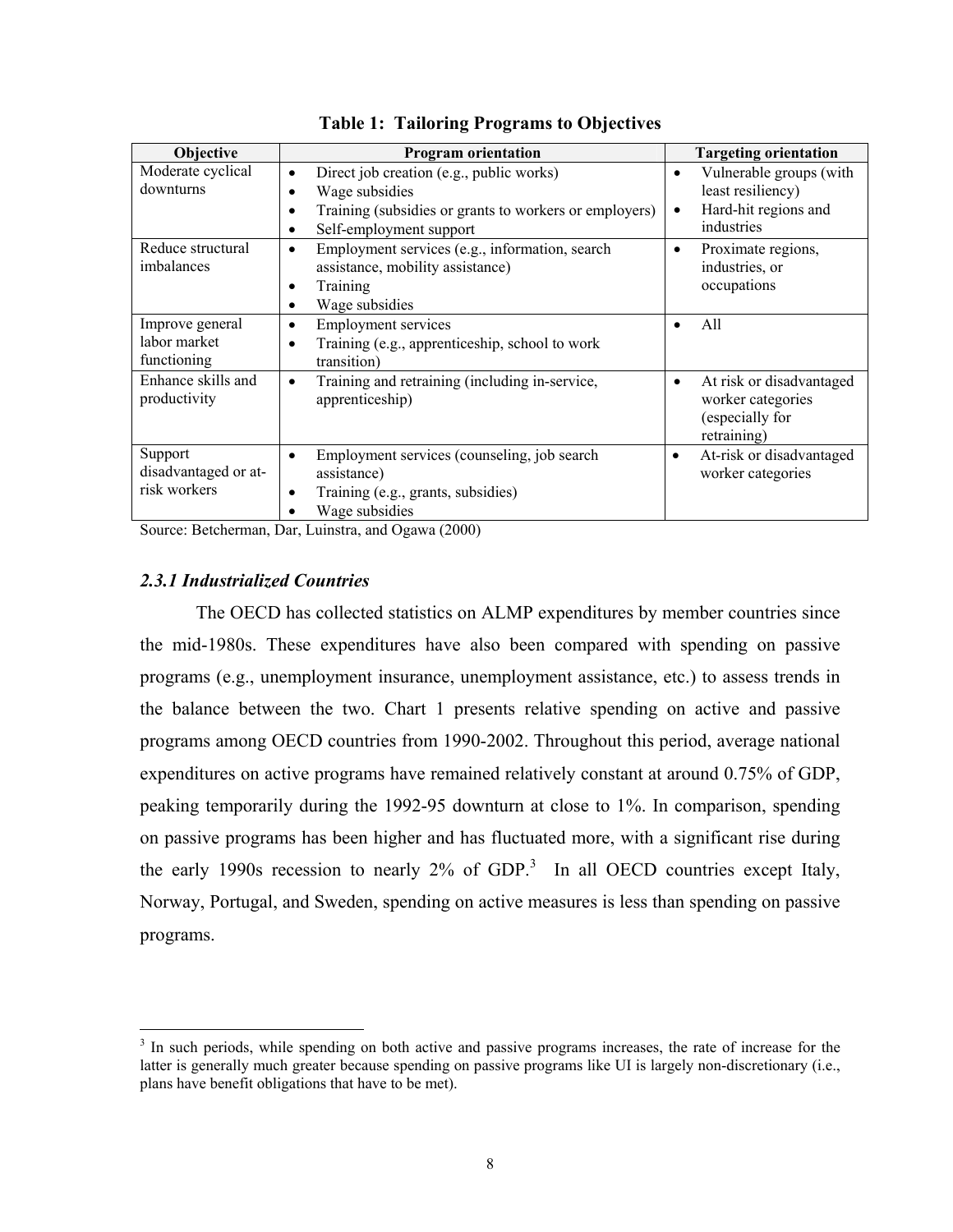**Table 1: Tailoring Programs to Objectives**

| Objective | Program orientation | Targeting orientation |
|---|---|---|
| Moderate cyclical downturns | • Direct job creation (e.g., public works)<br>• Wage subsidies<br>• Training (subsidies or grants to workers or employers)<br>• Self-employment support | • Vulnerable groups (with least resiliency)<br>• Hard-hit regions and industries |
| Reduce structural imbalances | • Employment services (e.g., information, search assistance, mobility assistance)<br>• Training<br>• Wage subsidies | • Proximate regions, industries, or occupations |
| Improve general labor market functioning | • Employment services<br>• Training (e.g., apprenticeship, school to work transition) | • All |
| Enhance skills and productivity | • Training and retraining (including in-service, apprenticeship) | • At risk or disadvantaged worker categories (especially for retraining) |
| Support disadvantaged or at-risk workers | • Employment services (counseling, job search assistance)<br>• Training (e.g., grants, subsidies)<br>• Wage subsidies | • At-risk or disadvantaged worker categories |

Source: Betcherman, Dar, Luinstra, and Ogawa (2000)

### *2.3.1 Industrialized Countries*

The OECD has collected statistics on ALMP expenditures by member countries since the mid-1980s. These expenditures have also been compared with spending on passive programs (e.g., unemployment insurance, unemployment assistance, etc.) to assess trends in the balance between the two. Chart 1 presents relative spending on active and passive programs among OECD countries from 1990-2002. Throughout this period, average national expenditures on active programs have remained relatively constant at around 0.75% of GDP, peaking temporarily during the 1992-95 downturn at close to 1%. In comparison, spending on passive programs has been higher and has fluctuated more, with a significant rise during the early 1990s recession to nearly 2% of GDP.[3] In all OECD countries except Italy, Norway, Portugal, and Sweden, spending on active measures is less than spending on passive programs.

[3] In such periods, while spending on both active and passive programs increases, the rate of increase for the latter is generally much greater because spending on passive programs like UI is largely non-discretionary (i.e., plans have benefit obligations that have to be met).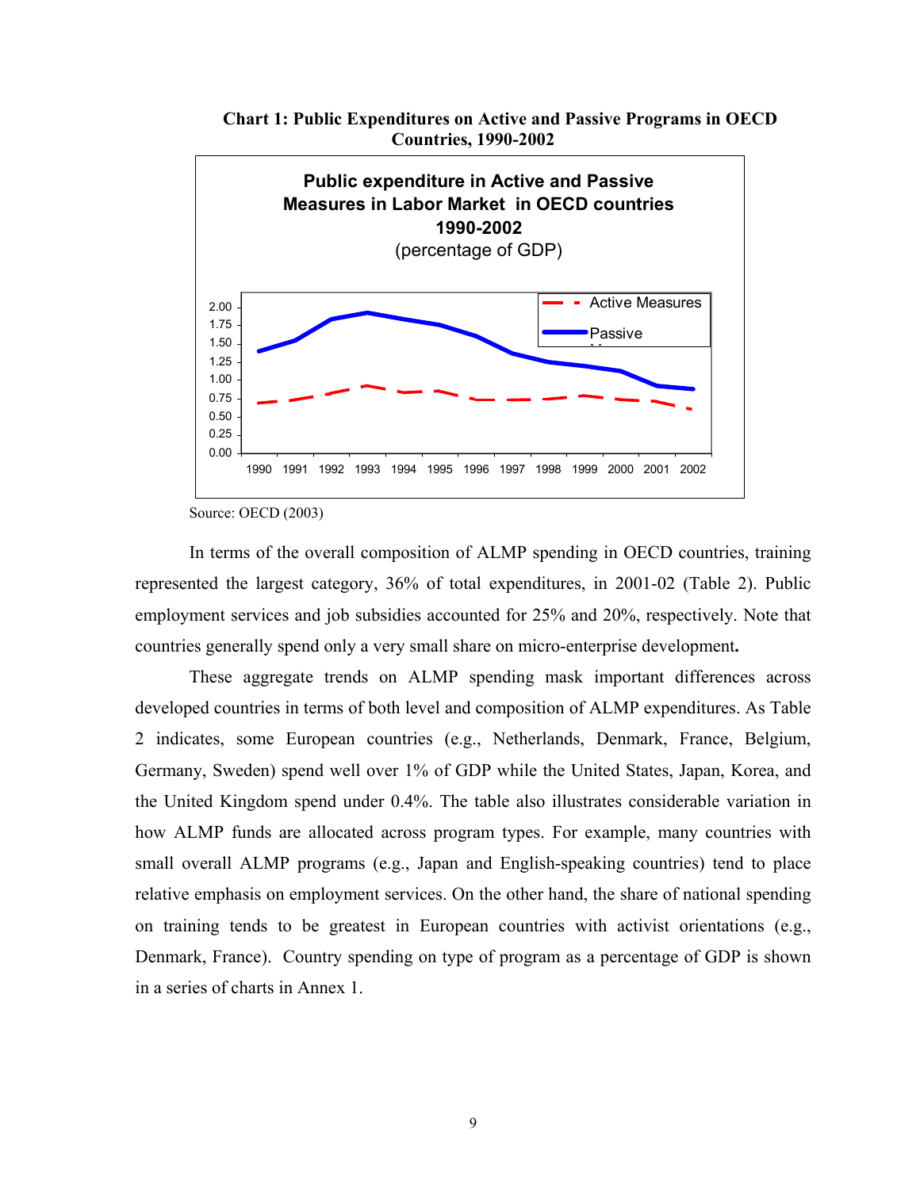**Chart 1: Public Expenditures on Active and Passive Programs in OECD Countries, 1990-2002**

Public expenditure in Active and Passive Measures in Labor Market in OECD countries 1990-2002
(percentage of GDP)

Active Measures
Passive

2.00
1.75
1.50
1.25
1.00
0.75
0.50
0.25
0.00

1990 1991 1992 1993 1994 1995 1996 1997 1998 1999 2000 2001 2002

Source: OECD (2003)

In terms of the overall composition of ALMP spending in OECD countries, training represented the largest category, 36% of total expenditures, in 2001-02 (Table 2). Public employment services and job subsidies accounted for 25% and 20%, respectively. Note that countries generally spend only a very small share on micro-enterprise development**.**

These aggregate trends on ALMP spending mask important differences across developed countries in terms of both level and composition of ALMP expenditures. As Table 2 indicates, some European countries (e.g., Netherlands, Denmark, France, Belgium, Germany, Sweden) spend well over 1% of GDP while the United States, Japan, Korea, and the United Kingdom spend under 0.4%. The table also illustrates considerable variation in how ALMP funds are allocated across program types. For example, many countries with small overall ALMP programs (e.g., Japan and English-speaking countries) tend to place relative emphasis on employment services. On the other hand, the share of national spending on training tends to be greatest in European countries with activist orientations (e.g., Denmark, France). Country spending on type of program as a percentage of GDP is shown in a series of charts in Annex 1.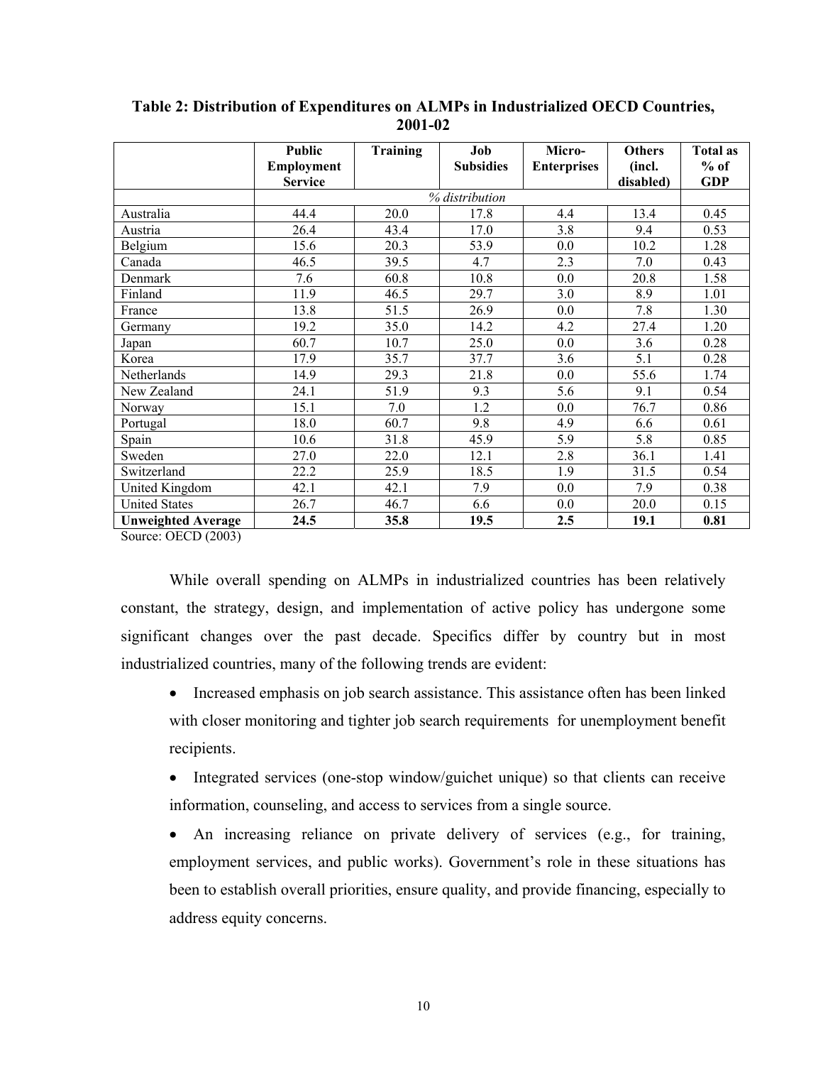**Table 2: Distribution of Expenditures on ALMPs in Industrialized OECD Countries, 2001-02**

| | Public Employment Service | Training | Job Subsidies | Micro-Enterprises | Others (incl. disabled) | Total as % of GDP |
|---|---|---|---|---|---|---|
| | | | *% distribution* | | | |
| Australia | 44.4 | 20.0 | 17.8 | 4.4 | 13.4 | 0.45 |
| Austria | 26.4 | 43.4 | 17.0 | 3.8 | 9.4 | 0.53 |
| Belgium | 15.6 | 20.3 | 53.9 | 0.0 | 10.2 | 1.28 |
| Canada | 46.5 | 39.5 | 4.7 | 2.3 | 7.0 | 0.43 |
| Denmark | 7.6 | 60.8 | 10.8 | 0.0 | 20.8 | 1.58 |
| Finland | 11.9 | 46.5 | 29.7 | 3.0 | 8.9 | 1.01 |
| France | 13.8 | 51.5 | 26.9 | 0.0 | 7.8 | 1.30 |
| Germany | 19.2 | 35.0 | 14.2 | 4.2 | 27.4 | 1.20 |
| Japan | 60.7 | 10.7 | 25.0 | 0.0 | 3.6 | 0.28 |
| Korea | 17.9 | 35.7 | 37.7 | 3.6 | 5.1 | 0.28 |
| Netherlands | 14.9 | 29.3 | 21.8 | 0.0 | 55.6 | 1.74 |
| New Zealand | 24.1 | 51.9 | 9.3 | 5.6 | 9.1 | 0.54 |
| Norway | 15.1 | 7.0 | 1.2 | 0.0 | 76.7 | 0.86 |
| Portugal | 18.0 | 60.7 | 9.8 | 4.9 | 6.6 | 0.61 |
| Spain | 10.6 | 31.8 | 45.9 | 5.9 | 5.8 | 0.85 |
| Sweden | 27.0 | 22.0 | 12.1 | 2.8 | 36.1 | 1.41 |
| Switzerland | 22.2 | 25.9 | 18.5 | 1.9 | 31.5 | 0.54 |
| United Kingdom | 42.1 | 42.1 | 7.9 | 0.0 | 7.9 | 0.38 |
| United States | 26.7 | 46.7 | 6.6 | 0.0 | 20.0 | 0.15 |
| **Unweighted Average** | **24.5** | **35.8** | **19.5** | **2.5** | **19.1** | **0.81** |

Source: OECD (2003)

While overall spending on ALMPs in industrialized countries has been relatively constant, the strategy, design, and implementation of active policy has undergone some significant changes over the past decade. Specifics differ by country but in most industrialized countries, many of the following trends are evident:

- Increased emphasis on job search assistance. This assistance often has been linked with closer monitoring and tighter job search requirements for unemployment benefit recipients.
- Integrated services (one-stop window/guichet unique) so that clients can receive information, counseling, and access to services from a single source.
- An increasing reliance on private delivery of services (e.g., for training, employment services, and public works). Government's role in these situations has been to establish overall priorities, ensure quality, and provide financing, especially to address equity concerns.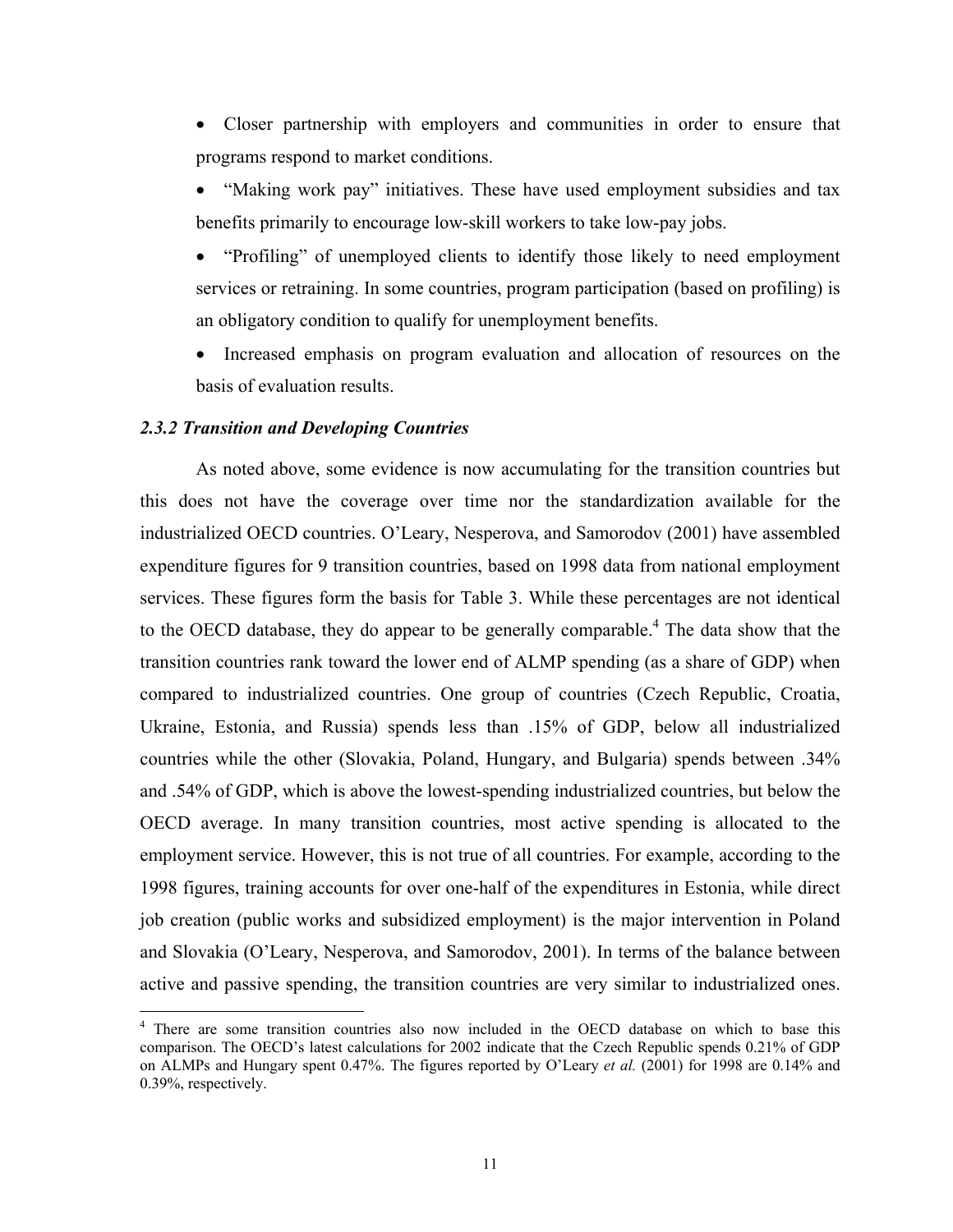- Closer partnership with employers and communities in order to ensure that programs respond to market conditions.
- "Making work pay" initiatives. These have used employment subsidies and tax benefits primarily to encourage low-skill workers to take low-pay jobs.
- "Profiling" of unemployed clients to identify those likely to need employment services or retraining. In some countries, program participation (based on profiling) is an obligatory condition to qualify for unemployment benefits.
- Increased emphasis on program evaluation and allocation of resources on the basis of evaluation results.

### *2.3.2 Transition and Developing Countries*

As noted above, some evidence is now accumulating for the transition countries but this does not have the coverage over time nor the standardization available for the industrialized OECD countries. O'Leary, Nesperova, and Samorodov (2001) have assembled expenditure figures for 9 transition countries, based on 1998 data from national employment services. These figures form the basis for Table 3. While these percentages are not identical to the OECD database, they do appear to be generally comparable.[4] The data show that the transition countries rank toward the lower end of ALMP spending (as a share of GDP) when compared to industrialized countries. One group of countries (Czech Republic, Croatia, Ukraine, Estonia, and Russia) spends less than .15% of GDP, below all industrialized countries while the other (Slovakia, Poland, Hungary, and Bulgaria) spends between .34% and .54% of GDP, which is above the lowest-spending industrialized countries, but below the OECD average. In many transition countries, most active spending is allocated to the employment service. However, this is not true of all countries. For example, according to the 1998 figures, training accounts for over one-half of the expenditures in Estonia, while direct job creation (public works and subsidized employment) is the major intervention in Poland and Slovakia (O'Leary, Nesperova, and Samorodov, 2001). In terms of the balance between active and passive spending, the transition countries are very similar to industrialized ones.

[4] There are some transition countries also now included in the OECD database on which to base this comparison. The OECD's latest calculations for 2002 indicate that the Czech Republic spends 0.21% of GDP on ALMPs and Hungary spent 0.47%. The figures reported by O'Leary *et al.* (2001) for 1998 are 0.14% and 0.39%, respectively.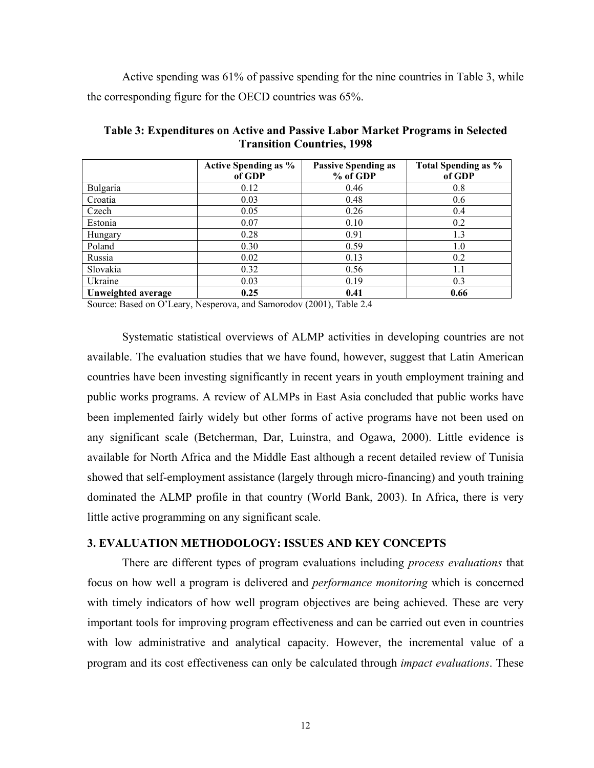Active spending was 61% of passive spending for the nine countries in Table 3, while the corresponding figure for the OECD countries was 65%.

**Table 3: Expenditures on Active and Passive Labor Market Programs in Selected Transition Countries, 1998**

| | Active Spending as % of GDP | Passive Spending as % of GDP | Total Spending as % of GDP |
|---|---|---|---|
| Bulgaria | 0.12 | 0.46 | 0.8 |
| Croatia | 0.03 | 0.48 | 0.6 |
| Czech | 0.05 | 0.26 | 0.4 |
| Estonia | 0.07 | 0.10 | 0.2 |
| Hungary | 0.28 | 0.91 | 1.3 |
| Poland | 0.30 | 0.59 | 1.0 |
| Russia | 0.02 | 0.13 | 0.2 |
| Slovakia | 0.32 | 0.56 | 1.1 |
| Ukraine | 0.03 | 0.19 | 0.3 |
| **Unweighted average** | **0.25** | **0.41** | **0.66** |

Source: Based on O'Leary, Nesperova, and Samorodov (2001), Table 2.4

Systematic statistical overviews of ALMP activities in developing countries are not available. The evaluation studies that we have found, however, suggest that Latin American countries have been investing significantly in recent years in youth employment training and public works programs. A review of ALMPs in East Asia concluded that public works have been implemented fairly widely but other forms of active programs have not been used on any significant scale (Betcherman, Dar, Luinstra, and Ogawa, 2000). Little evidence is available for North Africa and the Middle East although a recent detailed review of Tunisia showed that self-employment assistance (largely through micro-financing) and youth training dominated the ALMP profile in that country (World Bank, 2003). In Africa, there is very little active programming on any significant scale.

## 3. EVALUATION METHODOLOGY: ISSUES AND KEY CONCEPTS

There are different types of program evaluations including *process evaluations* that focus on how well a program is delivered and *performance monitoring* which is concerned with timely indicators of how well program objectives are being achieved. These are very important tools for improving program effectiveness and can be carried out even in countries with low administrative and analytical capacity. However, the incremental value of a program and its cost effectiveness can only be calculated through *impact evaluations*. These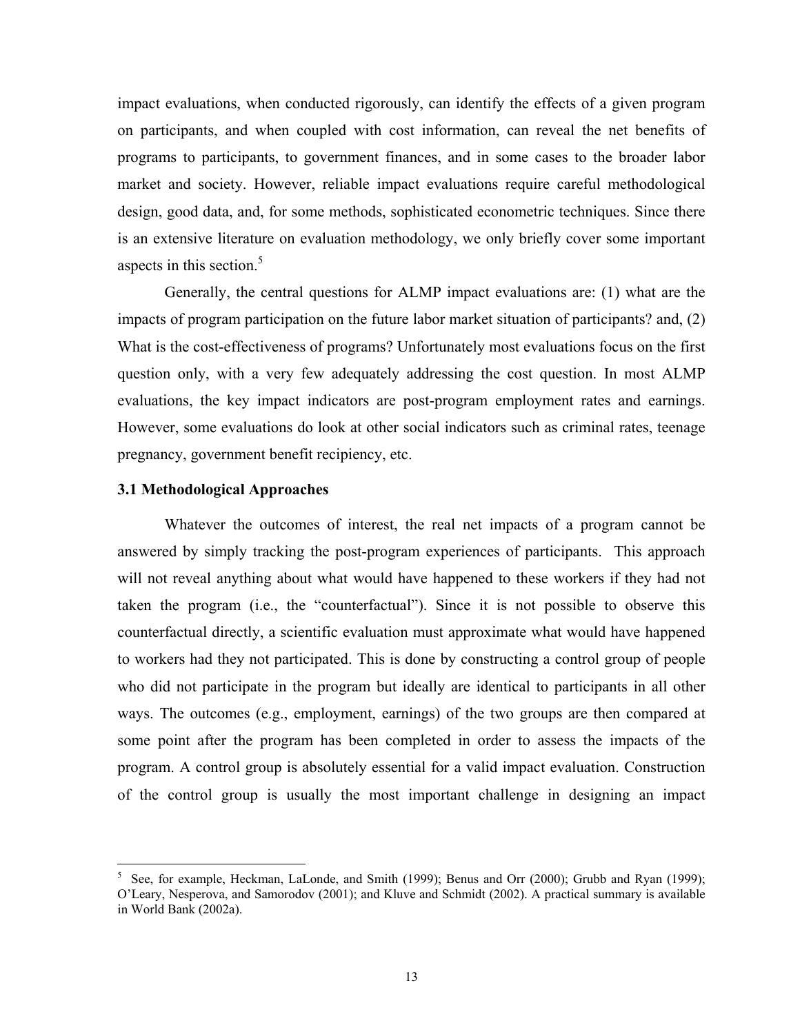impact evaluations, when conducted rigorously, can identify the effects of a given program on participants, and when coupled with cost information, can reveal the net benefits of programs to participants, to government finances, and in some cases to the broader labor market and society. However, reliable impact evaluations require careful methodological design, good data, and, for some methods, sophisticated econometric techniques. Since there is an extensive literature on evaluation methodology, we only briefly cover some important aspects in this section.[5]

Generally, the central questions for ALMP impact evaluations are: (1) what are the impacts of program participation on the future labor market situation of participants? and, (2) What is the cost-effectiveness of programs? Unfortunately most evaluations focus on the first question only, with a very few adequately addressing the cost question. In most ALMP evaluations, the key impact indicators are post-program employment rates and earnings. However, some evaluations do look at other social indicators such as criminal rates, teenage pregnancy, government benefit recipiency, etc.

### 3.1 Methodological Approaches

Whatever the outcomes of interest, the real net impacts of a program cannot be answered by simply tracking the post-program experiences of participants. This approach will not reveal anything about what would have happened to these workers if they had not taken the program (i.e., the "counterfactual"). Since it is not possible to observe this counterfactual directly, a scientific evaluation must approximate what would have happened to workers had they not participated. This is done by constructing a control group of people who did not participate in the program but ideally are identical to participants in all other ways. The outcomes (e.g., employment, earnings) of the two groups are then compared at some point after the program has been completed in order to assess the impacts of the program. A control group is absolutely essential for a valid impact evaluation. Construction of the control group is usually the most important challenge in designing an impact

[5] See, for example, Heckman, LaLonde, and Smith (1999); Benus and Orr (2000); Grubb and Ryan (1999); O'Leary, Nesperova, and Samorodov (2001); and Kluve and Schmidt (2002). A practical summary is available in World Bank (2002a).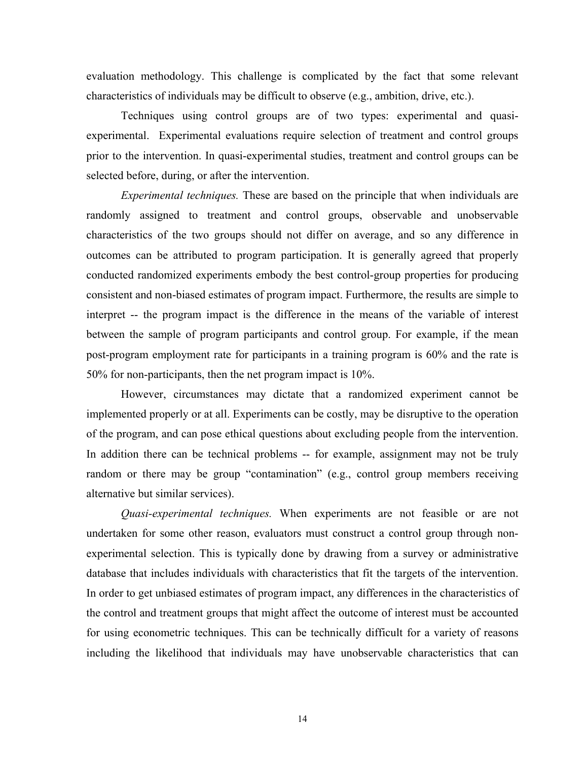evaluation methodology. This challenge is complicated by the fact that some relevant characteristics of individuals may be difficult to observe (e.g., ambition, drive, etc.).

Techniques using control groups are of two types: experimental and quasi-experimental. Experimental evaluations require selection of treatment and control groups prior to the intervention. In quasi-experimental studies, treatment and control groups can be selected before, during, or after the intervention.

*Experimental techniques.* These are based on the principle that when individuals are randomly assigned to treatment and control groups, observable and unobservable characteristics of the two groups should not differ on average, and so any difference in outcomes can be attributed to program participation. It is generally agreed that properly conducted randomized experiments embody the best control-group properties for producing consistent and non-biased estimates of program impact. Furthermore, the results are simple to interpret -- the program impact is the difference in the means of the variable of interest between the sample of program participants and control group. For example, if the mean post-program employment rate for participants in a training program is 60% and the rate is 50% for non-participants, then the net program impact is 10%.

However, circumstances may dictate that a randomized experiment cannot be implemented properly or at all. Experiments can be costly, may be disruptive to the operation of the program, and can pose ethical questions about excluding people from the intervention. In addition there can be technical problems -- for example, assignment may not be truly random or there may be group "contamination" (e.g., control group members receiving alternative but similar services).

*Quasi-experimental techniques.* When experiments are not feasible or are not undertaken for some other reason, evaluators must construct a control group through non-experimental selection. This is typically done by drawing from a survey or administrative database that includes individuals with characteristics that fit the targets of the intervention. In order to get unbiased estimates of program impact, any differences in the characteristics of the control and treatment groups that might affect the outcome of interest must be accounted for using econometric techniques. This can be technically difficult for a variety of reasons including the likelihood that individuals may have unobservable characteristics that can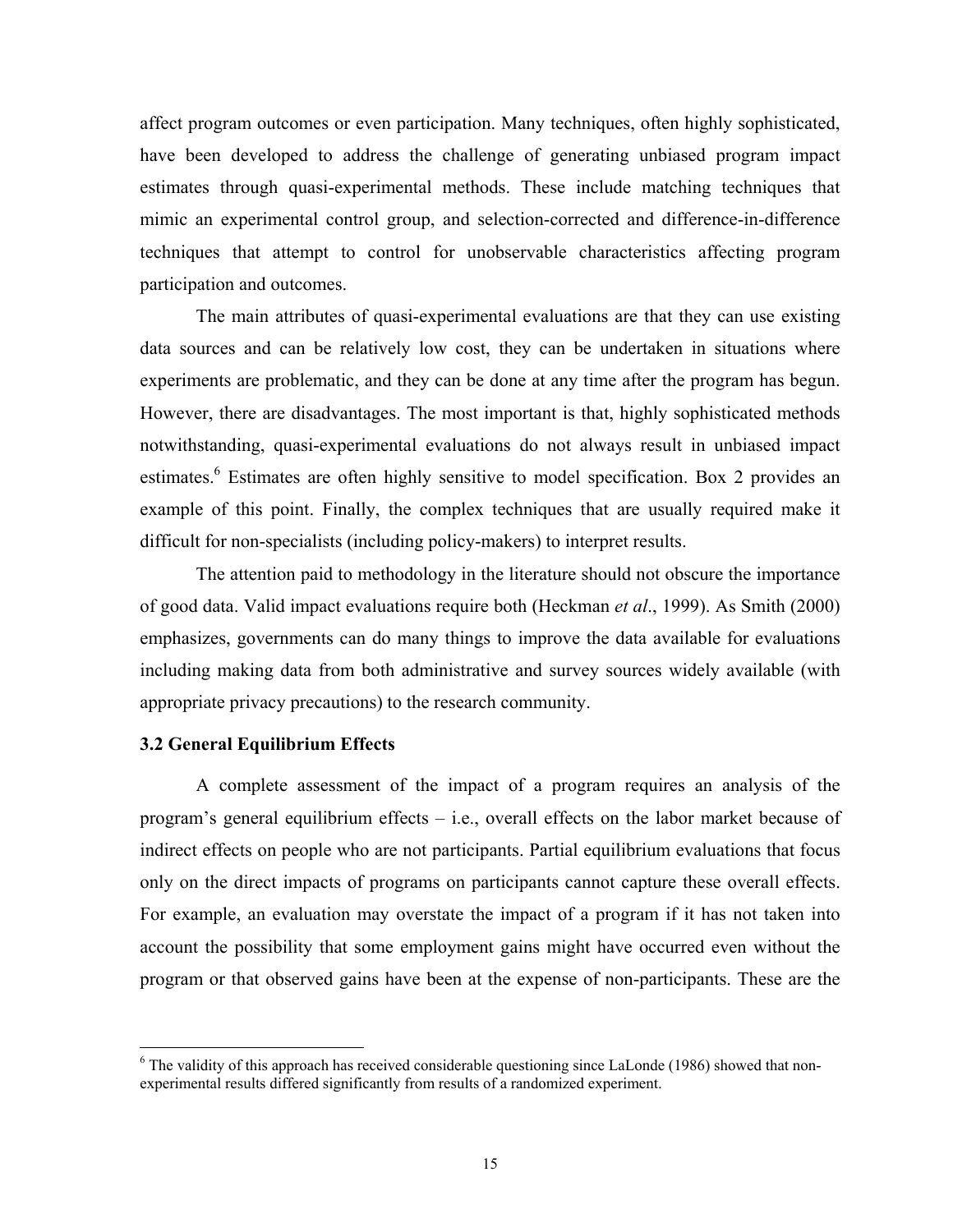affect program outcomes or even participation. Many techniques, often highly sophisticated, have been developed to address the challenge of generating unbiased program impact estimates through quasi-experimental methods. These include matching techniques that mimic an experimental control group, and selection-corrected and difference-in-difference techniques that attempt to control for unobservable characteristics affecting program participation and outcomes.

The main attributes of quasi-experimental evaluations are that they can use existing data sources and can be relatively low cost, they can be undertaken in situations where experiments are problematic, and they can be done at any time after the program has begun. However, there are disadvantages. The most important is that, highly sophisticated methods notwithstanding, quasi-experimental evaluations do not always result in unbiased impact estimates.[6] Estimates are often highly sensitive to model specification. Box 2 provides an example of this point. Finally, the complex techniques that are usually required make it difficult for non-specialists (including policy-makers) to interpret results.

The attention paid to methodology in the literature should not obscure the importance of good data. Valid impact evaluations require both (Heckman *et al*., 1999). As Smith (2000) emphasizes, governments can do many things to improve the data available for evaluations including making data from both administrative and survey sources widely available (with appropriate privacy precautions) to the research community.

### 3.2 General Equilibrium Effects

A complete assessment of the impact of a program requires an analysis of the program's general equilibrium effects – i.e., overall effects on the labor market because of indirect effects on people who are not participants. Partial equilibrium evaluations that focus only on the direct impacts of programs on participants cannot capture these overall effects. For example, an evaluation may overstate the impact of a program if it has not taken into account the possibility that some employment gains might have occurred even without the program or that observed gains have been at the expense of non-participants. These are the

---

[6] The validity of this approach has received considerable questioning since LaLonde (1986) showed that non-experimental results differed significantly from results of a randomized experiment.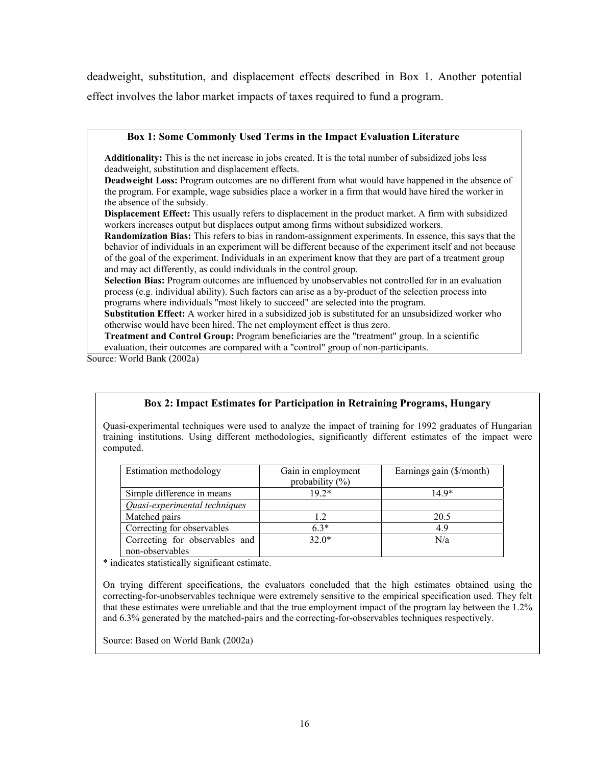deadweight, substitution, and displacement effects described in Box 1. Another potential effect involves the labor market impacts of taxes required to fund a program.

**Box 1: Some Commonly Used Terms in the Impact Evaluation Literature**

**Additionality:** This is the net increase in jobs created. It is the total number of subsidized jobs less deadweight, substitution and displacement effects.

**Deadweight Loss:** Program outcomes are no different from what would have happened in the absence of the program. For example, wage subsidies place a worker in a firm that would have hired the worker in the absence of the subsidy.

**Displacement Effect:** This usually refers to displacement in the product market. A firm with subsidized workers increases output but displaces output among firms without subsidized workers.

**Randomization Bias:** This refers to bias in random-assignment experiments. In essence, this says that the behavior of individuals in an experiment will be different because of the experiment itself and not because of the goal of the experiment. Individuals in an experiment know that they are part of a treatment group and may act differently, as could individuals in the control group.

**Selection Bias:** Program outcomes are influenced by unobservables not controlled for in an evaluation process (e.g. individual ability). Such factors can arise as a by-product of the selection process into programs where individuals "most likely to succeed" are selected into the program.

**Substitution Effect:** A worker hired in a subsidized job is substituted for an unsubsidized worker who otherwise would have been hired. The net employment effect is thus zero.

**Treatment and Control Group:** Program beneficiaries are the "treatment" group. In a scientific evaluation, their outcomes are compared with a "control" group of non-participants.

Source: World Bank (2002a)

**Box 2: Impact Estimates for Participation in Retraining Programs, Hungary**

Quasi-experimental techniques were used to analyze the impact of training for 1992 graduates of Hungarian training institutions. Using different methodologies, significantly different estimates of the impact were computed.

| Estimation methodology | Gain in employment probability (%) | Earnings gain ($/month) |
|---|---|---|
| Simple difference in means | 19.2* | 14.9* |
| *Quasi-experimental techniques* | | |
| Matched pairs | 1.2 | 20.5 |
| Correcting for observables | 6.3* | 4.9 |
| Correcting for observables and non-observables | 32.0* | N/a |

\* indicates statistically significant estimate.

On trying different specifications, the evaluators concluded that the high estimates obtained using the correcting-for-unobservables technique were extremely sensitive to the empirical specification used. They felt that these estimates were unreliable and that the true employment impact of the program lay between the 1.2% and 6.3% generated by the matched-pairs and the correcting-for-observables techniques respectively.

Source: Based on World Bank (2002a)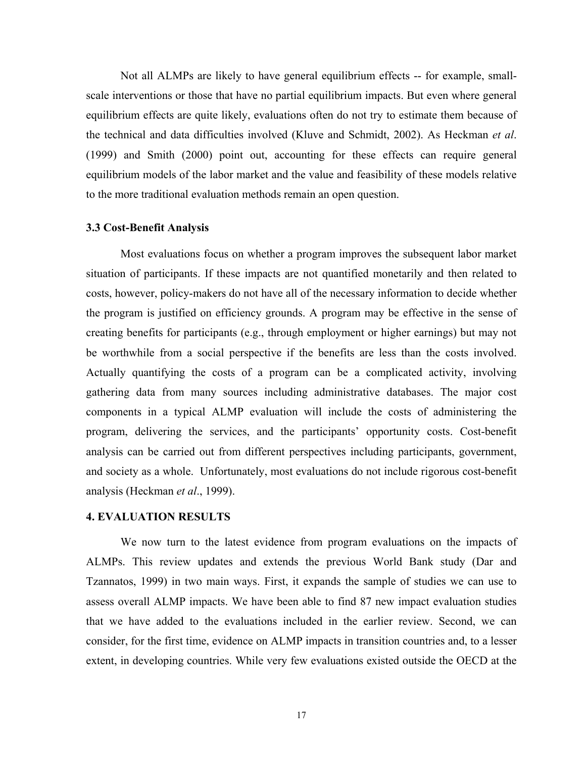Not all ALMPs are likely to have general equilibrium effects -- for example, small-scale interventions or those that have no partial equilibrium impacts. But even where general equilibrium effects are quite likely, evaluations often do not try to estimate them because of the technical and data difficulties involved (Kluve and Schmidt, 2002). As Heckman *et al*. (1999) and Smith (2000) point out, accounting for these effects can require general equilibrium models of the labor market and the value and feasibility of these models relative to the more traditional evaluation methods remain an open question.

### 3.3 Cost-Benefit Analysis

Most evaluations focus on whether a program improves the subsequent labor market situation of participants. If these impacts are not quantified monetarily and then related to costs, however, policy-makers do not have all of the necessary information to decide whether the program is justified on efficiency grounds. A program may be effective in the sense of creating benefits for participants (e.g., through employment or higher earnings) but may not be worthwhile from a social perspective if the benefits are less than the costs involved. Actually quantifying the costs of a program can be a complicated activity, involving gathering data from many sources including administrative databases. The major cost components in a typical ALMP evaluation will include the costs of administering the program, delivering the services, and the participants' opportunity costs. Cost-benefit analysis can be carried out from different perspectives including participants, government, and society as a whole. Unfortunately, most evaluations do not include rigorous cost-benefit analysis (Heckman *et al*., 1999).

## 4. EVALUATION RESULTS

We now turn to the latest evidence from program evaluations on the impacts of ALMPs. This review updates and extends the previous World Bank study (Dar and Tzannatos, 1999) in two main ways. First, it expands the sample of studies we can use to assess overall ALMP impacts. We have been able to find 87 new impact evaluation studies that we have added to the evaluations included in the earlier review. Second, we can consider, for the first time, evidence on ALMP impacts in transition countries and, to a lesser extent, in developing countries. While very few evaluations existed outside the OECD at the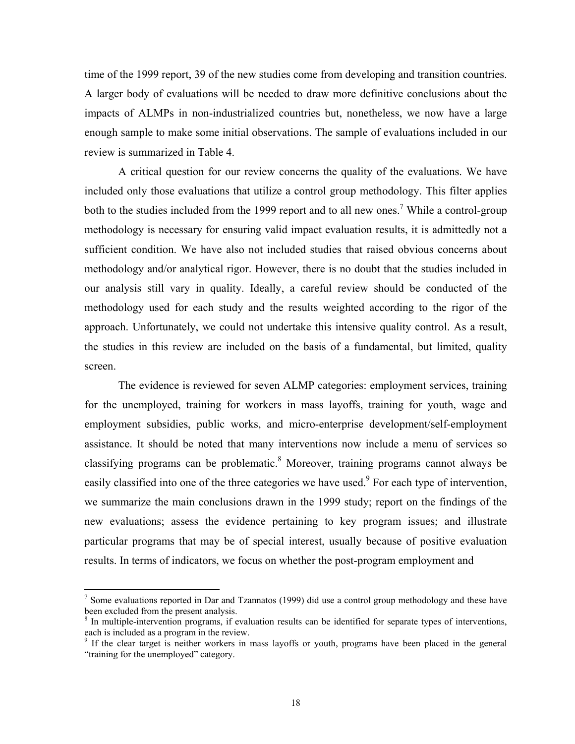time of the 1999 report, 39 of the new studies come from developing and transition countries. A larger body of evaluations will be needed to draw more definitive conclusions about the impacts of ALMPs in non-industrialized countries but, nonetheless, we now have a large enough sample to make some initial observations. The sample of evaluations included in our review is summarized in Table 4.

A critical question for our review concerns the quality of the evaluations. We have included only those evaluations that utilize a control group methodology. This filter applies both to the studies included from the 1999 report and to all new ones.[7] While a control-group methodology is necessary for ensuring valid impact evaluation results, it is admittedly not a sufficient condition. We have also not included studies that raised obvious concerns about methodology and/or analytical rigor. However, there is no doubt that the studies included in our analysis still vary in quality. Ideally, a careful review should be conducted of the methodology used for each study and the results weighted according to the rigor of the approach. Unfortunately, we could not undertake this intensive quality control. As a result, the studies in this review are included on the basis of a fundamental, but limited, quality screen.

The evidence is reviewed for seven ALMP categories: employment services, training for the unemployed, training for workers in mass layoffs, training for youth, wage and employment subsidies, public works, and micro-enterprise development/self-employment assistance. It should be noted that many interventions now include a menu of services so classifying programs can be problematic.[8] Moreover, training programs cannot always be easily classified into one of the three categories we have used.[9] For each type of intervention, we summarize the main conclusions drawn in the 1999 study; report on the findings of the new evaluations; assess the evidence pertaining to key program issues; and illustrate particular programs that may be of special interest, usually because of positive evaluation results. In terms of indicators, we focus on whether the post-program employment and

---

[7] Some evaluations reported in Dar and Tzannatos (1999) did use a control group methodology and these have been excluded from the present analysis.

[8] In multiple-intervention programs, if evaluation results can be identified for separate types of interventions, each is included as a program in the review.

[9] If the clear target is neither workers in mass layoffs or youth, programs have been placed in the general "training for the unemployed" category.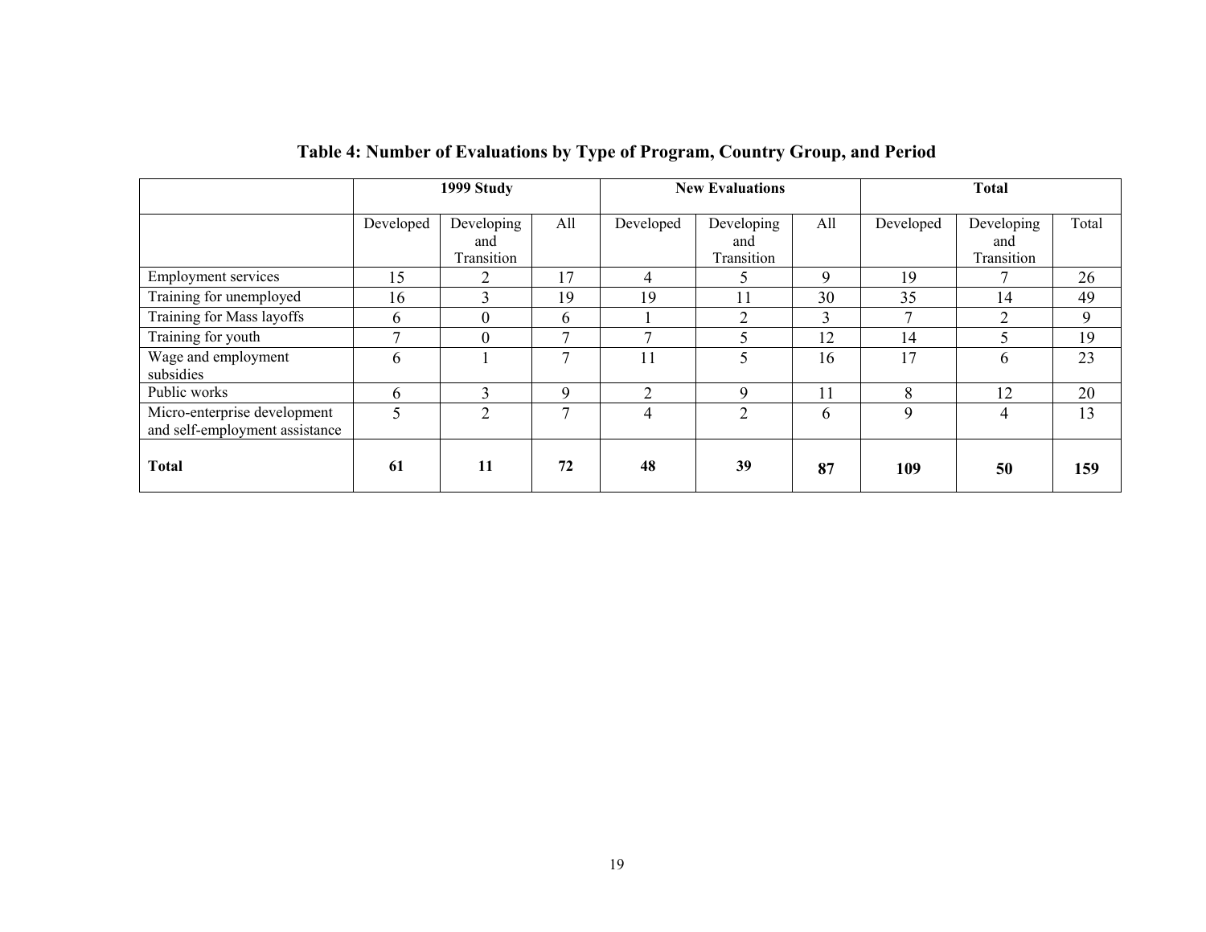**Table 4: Number of Evaluations by Type of Program, Country Group, and Period**

| | 1999 Study | | | New Evaluations | | | Total | | |
|---|---|---|---|---|---|---|---|---|---|
| | Developed | Developing and Transition | All | Developed | Developing and Transition | All | Developed | Developing and Transition | Total |
| Employment services | 15 | 2 | 17 | 4 | 5 | 9 | 19 | 7 | 26 |
| Training for unemployed | 16 | 3 | 19 | 19 | 11 | 30 | 35 | 14 | 49 |
| Training for Mass layoffs | 6 | 0 | 6 | 1 | 2 | 3 | 7 | 2 | 9 |
| Training for youth | 7 | 0 | 7 | 7 | 5 | 12 | 14 | 5 | 19 |
| Wage and employment subsidies | 6 | 1 | 7 | 11 | 5 | 16 | 17 | 6 | 23 |
| Public works | 6 | 3 | 9 | 2 | 9 | 11 | 8 | 12 | 20 |
| Micro-enterprise development and self-employment assistance | 5 | 2 | 7 | 4 | 2 | 6 | 9 | 4 | 13 |
| **Total** | **61** | **11** | **72** | **48** | **39** | **87** | **109** | **50** | **159** |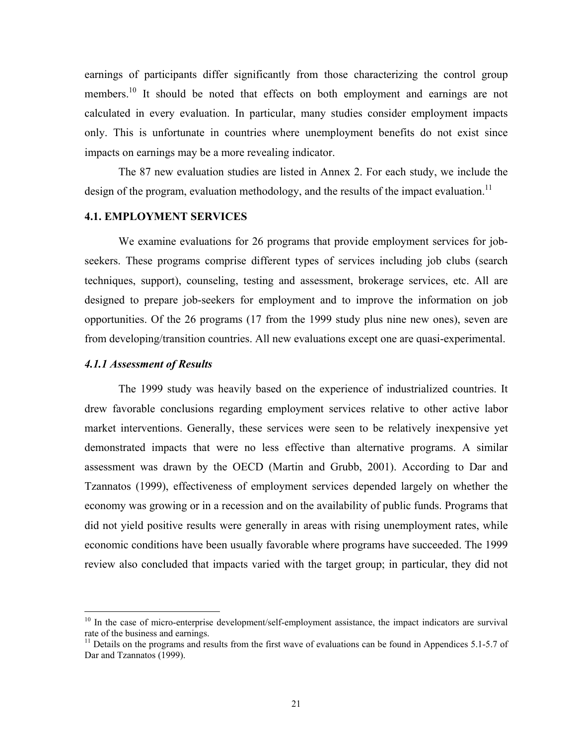earnings of participants differ significantly from those characterizing the control group members.[10] It should be noted that effects on both employment and earnings are not calculated in every evaluation. In particular, many studies consider employment impacts only. This is unfortunate in countries where unemployment benefits do not exist since impacts on earnings may be a more revealing indicator.

The 87 new evaluation studies are listed in Annex 2. For each study, we include the design of the program, evaluation methodology, and the results of the impact evaluation.[11]

### 4.1. EMPLOYMENT SERVICES

We examine evaluations for 26 programs that provide employment services for job-seekers. These programs comprise different types of services including job clubs (search techniques, support), counseling, testing and assessment, brokerage services, etc. All are designed to prepare job-seekers for employment and to improve the information on job opportunities. Of the 26 programs (17 from the 1999 study plus nine new ones), seven are from developing/transition countries. All new evaluations except one are quasi-experimental.

#### *4.1.1 Assessment of Results*

The 1999 study was heavily based on the experience of industrialized countries. It drew favorable conclusions regarding employment services relative to other active labor market interventions. Generally, these services were seen to be relatively inexpensive yet demonstrated impacts that were no less effective than alternative programs. A similar assessment was drawn by the OECD (Martin and Grubb, 2001). According to Dar and Tzannatos (1999), effectiveness of employment services depended largely on whether the economy was growing or in a recession and on the availability of public funds. Programs that did not yield positive results were generally in areas with rising unemployment rates, while economic conditions have been usually favorable where programs have succeeded. The 1999 review also concluded that impacts varied with the target group; in particular, they did not

[10] In the case of micro-enterprise development/self-employment assistance, the impact indicators are survival rate of the business and earnings.

[11] Details on the programs and results from the first wave of evaluations can be found in Appendices 5.1-5.7 of Dar and Tzannatos (1999).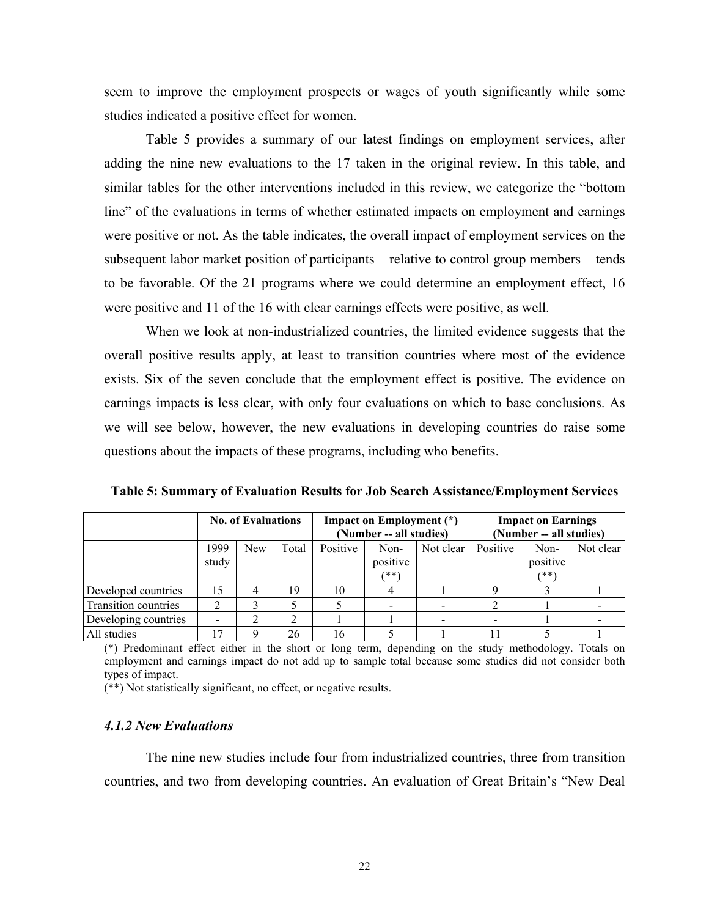seem to improve the employment prospects or wages of youth significantly while some studies indicated a positive effect for women.

Table 5 provides a summary of our latest findings on employment services, after adding the nine new evaluations to the 17 taken in the original review. In this table, and similar tables for the other interventions included in this review, we categorize the "bottom line" of the evaluations in terms of whether estimated impacts on employment and earnings were positive or not. As the table indicates, the overall impact of employment services on the subsequent labor market position of participants – relative to control group members – tends to be favorable. Of the 21 programs where we could determine an employment effect, 16 were positive and 11 of the 16 with clear earnings effects were positive, as well.

When we look at non-industrialized countries, the limited evidence suggests that the overall positive results apply, at least to transition countries where most of the evidence exists. Six of the seven conclude that the employment effect is positive. The evidence on earnings impacts is less clear, with only four evaluations on which to base conclusions. As we will see below, however, the new evaluations in developing countries do raise some questions about the impacts of these programs, including who benefits.

**Table 5: Summary of Evaluation Results for Job Search Assistance/Employment Services**

| | No. of Evaluations | | | Impact on Employment (*) (Number -- all studies) | | | Impact on Earnings (Number -- all studies) | | |
|---|---|---|---|---|---|---|---|---|---|
| | 1999 study | New | Total | Positive | Non-positive (**) | Not clear | Positive | Non-positive (**) | Not clear |
| Developed countries | 15 | 4 | 19 | 10 | 4 | 1 | 9 | 3 | 1 |
| Transition countries | 2 | 3 | 5 | 5 | - | - | 2 | 1 | - |
| Developing countries | - | 2 | 2 | 1 | 1 | - | - | 1 | - |
| All studies | 17 | 9 | 26 | 16 | 5 | 1 | 11 | 5 | 1 |

(*) Predominant effect either in the short or long term, depending on the study methodology. Totals on employment and earnings impact do not add up to sample total because some studies did not consider both types of impact.
(**) Not statistically significant, no effect, or negative results.

### *4.1.2 New Evaluations*

The nine new studies include four from industrialized countries, three from transition countries, and two from developing countries. An evaluation of Great Britain's "New Deal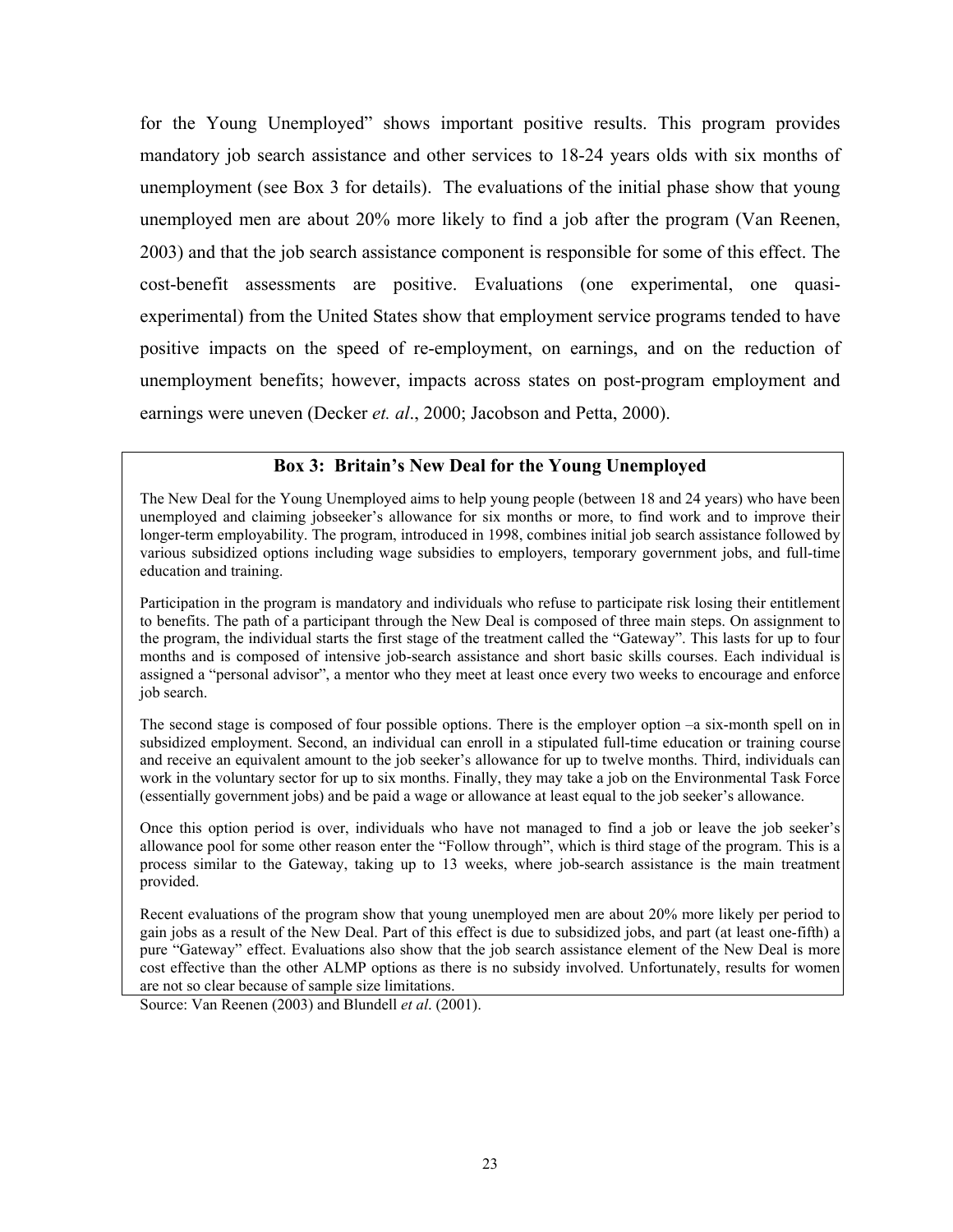for the Young Unemployed" shows important positive results. This program provides mandatory job search assistance and other services to 18-24 years olds with six months of unemployment (see Box 3 for details). The evaluations of the initial phase show that young unemployed men are about 20% more likely to find a job after the program (Van Reenen, 2003) and that the job search assistance component is responsible for some of this effect. The cost-benefit assessments are positive. Evaluations (one experimental, one quasi-experimental) from the United States show that employment service programs tended to have positive impacts on the speed of re-employment, on earnings, and on the reduction of unemployment benefits; however, impacts across states on post-program employment and earnings were uneven (Decker *et. al*., 2000; Jacobson and Petta, 2000).

### Box 3: Britain's New Deal for the Young Unemployed

The New Deal for the Young Unemployed aims to help young people (between 18 and 24 years) who have been unemployed and claiming jobseeker's allowance for six months or more, to find work and to improve their longer-term employability. The program, introduced in 1998, combines initial job search assistance followed by various subsidized options including wage subsidies to employers, temporary government jobs, and full-time education and training.

Participation in the program is mandatory and individuals who refuse to participate risk losing their entitlement to benefits. The path of a participant through the New Deal is composed of three main steps. On assignment to the program, the individual starts the first stage of the treatment called the "Gateway". This lasts for up to four months and is composed of intensive job-search assistance and short basic skills courses. Each individual is assigned a "personal advisor", a mentor who they meet at least once every two weeks to encourage and enforce job search.

The second stage is composed of four possible options. There is the employer option –a six-month spell on in subsidized employment. Second, an individual can enroll in a stipulated full-time education or training course and receive an equivalent amount to the job seeker's allowance for up to twelve months. Third, individuals can work in the voluntary sector for up to six months. Finally, they may take a job on the Environmental Task Force (essentially government jobs) and be paid a wage or allowance at least equal to the job seeker's allowance.

Once this option period is over, individuals who have not managed to find a job or leave the job seeker's allowance pool for some other reason enter the "Follow through", which is third stage of the program. This is a process similar to the Gateway, taking up to 13 weeks, where job-search assistance is the main treatment provided.

Recent evaluations of the program show that young unemployed men are about 20% more likely per period to gain jobs as a result of the New Deal. Part of this effect is due to subsidized jobs, and part (at least one-fifth) a pure "Gateway" effect. Evaluations also show that the job search assistance element of the New Deal is more cost effective than the other ALMP options as there is no subsidy involved. Unfortunately, results for women are not so clear because of sample size limitations.

Source: Van Reenen (2003) and Blundell *et al*. (2001).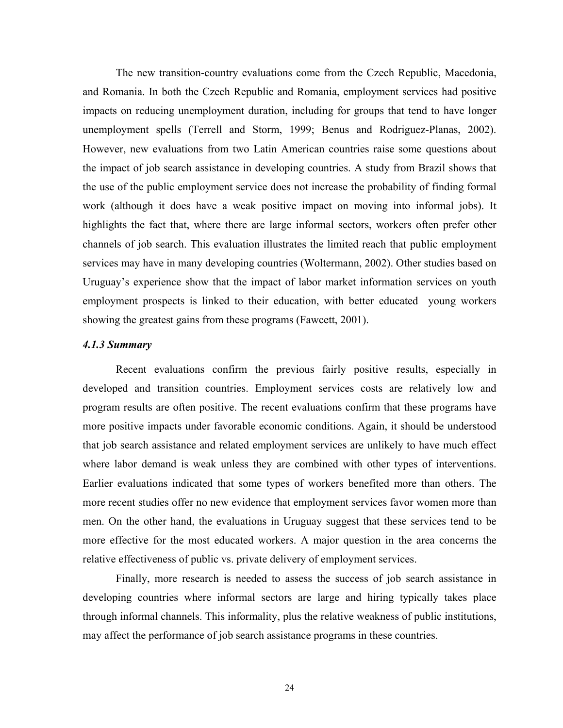The new transition-country evaluations come from the Czech Republic, Macedonia, and Romania. In both the Czech Republic and Romania, employment services had positive impacts on reducing unemployment duration, including for groups that tend to have longer unemployment spells (Terrell and Storm, 1999; Benus and Rodriguez-Planas, 2002). However, new evaluations from two Latin American countries raise some questions about the impact of job search assistance in developing countries. A study from Brazil shows that the use of the public employment service does not increase the probability of finding formal work (although it does have a weak positive impact on moving into informal jobs). It highlights the fact that, where there are large informal sectors, workers often prefer other channels of job search. This evaluation illustrates the limited reach that public employment services may have in many developing countries (Woltermann, 2002). Other studies based on Uruguay's experience show that the impact of labor market information services on youth employment prospects is linked to their education, with better educated young workers showing the greatest gains from these programs (Fawcett, 2001).

#### *4.1.3 Summary*

Recent evaluations confirm the previous fairly positive results, especially in developed and transition countries. Employment services costs are relatively low and program results are often positive. The recent evaluations confirm that these programs have more positive impacts under favorable economic conditions. Again, it should be understood that job search assistance and related employment services are unlikely to have much effect where labor demand is weak unless they are combined with other types of interventions. Earlier evaluations indicated that some types of workers benefited more than others. The more recent studies offer no new evidence that employment services favor women more than men. On the other hand, the evaluations in Uruguay suggest that these services tend to be more effective for the most educated workers. A major question in the area concerns the relative effectiveness of public vs. private delivery of employment services.

Finally, more research is needed to assess the success of job search assistance in developing countries where informal sectors are large and hiring typically takes place through informal channels. This informality, plus the relative weakness of public institutions, may affect the performance of job search assistance programs in these countries.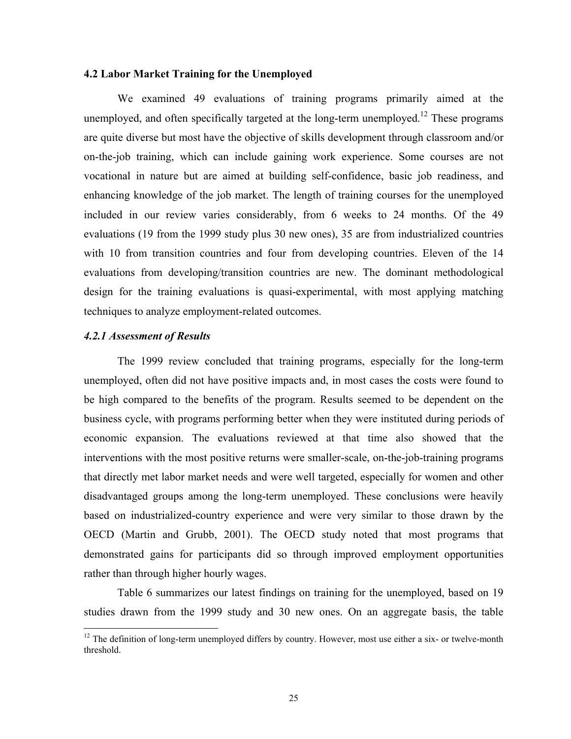### 4.2 Labor Market Training for the Unemployed

We examined 49 evaluations of training programs primarily aimed at the unemployed, and often specifically targeted at the long-term unemployed.[12] These programs are quite diverse but most have the objective of skills development through classroom and/or on-the-job training, which can include gaining work experience. Some courses are not vocational in nature but are aimed at building self-confidence, basic job readiness, and enhancing knowledge of the job market. The length of training courses for the unemployed included in our review varies considerably, from 6 weeks to 24 months. Of the 49 evaluations (19 from the 1999 study plus 30 new ones), 35 are from industrialized countries with 10 from transition countries and four from developing countries. Eleven of the 14 evaluations from developing/transition countries are new. The dominant methodological design for the training evaluations is quasi-experimental, with most applying matching techniques to analyze employment-related outcomes.

#### *4.2.1 Assessment of Results*

The 1999 review concluded that training programs, especially for the long-term unemployed, often did not have positive impacts and, in most cases the costs were found to be high compared to the benefits of the program. Results seemed to be dependent on the business cycle, with programs performing better when they were instituted during periods of economic expansion. The evaluations reviewed at that time also showed that the interventions with the most positive returns were smaller-scale, on-the-job-training programs that directly met labor market needs and were well targeted, especially for women and other disadvantaged groups among the long-term unemployed. These conclusions were heavily based on industrialized-country experience and were very similar to those drawn by the OECD (Martin and Grubb, 2001). The OECD study noted that most programs that demonstrated gains for participants did so through improved employment opportunities rather than through higher hourly wages.

Table 6 summarizes our latest findings on training for the unemployed, based on 19 studies drawn from the 1999 study and 30 new ones. On an aggregate basis, the table

[12] The definition of long-term unemployed differs by country. However, most use either a six- or twelve-month threshold.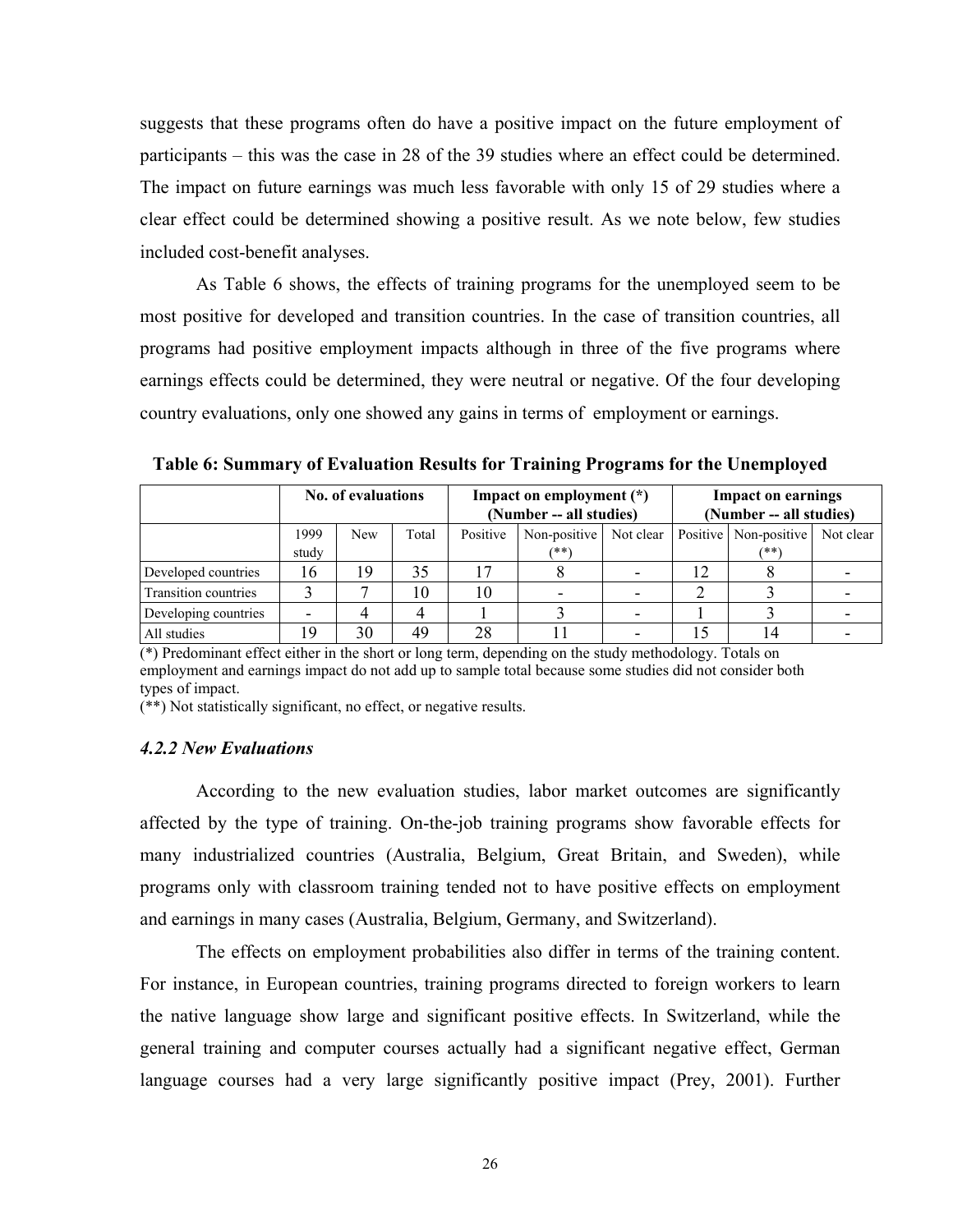suggests that these programs often do have a positive impact on the future employment of participants – this was the case in 28 of the 39 studies where an effect could be determined. The impact on future earnings was much less favorable with only 15 of 29 studies where a clear effect could be determined showing a positive result. As we note below, few studies included cost-benefit analyses.

As Table 6 shows, the effects of training programs for the unemployed seem to be most positive for developed and transition countries. In the case of transition countries, all programs had positive employment impacts although in three of the five programs where earnings effects could be determined, they were neutral or negative. Of the four developing country evaluations, only one showed any gains in terms of employment or earnings.

**Table 6: Summary of Evaluation Results for Training Programs for the Unemployed**

| | No. of evaluations | | | Impact on employment (*) (Number -- all studies) | | | Impact on earnings (Number -- all studies) | | |
|---|---|---|---|---|---|---|---|---|---|
| | 1999 study | New | Total | Positive | Non-positive (**) | Not clear | Positive | Non-positive (**) | Not clear |
| Developed countries | 16 | 19 | 35 | 17 | 8 | - | 12 | 8 | - |
| Transition countries | 3 | 7 | 10 | 10 | - | - | 2 | 3 | - |
| Developing countries | - | 4 | 4 | 1 | 3 | - | 1 | 3 | - |
| All studies | 19 | 30 | 49 | 28 | 11 | - | 15 | 14 | - |

(*) Predominant effect either in the short or long term, depending on the study methodology. Totals on employment and earnings impact do not add up to sample total because some studies did not consider both types of impact.
(**) Not statistically significant, no effect, or negative results.

### *4.2.2 New Evaluations*

According to the new evaluation studies, labor market outcomes are significantly affected by the type of training. On-the-job training programs show favorable effects for many industrialized countries (Australia, Belgium, Great Britain, and Sweden), while programs only with classroom training tended not to have positive effects on employment and earnings in many cases (Australia, Belgium, Germany, and Switzerland).

The effects on employment probabilities also differ in terms of the training content. For instance, in European countries, training programs directed to foreign workers to learn the native language show large and significant positive effects. In Switzerland, while the general training and computer courses actually had a significant negative effect, German language courses had a very large significantly positive impact (Prey, 2001). Further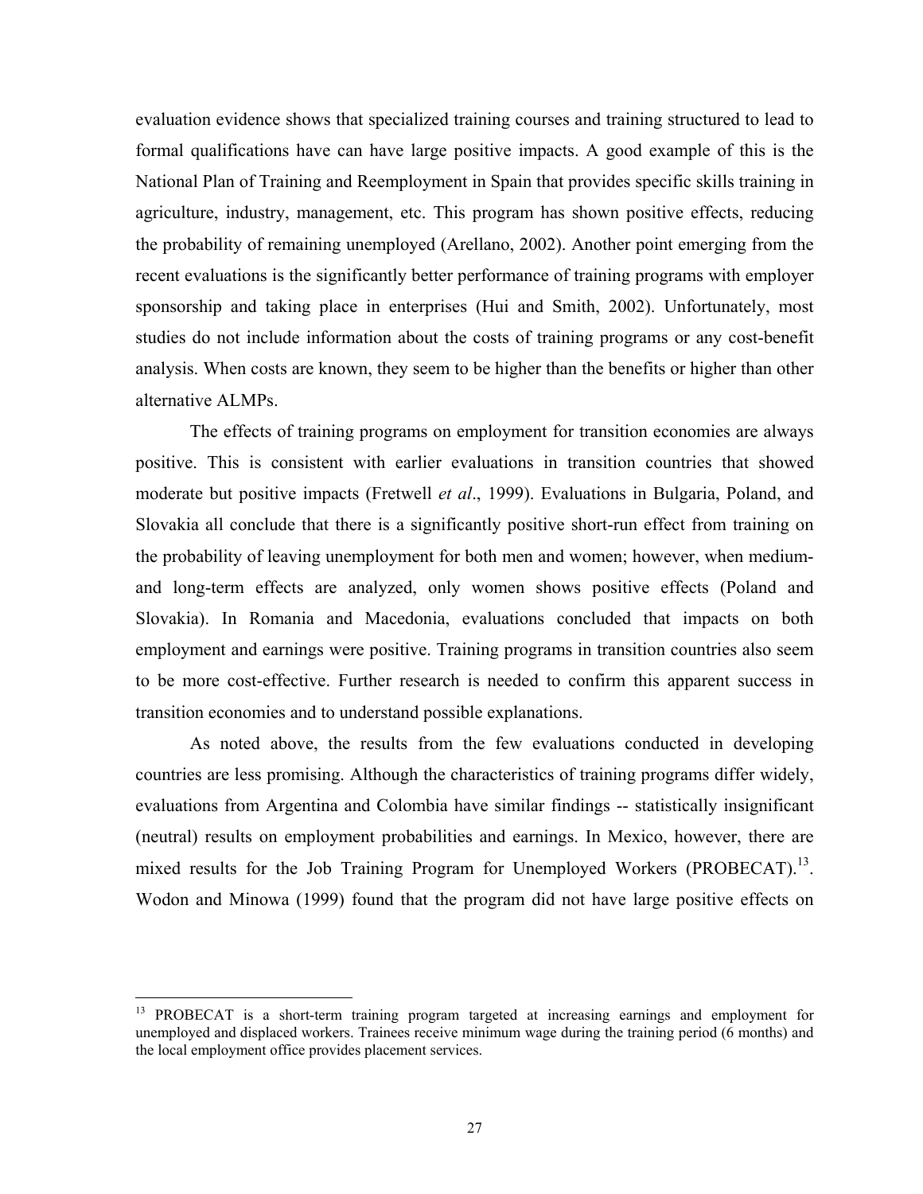evaluation evidence shows that specialized training courses and training structured to lead to formal qualifications have can have large positive impacts. A good example of this is the National Plan of Training and Reemployment in Spain that provides specific skills training in agriculture, industry, management, etc. This program has shown positive effects, reducing the probability of remaining unemployed (Arellano, 2002). Another point emerging from the recent evaluations is the significantly better performance of training programs with employer sponsorship and taking place in enterprises (Hui and Smith, 2002). Unfortunately, most studies do not include information about the costs of training programs or any cost-benefit analysis. When costs are known, they seem to be higher than the benefits or higher than other alternative ALMPs.

The effects of training programs on employment for transition economies are always positive. This is consistent with earlier evaluations in transition countries that showed moderate but positive impacts (Fretwell *et al*., 1999). Evaluations in Bulgaria, Poland, and Slovakia all conclude that there is a significantly positive short-run effect from training on the probability of leaving unemployment for both men and women; however, when medium- and long-term effects are analyzed, only women shows positive effects (Poland and Slovakia). In Romania and Macedonia, evaluations concluded that impacts on both employment and earnings were positive. Training programs in transition countries also seem to be more cost-effective. Further research is needed to confirm this apparent success in transition economies and to understand possible explanations.

As noted above, the results from the few evaluations conducted in developing countries are less promising. Although the characteristics of training programs differ widely, evaluations from Argentina and Colombia have similar findings -- statistically insignificant (neutral) results on employment probabilities and earnings. In Mexico, however, there are mixed results for the Job Training Program for Unemployed Workers (PROBECAT).[13]. Wodon and Minowa (1999) found that the program did not have large positive effects on

[13] PROBECAT is a short-term training program targeted at increasing earnings and employment for unemployed and displaced workers. Trainees receive minimum wage during the training period (6 months) and the local employment office provides placement services.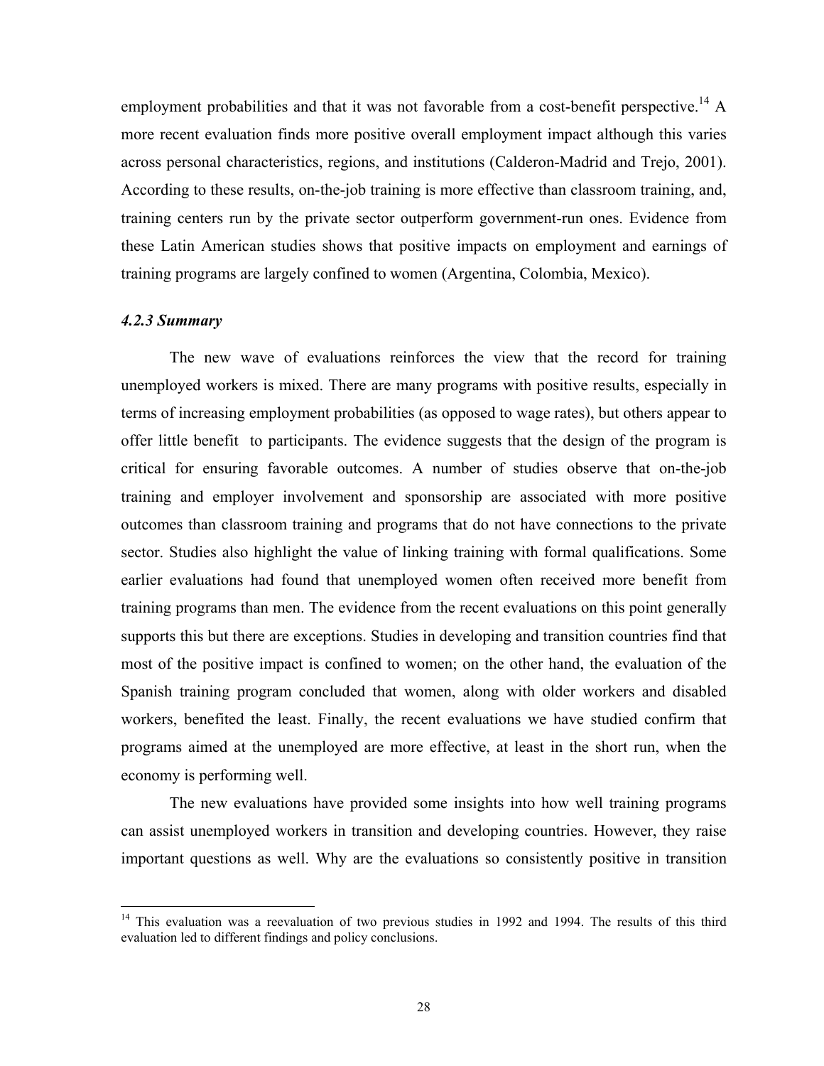employment probabilities and that it was not favorable from a cost-benefit perspective.[14] A more recent evaluation finds more positive overall employment impact although this varies across personal characteristics, regions, and institutions (Calderon-Madrid and Trejo, 2001). According to these results, on-the-job training is more effective than classroom training, and, training centers run by the private sector outperform government-run ones. Evidence from these Latin American studies shows that positive impacts on employment and earnings of training programs are largely confined to women (Argentina, Colombia, Mexico).

#### *4.2.3 Summary*

The new wave of evaluations reinforces the view that the record for training unemployed workers is mixed. There are many programs with positive results, especially in terms of increasing employment probabilities (as opposed to wage rates), but others appear to offer little benefit to participants. The evidence suggests that the design of the program is critical for ensuring favorable outcomes. A number of studies observe that on-the-job training and employer involvement and sponsorship are associated with more positive outcomes than classroom training and programs that do not have connections to the private sector. Studies also highlight the value of linking training with formal qualifications. Some earlier evaluations had found that unemployed women often received more benefit from training programs than men. The evidence from the recent evaluations on this point generally supports this but there are exceptions. Studies in developing and transition countries find that most of the positive impact is confined to women; on the other hand, the evaluation of the Spanish training program concluded that women, along with older workers and disabled workers, benefited the least. Finally, the recent evaluations we have studied confirm that programs aimed at the unemployed are more effective, at least in the short run, when the economy is performing well.

The new evaluations have provided some insights into how well training programs can assist unemployed workers in transition and developing countries. However, they raise important questions as well. Why are the evaluations so consistently positive in transition

[14] This evaluation was a reevaluation of two previous studies in 1992 and 1994. The results of this third evaluation led to different findings and policy conclusions.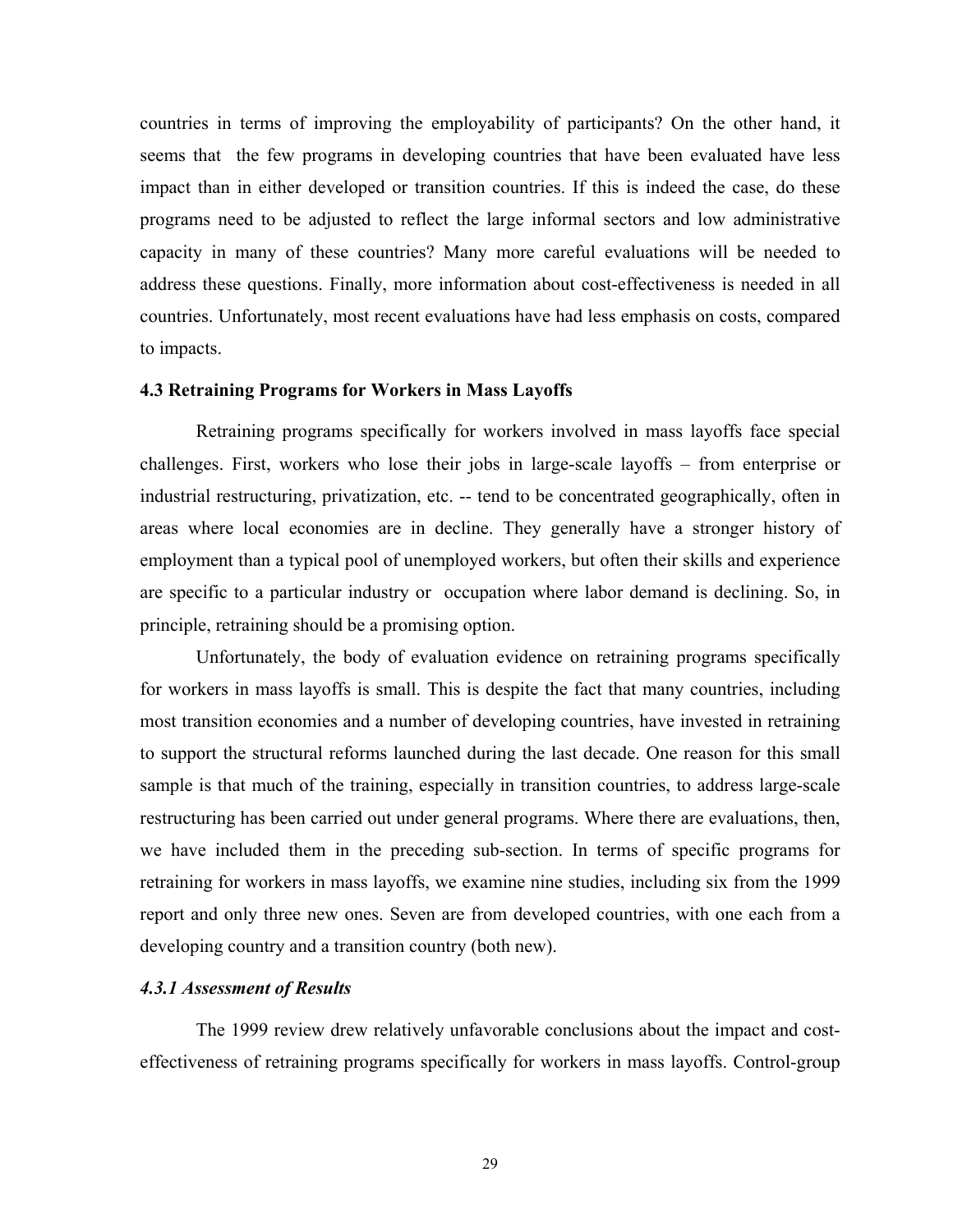countries in terms of improving the employability of participants? On the other hand, it seems that the few programs in developing countries that have been evaluated have less impact than in either developed or transition countries. If this is indeed the case, do these programs need to be adjusted to reflect the large informal sectors and low administrative capacity in many of these countries? Many more careful evaluations will be needed to address these questions. Finally, more information about cost-effectiveness is needed in all countries. Unfortunately, most recent evaluations have had less emphasis on costs, compared to impacts.

### 4.3 Retraining Programs for Workers in Mass Layoffs

Retraining programs specifically for workers involved in mass layoffs face special challenges. First, workers who lose their jobs in large-scale layoffs – from enterprise or industrial restructuring, privatization, etc. -- tend to be concentrated geographically, often in areas where local economies are in decline. They generally have a stronger history of employment than a typical pool of unemployed workers, but often their skills and experience are specific to a particular industry or occupation where labor demand is declining. So, in principle, retraining should be a promising option.

Unfortunately, the body of evaluation evidence on retraining programs specifically for workers in mass layoffs is small. This is despite the fact that many countries, including most transition economies and a number of developing countries, have invested in retraining to support the structural reforms launched during the last decade. One reason for this small sample is that much of the training, especially in transition countries, to address large-scale restructuring has been carried out under general programs. Where there are evaluations, then, we have included them in the preceding sub-section. In terms of specific programs for retraining for workers in mass layoffs, we examine nine studies, including six from the 1999 report and only three new ones. Seven are from developed countries, with one each from a developing country and a transition country (both new).

#### *4.3.1 Assessment of Results*

The 1999 review drew relatively unfavorable conclusions about the impact and cost-effectiveness of retraining programs specifically for workers in mass layoffs. Control-group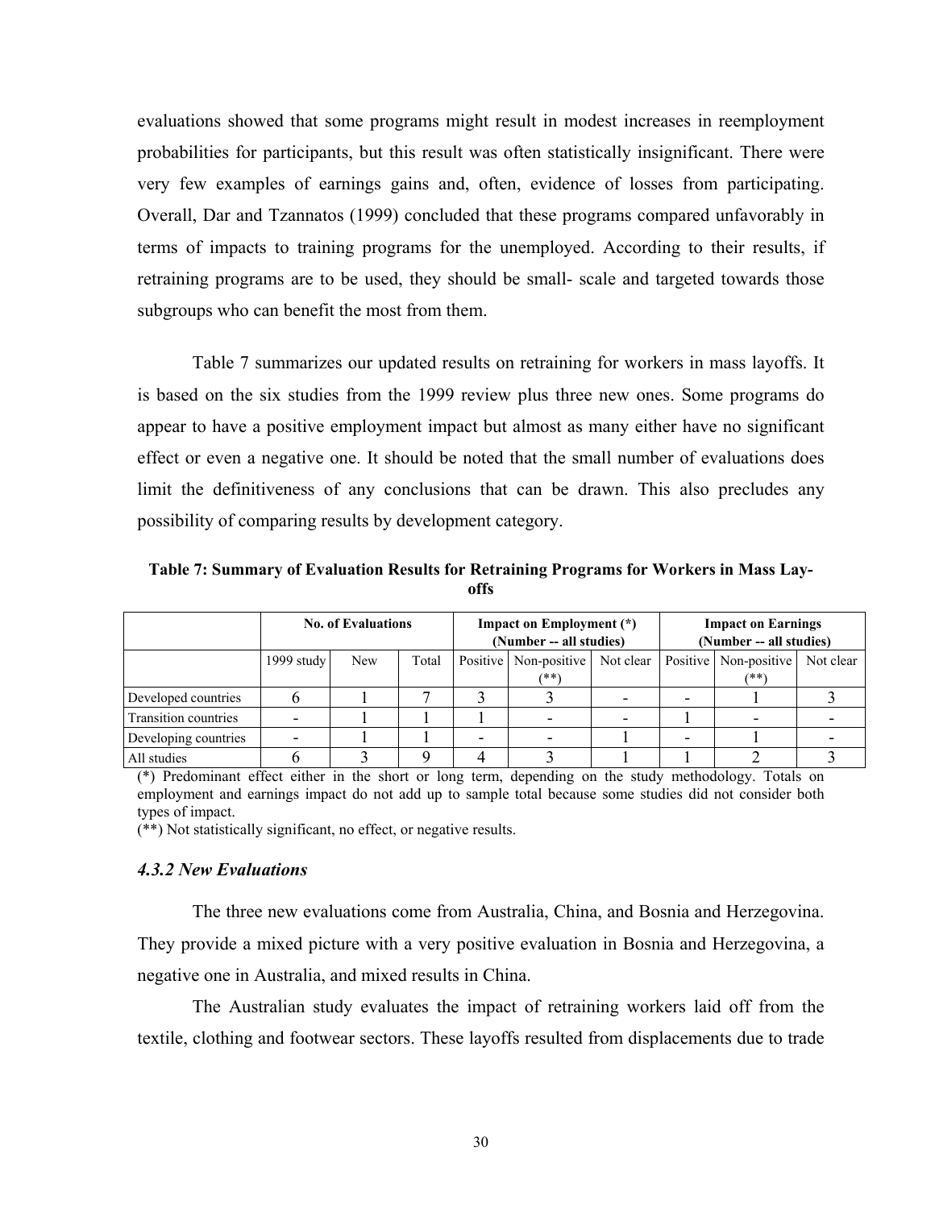evaluations showed that some programs might result in modest increases in reemployment probabilities for participants, but this result was often statistically insignificant. There were very few examples of earnings gains and, often, evidence of losses from participating. Overall, Dar and Tzannatos (1999) concluded that these programs compared unfavorably in terms of impacts to training programs for the unemployed. According to their results, if retraining programs are to be used, they should be small- scale and targeted towards those subgroups who can benefit the most from them.

Table 7 summarizes our updated results on retraining for workers in mass layoffs. It is based on the six studies from the 1999 review plus three new ones. Some programs do appear to have a positive employment impact but almost as many either have no significant effect or even a negative one. It should be noted that the small number of evaluations does limit the definitiveness of any conclusions that can be drawn. This also precludes any possibility of comparing results by development category.

**Table 7: Summary of Evaluation Results for Retraining Programs for Workers in Mass Lay-offs**

| | No. of Evaluations | | | Impact on Employment (*) (Number -- all studies) | | | Impact on Earnings (Number -- all studies) | | |
|---|---|---|---|---|---|---|---|---|---|
| | 1999 study | New | Total | Positive | Non-positive (**) | Not clear | Positive | Non-positive (**) | Not clear |
| Developed countries | 6 | 1 | 7 | 3 | 3 | - | - | 1 | 3 |
| Transition countries | - | 1 | 1 | 1 | - | - | 1 | - | - |
| Developing countries | - | 1 | 1 | - | - | 1 | - | 1 | - |
| All studies | 6 | 3 | 9 | 4 | 3 | 1 | 1 | 2 | 3 |

(*) Predominant effect either in the short or long term, depending on the study methodology. Totals on employment and earnings impact do not add up to sample total because some studies did not consider both types of impact.

(**) Not statistically significant, no effect, or negative results.

### *4.3.2 New Evaluations*

The three new evaluations come from Australia, China, and Bosnia and Herzegovina. They provide a mixed picture with a very positive evaluation in Bosnia and Herzegovina, a negative one in Australia, and mixed results in China.

The Australian study evaluates the impact of retraining workers laid off from the textile, clothing and footwear sectors. These layoffs resulted from displacements due to trade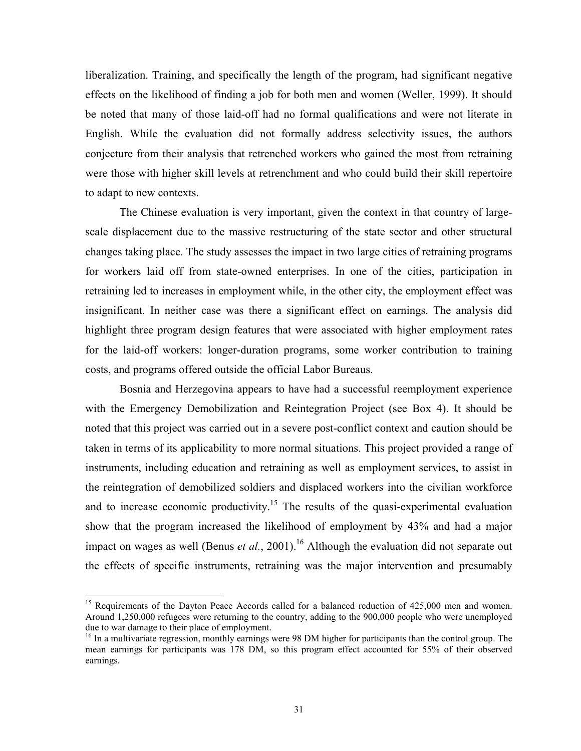liberalization. Training, and specifically the length of the program, had significant negative effects on the likelihood of finding a job for both men and women (Weller, 1999). It should be noted that many of those laid-off had no formal qualifications and were not literate in English. While the evaluation did not formally address selectivity issues, the authors conjecture from their analysis that retrenched workers who gained the most from retraining were those with higher skill levels at retrenchment and who could build their skill repertoire to adapt to new contexts.

The Chinese evaluation is very important, given the context in that country of large-scale displacement due to the massive restructuring of the state sector and other structural changes taking place. The study assesses the impact in two large cities of retraining programs for workers laid off from state-owned enterprises. In one of the cities, participation in retraining led to increases in employment while, in the other city, the employment effect was insignificant. In neither case was there a significant effect on earnings. The analysis did highlight three program design features that were associated with higher employment rates for the laid-off workers: longer-duration programs, some worker contribution to training costs, and programs offered outside the official Labor Bureaus.

Bosnia and Herzegovina appears to have had a successful reemployment experience with the Emergency Demobilization and Reintegration Project (see Box 4). It should be noted that this project was carried out in a severe post-conflict context and caution should be taken in terms of its applicability to more normal situations. This project provided a range of instruments, including education and retraining as well as employment services, to assist in the reintegration of demobilized soldiers and displaced workers into the civilian workforce and to increase economic productivity.[15] The results of the quasi-experimental evaluation show that the program increased the likelihood of employment by 43% and had a major impact on wages as well (Benus *et al.*, 2001).[16] Although the evaluation did not separate out the effects of specific instruments, retraining was the major intervention and presumably

---

[15] Requirements of the Dayton Peace Accords called for a balanced reduction of 425,000 men and women. Around 1,250,000 refugees were returning to the country, adding to the 900,000 people who were unemployed due to war damage to their place of employment.

[16] In a multivariate regression, monthly earnings were 98 DM higher for participants than the control group. The mean earnings for participants was 178 DM, so this program effect accounted for 55% of their observed earnings.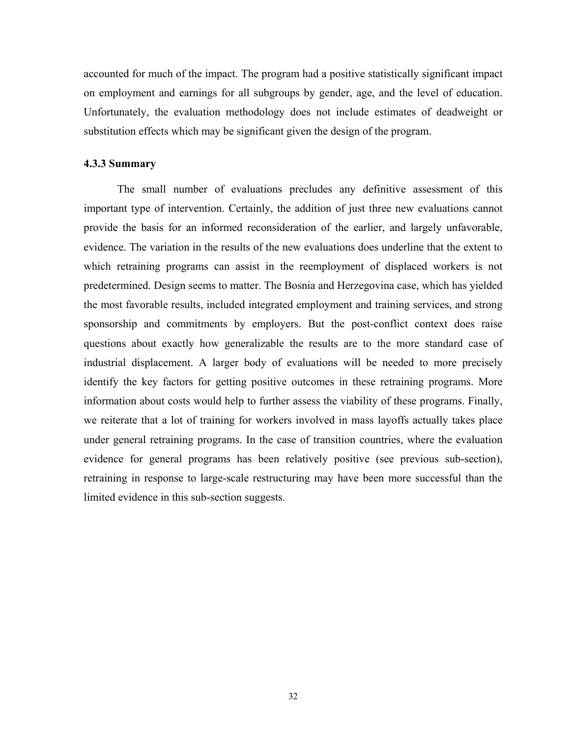accounted for much of the impact. The program had a positive statistically significant impact on employment and earnings for all subgroups by gender, age, and the level of education. Unfortunately, the evaluation methodology does not include estimates of deadweight or substitution effects which may be significant given the design of the program.

### 4.3.3 Summary

The small number of evaluations precludes any definitive assessment of this important type of intervention. Certainly, the addition of just three new evaluations cannot provide the basis for an informed reconsideration of the earlier, and largely unfavorable, evidence. The variation in the results of the new evaluations does underline that the extent to which retraining programs can assist in the reemployment of displaced workers is not predetermined. Design seems to matter. The Bosnia and Herzegovina case, which has yielded the most favorable results, included integrated employment and training services, and strong sponsorship and commitments by employers. But the post-conflict context does raise questions about exactly how generalizable the results are to the more standard case of industrial displacement. A larger body of evaluations will be needed to more precisely identify the key factors for getting positive outcomes in these retraining programs. More information about costs would help to further assess the viability of these programs. Finally, we reiterate that a lot of training for workers involved in mass layoffs actually takes place under general retraining programs. In the case of transition countries, where the evaluation evidence for general programs has been relatively positive (see previous sub-section), retraining in response to large-scale restructuring may have been more successful than the limited evidence in this sub-section suggests.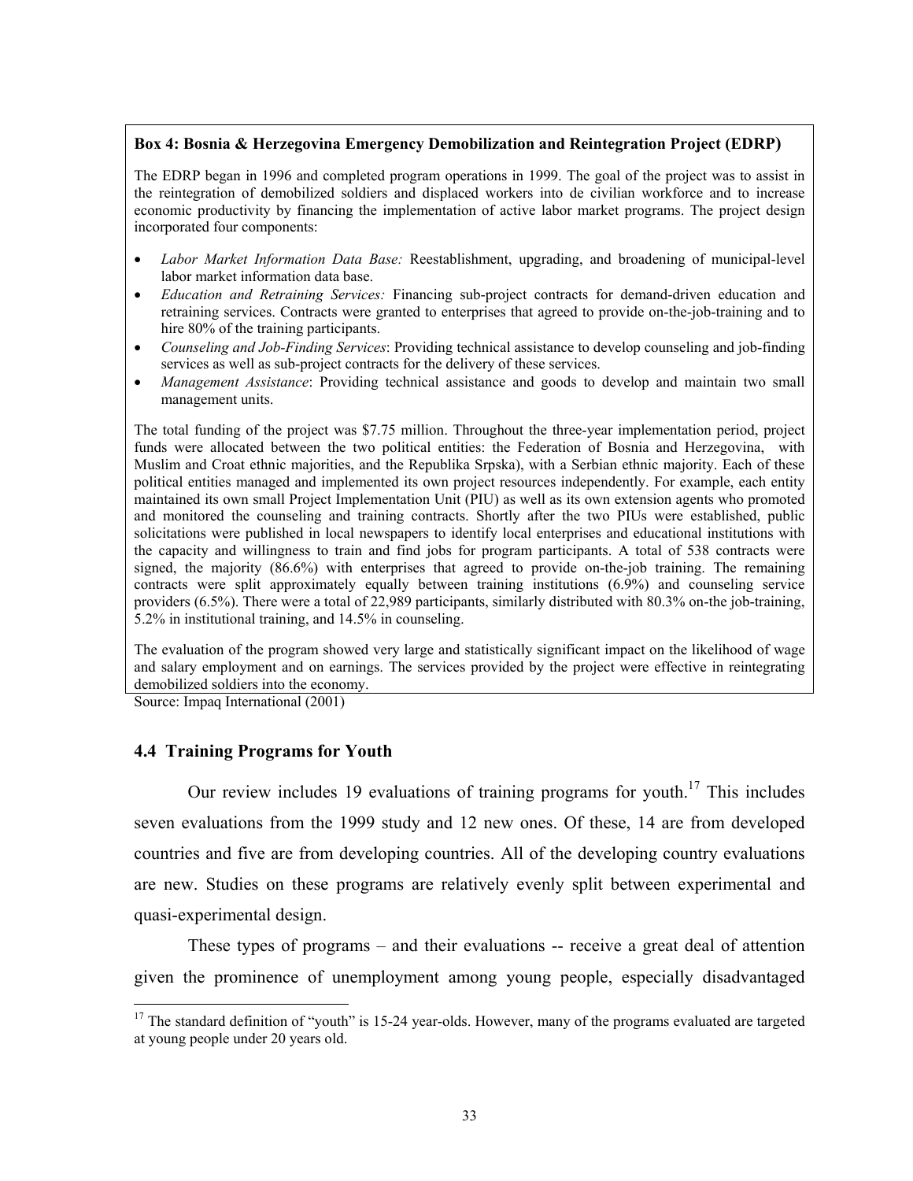**Box 4: Bosnia & Herzegovina Emergency Demobilization and Reintegration Project (EDRP)**

The EDRP began in 1996 and completed program operations in 1999. The goal of the project was to assist in the reintegration of demobilized soldiers and displaced workers into de civilian workforce and to increase economic productivity by financing the implementation of active labor market programs. The project design incorporated four components:

- *Labor Market Information Data Base:* Reestablishment, upgrading, and broadening of municipal-level labor market information data base.
- *Education and Retraining Services:* Financing sub-project contracts for demand-driven education and retraining services. Contracts were granted to enterprises that agreed to provide on-the-job-training and to hire 80% of the training participants.
- *Counseling and Job-Finding Services*: Providing technical assistance to develop counseling and job-finding services as well as sub-project contracts for the delivery of these services.
- *Management Assistance*: Providing technical assistance and goods to develop and maintain two small management units.

The total funding of the project was $7.75 million. Throughout the three-year implementation period, project funds were allocated between the two political entities: the Federation of Bosnia and Herzegovina, with Muslim and Croat ethnic majorities, and the Republika Srpska), with a Serbian ethnic majority. Each of these political entities managed and implemented its own project resources independently. For example, each entity maintained its own small Project Implementation Unit (PIU) as well as its own extension agents who promoted and monitored the counseling and training contracts. Shortly after the two PIUs were established, public solicitations were published in local newspapers to identify local enterprises and educational institutions with the capacity and willingness to train and find jobs for program participants. A total of 538 contracts were signed, the majority (86.6%) with enterprises that agreed to provide on-the-job training. The remaining contracts were split approximately equally between training institutions (6.9%) and counseling service providers (6.5%). There were a total of 22,989 participants, similarly distributed with 80.3% on-the job-training, 5.2% in institutional training, and 14.5% in counseling.

The evaluation of the program showed very large and statistically significant impact on the likelihood of wage and salary employment and on earnings. The services provided by the project were effective in reintegrating demobilized soldiers into the economy.

Source: Impaq International (2001)

### 4.4 Training Programs for Youth

Our review includes 19 evaluations of training programs for youth.[17] This includes seven evaluations from the 1999 study and 12 new ones. Of these, 14 are from developed countries and five are from developing countries. All of the developing country evaluations are new. Studies on these programs are relatively evenly split between experimental and quasi-experimental design.

These types of programs – and their evaluations -- receive a great deal of attention given the prominence of unemployment among young people, especially disadvantaged

[17] The standard definition of "youth" is 15-24 year-olds. However, many of the programs evaluated are targeted at young people under 20 years old.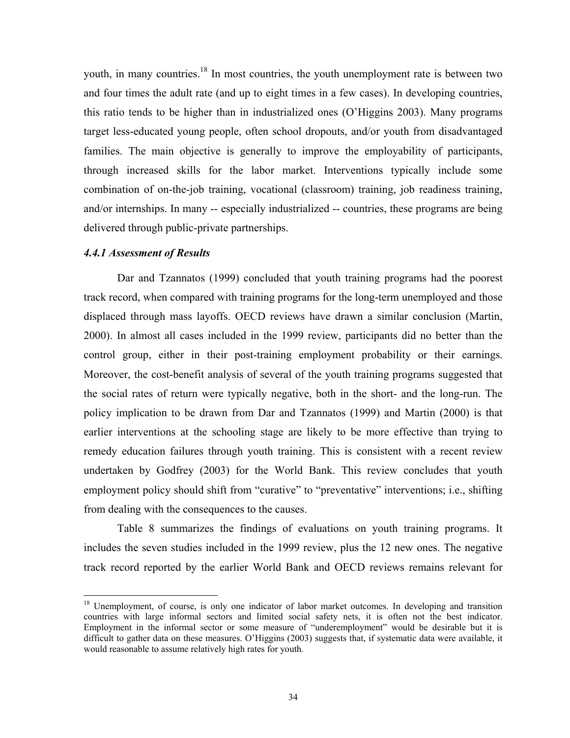youth, in many countries.[18] In most countries, the youth unemployment rate is between two and four times the adult rate (and up to eight times in a few cases). In developing countries, this ratio tends to be higher than in industrialized ones (O'Higgins 2003). Many programs target less-educated young people, often school dropouts, and/or youth from disadvantaged families. The main objective is generally to improve the employability of participants, through increased skills for the labor market. Interventions typically include some combination of on-the-job training, vocational (classroom) training, job readiness training, and/or internships. In many -- especially industrialized -- countries, these programs are being delivered through public-private partnerships.

### *4.4.1 Assessment of Results*

Dar and Tzannatos (1999) concluded that youth training programs had the poorest track record, when compared with training programs for the long-term unemployed and those displaced through mass layoffs. OECD reviews have drawn a similar conclusion (Martin, 2000). In almost all cases included in the 1999 review, participants did no better than the control group, either in their post-training employment probability or their earnings. Moreover, the cost-benefit analysis of several of the youth training programs suggested that the social rates of return were typically negative, both in the short- and the long-run. The policy implication to be drawn from Dar and Tzannatos (1999) and Martin (2000) is that earlier interventions at the schooling stage are likely to be more effective than trying to remedy education failures through youth training. This is consistent with a recent review undertaken by Godfrey (2003) for the World Bank. This review concludes that youth employment policy should shift from "curative" to "preventative" interventions; i.e., shifting from dealing with the consequences to the causes.

Table 8 summarizes the findings of evaluations on youth training programs. It includes the seven studies included in the 1999 review, plus the 12 new ones. The negative track record reported by the earlier World Bank and OECD reviews remains relevant for

---

[18] Unemployment, of course, is only one indicator of labor market outcomes. In developing and transition countries with large informal sectors and limited social safety nets, it is often not the best indicator. Employment in the informal sector or some measure of "underemployment" would be desirable but it is difficult to gather data on these measures. O'Higgins (2003) suggests that, if systematic data were available, it would reasonable to assume relatively high rates for youth.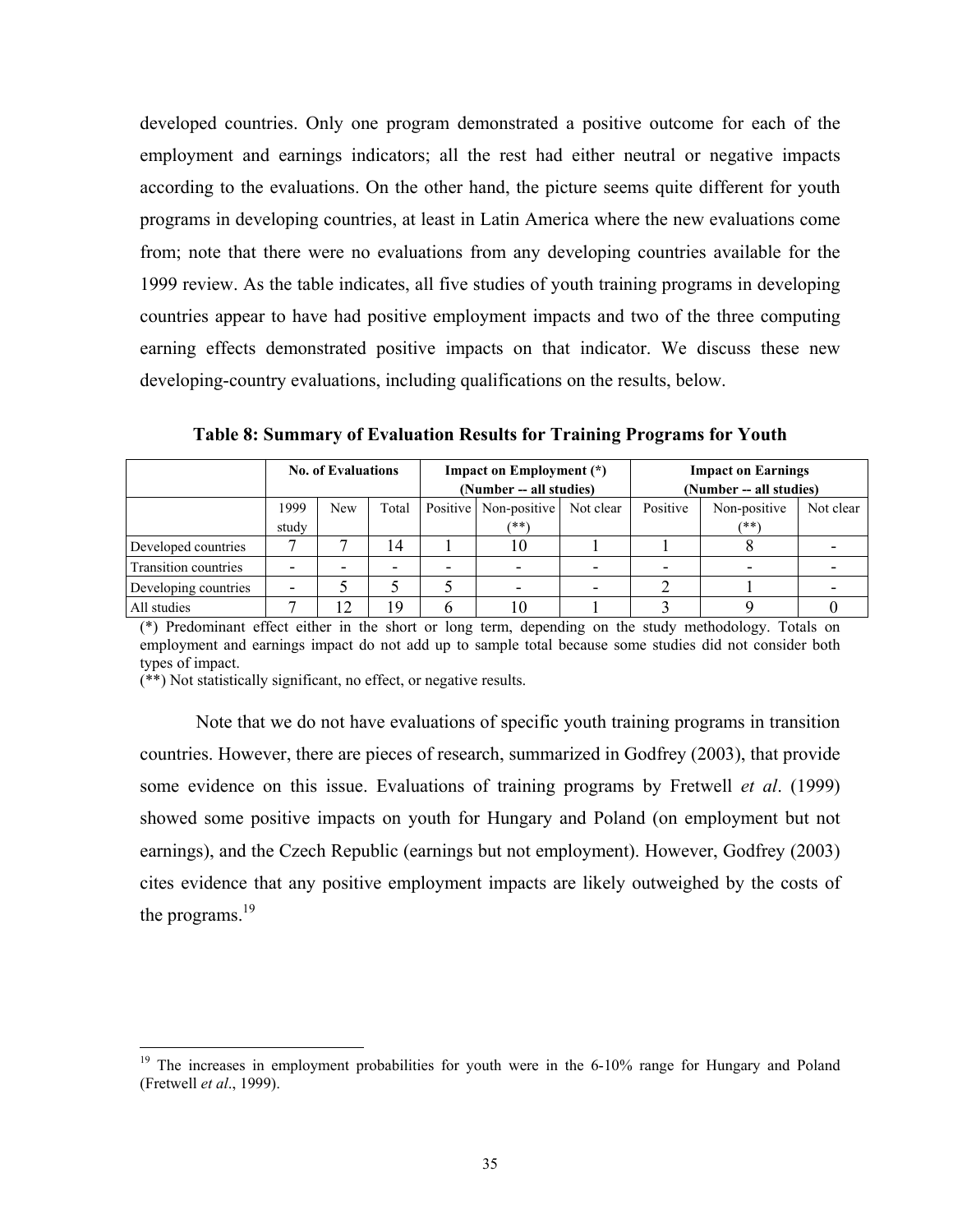developed countries. Only one program demonstrated a positive outcome for each of the employment and earnings indicators; all the rest had either neutral or negative impacts according to the evaluations. On the other hand, the picture seems quite different for youth programs in developing countries, at least in Latin America where the new evaluations come from; note that there were no evaluations from any developing countries available for the 1999 review. As the table indicates, all five studies of youth training programs in developing countries appear to have had positive employment impacts and two of the three computing earning effects demonstrated positive impacts on that indicator. We discuss these new developing-country evaluations, including qualifications on the results, below.

**Table 8: Summary of Evaluation Results for Training Programs for Youth**

| | No. of Evaluations | | | Impact on Employment (*) (Number -- all studies) | | | Impact on Earnings (Number -- all studies) | | |
|---|---|---|---|---|---|---|---|---|---|
| | 1999 study | New | Total | Positive | Non-positive (**) | Not clear | Positive | Non-positive (**) | Not clear |
| Developed countries | 7 | 7 | 14 | 1 | 10 | 1 | 1 | 8 | - |
| Transition countries | - | - | - | - | - | - | - | - | - |
| Developing countries | - | 5 | 5 | 5 | - | - | 2 | 1 | - |
| All studies | 7 | 12 | 19 | 6 | 10 | 1 | 3 | 9 | 0 |

(*) Predominant effect either in the short or long term, depending on the study methodology. Totals on employment and earnings impact do not add up to sample total because some studies did not consider both types of impact.
(**) Not statistically significant, no effect, or negative results.

Note that we do not have evaluations of specific youth training programs in transition countries. However, there are pieces of research, summarized in Godfrey (2003), that provide some evidence on this issue. Evaluations of training programs by Fretwell *et al*. (1999) showed some positive impacts on youth for Hungary and Poland (on employment but not earnings), and the Czech Republic (earnings but not employment). However, Godfrey (2003) cites evidence that any positive employment impacts are likely outweighed by the costs of the programs.[19]

[19] The increases in employment probabilities for youth were in the 6-10% range for Hungary and Poland (Fretwell *et al*., 1999).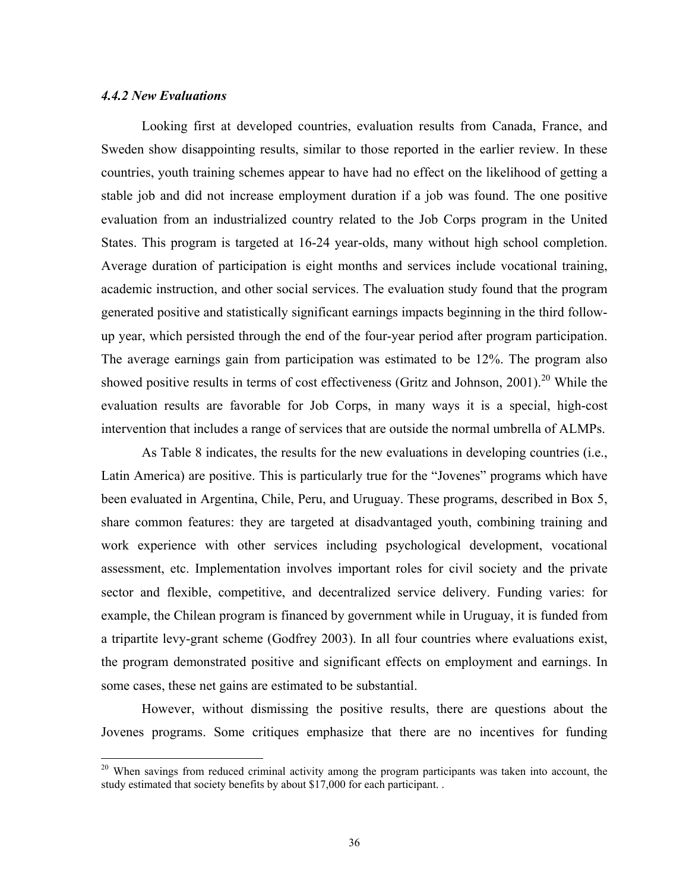### *4.4.2 New Evaluations*

Looking first at developed countries, evaluation results from Canada, France, and Sweden show disappointing results, similar to those reported in the earlier review. In these countries, youth training schemes appear to have had no effect on the likelihood of getting a stable job and did not increase employment duration if a job was found. The one positive evaluation from an industrialized country related to the Job Corps program in the United States. This program is targeted at 16-24 year-olds, many without high school completion. Average duration of participation is eight months and services include vocational training, academic instruction, and other social services. The evaluation study found that the program generated positive and statistically significant earnings impacts beginning in the third follow-up year, which persisted through the end of the four-year period after program participation. The average earnings gain from participation was estimated to be 12%. The program also showed positive results in terms of cost effectiveness (Gritz and Johnson, 2001).[20] While the evaluation results are favorable for Job Corps, in many ways it is a special, high-cost intervention that includes a range of services that are outside the normal umbrella of ALMPs.

As Table 8 indicates, the results for the new evaluations in developing countries (i.e., Latin America) are positive. This is particularly true for the "Jovenes" programs which have been evaluated in Argentina, Chile, Peru, and Uruguay. These programs, described in Box 5, share common features: they are targeted at disadvantaged youth, combining training and work experience with other services including psychological development, vocational assessment, etc. Implementation involves important roles for civil society and the private sector and flexible, competitive, and decentralized service delivery. Funding varies: for example, the Chilean program is financed by government while in Uruguay, it is funded from a tripartite levy-grant scheme (Godfrey 2003). In all four countries where evaluations exist, the program demonstrated positive and significant effects on employment and earnings. In some cases, these net gains are estimated to be substantial.

However, without dismissing the positive results, there are questions about the Jovenes programs. Some critiques emphasize that there are no incentives for funding

[20] When savings from reduced criminal activity among the program participants was taken into account, the study estimated that society benefits by about $17,000 for each participant. .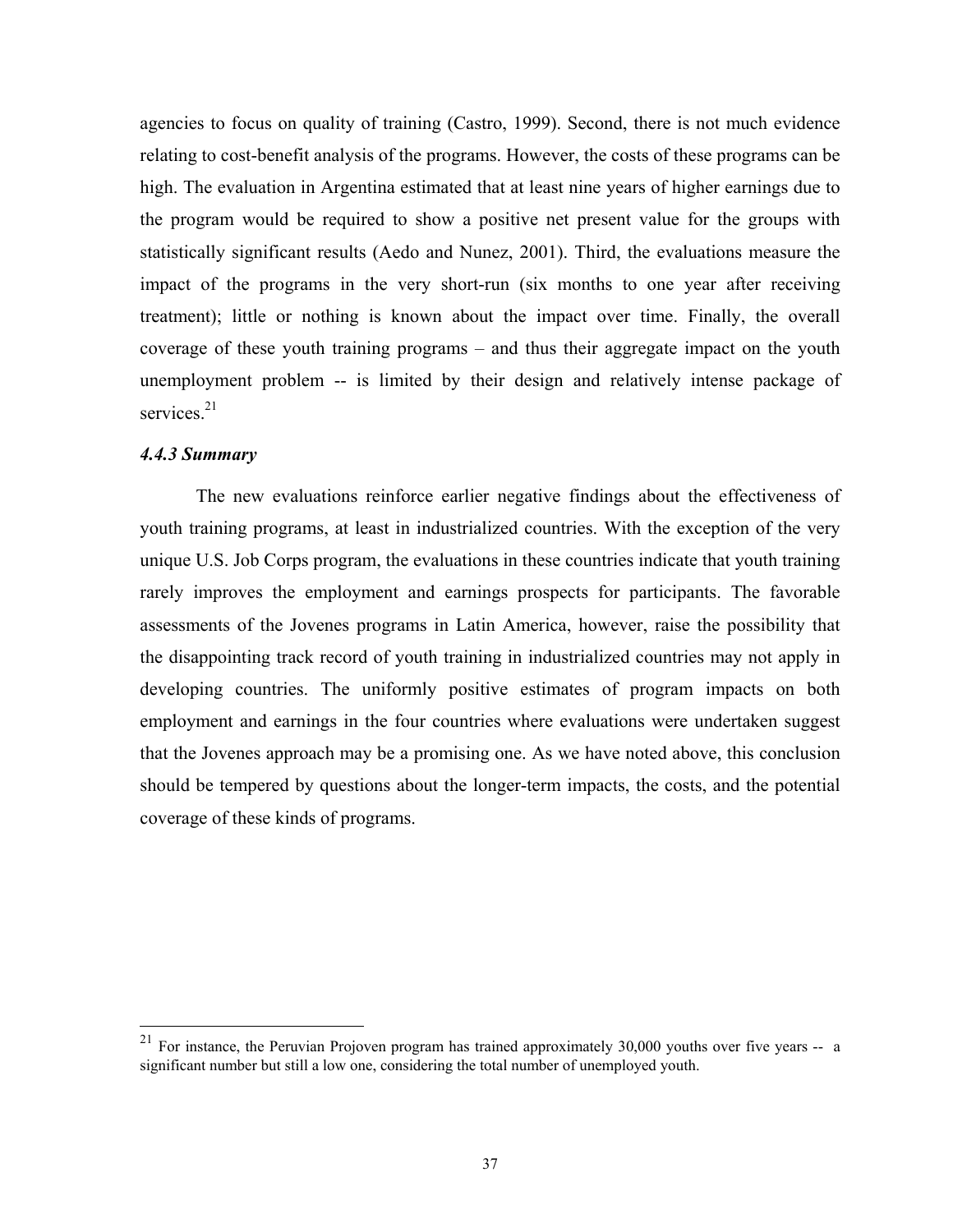agencies to focus on quality of training (Castro, 1999). Second, there is not much evidence relating to cost-benefit analysis of the programs. However, the costs of these programs can be high. The evaluation in Argentina estimated that at least nine years of higher earnings due to the program would be required to show a positive net present value for the groups with statistically significant results (Aedo and Nunez, 2001). Third, the evaluations measure the impact of the programs in the very short-run (six months to one year after receiving treatment); little or nothing is known about the impact over time. Finally, the overall coverage of these youth training programs – and thus their aggregate impact on the youth unemployment problem -- is limited by their design and relatively intense package of services.[21]

### *4.4.3 Summary*

The new evaluations reinforce earlier negative findings about the effectiveness of youth training programs, at least in industrialized countries. With the exception of the very unique U.S. Job Corps program, the evaluations in these countries indicate that youth training rarely improves the employment and earnings prospects for participants. The favorable assessments of the Jovenes programs in Latin America, however, raise the possibility that the disappointing track record of youth training in industrialized countries may not apply in developing countries. The uniformly positive estimates of program impacts on both employment and earnings in the four countries where evaluations were undertaken suggest that the Jovenes approach may be a promising one. As we have noted above, this conclusion should be tempered by questions about the longer-term impacts, the costs, and the potential coverage of these kinds of programs.

---

[21] For instance, the Peruvian Projoven program has trained approximately 30,000 youths over five years -- a significant number but still a low one, considering the total number of unemployed youth.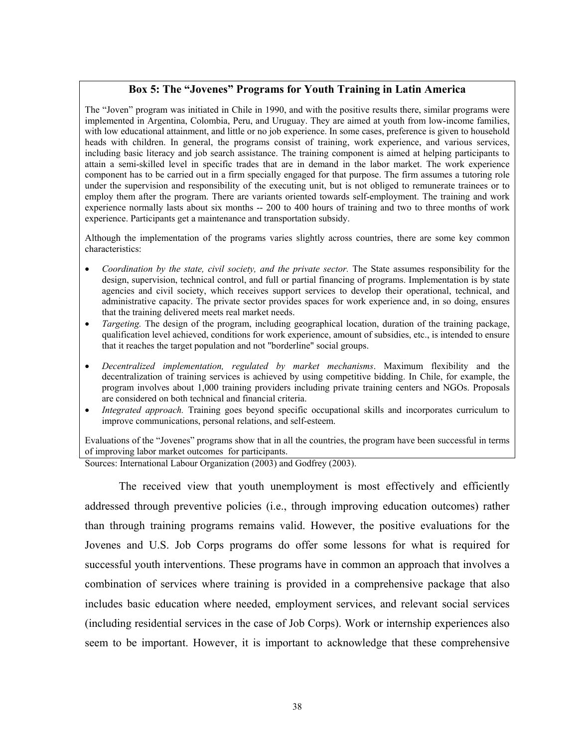**Box 5: The "Jovenes" Programs for Youth Training in Latin America**

The "Joven" program was initiated in Chile in 1990, and with the positive results there, similar programs were implemented in Argentina, Colombia, Peru, and Uruguay. They are aimed at youth from low-income families, with low educational attainment, and little or no job experience. In some cases, preference is given to household heads with children. In general, the programs consist of training, work experience, and various services, including basic literacy and job search assistance. The training component is aimed at helping participants to attain a semi-skilled level in specific trades that are in demand in the labor market. The work experience component has to be carried out in a firm specially engaged for that purpose. The firm assumes a tutoring role under the supervision and responsibility of the executing unit, but is not obliged to remunerate trainees or to employ them after the program. There are variants oriented towards self-employment. The training and work experience normally lasts about six months -- 200 to 400 hours of training and two to three months of work experience. Participants get a maintenance and transportation subsidy.

Although the implementation of the programs varies slightly across countries, there are some key common characteristics:

- *Coordination by the state, civil society, and the private sector.* The State assumes responsibility for the design, supervision, technical control, and full or partial financing of programs. Implementation is by state agencies and civil society, which receives support services to develop their operational, technical, and administrative capacity. The private sector provides spaces for work experience and, in so doing, ensures that the training delivered meets real market needs.
- *Targeting.* The design of the program, including geographical location, duration of the training package, qualification level achieved, conditions for work experience, amount of subsidies, etc., is intended to ensure that it reaches the target population and not "borderline" social groups.
- *Decentralized implementation, regulated by market mechanisms*. Maximum flexibility and the decentralization of training services is achieved by using competitive bidding. In Chile, for example, the program involves about 1,000 training providers including private training centers and NGOs. Proposals are considered on both technical and financial criteria.
- *Integrated approach.* Training goes beyond specific occupational skills and incorporates curriculum to improve communications, personal relations, and self-esteem.

Evaluations of the "Jovenes" programs show that in all the countries, the program have been successful in terms of improving labor market outcomes for participants.

Sources: International Labour Organization (2003) and Godfrey (2003).

The received view that youth unemployment is most effectively and efficiently addressed through preventive policies (i.e., through improving education outcomes) rather than through training programs remains valid. However, the positive evaluations for the Jovenes and U.S. Job Corps programs do offer some lessons for what is required for successful youth interventions. These programs have in common an approach that involves a combination of services where training is provided in a comprehensive package that also includes basic education where needed, employment services, and relevant social services (including residential services in the case of Job Corps). Work or internship experiences also seem to be important. However, it is important to acknowledge that these comprehensive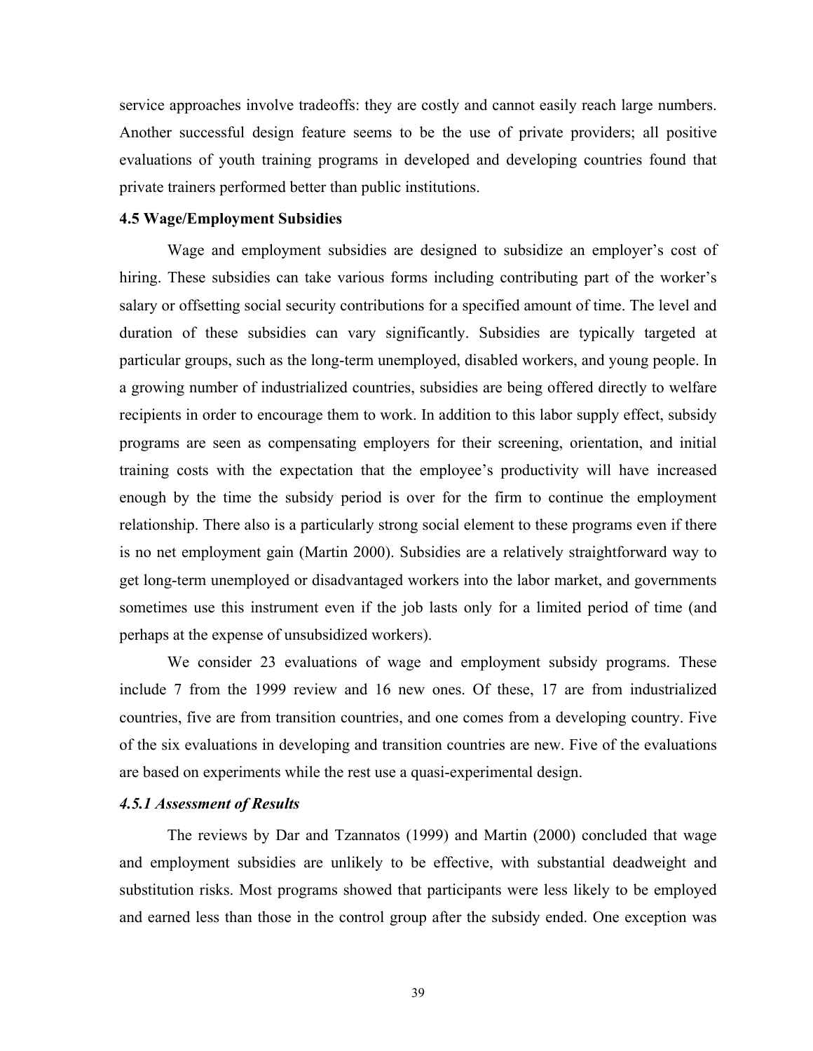service approaches involve tradeoffs: they are costly and cannot easily reach large numbers. Another successful design feature seems to be the use of private providers; all positive evaluations of youth training programs in developed and developing countries found that private trainers performed better than public institutions.

### 4.5 Wage/Employment Subsidies

Wage and employment subsidies are designed to subsidize an employer's cost of hiring. These subsidies can take various forms including contributing part of the worker's salary or offsetting social security contributions for a specified amount of time. The level and duration of these subsidies can vary significantly. Subsidies are typically targeted at particular groups, such as the long-term unemployed, disabled workers, and young people. In a growing number of industrialized countries, subsidies are being offered directly to welfare recipients in order to encourage them to work. In addition to this labor supply effect, subsidy programs are seen as compensating employers for their screening, orientation, and initial training costs with the expectation that the employee's productivity will have increased enough by the time the subsidy period is over for the firm to continue the employment relationship. There also is a particularly strong social element to these programs even if there is no net employment gain (Martin 2000). Subsidies are a relatively straightforward way to get long-term unemployed or disadvantaged workers into the labor market, and governments sometimes use this instrument even if the job lasts only for a limited period of time (and perhaps at the expense of unsubsidized workers).

We consider 23 evaluations of wage and employment subsidy programs. These include 7 from the 1999 review and 16 new ones. Of these, 17 are from industrialized countries, five are from transition countries, and one comes from a developing country. Five of the six evaluations in developing and transition countries are new. Five of the evaluations are based on experiments while the rest use a quasi-experimental design.

#### *4.5.1 Assessment of Results*

The reviews by Dar and Tzannatos (1999) and Martin (2000) concluded that wage and employment subsidies are unlikely to be effective, with substantial deadweight and substitution risks. Most programs showed that participants were less likely to be employed and earned less than those in the control group after the subsidy ended. One exception was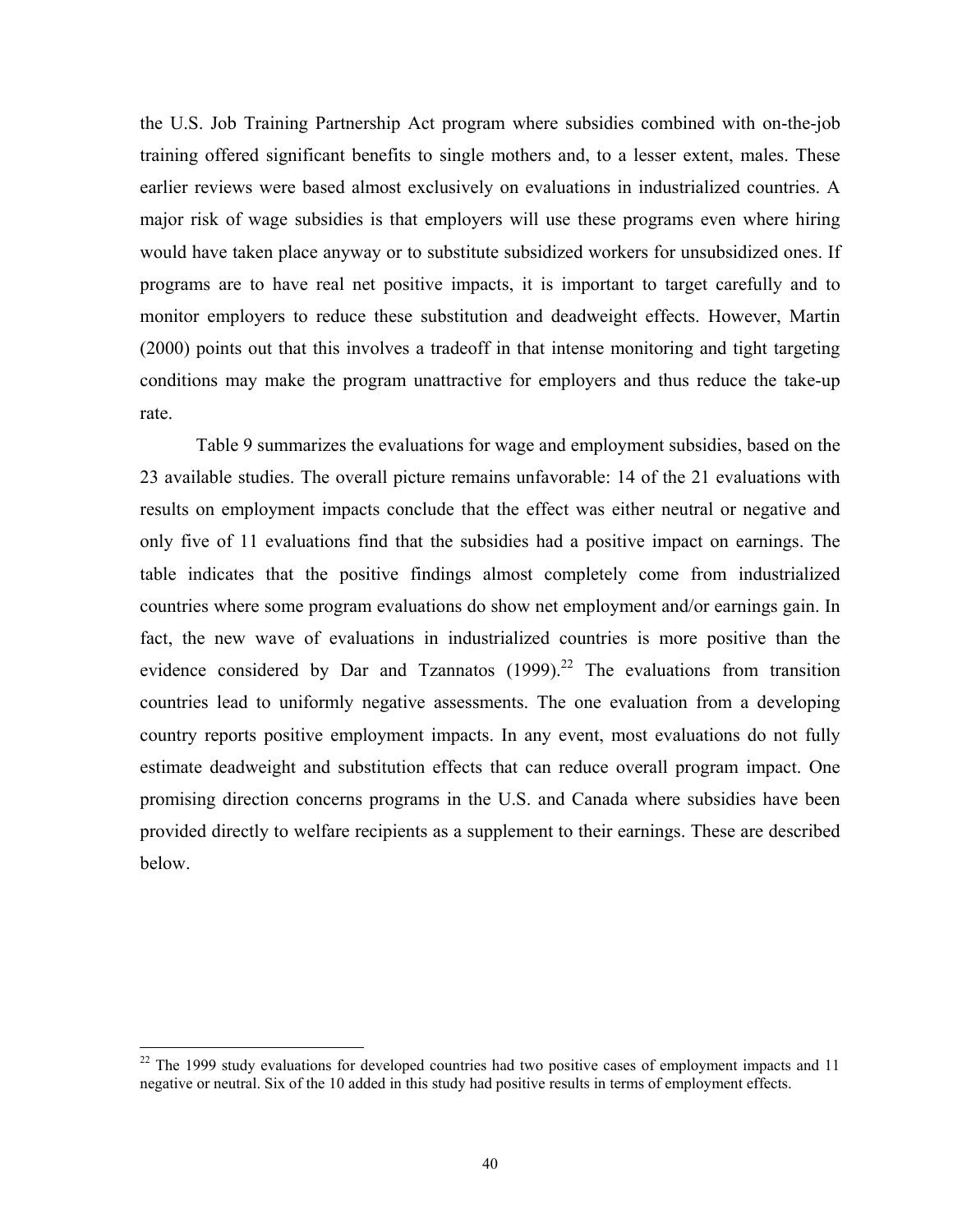the U.S. Job Training Partnership Act program where subsidies combined with on-the-job training offered significant benefits to single mothers and, to a lesser extent, males. These earlier reviews were based almost exclusively on evaluations in industrialized countries. A major risk of wage subsidies is that employers will use these programs even where hiring would have taken place anyway or to substitute subsidized workers for unsubsidized ones. If programs are to have real net positive impacts, it is important to target carefully and to monitor employers to reduce these substitution and deadweight effects. However, Martin (2000) points out that this involves a tradeoff in that intense monitoring and tight targeting conditions may make the program unattractive for employers and thus reduce the take-up rate.

Table 9 summarizes the evaluations for wage and employment subsidies, based on the 23 available studies. The overall picture remains unfavorable: 14 of the 21 evaluations with results on employment impacts conclude that the effect was either neutral or negative and only five of 11 evaluations find that the subsidies had a positive impact on earnings. The table indicates that the positive findings almost completely come from industrialized countries where some program evaluations do show net employment and/or earnings gain. In fact, the new wave of evaluations in industrialized countries is more positive than the evidence considered by Dar and Tzannatos (1999).[22] The evaluations from transition countries lead to uniformly negative assessments. The one evaluation from a developing country reports positive employment impacts. In any event, most evaluations do not fully estimate deadweight and substitution effects that can reduce overall program impact. One promising direction concerns programs in the U.S. and Canada where subsidies have been provided directly to welfare recipients as a supplement to their earnings. These are described below.

[22] The 1999 study evaluations for developed countries had two positive cases of employment impacts and 11 negative or neutral. Six of the 10 added in this study had positive results in terms of employment effects.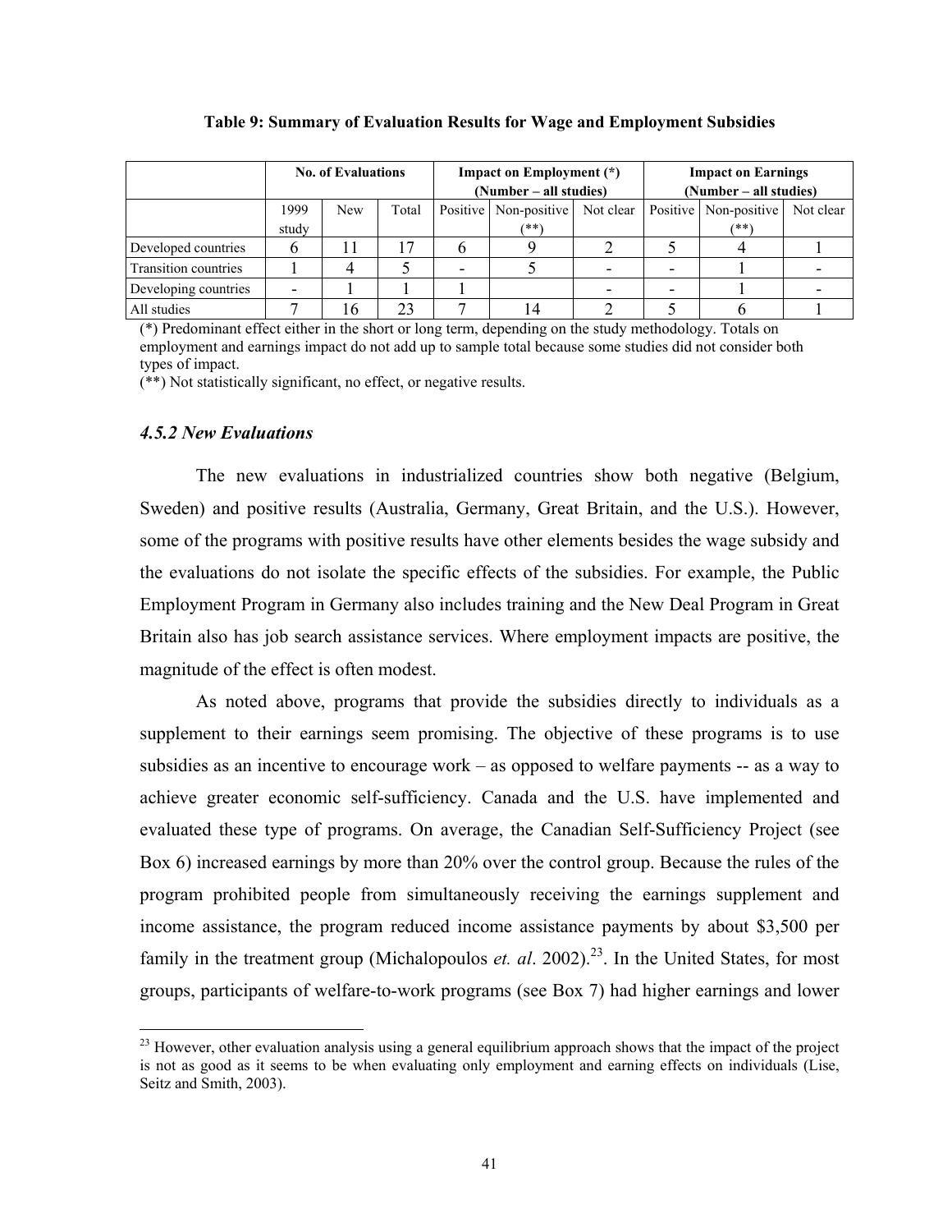**Table 9: Summary of Evaluation Results for Wage and Employment Subsidies**

| | No. of Evaluations | | | Impact on Employment (*) (Number – all studies) | | | Impact on Earnings (Number – all studies) | | |
|---|---|---|---|---|---|---|---|---|---|
| | 1999 study | New | Total | Positive | Non-positive (**) | Not clear | Positive | Non-positive (**) | Not clear |
| Developed countries | 6 | 11 | 17 | 6 | 9 | 2 | 5 | 4 | 1 |
| Transition countries | 1 | 4 | 5 | - | 5 | - | - | 1 | - |
| Developing countries | - | 1 | 1 | 1 | | - | - | 1 | - |
| All studies | 7 | 16 | 23 | 7 | 14 | 2 | 5 | 6 | 1 |

(*) Predominant effect either in the short or long term, depending on the study methodology. Totals on employment and earnings impact do not add up to sample total because some studies did not consider both types of impact.
(**) Not statistically significant, no effect, or negative results.

### *4.5.2 New Evaluations*

The new evaluations in industrialized countries show both negative (Belgium, Sweden) and positive results (Australia, Germany, Great Britain, and the U.S.). However, some of the programs with positive results have other elements besides the wage subsidy and the evaluations do not isolate the specific effects of the subsidies. For example, the Public Employment Program in Germany also includes training and the New Deal Program in Great Britain also has job search assistance services. Where employment impacts are positive, the magnitude of the effect is often modest.

As noted above, programs that provide the subsidies directly to individuals as a supplement to their earnings seem promising. The objective of these programs is to use subsidies as an incentive to encourage work – as opposed to welfare payments -- as a way to achieve greater economic self-sufficiency. Canada and the U.S. have implemented and evaluated these type of programs. On average, the Canadian Self-Sufficiency Project (see Box 6) increased earnings by more than 20% over the control group. Because the rules of the program prohibited people from simultaneously receiving the earnings supplement and income assistance, the program reduced income assistance payments by about $3,500 per family in the treatment group (Michalopoulos *et. al*. 2002).[23]. In the United States, for most groups, participants of welfare-to-work programs (see Box 7) had higher earnings and lower

[23] However, other evaluation analysis using a general equilibrium approach shows that the impact of the project is not as good as it seems to be when evaluating only employment and earning effects on individuals (Lise, Seitz and Smith, 2003).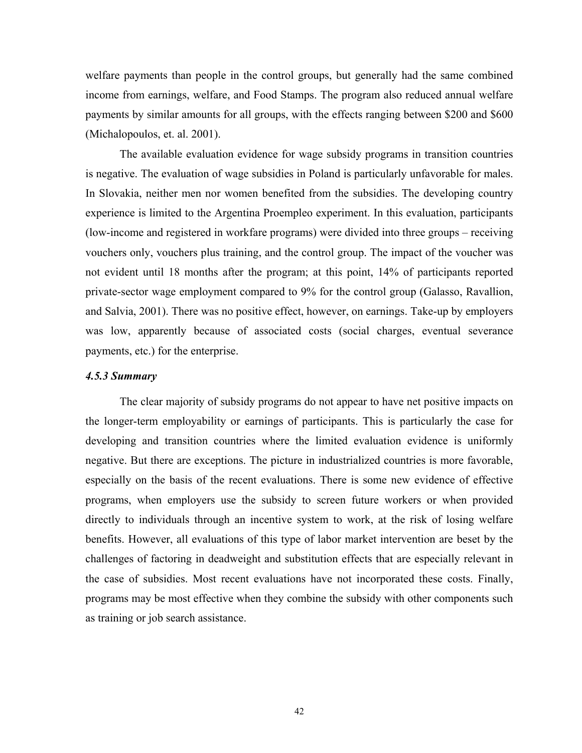welfare payments than people in the control groups, but generally had the same combined income from earnings, welfare, and Food Stamps. The program also reduced annual welfare payments by similar amounts for all groups, with the effects ranging between $200 and $600 (Michalopoulos, et. al. 2001).

The available evaluation evidence for wage subsidy programs in transition countries is negative. The evaluation of wage subsidies in Poland is particularly unfavorable for males. In Slovakia, neither men nor women benefited from the subsidies. The developing country experience is limited to the Argentina Proempleo experiment. In this evaluation, participants (low-income and registered in workfare programs) were divided into three groups – receiving vouchers only, vouchers plus training, and the control group. The impact of the voucher was not evident until 18 months after the program; at this point, 14% of participants reported private-sector wage employment compared to 9% for the control group (Galasso, Ravallion, and Salvia, 2001). There was no positive effect, however, on earnings. Take-up by employers was low, apparently because of associated costs (social charges, eventual severance payments, etc.) for the enterprise.

#### *4.5.3 Summary*

The clear majority of subsidy programs do not appear to have net positive impacts on the longer-term employability or earnings of participants. This is particularly the case for developing and transition countries where the limited evaluation evidence is uniformly negative. But there are exceptions. The picture in industrialized countries is more favorable, especially on the basis of the recent evaluations. There is some new evidence of effective programs, when employers use the subsidy to screen future workers or when provided directly to individuals through an incentive system to work, at the risk of losing welfare benefits. However, all evaluations of this type of labor market intervention are beset by the challenges of factoring in deadweight and substitution effects that are especially relevant in the case of subsidies. Most recent evaluations have not incorporated these costs. Finally, programs may be most effective when they combine the subsidy with other components such as training or job search assistance.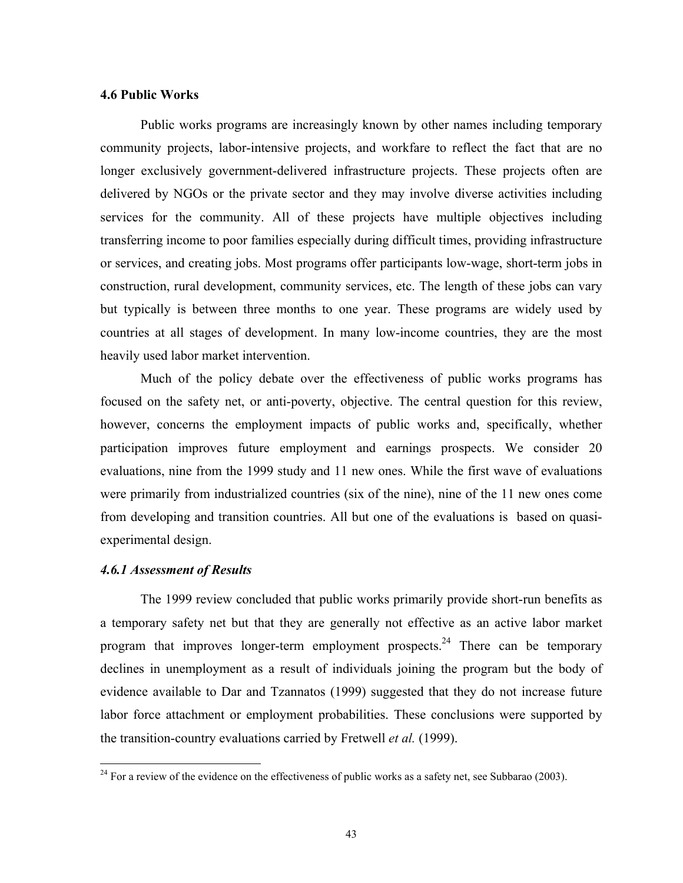### 4.6 Public Works

Public works programs are increasingly known by other names including temporary community projects, labor-intensive projects, and workfare to reflect the fact that are no longer exclusively government-delivered infrastructure projects. These projects often are delivered by NGOs or the private sector and they may involve diverse activities including services for the community. All of these projects have multiple objectives including transferring income to poor families especially during difficult times, providing infrastructure or services, and creating jobs. Most programs offer participants low-wage, short-term jobs in construction, rural development, community services, etc. The length of these jobs can vary but typically is between three months to one year. These programs are widely used by countries at all stages of development. In many low-income countries, they are the most heavily used labor market intervention.

Much of the policy debate over the effectiveness of public works programs has focused on the safety net, or anti-poverty, objective. The central question for this review, however, concerns the employment impacts of public works and, specifically, whether participation improves future employment and earnings prospects. We consider 20 evaluations, nine from the 1999 study and 11 new ones. While the first wave of evaluations were primarily from industrialized countries (six of the nine), nine of the 11 new ones come from developing and transition countries. All but one of the evaluations is based on quasi-experimental design.

#### *4.6.1 Assessment of Results*

The 1999 review concluded that public works primarily provide short-run benefits as a temporary safety net but that they are generally not effective as an active labor market program that improves longer-term employment prospects.[24] There can be temporary declines in unemployment as a result of individuals joining the program but the body of evidence available to Dar and Tzannatos (1999) suggested that they do not increase future labor force attachment or employment probabilities. These conclusions were supported by the transition-country evaluations carried by Fretwell *et al.* (1999).

[24] For a review of the evidence on the effectiveness of public works as a safety net, see Subbarao (2003).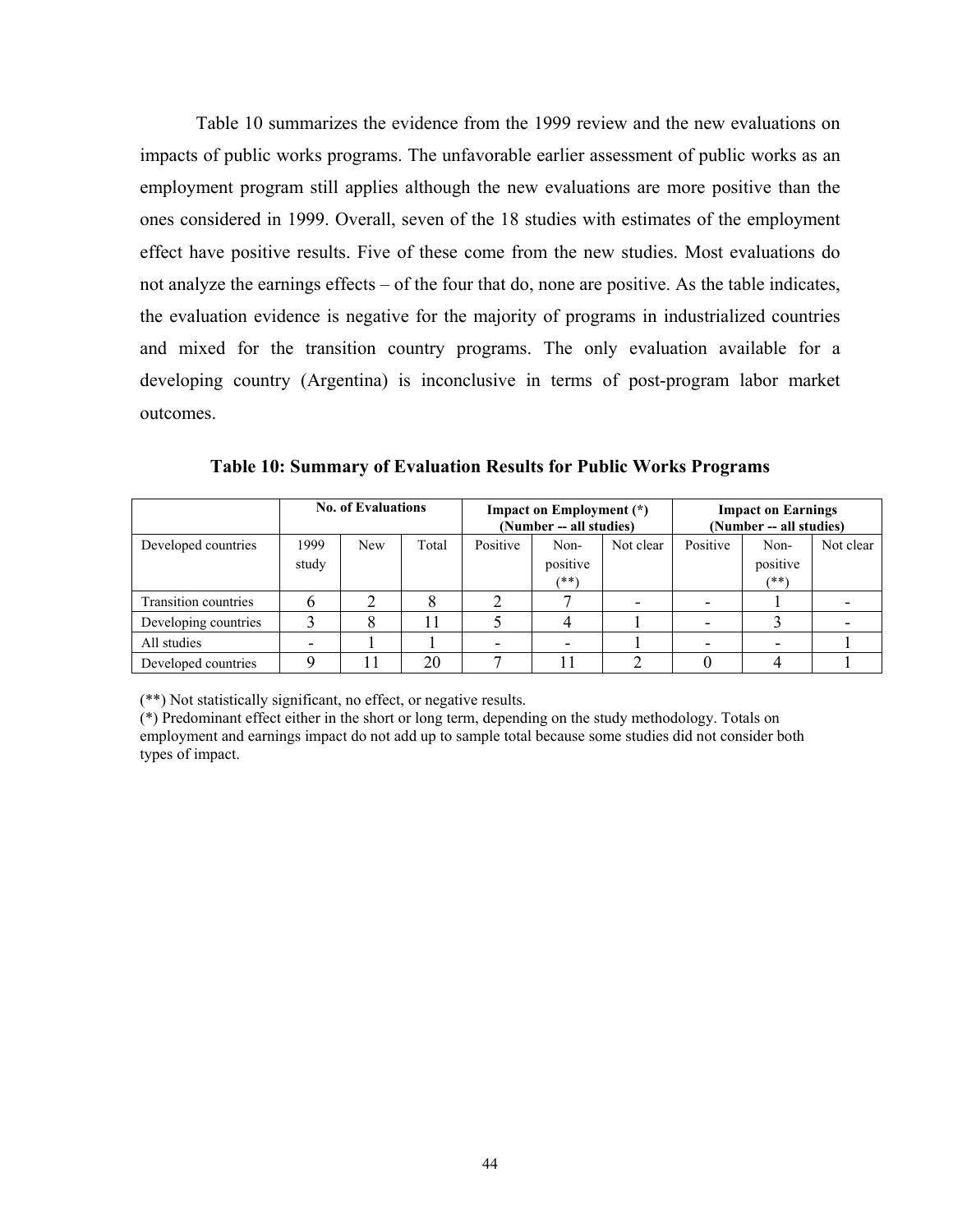Table 10 summarizes the evidence from the 1999 review and the new evaluations on impacts of public works programs. The unfavorable earlier assessment of public works as an employment program still applies although the new evaluations are more positive than the ones considered in 1999. Overall, seven of the 18 studies with estimates of the employment effect have positive results. Five of these come from the new studies. Most evaluations do not analyze the earnings effects – of the four that do, none are positive. As the table indicates, the evaluation evidence is negative for the majority of programs in industrialized countries and mixed for the transition country programs. The only evaluation available for a developing country (Argentina) is inconclusive in terms of post-program labor market outcomes.

**Table 10: Summary of Evaluation Results for Public Works Programs**

| | No. of Evaluations | | | Impact on Employment (*) (Number -- all studies) | | | Impact on Earnings (Number -- all studies) | | |
|---|---|---|---|---|---|---|---|---|---|
| Developed countries | 1999 study | New | Total | Positive | Non-positive (**) | Not clear | Positive | Non-positive (**) | Not clear |
| Transition countries | 6 | 2 | 8 | 2 | 7 | - | - | 1 | - |
| Developing countries | 3 | 8 | 11 | 5 | 4 | 1 | - | 3 | - |
| All studies | - | 1 | 1 | - | - | 1 | - | - | 1 |
| Developed countries | 9 | 11 | 20 | 7 | 11 | 2 | 0 | 4 | 1 |

(**) Not statistically significant, no effect, or negative results.
(*) Predominant effect either in the short or long term, depending on the study methodology. Totals on employment and earnings impact do not add up to sample total because some studies did not consider both types of impact.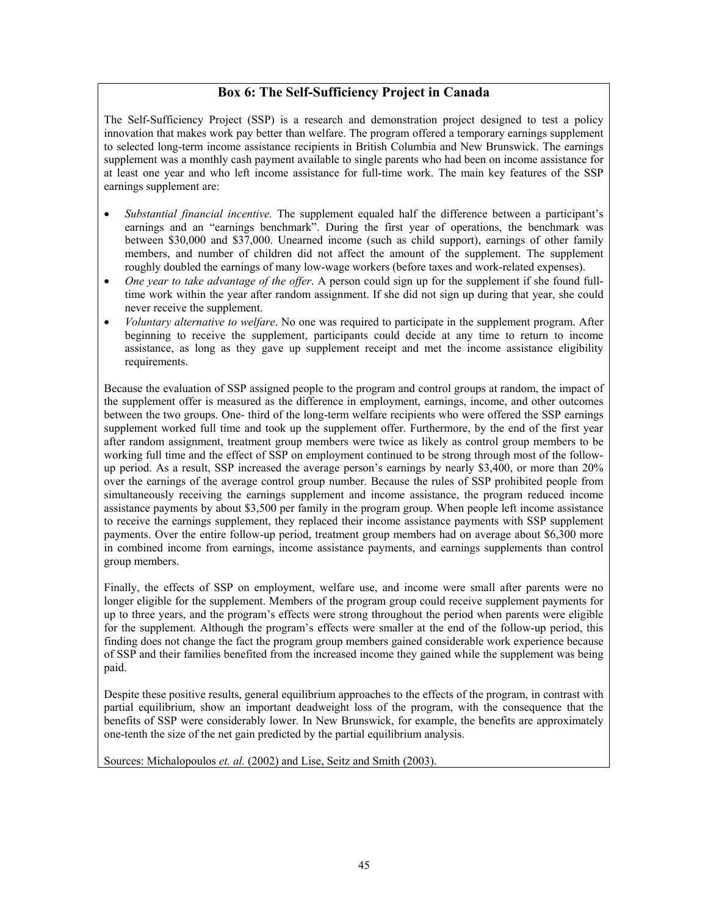## Box 6: The Self-Sufficiency Project in Canada

The Self-Sufficiency Project (SSP) is a research and demonstration project designed to test a policy innovation that makes work pay better than welfare. The program offered a temporary earnings supplement to selected long-term income assistance recipients in British Columbia and New Brunswick. The earnings supplement was a monthly cash payment available to single parents who had been on income assistance for at least one year and who left income assistance for full-time work. The main key features of the SSP earnings supplement are:

- *Substantial financial incentive.* The supplement equaled half the difference between a participant's earnings and an "earnings benchmark". During the first year of operations, the benchmark was between $30,000 and $37,000. Unearned income (such as child support), earnings of other family members, and number of children did not affect the amount of the supplement. The supplement roughly doubled the earnings of many low-wage workers (before taxes and work-related expenses).
- *One year to take advantage of the offer*. A person could sign up for the supplement if she found full-time work within the year after random assignment. If she did not sign up during that year, she could never receive the supplement.
- *Voluntary alternative to welfare*. No one was required to participate in the supplement program. After beginning to receive the supplement, participants could decide at any time to return to income assistance, as long as they gave up supplement receipt and met the income assistance eligibility requirements.

Because the evaluation of SSP assigned people to the program and control groups at random, the impact of the supplement offer is measured as the difference in employment, earnings, income, and other outcomes between the two groups. One- third of the long-term welfare recipients who were offered the SSP earnings supplement worked full time and took up the supplement offer. Furthermore, by the end of the first year after random assignment, treatment group members were twice as likely as control group members to be working full time and the effect of SSP on employment continued to be strong through most of the follow-up period. As a result, SSP increased the average person's earnings by nearly $3,400, or more than 20% over the earnings of the average control group number. Because the rules of SSP prohibited people from simultaneously receiving the earnings supplement and income assistance, the program reduced income assistance payments by about $3,500 per family in the program group. When people left income assistance to receive the earnings supplement, they replaced their income assistance payments with SSP supplement payments. Over the entire follow-up period, treatment group members had on average about $6,300 more in combined income from earnings, income assistance payments, and earnings supplements than control group members.

Finally, the effects of SSP on employment, welfare use, and income were small after parents were no longer eligible for the supplement. Members of the program group could receive supplement payments for up to three years, and the program's effects were strong throughout the period when parents were eligible for the supplement. Although the program's effects were smaller at the end of the follow-up period, this finding does not change the fact the program group members gained considerable work experience because of SSP and their families benefited from the increased income they gained while the supplement was being paid.

Despite these positive results, general equilibrium approaches to the effects of the program, in contrast with partial equilibrium, show an important deadweight loss of the program, with the consequence that the benefits of SSP were considerably lower. In New Brunswick, for example, the benefits are approximately one-tenth the size of the net gain predicted by the partial equilibrium analysis.

Sources: Michalopoulos *et. al.* (2002) and Lise, Seitz and Smith (2003).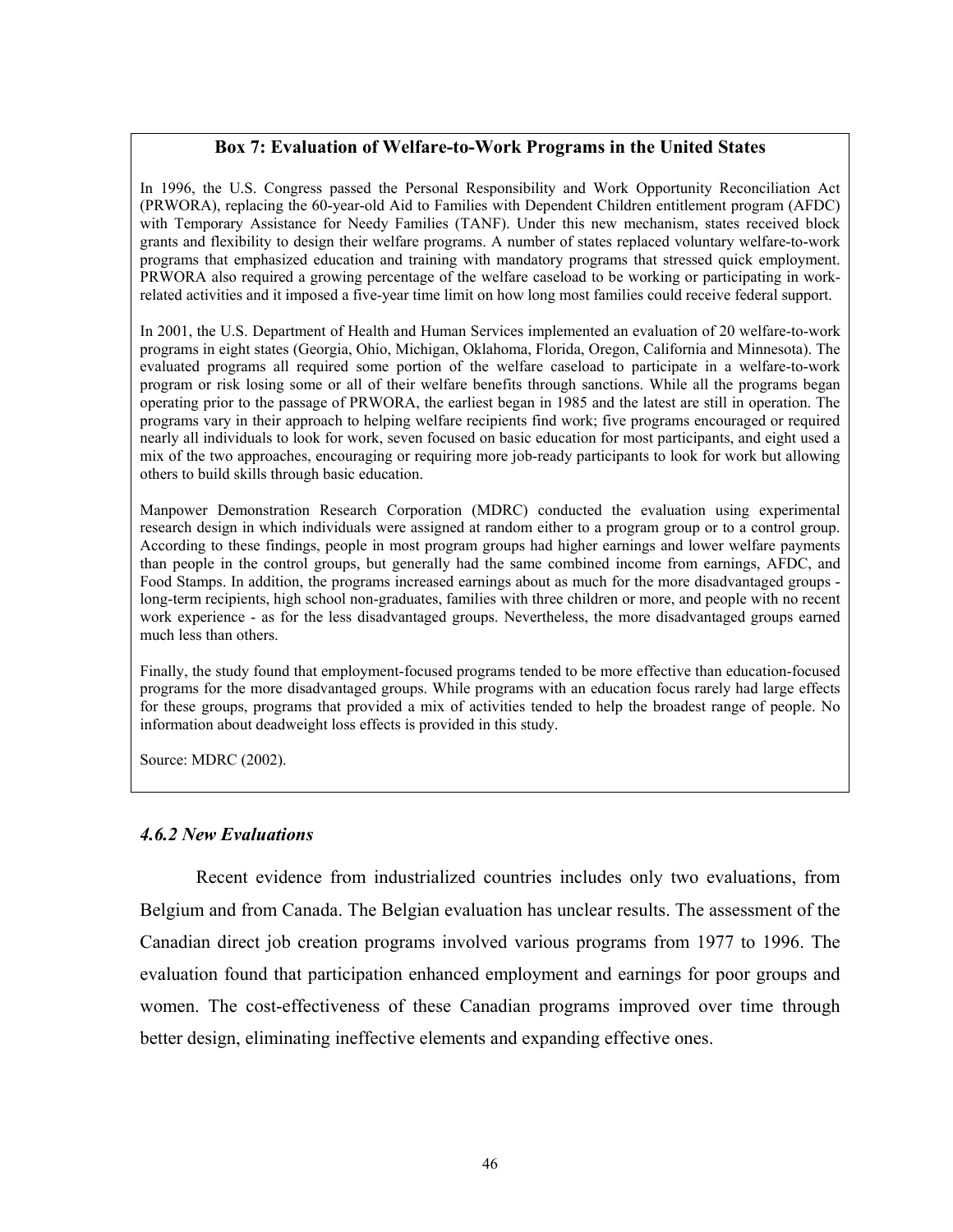**Box 7: Evaluation of Welfare-to-Work Programs in the United States**

In 1996, the U.S. Congress passed the Personal Responsibility and Work Opportunity Reconciliation Act (PRWORA), replacing the 60-year-old Aid to Families with Dependent Children entitlement program (AFDC) with Temporary Assistance for Needy Families (TANF). Under this new mechanism, states received block grants and flexibility to design their welfare programs. A number of states replaced voluntary welfare-to-work programs that emphasized education and training with mandatory programs that stressed quick employment. PRWORA also required a growing percentage of the welfare caseload to be working or participating in work-related activities and it imposed a five-year time limit on how long most families could receive federal support.

In 2001, the U.S. Department of Health and Human Services implemented an evaluation of 20 welfare-to-work programs in eight states (Georgia, Ohio, Michigan, Oklahoma, Florida, Oregon, California and Minnesota). The evaluated programs all required some portion of the welfare caseload to participate in a welfare-to-work program or risk losing some or all of their welfare benefits through sanctions. While all the programs began operating prior to the passage of PRWORA, the earliest began in 1985 and the latest are still in operation. The programs vary in their approach to helping welfare recipients find work; five programs encouraged or required nearly all individuals to look for work, seven focused on basic education for most participants, and eight used a mix of the two approaches, encouraging or requiring more job-ready participants to look for work but allowing others to build skills through basic education.

Manpower Demonstration Research Corporation (MDRC) conducted the evaluation using experimental research design in which individuals were assigned at random either to a program group or to a control group. According to these findings, people in most program groups had higher earnings and lower welfare payments than people in the control groups, but generally had the same combined income from earnings, AFDC, and Food Stamps. In addition, the programs increased earnings about as much for the more disadvantaged groups - long-term recipients, high school non-graduates, families with three children or more, and people with no recent work experience - as for the less disadvantaged groups. Nevertheless, the more disadvantaged groups earned much less than others.

Finally, the study found that employment-focused programs tended to be more effective than education-focused programs for the more disadvantaged groups. While programs with an education focus rarely had large effects for these groups, programs that provided a mix of activities tended to help the broadest range of people. No information about deadweight loss effects is provided in this study.

Source: MDRC (2002).

### *4.6.2 New Evaluations*

Recent evidence from industrialized countries includes only two evaluations, from Belgium and from Canada. The Belgian evaluation has unclear results. The assessment of the Canadian direct job creation programs involved various programs from 1977 to 1996. The evaluation found that participation enhanced employment and earnings for poor groups and women. The cost-effectiveness of these Canadian programs improved over time through better design, eliminating ineffective elements and expanding effective ones.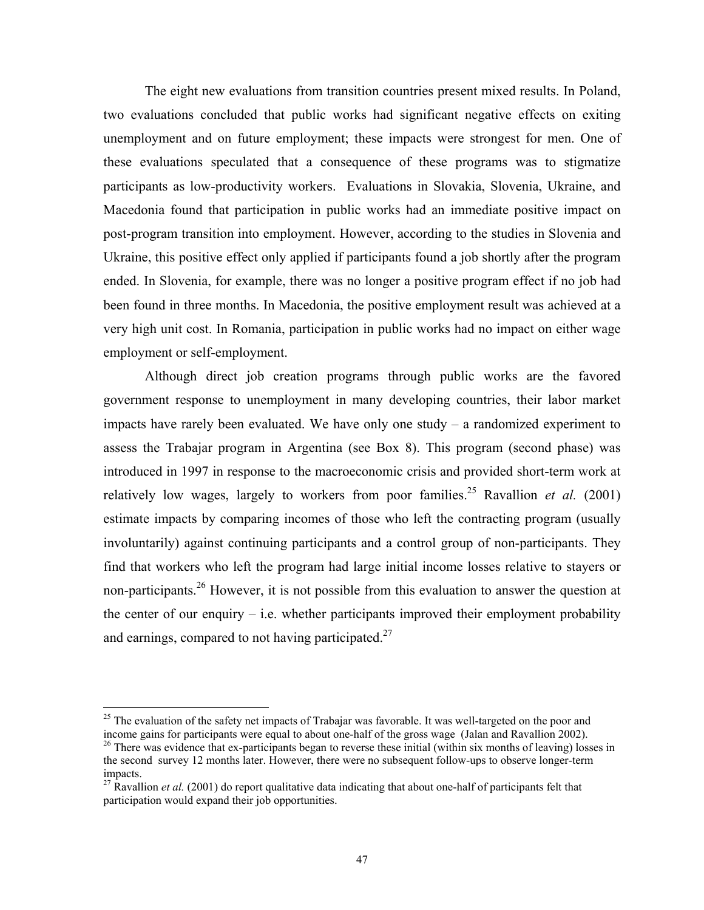The eight new evaluations from transition countries present mixed results. In Poland, two evaluations concluded that public works had significant negative effects on exiting unemployment and on future employment; these impacts were strongest for men. One of these evaluations speculated that a consequence of these programs was to stigmatize participants as low-productivity workers. Evaluations in Slovakia, Slovenia, Ukraine, and Macedonia found that participation in public works had an immediate positive impact on post-program transition into employment. However, according to the studies in Slovenia and Ukraine, this positive effect only applied if participants found a job shortly after the program ended. In Slovenia, for example, there was no longer a positive program effect if no job had been found in three months. In Macedonia, the positive employment result was achieved at a very high unit cost. In Romania, participation in public works had no impact on either wage employment or self-employment.

Although direct job creation programs through public works are the favored government response to unemployment in many developing countries, their labor market impacts have rarely been evaluated. We have only one study – a randomized experiment to assess the Trabajar program in Argentina (see Box 8). This program (second phase) was introduced in 1997 in response to the macroeconomic crisis and provided short-term work at relatively low wages, largely to workers from poor families.[25] Ravallion *et al.* (2001) estimate impacts by comparing incomes of those who left the contracting program (usually involuntarily) against continuing participants and a control group of non-participants. They find that workers who left the program had large initial income losses relative to stayers or non-participants.[26] However, it is not possible from this evaluation to answer the question at the center of our enquiry – i.e. whether participants improved their employment probability and earnings, compared to not having participated.[27]

---

[25] The evaluation of the safety net impacts of Trabajar was favorable. It was well-targeted on the poor and income gains for participants were equal to about one-half of the gross wage (Jalan and Ravallion 2002).

[26] There was evidence that ex-participants began to reverse these initial (within six months of leaving) losses in the second survey 12 months later. However, there were no subsequent follow-ups to observe longer-term impacts.

[27] Ravallion *et al.* (2001) do report qualitative data indicating that about one-half of participants felt that participation would expand their job opportunities.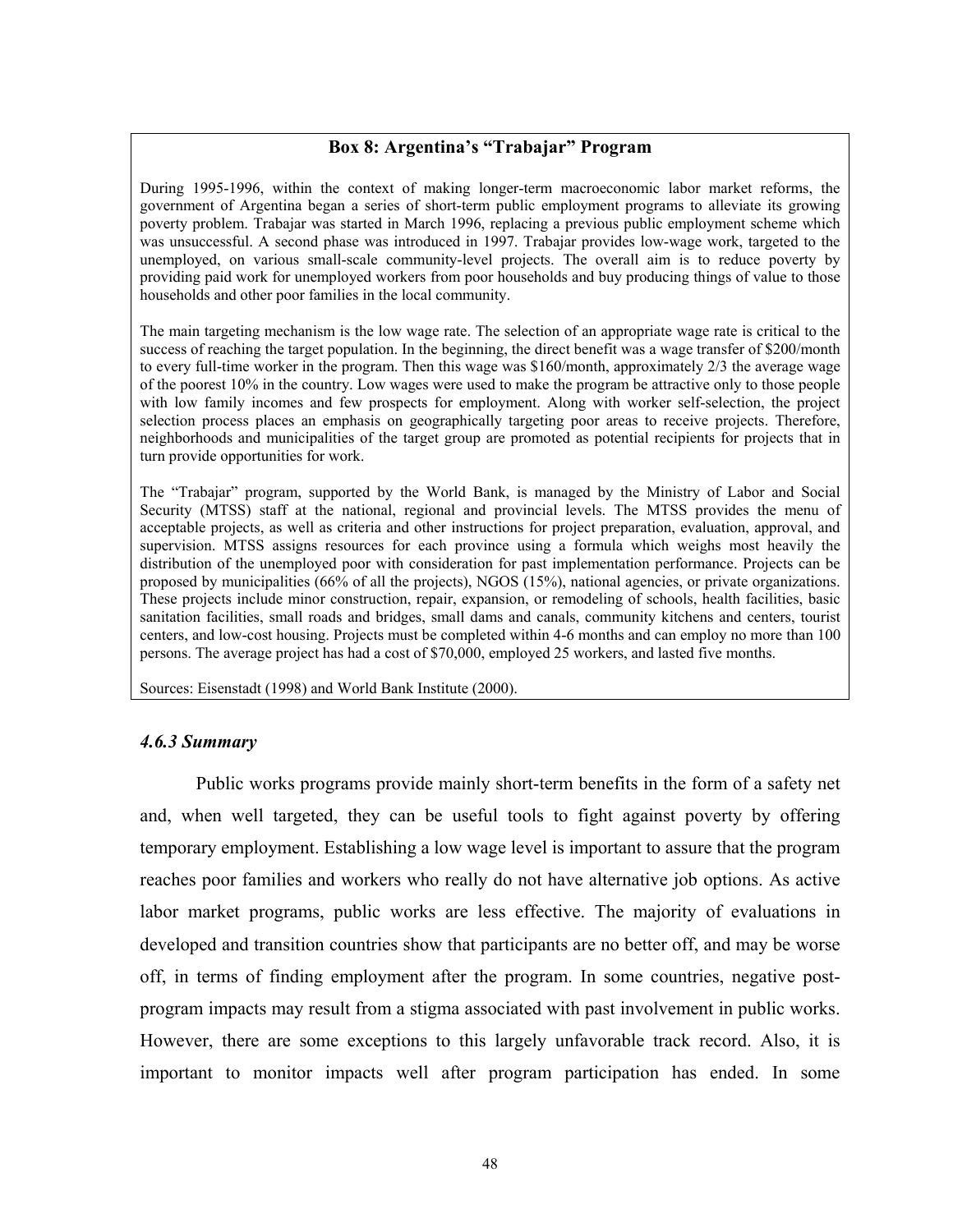**Box 8: Argentina's "Trabajar" Program**

During 1995-1996, within the context of making longer-term macroeconomic labor market reforms, the government of Argentina began a series of short-term public employment programs to alleviate its growing poverty problem. Trabajar was started in March 1996, replacing a previous public employment scheme which was unsuccessful. A second phase was introduced in 1997. Trabajar provides low-wage work, targeted to the unemployed, on various small-scale community-level projects. The overall aim is to reduce poverty by providing paid work for unemployed workers from poor households and buy producing things of value to those households and other poor families in the local community.

The main targeting mechanism is the low wage rate. The selection of an appropriate wage rate is critical to the success of reaching the target population. In the beginning, the direct benefit was a wage transfer of $200/month to every full-time worker in the program. Then this wage was $160/month, approximately 2/3 the average wage of the poorest 10% in the country. Low wages were used to make the program be attractive only to those people with low family incomes and few prospects for employment. Along with worker self-selection, the project selection process places an emphasis on geographically targeting poor areas to receive projects. Therefore, neighborhoods and municipalities of the target group are promoted as potential recipients for projects that in turn provide opportunities for work.

The "Trabajar" program, supported by the World Bank, is managed by the Ministry of Labor and Social Security (MTSS) staff at the national, regional and provincial levels. The MTSS provides the menu of acceptable projects, as well as criteria and other instructions for project preparation, evaluation, approval, and supervision. MTSS assigns resources for each province using a formula which weighs most heavily the distribution of the unemployed poor with consideration for past implementation performance. Projects can be proposed by municipalities (66% of all the projects), NGOS (15%), national agencies, or private organizations. These projects include minor construction, repair, expansion, or remodeling of schools, health facilities, basic sanitation facilities, small roads and bridges, small dams and canals, community kitchens and centers, tourist centers, and low-cost housing. Projects must be completed within 4-6 months and can employ no more than 100 persons. The average project has had a cost of $70,000, employed 25 workers, and lasted five months.

Sources: Eisenstadt (1998) and World Bank Institute (2000).

### *4.6.3 Summary*

Public works programs provide mainly short-term benefits in the form of a safety net and, when well targeted, they can be useful tools to fight against poverty by offering temporary employment. Establishing a low wage level is important to assure that the program reaches poor families and workers who really do not have alternative job options. As active labor market programs, public works are less effective. The majority of evaluations in developed and transition countries show that participants are no better off, and may be worse off, in terms of finding employment after the program. In some countries, negative post-program impacts may result from a stigma associated with past involvement in public works. However, there are some exceptions to this largely unfavorable track record. Also, it is important to monitor impacts well after program participation has ended. In some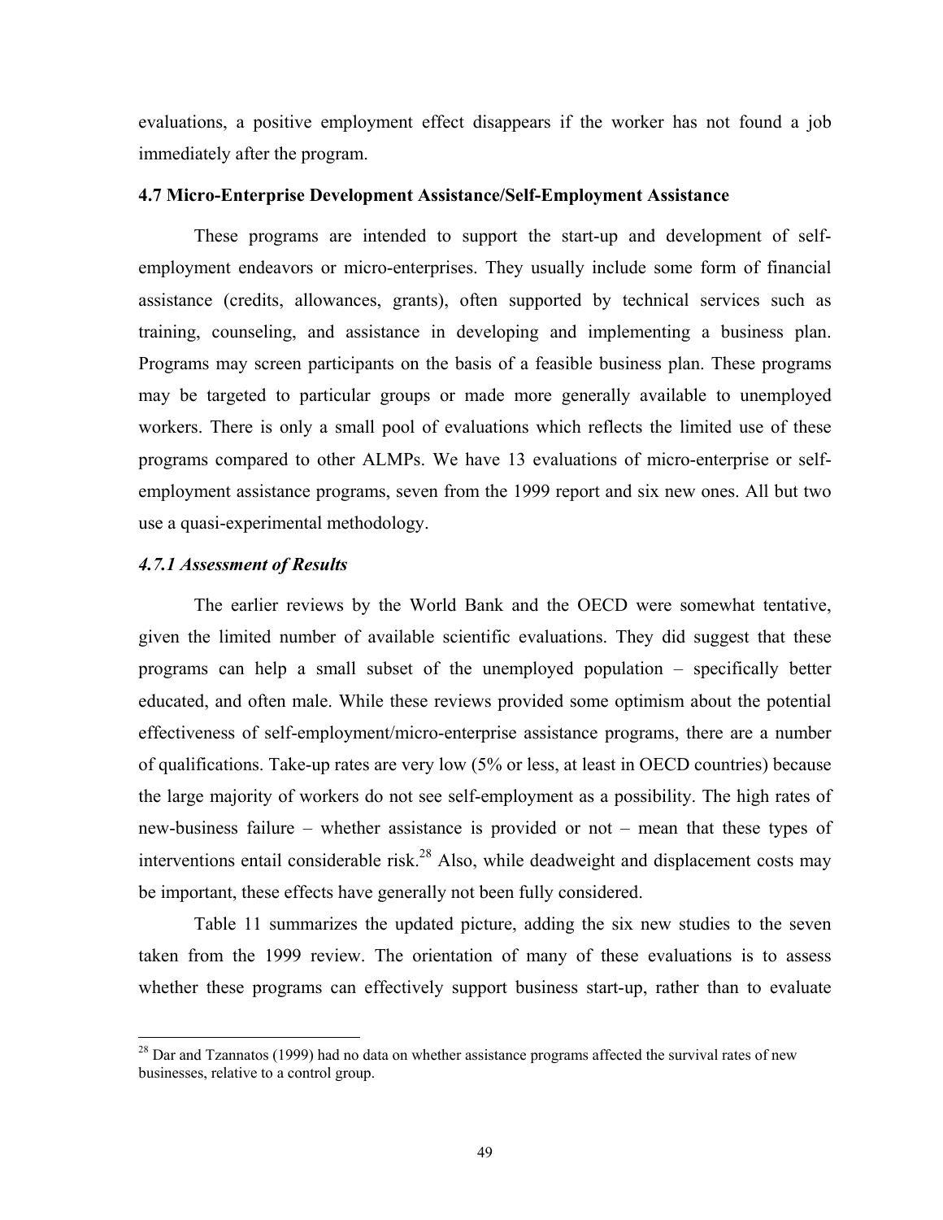evaluations, a positive employment effect disappears if the worker has not found a job immediately after the program.

### 4.7 Micro-Enterprise Development Assistance/Self-Employment Assistance

These programs are intended to support the start-up and development of self-employment endeavors or micro-enterprises. They usually include some form of financial assistance (credits, allowances, grants), often supported by technical services such as training, counseling, and assistance in developing and implementing a business plan. Programs may screen participants on the basis of a feasible business plan. These programs may be targeted to particular groups or made more generally available to unemployed workers. There is only a small pool of evaluations which reflects the limited use of these programs compared to other ALMPs. We have 13 evaluations of micro-enterprise or self-employment assistance programs, seven from the 1999 report and six new ones. All but two use a quasi-experimental methodology.

#### *4.7.1 Assessment of Results*

The earlier reviews by the World Bank and the OECD were somewhat tentative, given the limited number of available scientific evaluations. They did suggest that these programs can help a small subset of the unemployed population – specifically better educated, and often male. While these reviews provided some optimism about the potential effectiveness of self-employment/micro-enterprise assistance programs, there are a number of qualifications. Take-up rates are very low (5% or less, at least in OECD countries) because the large majority of workers do not see self-employment as a possibility. The high rates of new-business failure – whether assistance is provided or not – mean that these types of interventions entail considerable risk.[28] Also, while deadweight and displacement costs may be important, these effects have generally not been fully considered.

Table 11 summarizes the updated picture, adding the six new studies to the seven taken from the 1999 review. The orientation of many of these evaluations is to assess whether these programs can effectively support business start-up, rather than to evaluate

---

[28] Dar and Tzannatos (1999) had no data on whether assistance programs affected the survival rates of new businesses, relative to a control group.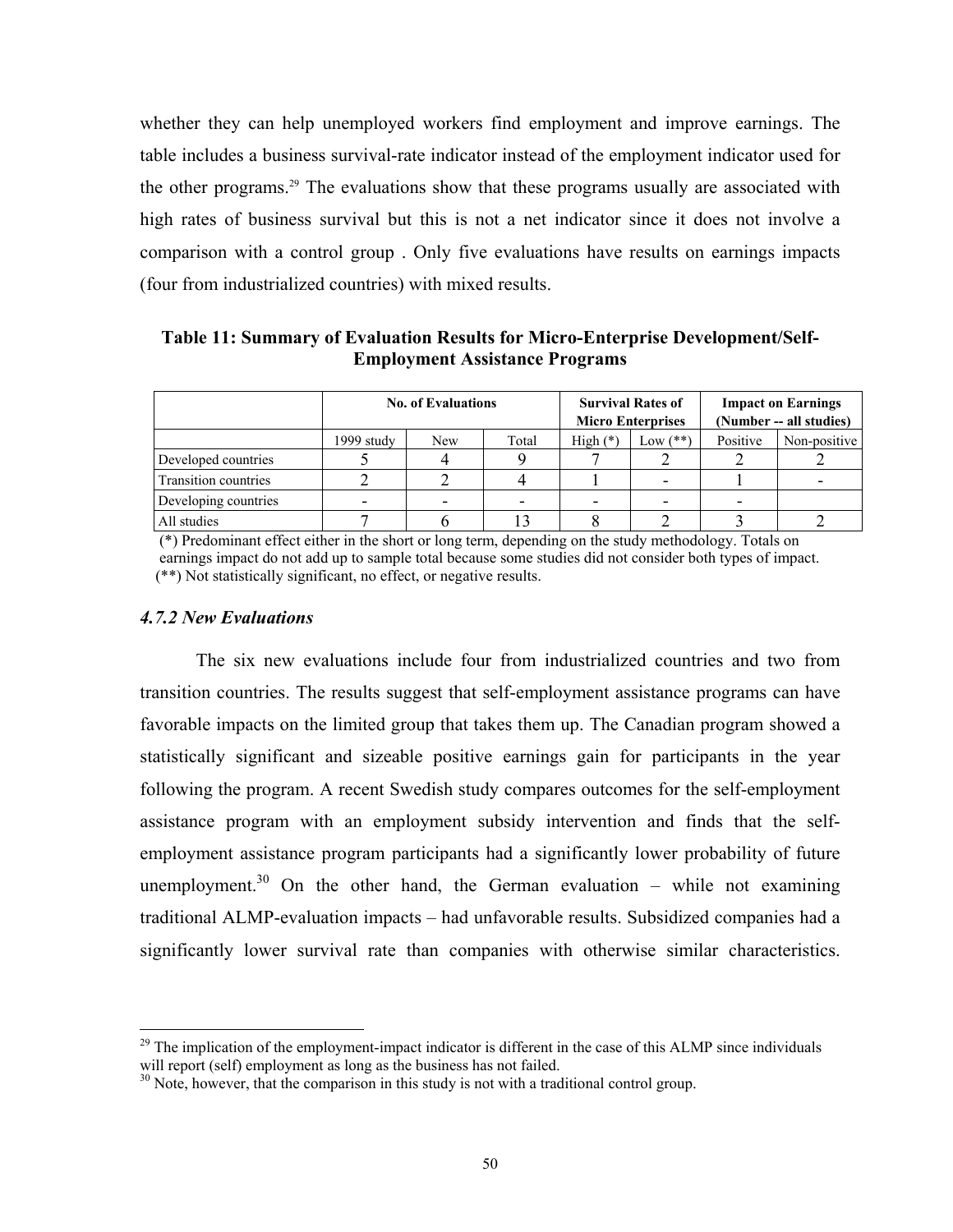whether they can help unemployed workers find employment and improve earnings. The table includes a business survival-rate indicator instead of the employment indicator used for the other programs.[29] The evaluations show that these programs usually are associated with high rates of business survival but this is not a net indicator since it does not involve a comparison with a control group . Only five evaluations have results on earnings impacts (four from industrialized countries) with mixed results.

**Table 11: Summary of Evaluation Results for Micro-Enterprise Development/Self-Employment Assistance Programs**

| | No. of Evaluations | | | Survival Rates of Micro Enterprises | | Impact on Earnings (Number -- all studies) | |
|---|---|---|---|---|---|---|---|
| | 1999 study | New | Total | High (*) | Low (**) | Positive | Non-positive |
| Developed countries | 5 | 4 | 9 | 7 | 2 | 2 | 2 |
| Transition countries | 2 | 2 | 4 | 1 | - | 1 | - |
| Developing countries | - | - | - | - | - | - | |
| All studies | 7 | 6 | 13 | 8 | 2 | 3 | 2 |

(*) Predominant effect either in the short or long term, depending on the study methodology. Totals on earnings impact do not add up to sample total because some studies did not consider both types of impact.
(**) Not statistically significant, no effect, or negative results.

### *4.7.2 New Evaluations*

The six new evaluations include four from industrialized countries and two from transition countries. The results suggest that self-employment assistance programs can have favorable impacts on the limited group that takes them up. The Canadian program showed a statistically significant and sizeable positive earnings gain for participants in the year following the program. A recent Swedish study compares outcomes for the self-employment assistance program with an employment subsidy intervention and finds that the self-employment assistance program participants had a significantly lower probability of future unemployment.[30] On the other hand, the German evaluation – while not examining traditional ALMP-evaluation impacts – had unfavorable results. Subsidized companies had a significantly lower survival rate than companies with otherwise similar characteristics.

[29] The implication of the employment-impact indicator is different in the case of this ALMP since individuals will report (self) employment as long as the business has not failed.

[30] Note, however, that the comparison in this study is not with a traditional control group.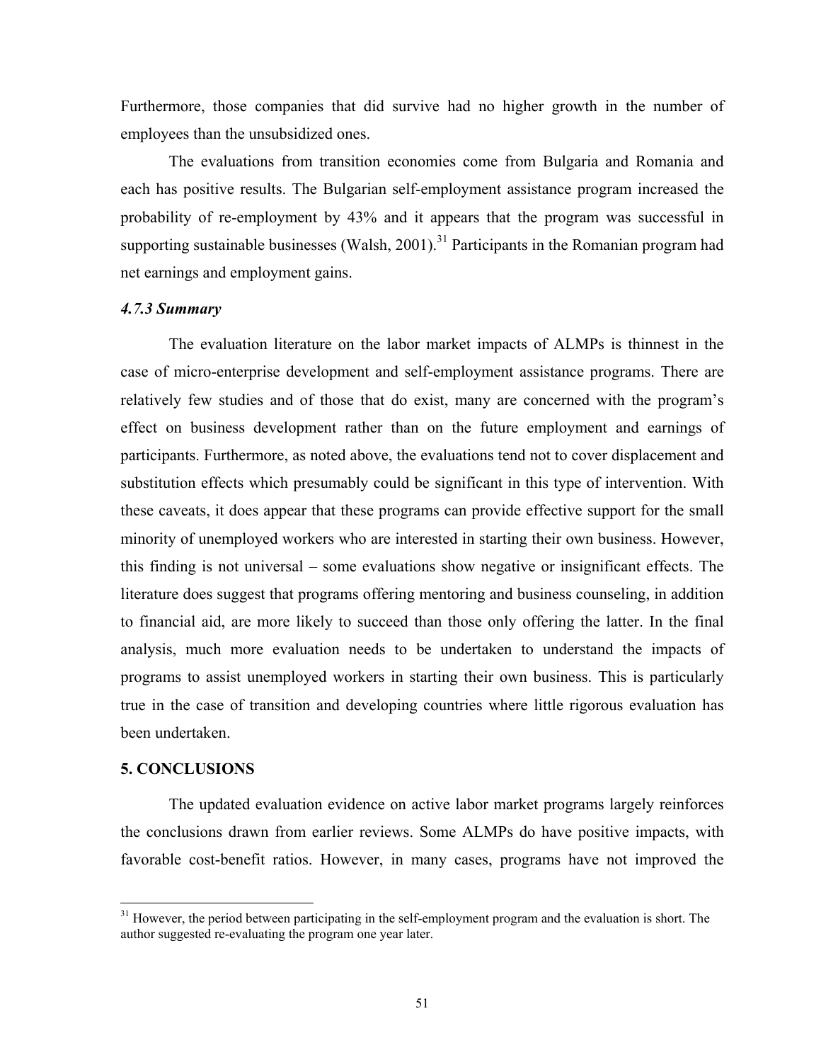Furthermore, those companies that did survive had no higher growth in the number of employees than the unsubsidized ones.

The evaluations from transition economies come from Bulgaria and Romania and each has positive results. The Bulgarian self-employment assistance program increased the probability of re-employment by 43% and it appears that the program was successful in supporting sustainable businesses (Walsh, 2001).[31] Participants in the Romanian program had net earnings and employment gains.

### *4.7.3 Summary*

The evaluation literature on the labor market impacts of ALMPs is thinnest in the case of micro-enterprise development and self-employment assistance programs. There are relatively few studies and of those that do exist, many are concerned with the program's effect on business development rather than on the future employment and earnings of participants. Furthermore, as noted above, the evaluations tend not to cover displacement and substitution effects which presumably could be significant in this type of intervention. With these caveats, it does appear that these programs can provide effective support for the small minority of unemployed workers who are interested in starting their own business. However, this finding is not universal – some evaluations show negative or insignificant effects. The literature does suggest that programs offering mentoring and business counseling, in addition to financial aid, are more likely to succeed than those only offering the latter. In the final analysis, much more evaluation needs to be undertaken to understand the impacts of programs to assist unemployed workers in starting their own business. This is particularly true in the case of transition and developing countries where little rigorous evaluation has been undertaken.

## 5. CONCLUSIONS

The updated evaluation evidence on active labor market programs largely reinforces the conclusions drawn from earlier reviews. Some ALMPs do have positive impacts, with favorable cost-benefit ratios. However, in many cases, programs have not improved the

[31] However, the period between participating in the self-employment program and the evaluation is short. The author suggested re-evaluating the program one year later.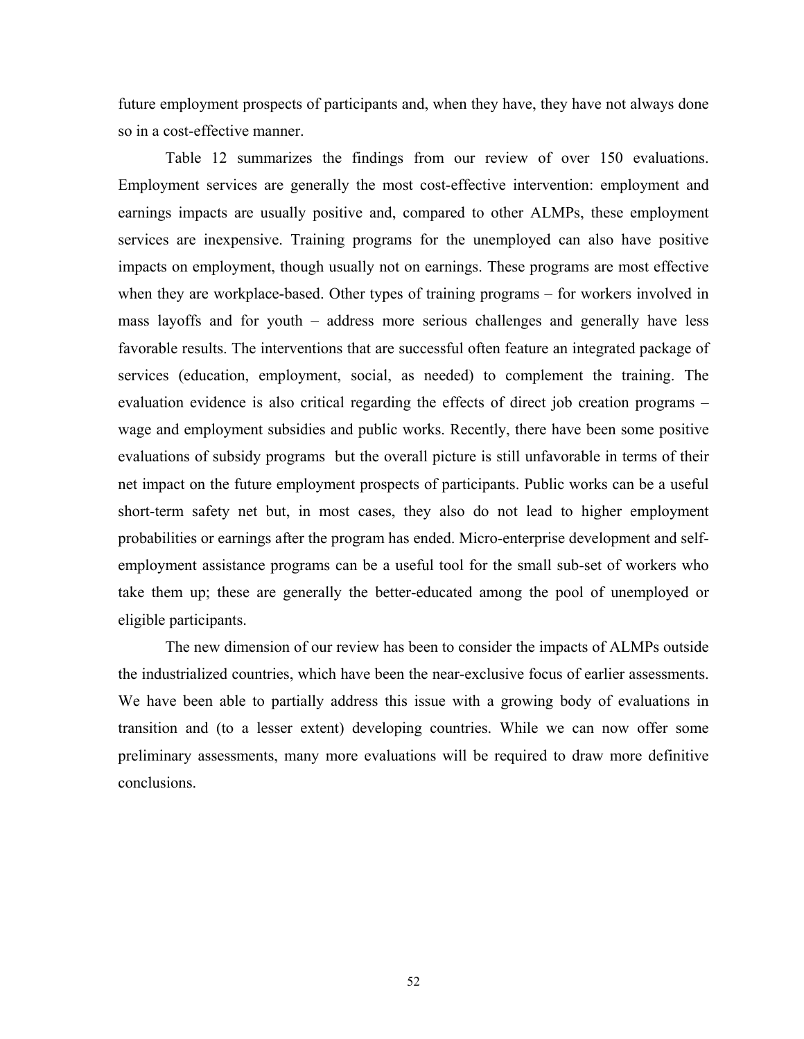future employment prospects of participants and, when they have, they have not always done so in a cost-effective manner.

Table 12 summarizes the findings from our review of over 150 evaluations. Employment services are generally the most cost-effective intervention: employment and earnings impacts are usually positive and, compared to other ALMPs, these employment services are inexpensive. Training programs for the unemployed can also have positive impacts on employment, though usually not on earnings. These programs are most effective when they are workplace-based. Other types of training programs – for workers involved in mass layoffs and for youth – address more serious challenges and generally have less favorable results. The interventions that are successful often feature an integrated package of services (education, employment, social, as needed) to complement the training. The evaluation evidence is also critical regarding the effects of direct job creation programs – wage and employment subsidies and public works. Recently, there have been some positive evaluations of subsidy programs but the overall picture is still unfavorable in terms of their net impact on the future employment prospects of participants. Public works can be a useful short-term safety net but, in most cases, they also do not lead to higher employment probabilities or earnings after the program has ended. Micro-enterprise development and self-employment assistance programs can be a useful tool for the small sub-set of workers who take them up; these are generally the better-educated among the pool of unemployed or eligible participants.

The new dimension of our review has been to consider the impacts of ALMPs outside the industrialized countries, which have been the near-exclusive focus of earlier assessments. We have been able to partially address this issue with a growing body of evaluations in transition and (to a lesser extent) developing countries. While we can now offer some preliminary assessments, many more evaluations will be required to draw more definitive conclusions.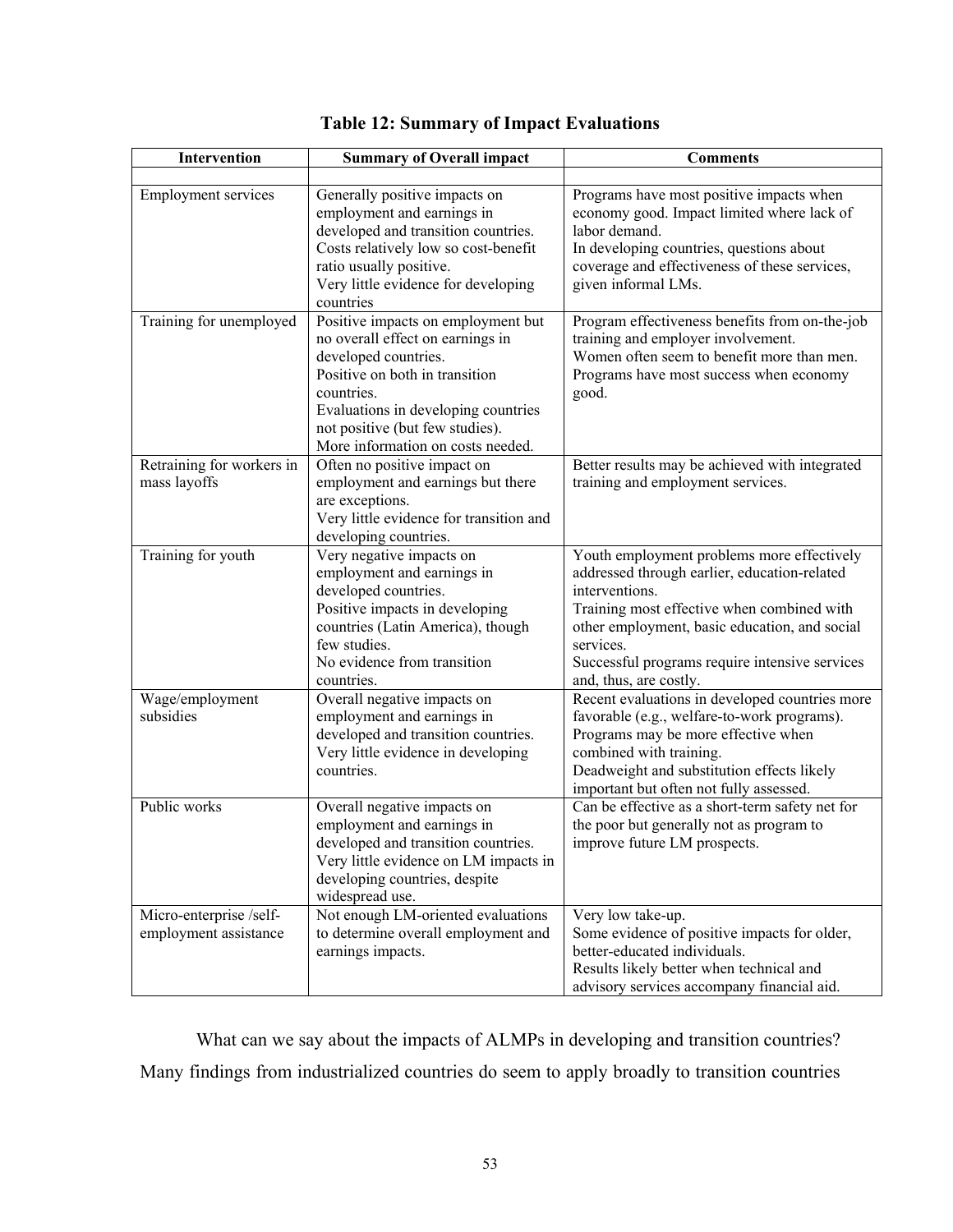**Table 12: Summary of Impact Evaluations**

| Intervention | Summary of Overall impact | Comments |
|---|---|---|
| | | |
| Employment services | Generally positive impacts on employment and earnings in developed and transition countries. Costs relatively low so cost-benefit ratio usually positive. Very little evidence for developing countries | Programs have most positive impacts when economy good. Impact limited where lack of labor demand. In developing countries, questions about coverage and effectiveness of these services, given informal LMs. |
| Training for unemployed | Positive impacts on employment but no overall effect on earnings in developed countries. Positive on both in transition countries. Evaluations in developing countries not positive (but few studies). More information on costs needed. | Program effectiveness benefits from on-the-job training and employer involvement. Women often seem to benefit more than men. Programs have most success when economy good. |
| Retraining for workers in mass layoffs | Often no positive impact on employment and earnings but there are exceptions. Very little evidence for transition and developing countries. | Better results may be achieved with integrated training and employment services. |
| Training for youth | Very negative impacts on employment and earnings in developed countries. Positive impacts in developing countries (Latin America), though few studies. No evidence from transition countries. | Youth employment problems more effectively addressed through earlier, education-related interventions. Training most effective when combined with other employment, basic education, and social services. Successful programs require intensive services and, thus, are costly. |
| Wage/employment subsidies | Overall negative impacts on employment and earnings in developed and transition countries. Very little evidence in developing countries. | Recent evaluations in developed countries more favorable (e.g., welfare-to-work programs). Programs may be more effective when combined with training. Deadweight and substitution effects likely important but often not fully assessed. |
| Public works | Overall negative impacts on employment and earnings in developed and transition countries. Very little evidence on LM impacts in developing countries, despite widespread use. | Can be effective as a short-term safety net for the poor but generally not as program to improve future LM prospects. |
| Micro-enterprise /self-employment assistance | Not enough LM-oriented evaluations to determine overall employment and earnings impacts. | Very low take-up. Some evidence of positive impacts for older, better-educated individuals. Results likely better when technical and advisory services accompany financial aid. |

What can we say about the impacts of ALMPs in developing and transition countries? Many findings from industrialized countries do seem to apply broadly to transition countries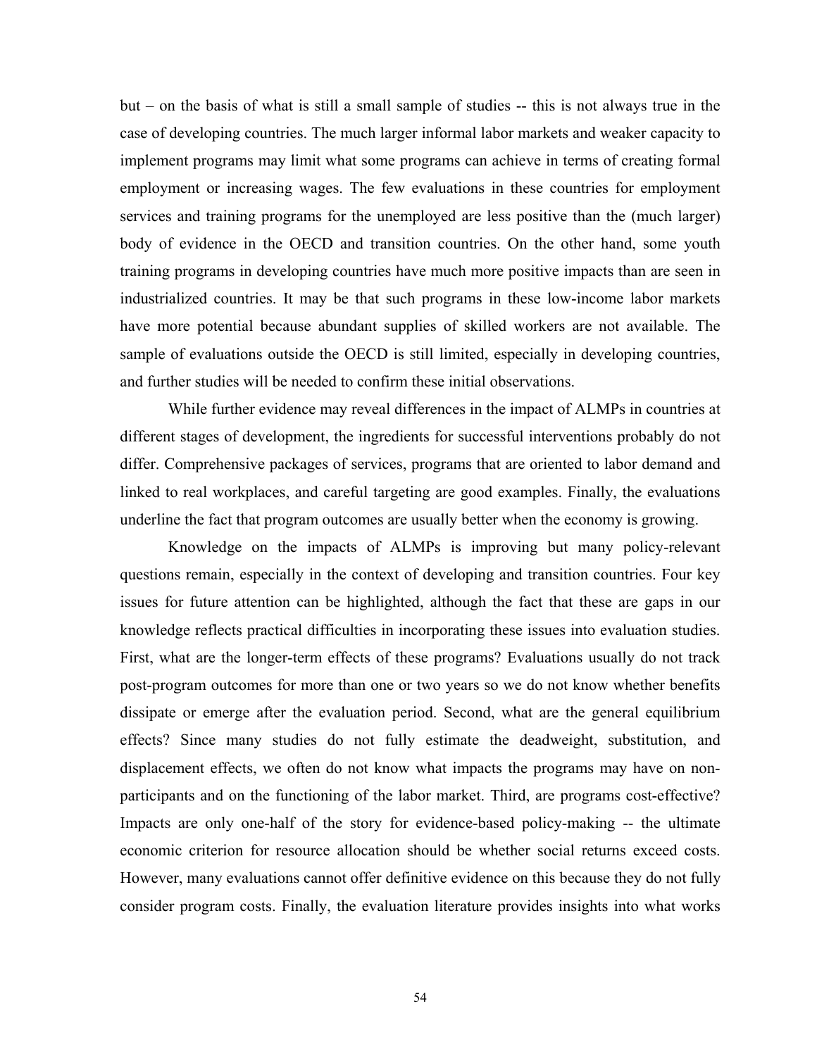but – on the basis of what is still a small sample of studies -- this is not always true in the case of developing countries. The much larger informal labor markets and weaker capacity to implement programs may limit what some programs can achieve in terms of creating formal employment or increasing wages. The few evaluations in these countries for employment services and training programs for the unemployed are less positive than the (much larger) body of evidence in the OECD and transition countries. On the other hand, some youth training programs in developing countries have much more positive impacts than are seen in industrialized countries. It may be that such programs in these low-income labor markets have more potential because abundant supplies of skilled workers are not available. The sample of evaluations outside the OECD is still limited, especially in developing countries, and further studies will be needed to confirm these initial observations.

While further evidence may reveal differences in the impact of ALMPs in countries at different stages of development, the ingredients for successful interventions probably do not differ. Comprehensive packages of services, programs that are oriented to labor demand and linked to real workplaces, and careful targeting are good examples. Finally, the evaluations underline the fact that program outcomes are usually better when the economy is growing.

Knowledge on the impacts of ALMPs is improving but many policy-relevant questions remain, especially in the context of developing and transition countries. Four key issues for future attention can be highlighted, although the fact that these are gaps in our knowledge reflects practical difficulties in incorporating these issues into evaluation studies. First, what are the longer-term effects of these programs? Evaluations usually do not track post-program outcomes for more than one or two years so we do not know whether benefits dissipate or emerge after the evaluation period. Second, what are the general equilibrium effects? Since many studies do not fully estimate the deadweight, substitution, and displacement effects, we often do not know what impacts the programs may have on non-participants and on the functioning of the labor market. Third, are programs cost-effective? Impacts are only one-half of the story for evidence-based policy-making -- the ultimate economic criterion for resource allocation should be whether social returns exceed costs. However, many evaluations cannot offer definitive evidence on this because they do not fully consider program costs. Finally, the evaluation literature provides insights into what works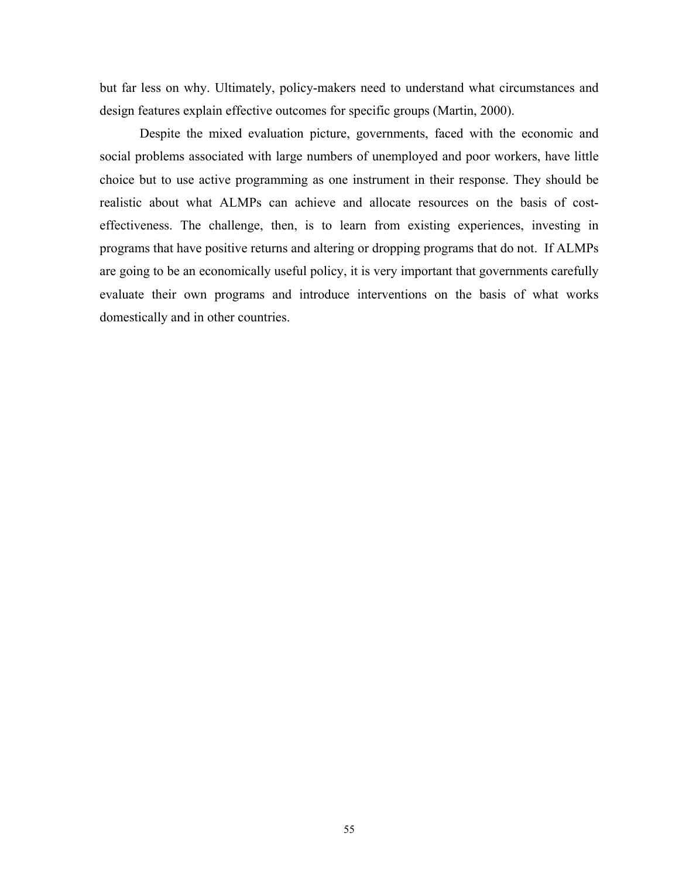but far less on why. Ultimately, policy-makers need to understand what circumstances and design features explain effective outcomes for specific groups (Martin, 2000).

Despite the mixed evaluation picture, governments, faced with the economic and social problems associated with large numbers of unemployed and poor workers, have little choice but to use active programming as one instrument in their response. They should be realistic about what ALMPs can achieve and allocate resources on the basis of cost-effectiveness. The challenge, then, is to learn from existing experiences, investing in programs that have positive returns and altering or dropping programs that do not. If ALMPs are going to be an economically useful policy, it is very important that governments carefully evaluate their own programs and introduce interventions on the basis of what works domestically and in other countries.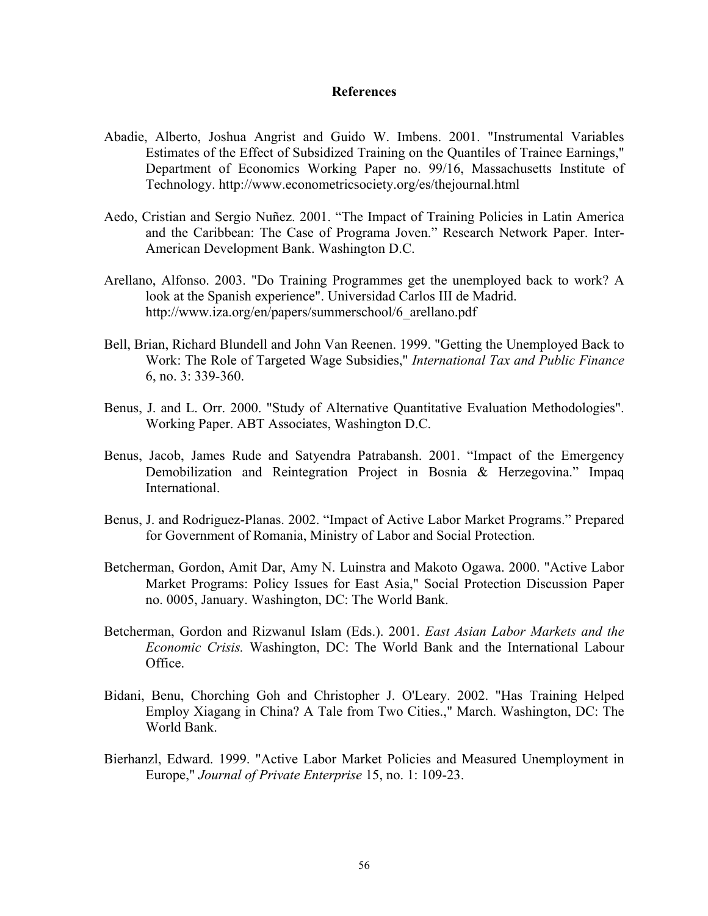# References

Abadie, Alberto, Joshua Angrist and Guido W. Imbens. 2001. "Instrumental Variables Estimates of the Effect of Subsidized Training on the Quantiles of Trainee Earnings," Department of Economics Working Paper no. 99/16, Massachusetts Institute of Technology. http://www.econometricsociety.org/es/thejournal.html

Aedo, Cristian and Sergio Nuñez. 2001. "The Impact of Training Policies in Latin America and the Caribbean: The Case of Programa Joven." Research Network Paper. Inter-American Development Bank. Washington D.C.

Arellano, Alfonso. 2003. "Do Training Programmes get the unemployed back to work? A look at the Spanish experience". Universidad Carlos III de Madrid. http://www.iza.org/en/papers/summerschool/6_arellano.pdf

Bell, Brian, Richard Blundell and John Van Reenen. 1999. "Getting the Unemployed Back to Work: The Role of Targeted Wage Subsidies," *International Tax and Public Finance* 6, no. 3: 339-360.

Benus, J. and L. Orr. 2000. "Study of Alternative Quantitative Evaluation Methodologies". Working Paper. ABT Associates, Washington D.C.

Benus, Jacob, James Rude and Satyendra Patrabansh. 2001. "Impact of the Emergency Demobilization and Reintegration Project in Bosnia & Herzegovina." Impaq International.

Benus, J. and Rodriguez-Planas. 2002. "Impact of Active Labor Market Programs." Prepared for Government of Romania, Ministry of Labor and Social Protection.

Betcherman, Gordon, Amit Dar, Amy N. Luinstra and Makoto Ogawa. 2000. "Active Labor Market Programs: Policy Issues for East Asia," Social Protection Discussion Paper no. 0005, January. Washington, DC: The World Bank.

Betcherman, Gordon and Rizwanul Islam (Eds.). 2001. *East Asian Labor Markets and the Economic Crisis.* Washington, DC: The World Bank and the International Labour Office.

Bidani, Benu, Chorching Goh and Christopher J. O'Leary. 2002. "Has Training Helped Employ Xiagang in China? A Tale from Two Cities.," March. Washington, DC: The World Bank.

Bierhanzl, Edward. 1999. "Active Labor Market Policies and Measured Unemployment in Europe," *Journal of Private Enterprise* 15, no. 1: 109-23.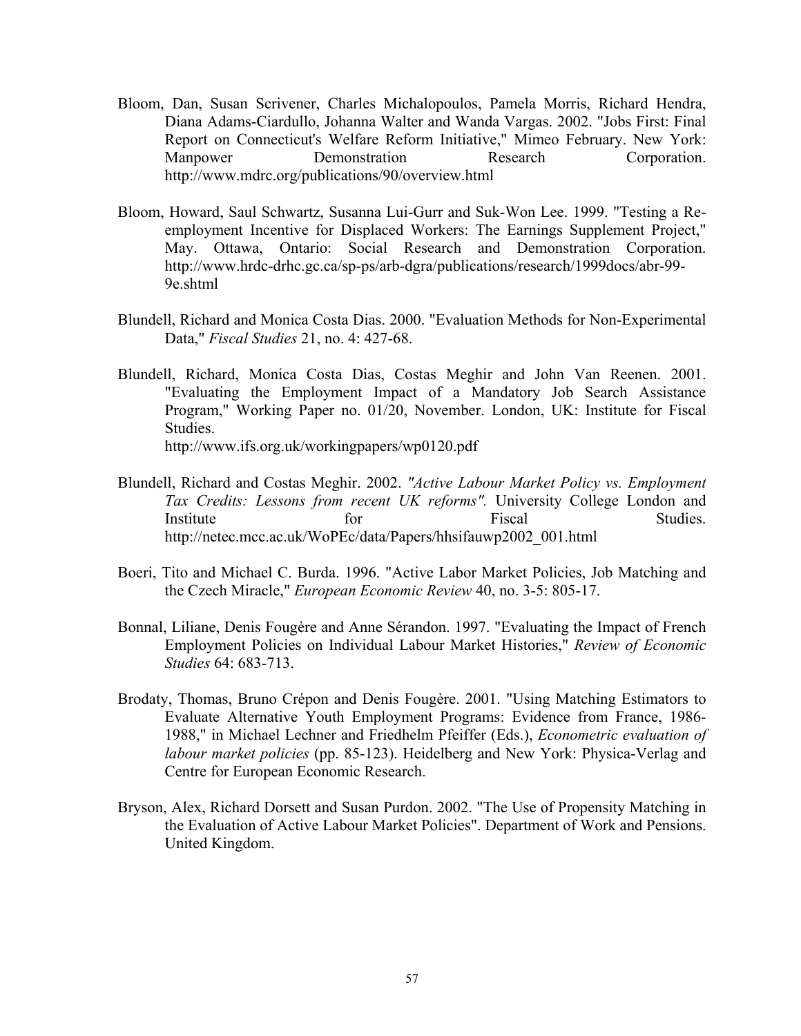Bloom, Dan, Susan Scrivener, Charles Michalopoulos, Pamela Morris, Richard Hendra, Diana Adams-Ciardullo, Johanna Walter and Wanda Vargas. 2002. "Jobs First: Final Report on Connecticut's Welfare Reform Initiative," Mimeo February. New York: Manpower Demonstration Research Corporation. http://www.mdrc.org/publications/90/overview.html

Bloom, Howard, Saul Schwartz, Susanna Lui-Gurr and Suk-Won Lee. 1999. "Testing a Re-employment Incentive for Displaced Workers: The Earnings Supplement Project," May. Ottawa, Ontario: Social Research and Demonstration Corporation. http://www.hrdc-drhc.gc.ca/sp-ps/arb-dgra/publications/research/1999docs/abr-99-9e.shtml

Blundell, Richard and Monica Costa Dias. 2000. "Evaluation Methods for Non-Experimental Data," *Fiscal Studies* 21, no. 4: 427-68.

Blundell, Richard, Monica Costa Dias, Costas Meghir and John Van Reenen. 2001. "Evaluating the Employment Impact of a Mandatory Job Search Assistance Program," Working Paper no. 01/20, November. London, UK: Institute for Fiscal Studies.
http://www.ifs.org.uk/workingpapers/wp0120.pdf

Blundell, Richard and Costas Meghir. 2002. *"Active Labour Market Policy vs. Employment Tax Credits: Lessons from recent UK reforms".* University College London and Institute for Fiscal Studies. http://netec.mcc.ac.uk/WoPEc/data/Papers/hhsifauwp2002_001.html

Boeri, Tito and Michael C. Burda. 1996. "Active Labor Market Policies, Job Matching and the Czech Miracle," *European Economic Review* 40, no. 3-5: 805-17.

Bonnal, Liliane, Denis Fougère and Anne Sérandon. 1997. "Evaluating the Impact of French Employment Policies on Individual Labour Market Histories," *Review of Economic Studies* 64: 683-713.

Brodaty, Thomas, Bruno Crépon and Denis Fougère. 2001. "Using Matching Estimators to Evaluate Alternative Youth Employment Programs: Evidence from France, 1986-1988," in Michael Lechner and Friedhelm Pfeiffer (Eds.), *Econometric evaluation of labour market policies* (pp. 85-123). Heidelberg and New York: Physica-Verlag and Centre for European Economic Research.

Bryson, Alex, Richard Dorsett and Susan Purdon. 2002. "The Use of Propensity Matching in the Evaluation of Active Labour Market Policies". Department of Work and Pensions. United Kingdom.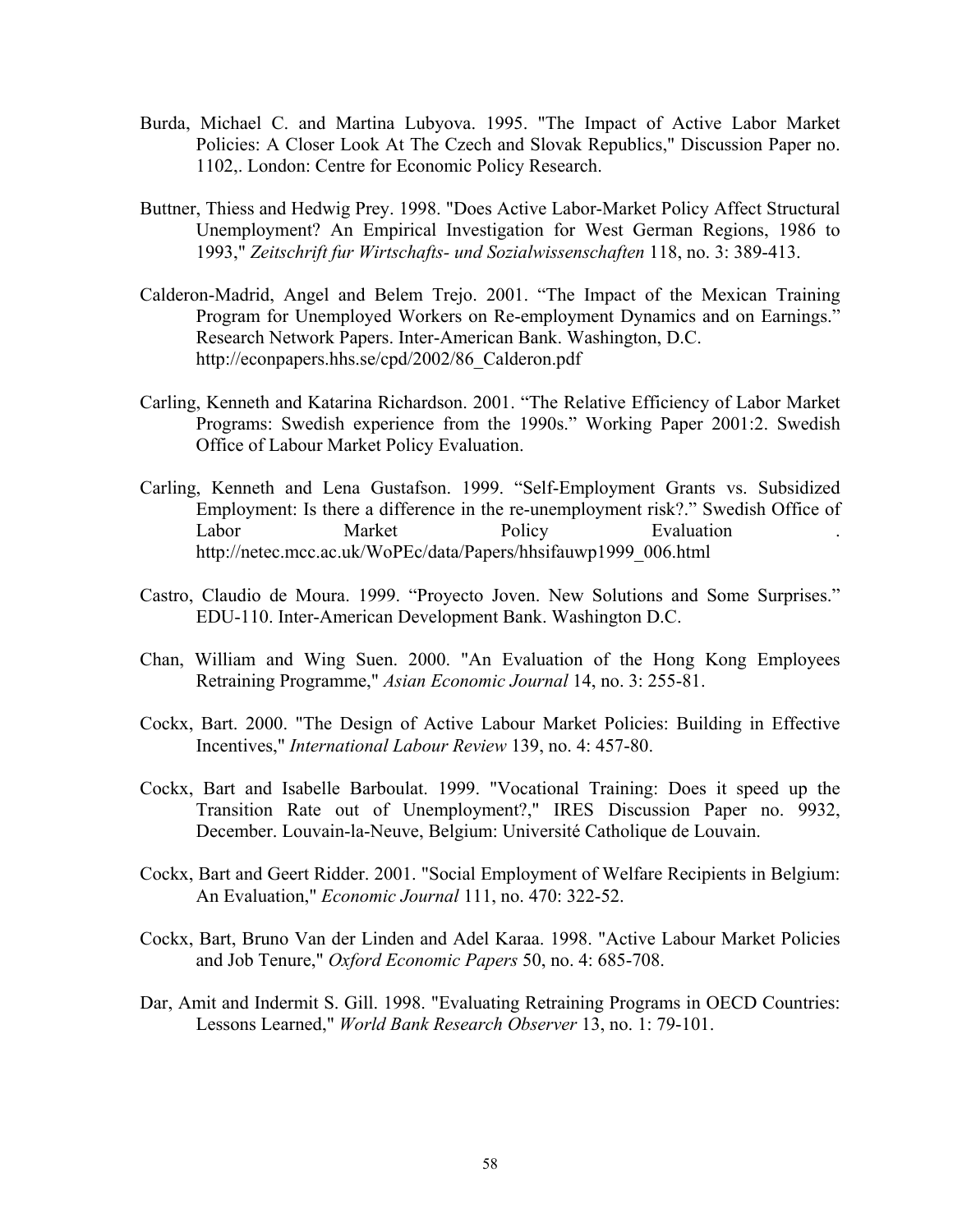Burda, Michael C. and Martina Lubyova. 1995. "The Impact of Active Labor Market Policies: A Closer Look At The Czech and Slovak Republics," Discussion Paper no. 1102,. London: Centre for Economic Policy Research.

Buttner, Thiess and Hedwig Prey. 1998. "Does Active Labor-Market Policy Affect Structural Unemployment? An Empirical Investigation for West German Regions, 1986 to 1993," *Zeitschrift fur Wirtschafts- und Sozialwissenschaften* 118, no. 3: 389-413.

Calderon-Madrid, Angel and Belem Trejo. 2001. "The Impact of the Mexican Training Program for Unemployed Workers on Re-employment Dynamics and on Earnings." Research Network Papers. Inter-American Bank. Washington, D.C. http://econpapers.hhs.se/cpd/2002/86_Calderon.pdf

Carling, Kenneth and Katarina Richardson. 2001. "The Relative Efficiency of Labor Market Programs: Swedish experience from the 1990s." Working Paper 2001:2. Swedish Office of Labour Market Policy Evaluation.

Carling, Kenneth and Lena Gustafson. 1999. "Self-Employment Grants vs. Subsidized Employment: Is there a difference in the re-unemployment risk?." Swedish Office of Labor Market Policy Evaluation . http://netec.mcc.ac.uk/WoPEc/data/Papers/hhsifauwp1999_006.html

Castro, Claudio de Moura. 1999. "Proyecto Joven. New Solutions and Some Surprises." EDU-110. Inter-American Development Bank. Washington D.C.

Chan, William and Wing Suen. 2000. "An Evaluation of the Hong Kong Employees Retraining Programme," *Asian Economic Journal* 14, no. 3: 255-81.

Cockx, Bart. 2000. "The Design of Active Labour Market Policies: Building in Effective Incentives," *International Labour Review* 139, no. 4: 457-80.

Cockx, Bart and Isabelle Barboulat. 1999. "Vocational Training: Does it speed up the Transition Rate out of Unemployment?," IRES Discussion Paper no. 9932, December. Louvain-la-Neuve, Belgium: Université Catholique de Louvain.

Cockx, Bart and Geert Ridder. 2001. "Social Employment of Welfare Recipients in Belgium: An Evaluation," *Economic Journal* 111, no. 470: 322-52.

Cockx, Bart, Bruno Van der Linden and Adel Karaa. 1998. "Active Labour Market Policies and Job Tenure," *Oxford Economic Papers* 50, no. 4: 685-708.

Dar, Amit and Indermit S. Gill. 1998. "Evaluating Retraining Programs in OECD Countries: Lessons Learned," *World Bank Research Observer* 13, no. 1: 79-101.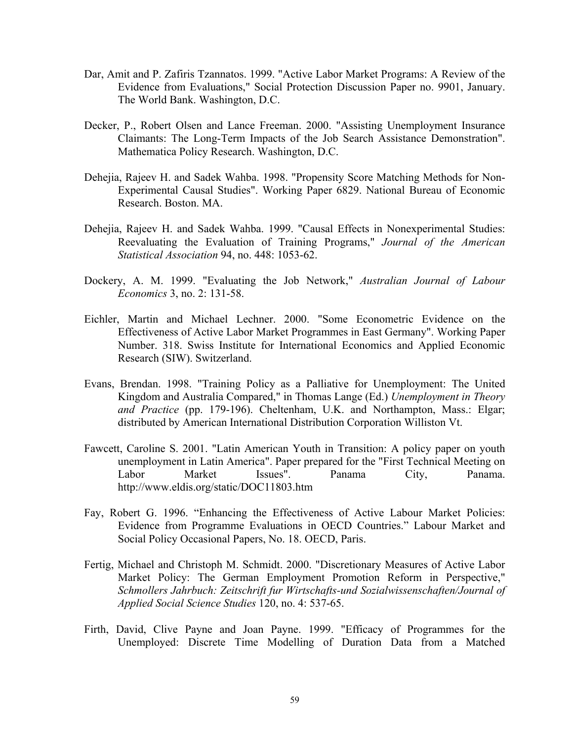Dar, Amit and P. Zafiris Tzannatos. 1999. "Active Labor Market Programs: A Review of the Evidence from Evaluations," Social Protection Discussion Paper no. 9901, January. The World Bank. Washington, D.C.

Decker, P., Robert Olsen and Lance Freeman. 2000. "Assisting Unemployment Insurance Claimants: The Long-Term Impacts of the Job Search Assistance Demonstration". Mathematica Policy Research. Washington, D.C.

Dehejia, Rajeev H. and Sadek Wahba. 1998. "Propensity Score Matching Methods for Non-Experimental Causal Studies". Working Paper 6829. National Bureau of Economic Research. Boston. MA.

Dehejia, Rajeev H. and Sadek Wahba. 1999. "Causal Effects in Nonexperimental Studies: Reevaluating the Evaluation of Training Programs," *Journal of the American Statistical Association* 94, no. 448: 1053-62.

Dockery, A. M. 1999. "Evaluating the Job Network," *Australian Journal of Labour Economics* 3, no. 2: 131-58.

Eichler, Martin and Michael Lechner. 2000. "Some Econometric Evidence on the Effectiveness of Active Labor Market Programmes in East Germany". Working Paper Number. 318. Swiss Institute for International Economics and Applied Economic Research (SIW). Switzerland.

Evans, Brendan. 1998. "Training Policy as a Palliative for Unemployment: The United Kingdom and Australia Compared," in Thomas Lange (Ed.) *Unemployment in Theory and Practice* (pp. 179-196). Cheltenham, U.K. and Northampton, Mass.: Elgar; distributed by American International Distribution Corporation Williston Vt.

Fawcett, Caroline S. 2001. "Latin American Youth in Transition: A policy paper on youth unemployment in Latin America". Paper prepared for the "First Technical Meeting on Labor Market Issues". Panama City, Panama. http://www.eldis.org/static/DOC11803.htm

Fay, Robert G. 1996. "Enhancing the Effectiveness of Active Labour Market Policies: Evidence from Programme Evaluations in OECD Countries." Labour Market and Social Policy Occasional Papers, No. 18. OECD, Paris.

Fertig, Michael and Christoph M. Schmidt. 2000. "Discretionary Measures of Active Labor Market Policy: The German Employment Promotion Reform in Perspective," *Schmollers Jahrbuch: Zeitschrift fur Wirtschafts-und Sozialwissenschaften/Journal of Applied Social Science Studies* 120, no. 4: 537-65.

Firth, David, Clive Payne and Joan Payne. 1999. "Efficacy of Programmes for the Unemployed: Discrete Time Modelling of Duration Data from a Matched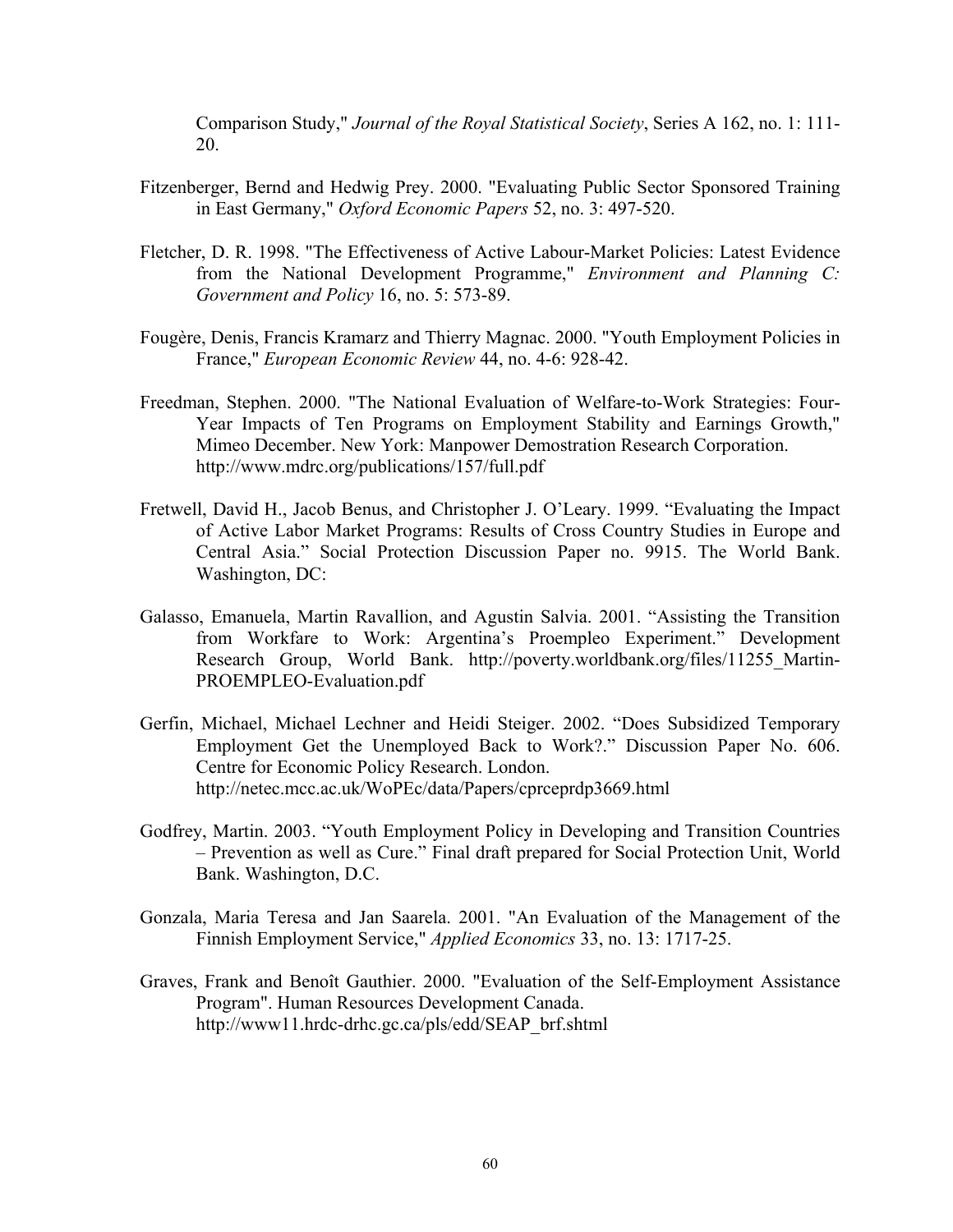Comparison Study," *Journal of the Royal Statistical Society*, Series A 162, no. 1: 111-20.

Fitzenberger, Bernd and Hedwig Prey. 2000. "Evaluating Public Sector Sponsored Training in East Germany," *Oxford Economic Papers* 52, no. 3: 497-520.

Fletcher, D. R. 1998. "The Effectiveness of Active Labour-Market Policies: Latest Evidence from the National Development Programme," *Environment and Planning C: Government and Policy* 16, no. 5: 573-89.

Fougère, Denis, Francis Kramarz and Thierry Magnac. 2000. "Youth Employment Policies in France," *European Economic Review* 44, no. 4-6: 928-42.

Freedman, Stephen. 2000. "The National Evaluation of Welfare-to-Work Strategies: Four-Year Impacts of Ten Programs on Employment Stability and Earnings Growth," Mimeo December. New York: Manpower Demostration Research Corporation. http://www.mdrc.org/publications/157/full.pdf

Fretwell, David H., Jacob Benus, and Christopher J. O'Leary. 1999. "Evaluating the Impact of Active Labor Market Programs: Results of Cross Country Studies in Europe and Central Asia." Social Protection Discussion Paper no. 9915. The World Bank. Washington, DC:

Galasso, Emanuela, Martin Ravallion, and Agustin Salvia. 2001. "Assisting the Transition from Workfare to Work: Argentina's Proempleo Experiment." Development Research Group, World Bank. http://poverty.worldbank.org/files/11255_Martin-PROEMPLEO-Evaluation.pdf

Gerfin, Michael, Michael Lechner and Heidi Steiger. 2002. "Does Subsidized Temporary Employment Get the Unemployed Back to Work?." Discussion Paper No. 606. Centre for Economic Policy Research. London. http://netec.mcc.ac.uk/WoPEc/data/Papers/cprceprdp3669.html

Godfrey, Martin. 2003. "Youth Employment Policy in Developing and Transition Countries – Prevention as well as Cure." Final draft prepared for Social Protection Unit, World Bank. Washington, D.C.

Gonzala, Maria Teresa and Jan Saarela. 2001. "An Evaluation of the Management of the Finnish Employment Service," *Applied Economics* 33, no. 13: 1717-25.

Graves, Frank and Benoît Gauthier. 2000. "Evaluation of the Self-Employment Assistance Program". Human Resources Development Canada. http://www11.hrdc-drhc.gc.ca/pls/edd/SEAP_brf.shtml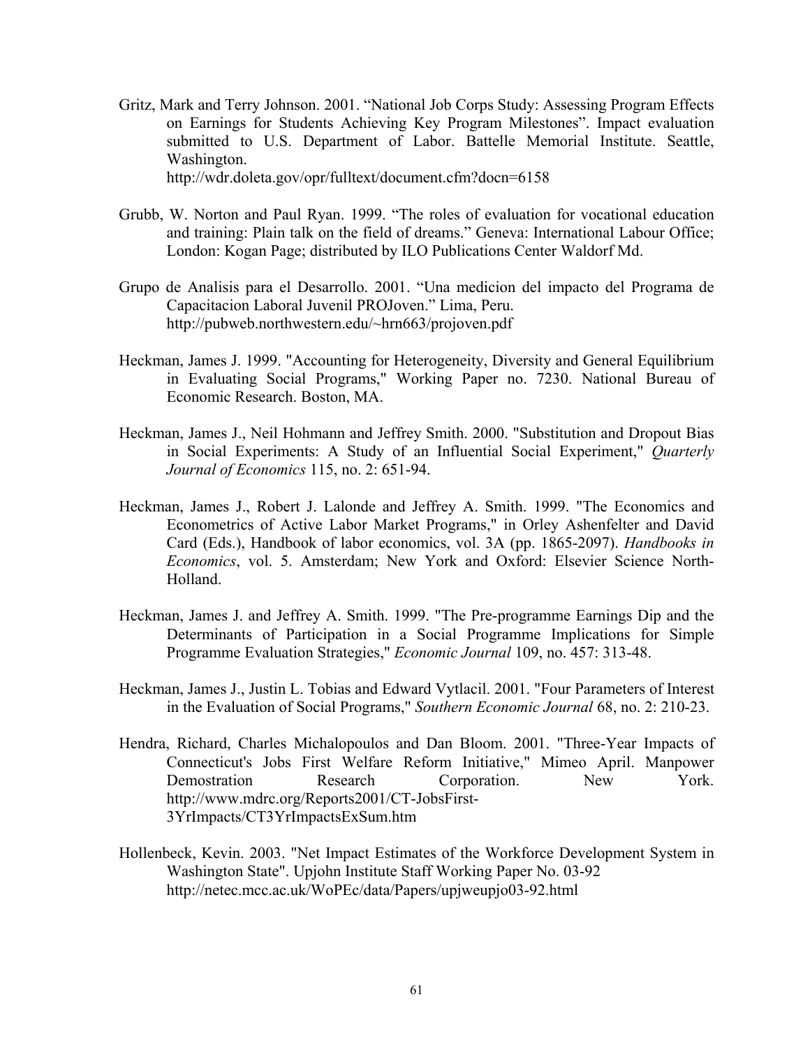Gritz, Mark and Terry Johnson. 2001. "National Job Corps Study: Assessing Program Effects on Earnings for Students Achieving Key Program Milestones". Impact evaluation submitted to U.S. Department of Labor. Battelle Memorial Institute. Seattle, Washington.
http://wdr.doleta.gov/opr/fulltext/document.cfm?docn=6158

Grubb, W. Norton and Paul Ryan. 1999. "The roles of evaluation for vocational education and training: Plain talk on the field of dreams." Geneva: International Labour Office; London: Kogan Page; distributed by ILO Publications Center Waldorf Md.

Grupo de Analisis para el Desarrollo. 2001. "Una medicion del impacto del Programa de Capacitacion Laboral Juvenil PROJoven." Lima, Peru.
http://pubweb.northwestern.edu/~hrn663/projoven.pdf

Heckman, James J. 1999. "Accounting for Heterogeneity, Diversity and General Equilibrium in Evaluating Social Programs," Working Paper no. 7230. National Bureau of Economic Research. Boston, MA.

Heckman, James J., Neil Hohmann and Jeffrey Smith. 2000. "Substitution and Dropout Bias in Social Experiments: A Study of an Influential Social Experiment," *Quarterly Journal of Economics* 115, no. 2: 651-94.

Heckman, James J., Robert J. Lalonde and Jeffrey A. Smith. 1999. "The Economics and Econometrics of Active Labor Market Programs," in Orley Ashenfelter and David Card (Eds.), Handbook of labor economics, vol. 3A (pp. 1865-2097). *Handbooks in Economics*, vol. 5. Amsterdam; New York and Oxford: Elsevier Science North-Holland.

Heckman, James J. and Jeffrey A. Smith. 1999. "The Pre-programme Earnings Dip and the Determinants of Participation in a Social Programme Implications for Simple Programme Evaluation Strategies," *Economic Journal* 109, no. 457: 313-48.

Heckman, James J., Justin L. Tobias and Edward Vytlacil. 2001. "Four Parameters of Interest in the Evaluation of Social Programs," *Southern Economic Journal* 68, no. 2: 210-23.

Hendra, Richard, Charles Michalopoulos and Dan Bloom. 2001. "Three-Year Impacts of Connecticut's Jobs First Welfare Reform Initiative," Mimeo April. Manpower Demostration Research Corporation. New York.
http://www.mdrc.org/Reports2001/CT-JobsFirst-3YrImpacts/CT3YrImpactsExSum.htm

Hollenbeck, Kevin. 2003. "Net Impact Estimates of the Workforce Development System in Washington State". Upjohn Institute Staff Working Paper No. 03-92
http://netec.mcc.ac.uk/WoPEc/data/Papers/upjweupjo03-92.html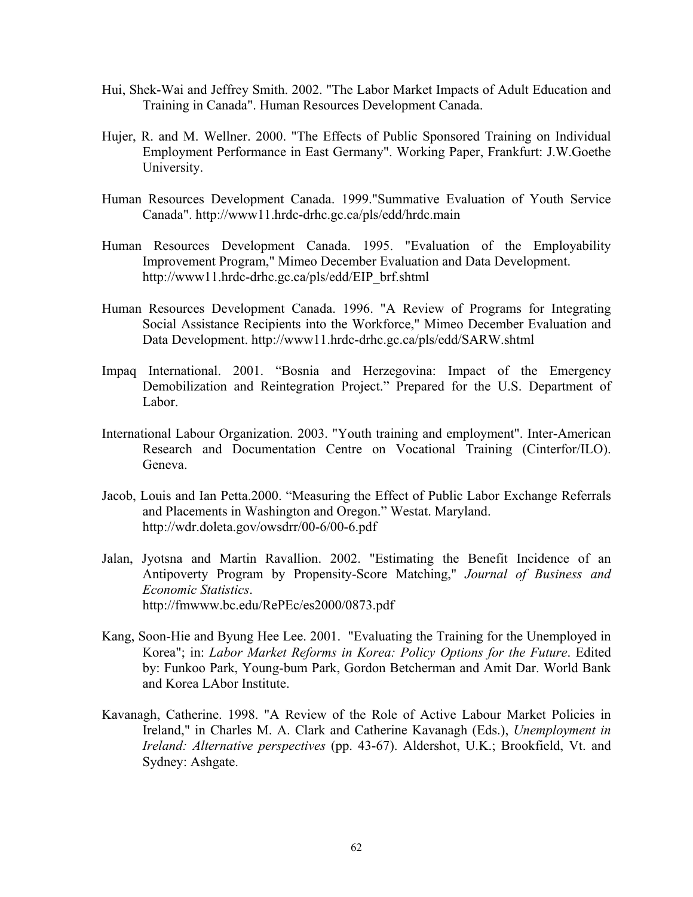Hui, Shek-Wai and Jeffrey Smith. 2002. "The Labor Market Impacts of Adult Education and Training in Canada". Human Resources Development Canada.

Hujer, R. and M. Wellner. 2000. "The Effects of Public Sponsored Training on Individual Employment Performance in East Germany". Working Paper, Frankfurt: J.W.Goethe University.

Human Resources Development Canada. 1999."Summative Evaluation of Youth Service Canada". http://www11.hrdc-drhc.gc.ca/pls/edd/hrdc.main

Human Resources Development Canada. 1995. "Evaluation of the Employability Improvement Program," Mimeo December Evaluation and Data Development. http://www11.hrdc-drhc.gc.ca/pls/edd/EIP_brf.shtml

Human Resources Development Canada. 1996. "A Review of Programs for Integrating Social Assistance Recipients into the Workforce," Mimeo December Evaluation and Data Development. http://www11.hrdc-drhc.gc.ca/pls/edd/SARW.shtml

Impaq International. 2001. "Bosnia and Herzegovina: Impact of the Emergency Demobilization and Reintegration Project." Prepared for the U.S. Department of Labor.

International Labour Organization. 2003. "Youth training and employment". Inter-American Research and Documentation Centre on Vocational Training (Cinterfor/ILO). Geneva.

Jacob, Louis and Ian Petta.2000. "Measuring the Effect of Public Labor Exchange Referrals and Placements in Washington and Oregon." Westat. Maryland. http://wdr.doleta.gov/owsdrr/00-6/00-6.pdf

Jalan, Jyotsna and Martin Ravallion. 2002. "Estimating the Benefit Incidence of an Antipoverty Program by Propensity-Score Matching," *Journal of Business and Economic Statistics*. http://fmwww.bc.edu/RePEc/es2000/0873.pdf

Kang, Soon-Hie and Byung Hee Lee. 2001. "Evaluating the Training for the Unemployed in Korea"; in: *Labor Market Reforms in Korea: Policy Options for the Future*. Edited by: Funkoo Park, Young-bum Park, Gordon Betcherman and Amit Dar. World Bank and Korea LAbor Institute.

Kavanagh, Catherine. 1998. "A Review of the Role of Active Labour Market Policies in Ireland," in Charles M. A. Clark and Catherine Kavanagh (Eds.), *Unemployment in Ireland: Alternative perspectives* (pp. 43-67). Aldershot, U.K.; Brookfield, Vt. and Sydney: Ashgate.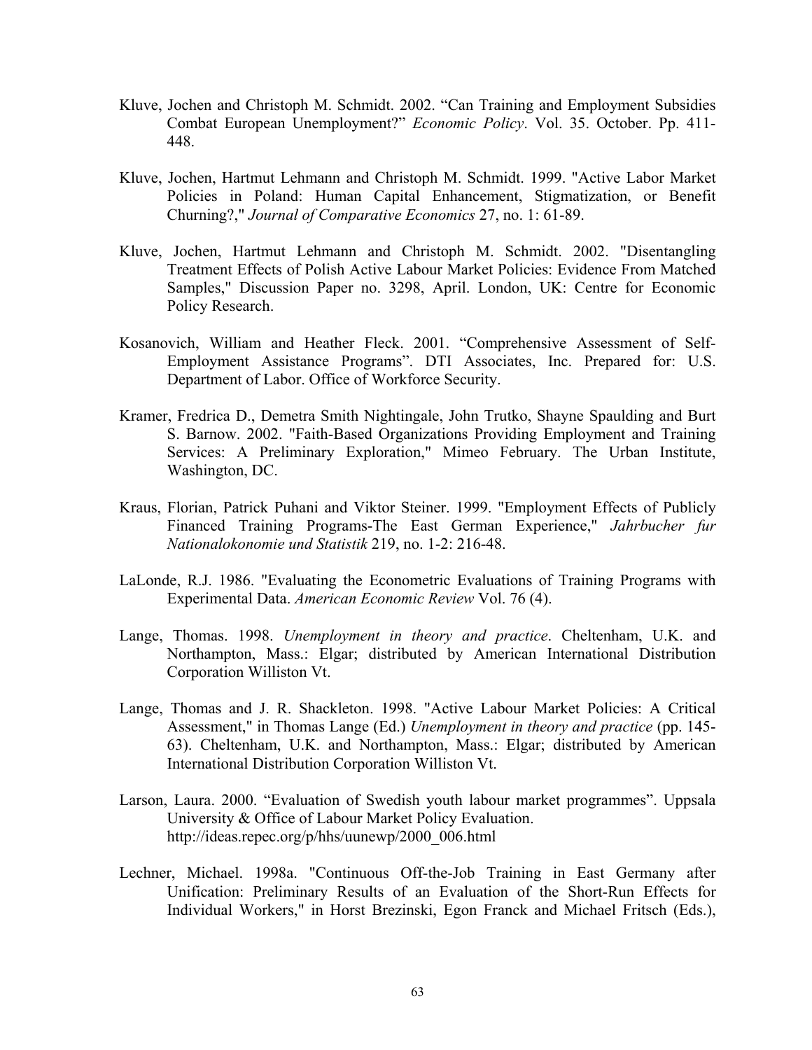Kluve, Jochen and Christoph M. Schmidt. 2002. "Can Training and Employment Subsidies Combat European Unemployment?" *Economic Policy*. Vol. 35. October. Pp. 411-448.

Kluve, Jochen, Hartmut Lehmann and Christoph M. Schmidt. 1999. "Active Labor Market Policies in Poland: Human Capital Enhancement, Stigmatization, or Benefit Churning?," *Journal of Comparative Economics* 27, no. 1: 61-89.

Kluve, Jochen, Hartmut Lehmann and Christoph M. Schmidt. 2002. "Disentangling Treatment Effects of Polish Active Labour Market Policies: Evidence From Matched Samples," Discussion Paper no. 3298, April. London, UK: Centre for Economic Policy Research.

Kosanovich, William and Heather Fleck. 2001. "Comprehensive Assessment of Self-Employment Assistance Programs". DTI Associates, Inc. Prepared for: U.S. Department of Labor. Office of Workforce Security.

Kramer, Fredrica D., Demetra Smith Nightingale, John Trutko, Shayne Spaulding and Burt S. Barnow. 2002. "Faith-Based Organizations Providing Employment and Training Services: A Preliminary Exploration," Mimeo February. The Urban Institute, Washington, DC.

Kraus, Florian, Patrick Puhani and Viktor Steiner. 1999. "Employment Effects of Publicly Financed Training Programs-The East German Experience," *Jahrbucher fur Nationalokonomie und Statistik* 219, no. 1-2: 216-48.

LaLonde, R.J. 1986. "Evaluating the Econometric Evaluations of Training Programs with Experimental Data. *American Economic Review* Vol. 76 (4).

Lange, Thomas. 1998. *Unemployment in theory and practice*. Cheltenham, U.K. and Northampton, Mass.: Elgar; distributed by American International Distribution Corporation Williston Vt.

Lange, Thomas and J. R. Shackleton. 1998. "Active Labour Market Policies: A Critical Assessment," in Thomas Lange (Ed.) *Unemployment in theory and practice* (pp. 145-63). Cheltenham, U.K. and Northampton, Mass.: Elgar; distributed by American International Distribution Corporation Williston Vt.

Larson, Laura. 2000. "Evaluation of Swedish youth labour market programmes". Uppsala University & Office of Labour Market Policy Evaluation. http://ideas.repec.org/p/hhs/uunewp/2000_006.html

Lechner, Michael. 1998a. "Continuous Off-the-Job Training in East Germany after Unification: Preliminary Results of an Evaluation of the Short-Run Effects for Individual Workers," in Horst Brezinski, Egon Franck and Michael Fritsch (Eds.),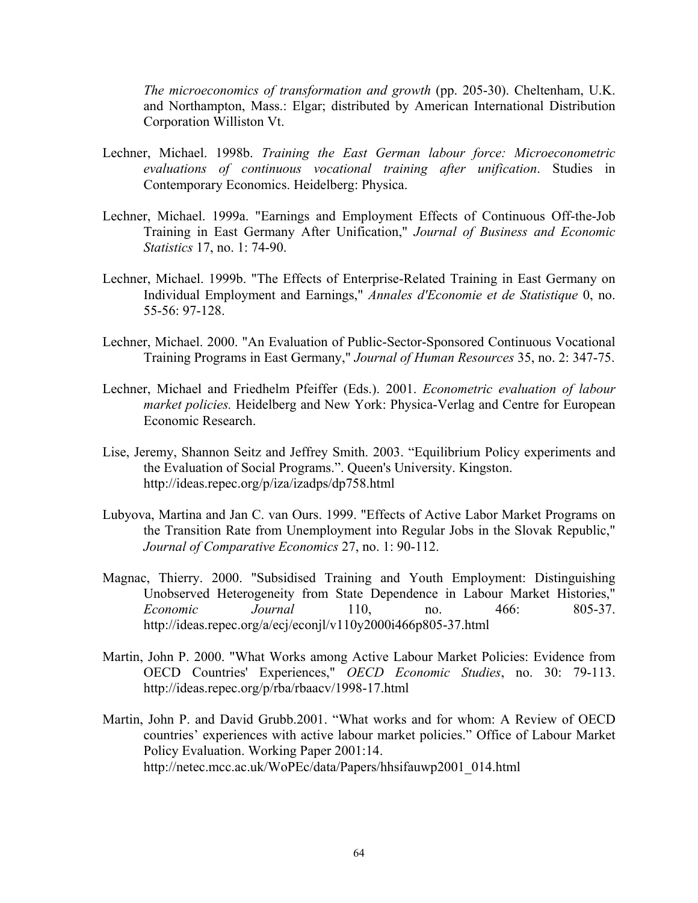*The microeconomics of transformation and growth* (pp. 205-30). Cheltenham, U.K. and Northampton, Mass.: Elgar; distributed by American International Distribution Corporation Williston Vt.

Lechner, Michael. 1998b. *Training the East German labour force: Microeconometric evaluations of continuous vocational training after unification*. Studies in Contemporary Economics. Heidelberg: Physica.

Lechner, Michael. 1999a. "Earnings and Employment Effects of Continuous Off-the-Job Training in East Germany After Unification," *Journal of Business and Economic Statistics* 17, no. 1: 74-90.

Lechner, Michael. 1999b. "The Effects of Enterprise-Related Training in East Germany on Individual Employment and Earnings," *Annales d'Economie et de Statistique* 0, no. 55-56: 97-128.

Lechner, Michael. 2000. "An Evaluation of Public-Sector-Sponsored Continuous Vocational Training Programs in East Germany," *Journal of Human Resources* 35, no. 2: 347-75.

Lechner, Michael and Friedhelm Pfeiffer (Eds.). 2001. *Econometric evaluation of labour market policies.* Heidelberg and New York: Physica-Verlag and Centre for European Economic Research.

Lise, Jeremy, Shannon Seitz and Jeffrey Smith. 2003. "Equilibrium Policy experiments and the Evaluation of Social Programs.". Queen's University. Kingston. http://ideas.repec.org/p/iza/izadps/dp758.html

Lubyova, Martina and Jan C. van Ours. 1999. "Effects of Active Labor Market Programs on the Transition Rate from Unemployment into Regular Jobs in the Slovak Republic," *Journal of Comparative Economics* 27, no. 1: 90-112.

Magnac, Thierry. 2000. "Subsidised Training and Youth Employment: Distinguishing Unobserved Heterogeneity from State Dependence in Labour Market Histories," *Economic Journal* 110, no. 466: 805-37. http://ideas.repec.org/a/ecj/econjl/v110y2000i466p805-37.html

Martin, John P. 2000. "What Works among Active Labour Market Policies: Evidence from OECD Countries' Experiences," *OECD Economic Studies*, no. 30: 79-113. http://ideas.repec.org/p/rba/rbaacv/1998-17.html

Martin, John P. and David Grubb.2001. "What works and for whom: A Review of OECD countries' experiences with active labour market policies." Office of Labour Market Policy Evaluation. Working Paper 2001:14. http://netec.mcc.ac.uk/WoPEc/data/Papers/hhsifauwp2001_014.html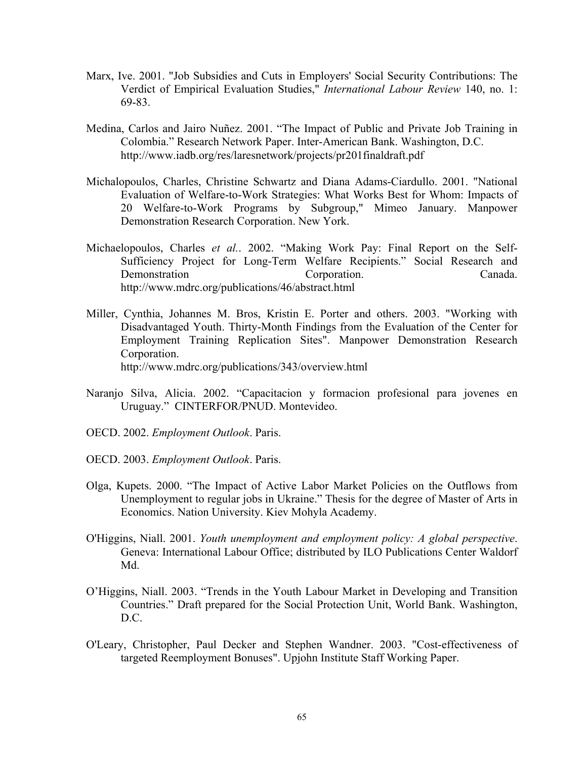Marx, Ive. 2001. "Job Subsidies and Cuts in Employers' Social Security Contributions: The Verdict of Empirical Evaluation Studies," *International Labour Review* 140, no. 1: 69-83.

Medina, Carlos and Jairo Nuñez. 2001. "The Impact of Public and Private Job Training in Colombia." Research Network Paper. Inter-American Bank. Washington, D.C. http://www.iadb.org/res/laresnetwork/projects/pr201finaldraft.pdf

Michalopoulos, Charles, Christine Schwartz and Diana Adams-Ciardullo. 2001. "National Evaluation of Welfare-to-Work Strategies: What Works Best for Whom: Impacts of 20 Welfare-to-Work Programs by Subgroup," Mimeo January. Manpower Demonstration Research Corporation. New York.

Michaelopoulos, Charles *et al.*. 2002. "Making Work Pay: Final Report on the Self-Sufficiency Project for Long-Term Welfare Recipients." Social Research and Demonstration Corporation. Canada. http://www.mdrc.org/publications/46/abstract.html

Miller, Cynthia, Johannes M. Bros, Kristin E. Porter and others. 2003. "Working with Disadvantaged Youth. Thirty-Month Findings from the Evaluation of the Center for Employment Training Replication Sites". Manpower Demonstration Research Corporation. http://www.mdrc.org/publications/343/overview.html

Naranjo Silva, Alicia. 2002. "Capacitacion y formacion profesional para jovenes en Uruguay." CINTERFOR/PNUD. Montevideo.

OECD. 2002. *Employment Outlook*. Paris.

OECD. 2003. *Employment Outlook*. Paris.

Olga, Kupets. 2000. "The Impact of Active Labor Market Policies on the Outflows from Unemployment to regular jobs in Ukraine." Thesis for the degree of Master of Arts in Economics. Nation University. Kiev Mohyla Academy.

O'Higgins, Niall. 2001. *Youth unemployment and employment policy: A global perspective*. Geneva: International Labour Office; distributed by ILO Publications Center Waldorf Md.

O'Higgins, Niall. 2003. "Trends in the Youth Labour Market in Developing and Transition Countries." Draft prepared for the Social Protection Unit, World Bank. Washington, D.C.

O'Leary, Christopher, Paul Decker and Stephen Wandner. 2003. "Cost-effectiveness of targeted Reemployment Bonuses". Upjohn Institute Staff Working Paper.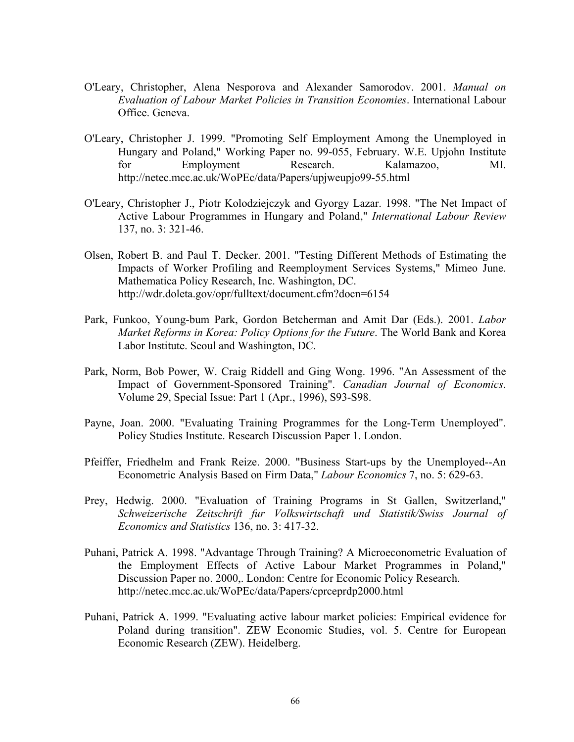O'Leary, Christopher, Alena Nesporova and Alexander Samorodov. 2001. *Manual on Evaluation of Labour Market Policies in Transition Economies*. International Labour Office. Geneva.

O'Leary, Christopher J. 1999. "Promoting Self Employment Among the Unemployed in Hungary and Poland," Working Paper no. 99-055, February. W.E. Upjohn Institute for Employment Research. Kalamazoo, MI. http://netec.mcc.ac.uk/WoPEc/data/Papers/upjweupjo99-55.html

O'Leary, Christopher J., Piotr Kolodziejczyk and Gyorgy Lazar. 1998. "The Net Impact of Active Labour Programmes in Hungary and Poland," *International Labour Review* 137, no. 3: 321-46.

Olsen, Robert B. and Paul T. Decker. 2001. "Testing Different Methods of Estimating the Impacts of Worker Profiling and Reemployment Services Systems," Mimeo June. Mathematica Policy Research, Inc. Washington, DC. http://wdr.doleta.gov/opr/fulltext/document.cfm?docn=6154

Park, Funkoo, Young-bum Park, Gordon Betcherman and Amit Dar (Eds.). 2001. *Labor Market Reforms in Korea: Policy Options for the Future*. The World Bank and Korea Labor Institute. Seoul and Washington, DC.

Park, Norm, Bob Power, W. Craig Riddell and Ging Wong. 1996. "An Assessment of the Impact of Government-Sponsored Training". *Canadian Journal of Economics*. Volume 29, Special Issue: Part 1 (Apr., 1996), S93-S98.

Payne, Joan. 2000. "Evaluating Training Programmes for the Long-Term Unemployed". Policy Studies Institute. Research Discussion Paper 1. London.

Pfeiffer, Friedhelm and Frank Reize. 2000. "Business Start-ups by the Unemployed--An Econometric Analysis Based on Firm Data," *Labour Economics* 7, no. 5: 629-63.

Prey, Hedwig. 2000. "Evaluation of Training Programs in St Gallen, Switzerland," *Schweizerische Zeitschrift fur Volkswirtschaft und Statistik/Swiss Journal of Economics and Statistics* 136, no. 3: 417-32.

Puhani, Patrick A. 1998. "Advantage Through Training? A Microeconometric Evaluation of the Employment Effects of Active Labour Market Programmes in Poland," Discussion Paper no. 2000,. London: Centre for Economic Policy Research. http://netec.mcc.ac.uk/WoPEc/data/Papers/cprceprdp2000.html

Puhani, Patrick A. 1999. "Evaluating active labour market policies: Empirical evidence for Poland during transition". ZEW Economic Studies, vol. 5. Centre for European Economic Research (ZEW). Heidelberg.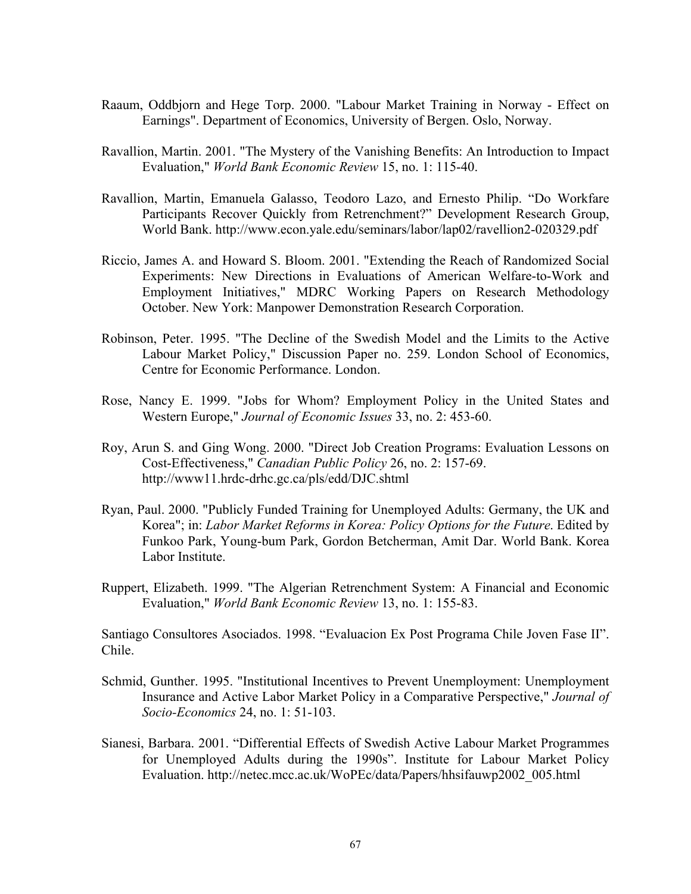Raaum, Oddbjorn and Hege Torp. 2000. "Labour Market Training in Norway - Effect on Earnings". Department of Economics, University of Bergen. Oslo, Norway.

Ravallion, Martin. 2001. "The Mystery of the Vanishing Benefits: An Introduction to Impact Evaluation," *World Bank Economic Review* 15, no. 1: 115-40.

Ravallion, Martin, Emanuela Galasso, Teodoro Lazo, and Ernesto Philip. “Do Workfare Participants Recover Quickly from Retrenchment?” Development Research Group, World Bank. http://www.econ.yale.edu/seminars/labor/lap02/ravellion2-020329.pdf

Riccio, James A. and Howard S. Bloom. 2001. "Extending the Reach of Randomized Social Experiments: New Directions in Evaluations of American Welfare-to-Work and Employment Initiatives," MDRC Working Papers on Research Methodology October. New York: Manpower Demonstration Research Corporation.

Robinson, Peter. 1995. "The Decline of the Swedish Model and the Limits to the Active Labour Market Policy," Discussion Paper no. 259. London School of Economics, Centre for Economic Performance. London.

Rose, Nancy E. 1999. "Jobs for Whom? Employment Policy in the United States and Western Europe," *Journal of Economic Issues* 33, no. 2: 453-60.

Roy, Arun S. and Ging Wong. 2000. "Direct Job Creation Programs: Evaluation Lessons on Cost-Effectiveness," *Canadian Public Policy* 26, no. 2: 157-69. http://www11.hrdc-drhc.gc.ca/pls/edd/DJC.shtml

Ryan, Paul. 2000. "Publicly Funded Training for Unemployed Adults: Germany, the UK and Korea"; in: *Labor Market Reforms in Korea: Policy Options for the Future*. Edited by Funkoo Park, Young-bum Park, Gordon Betcherman, Amit Dar. World Bank. Korea Labor Institute.

Ruppert, Elizabeth. 1999. "The Algerian Retrenchment System: A Financial and Economic Evaluation," *World Bank Economic Review* 13, no. 1: 155-83.

Santiago Consultores Asociados. 1998. “Evaluacion Ex Post Programa Chile Joven Fase II”. Chile.

Schmid, Gunther. 1995. "Institutional Incentives to Prevent Unemployment: Unemployment Insurance and Active Labor Market Policy in a Comparative Perspective," *Journal of Socio-Economics* 24, no. 1: 51-103.

Sianesi, Barbara. 2001. “Differential Effects of Swedish Active Labour Market Programmes for Unemployed Adults during the 1990s”. Institute for Labour Market Policy Evaluation. http://netec.mcc.ac.uk/WoPEc/data/Papers/hhsifauwp2002_005.html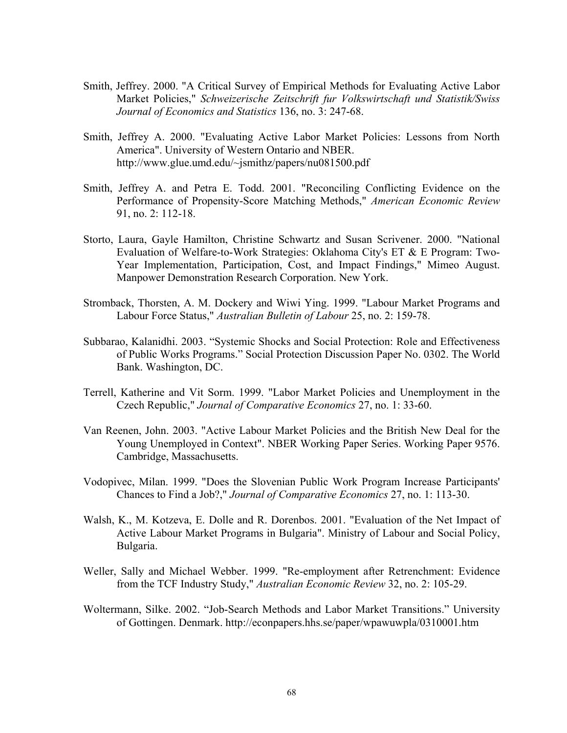Smith, Jeffrey. 2000. "A Critical Survey of Empirical Methods for Evaluating Active Labor Market Policies," *Schweizerische Zeitschrift fur Volkswirtschaft und Statistik/Swiss Journal of Economics and Statistics* 136, no. 3: 247-68.

Smith, Jeffrey A. 2000. "Evaluating Active Labor Market Policies: Lessons from North America". University of Western Ontario and NBER. http://www.glue.umd.edu/~jsmithz/papers/nu081500.pdf

Smith, Jeffrey A. and Petra E. Todd. 2001. "Reconciling Conflicting Evidence on the Performance of Propensity-Score Matching Methods," *American Economic Review* 91, no. 2: 112-18.

Storto, Laura, Gayle Hamilton, Christine Schwartz and Susan Scrivener. 2000. "National Evaluation of Welfare-to-Work Strategies: Oklahoma City's ET & E Program: Two-Year Implementation, Participation, Cost, and Impact Findings," Mimeo August. Manpower Demonstration Research Corporation. New York.

Stromback, Thorsten, A. M. Dockery and Wiwi Ying. 1999. "Labour Market Programs and Labour Force Status," *Australian Bulletin of Labour* 25, no. 2: 159-78.

Subbarao, Kalanidhi. 2003. "Systemic Shocks and Social Protection: Role and Effectiveness of Public Works Programs." Social Protection Discussion Paper No. 0302. The World Bank. Washington, DC.

Terrell, Katherine and Vit Sorm. 1999. "Labor Market Policies and Unemployment in the Czech Republic," *Journal of Comparative Economics* 27, no. 1: 33-60.

Van Reenen, John. 2003. "Active Labour Market Policies and the British New Deal for the Young Unemployed in Context". NBER Working Paper Series. Working Paper 9576. Cambridge, Massachusetts.

Vodopivec, Milan. 1999. "Does the Slovenian Public Work Program Increase Participants' Chances to Find a Job?," *Journal of Comparative Economics* 27, no. 1: 113-30.

Walsh, K., M. Kotzeva, E. Dolle and R. Dorenbos. 2001. "Evaluation of the Net Impact of Active Labour Market Programs in Bulgaria". Ministry of Labour and Social Policy, Bulgaria.

Weller, Sally and Michael Webber. 1999. "Re-employment after Retrenchment: Evidence from the TCF Industry Study," *Australian Economic Review* 32, no. 2: 105-29.

Woltermann, Silke. 2002. "Job-Search Methods and Labor Market Transitions." University of Gottingen. Denmark. http://econpapers.hhs.se/paper/wpawuwpla/0310001.htm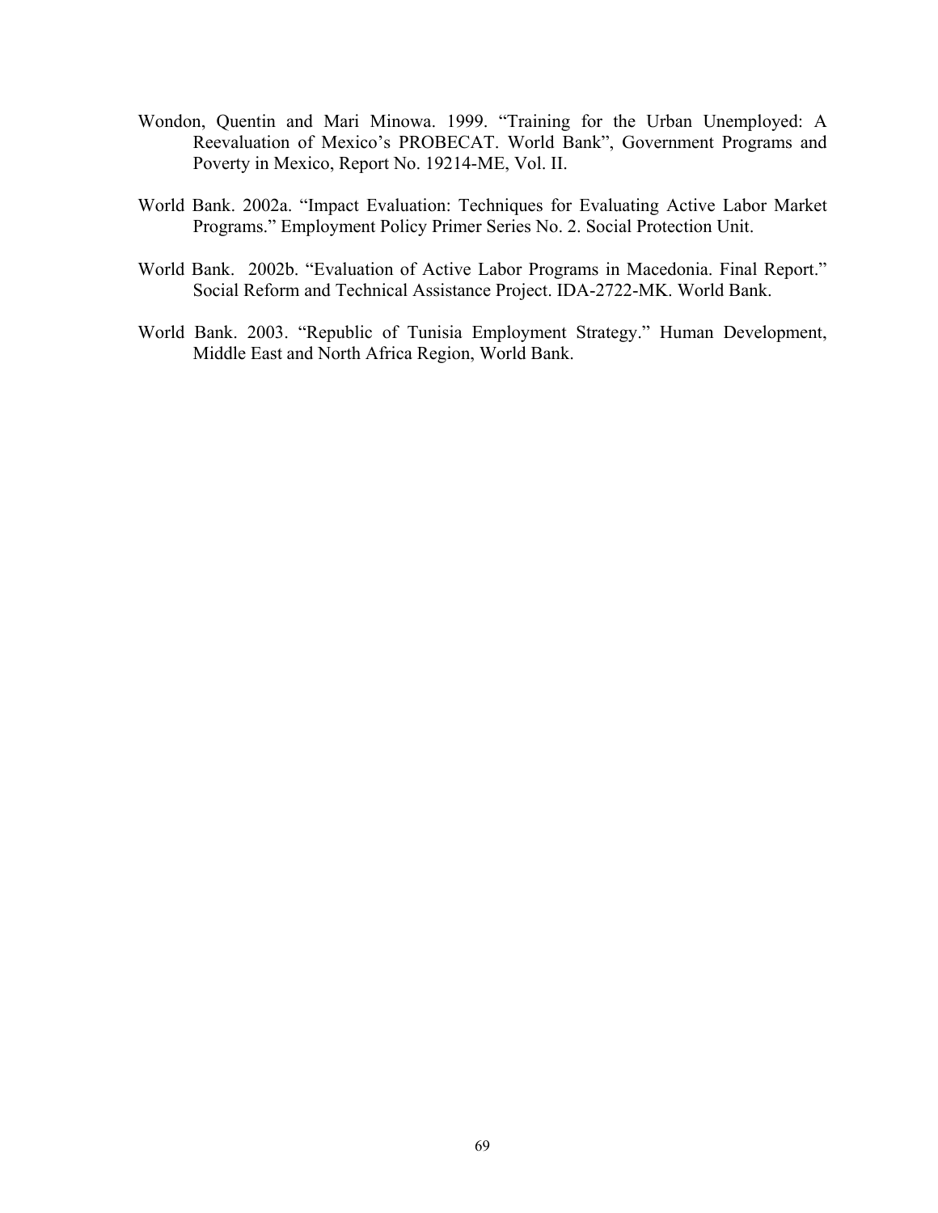Wondon, Quentin and Mari Minowa. 1999. "Training for the Urban Unemployed: A Reevaluation of Mexico's PROBECAT. World Bank", Government Programs and Poverty in Mexico, Report No. 19214-ME, Vol. II.

World Bank. 2002a. "Impact Evaluation: Techniques for Evaluating Active Labor Market Programs." Employment Policy Primer Series No. 2. Social Protection Unit.

World Bank. 2002b. "Evaluation of Active Labor Programs in Macedonia. Final Report." Social Reform and Technical Assistance Project. IDA-2722-MK. World Bank.

World Bank. 2003. "Republic of Tunisia Employment Strategy." Human Development, Middle East and North Africa Region, World Bank.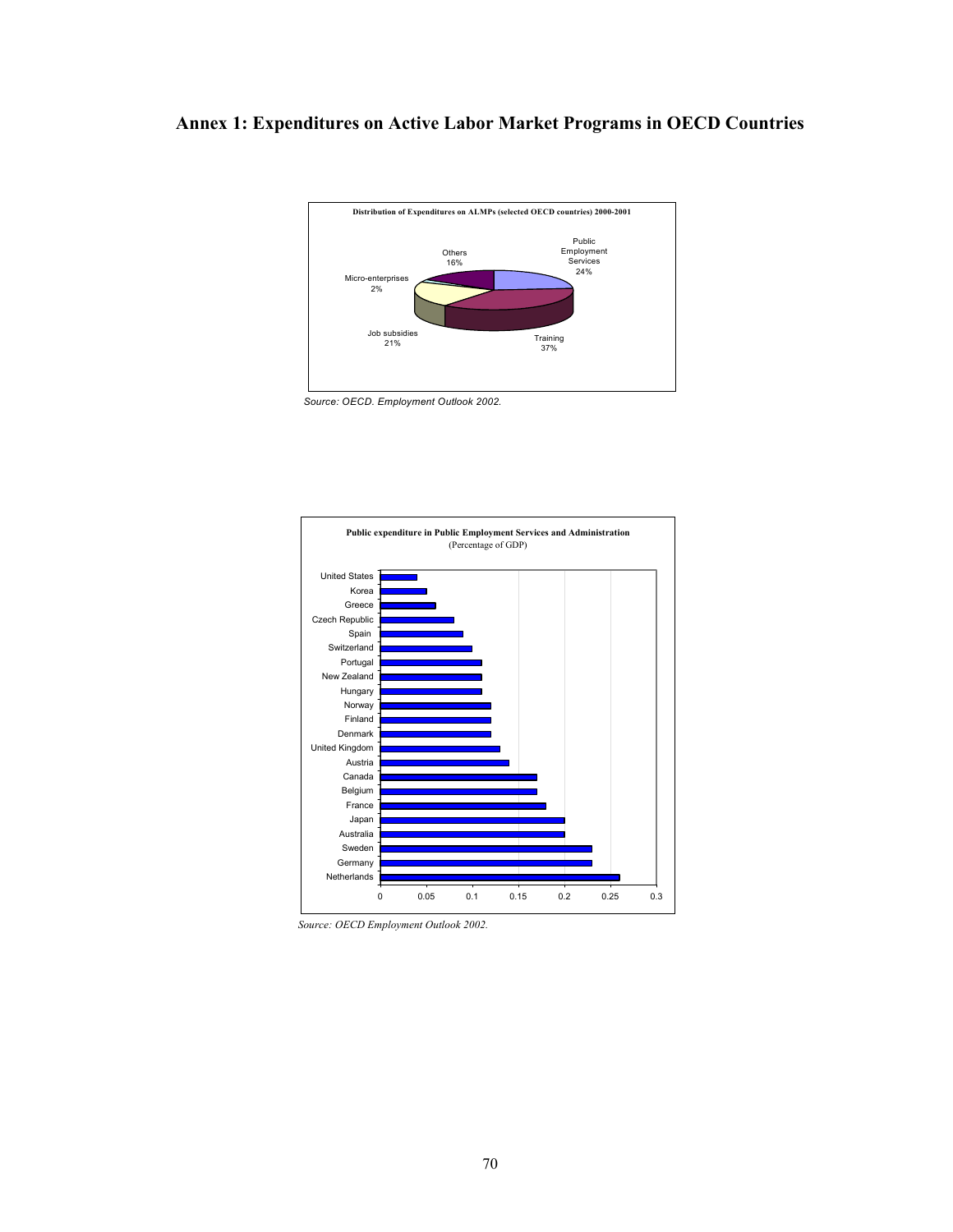# Annex 1: Expenditures on Active Labor Market Programs in OECD Countries

**Distribution of Expenditures on ALMPs (selected OECD countries) 2000-2001**

Public Employment Services 24%

Training 37%

Job subsidies 21%

Micro-enterprises 2%

Others 16%

*Source: OECD. Employment Outlook 2002.*

**Public expenditure in Public Employment Services and Administration**
(Percentage of GDP)

United States
Korea
Greece
Czech Republic
Spain
Switzerland
Portugal
New Zealand
Hungary
Norway
Finland
Denmark
United Kingdom
Austria
Canada
Belgium
France
Japan
Australia
Sweden
Germany
Netherlands

0 0.05 0.1 0.15 0.2 0.25 0.3

*Source: OECD Employment Outlook 2002.*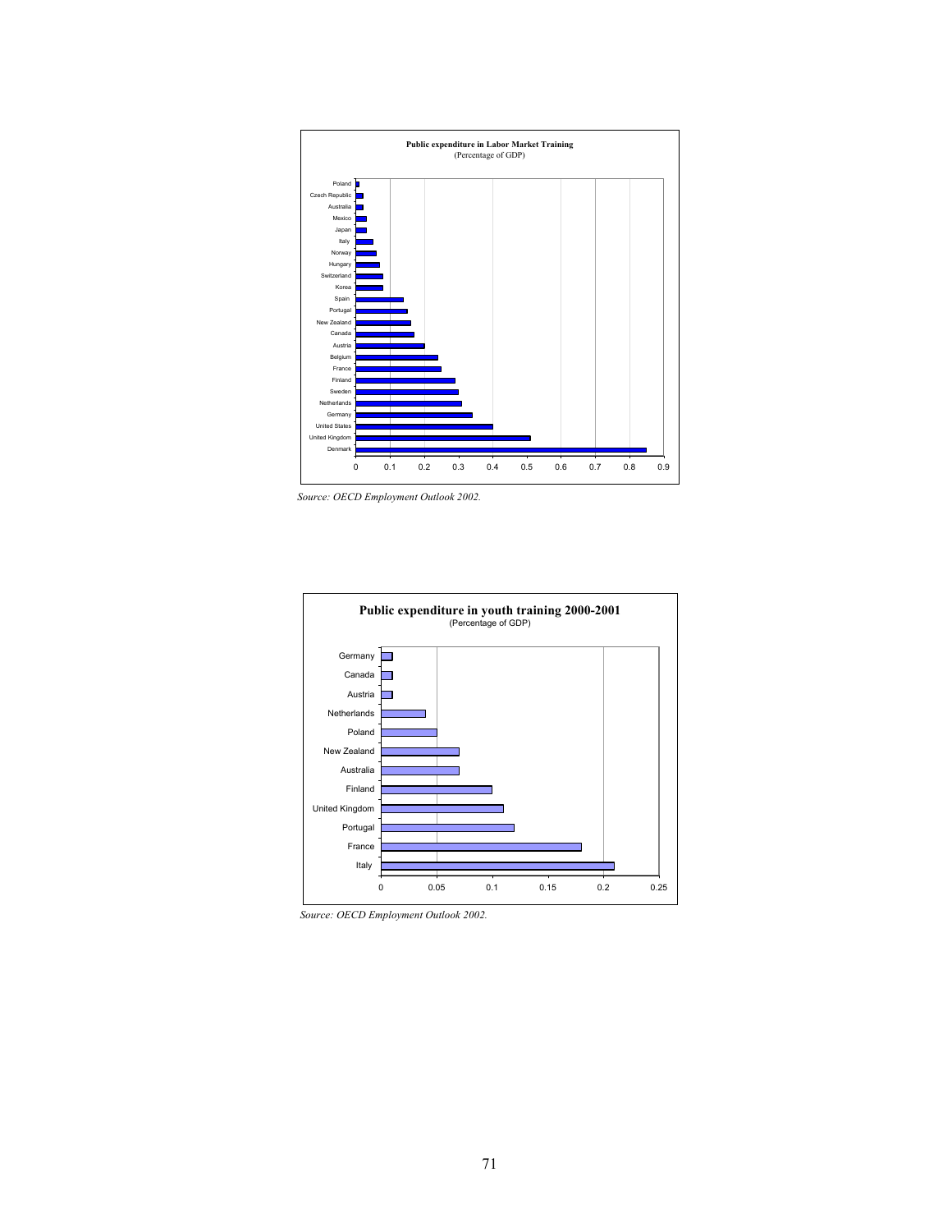**Public expenditure in Labor Market Training**
(Percentage of GDP)

Poland
Czech Republic
Australia
Mexico
Japan
Italy
Norway
Hungary
Switzerland
Korea
Spain
Portugal
New Zealand
Canada
Austria
Belgium
France
Finland
Sweden
Netherlands
Germany
United States
United Kingdom
Denmark

0 0.1 0.2 0.3 0.4 0.5 0.6 0.7 0.8 0.9

*Source: OECD Employment Outlook 2002.*

**Public expenditure in youth training 2000-2001**
(Percentage of GDP)

Germany
Canada
Austria
Netherlands
Poland
New Zealand
Australia
Finland
United Kingdom
Portugal
France
Italy

0 0.05 0.1 0.15 0.2 0.25

*Source: OECD Employment Outlook 2002.*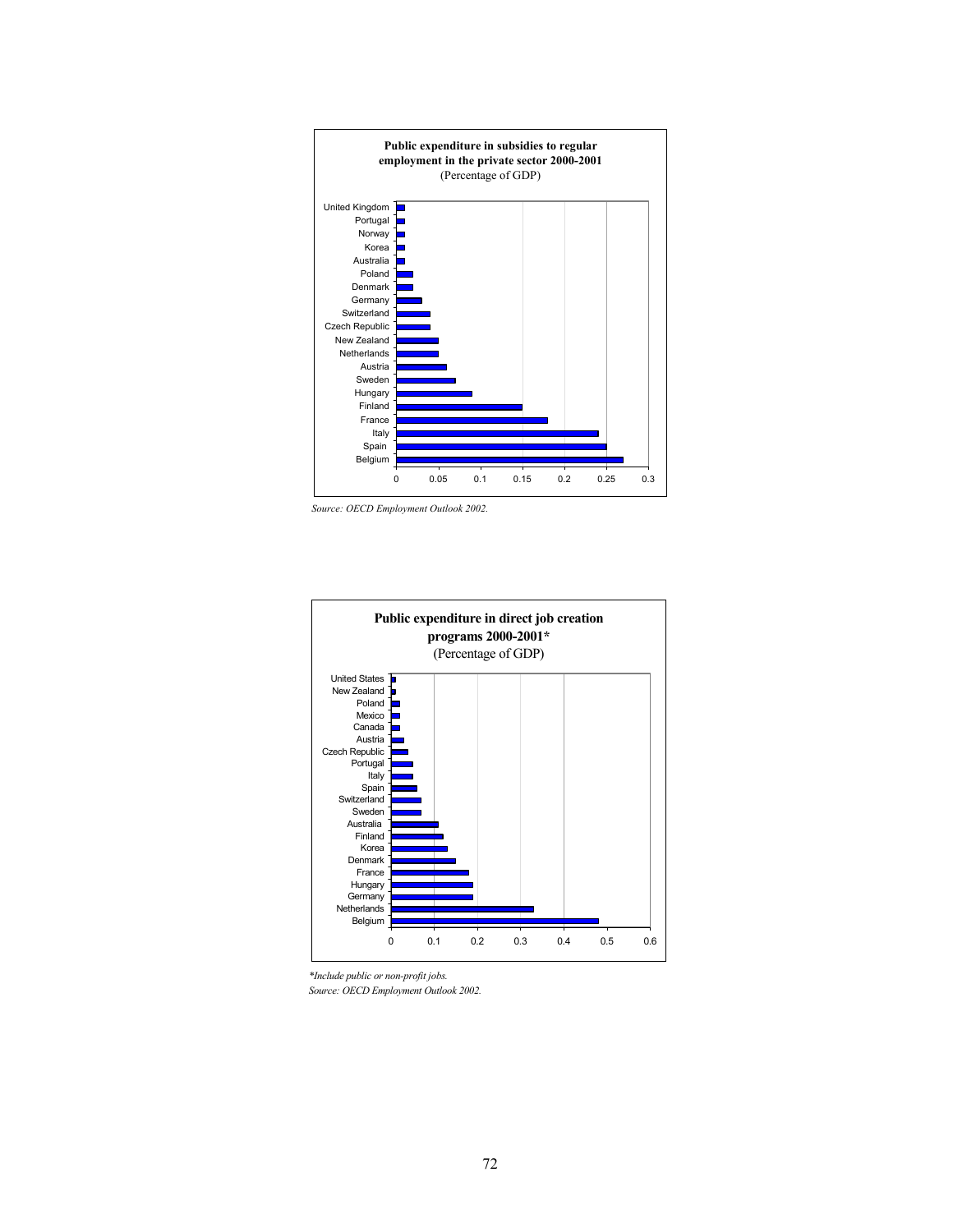**Public expenditure in subsidies to regular employment in the private sector 2000-2001**
(Percentage of GDP)

United Kingdom
Portugal
Norway
Korea
Australia
Poland
Denmark
Germany
Switzerland
Czech Republic
New Zealand
Netherlands
Austria
Sweden
Hungary
Finland
France
Italy
Spain
Belgium

0 0.05 0.1 0.15 0.2 0.25 0.3

*Source: OECD Employment Outlook 2002.*

**Public expenditure in direct job creation programs 2000-2001***
(Percentage of GDP)

United States
New Zealand
Poland
Mexico
Canada
Austria
Czech Republic
Portugal
Italy
Spain
Switzerland
Sweden
Australia
Finland
Korea
Denmark
France
Hungary
Germany
Netherlands
Belgium

0 0.1 0.2 0.3 0.4 0.5 0.6

*\*Include public or non-profit jobs.*
*Source: OECD Employment Outlook 2002.*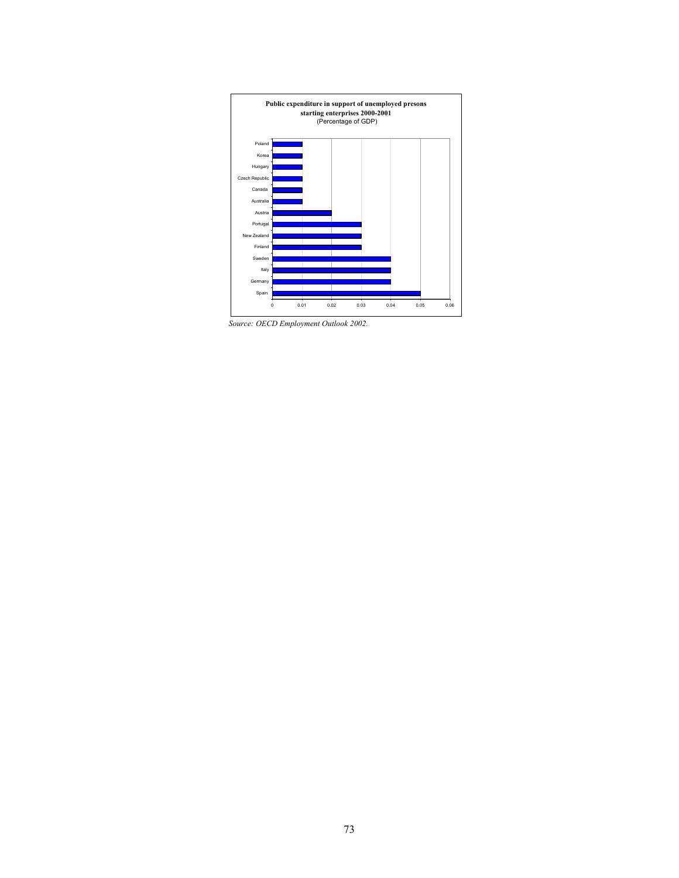**Public expenditure in support of unemployed presons starting enterprises 2000-2001**
(Percentage of GDP)

Poland
Korea
Hungary
Czech Republic
Canada
Australia
Austria
Portugal
New Zealand
Finland
Sweden
Italy
Germany
Spain

0
0.01
0.02
0.03
0.04
0.05
0.06

*Source: OECD Employment Outlook 2002.*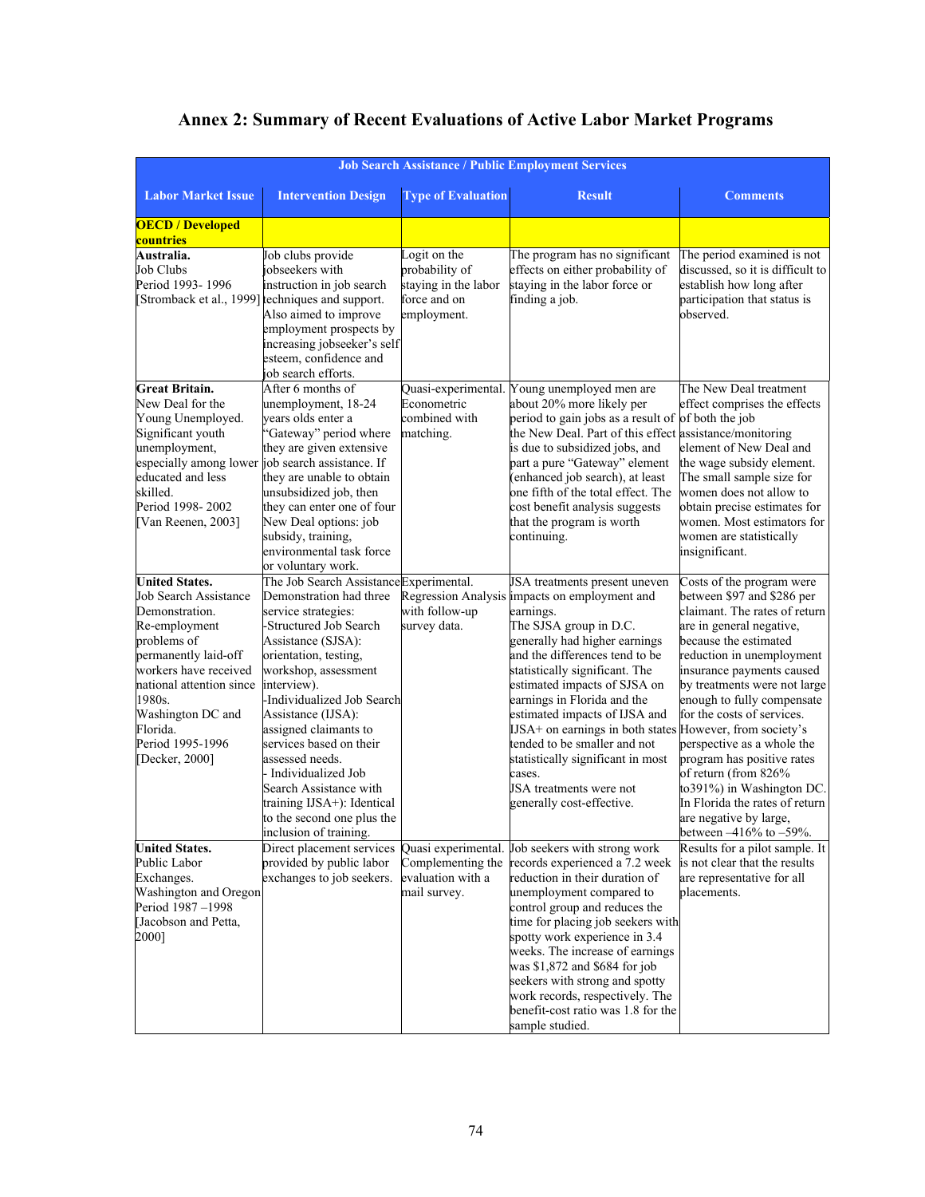# Annex 2: Summary of Recent Evaluations of Active Labor Market Programs

| Job Search Assistance / Public Employment Services | | | | |
|---|---|---|---|---|
| **Labor Market Issue** | **Intervention Design** | **Type of Evaluation** | **Result** | **Comments** |
| **OECD / Developed countries** | | | | |
| **Australia.** Job Clubs Period 1993- 1996 [Stromback et al., 1999] | Job clubs provide jobseekers with instruction in job search techniques and support. Also aimed to improve employment prospects by increasing jobseeker's self esteem, confidence and job search efforts. | Logit on the probability of staying in the labor force and on employment. | The program has no significant effects on either probability of staying in the labor force or finding a job. | The period examined is not discussed, so it is difficult to establish how long after participation that status is observed. |
| **Great Britain.** New Deal for the Young Unemployed. Significant youth unemployment, especially among lower educated and less skilled. Period 1998- 2002 [Van Reenen, 2003] | After 6 months of unemployment, 18-24 years olds enter a "Gateway" period where they are given extensive job search assistance. If they are unable to obtain unsubsidized job, then they can enter one of four New Deal options: job subsidy, training, environmental task force or voluntary work. | Quasi-experimental. Econometric combined with matching. | Young unemployed men are about 20% more likely per period to gain jobs as a result of the New Deal. Part of this effect is due to subsidized jobs, and part a pure "Gateway" element (enhanced job search), at least one fifth of the total effect. The cost benefit analysis suggests that the program is worth continuing. | The New Deal treatment effect comprises the effects of both the job assistance/monitoring element of New Deal and the wage subsidy element. The small sample size for women does not allow to obtain precise estimates for women. Most estimators for women are statistically insignificant. |
| **United States.** Job Search Assistance Demonstration. Re-employment problems of permanently laid-off workers have received national attention since 1980s. Washington DC and Florida. Period 1995-1996 [Decker, 2000] | The Job Search Assistance Demonstration had three service strategies: -Structured Job Search Assistance (SJSA): orientation, testing, workshop, assessment interview). -Individualized Job Search Assistance (IJSA): assigned claimants to services based on their assessed needs. - Individualized Job Search Assistance with training IJSA+): Identical to the second one plus the inclusion of training. | Experimental. Regression Analysis with follow-up survey data. | JSA treatments present uneven impacts on employment and earnings. The SJSA group in D.C. generally had higher earnings and the differences tend to be statistically significant. The estimated impacts of SJSA on earnings in Florida and the estimated impacts of IJSA and IJSA+ on earnings in both states tended to be smaller and not statistically significant in most cases. JSA treatments were not generally cost-effective. | Costs of the program were between $97 and $286 per claimant. The rates of return are in general negative, because the estimated reduction in unemployment insurance payments caused by treatments were not large enough to fully compensate for the costs of services. However, from society's perspective as a whole the program has positive rates of return (from 826% to391%) in Washington DC. In Florida the rates of return are negative by large, between –416% to –59%. |
| **United States.** Public Labor Exchanges. Washington and Oregon Period 1987 –1998 [Jacobson and Petta, 2000] | Direct placement services provided by public labor exchanges to job seekers. | Quasi experimental. Complementing the evaluation with a mail survey. | Job seekers with strong work records experienced a 7.2 week reduction in their duration of unemployment compared to control group and reduces the time for placing job seekers with spotty work experience in 3.4 weeks. The increase of earnings was $1,872 and $684 for job seekers with strong and spotty work records, respectively. The benefit-cost ratio was 1.8 for the sample studied. | Results for a pilot sample. It is not clear that the results are representative for all placements. |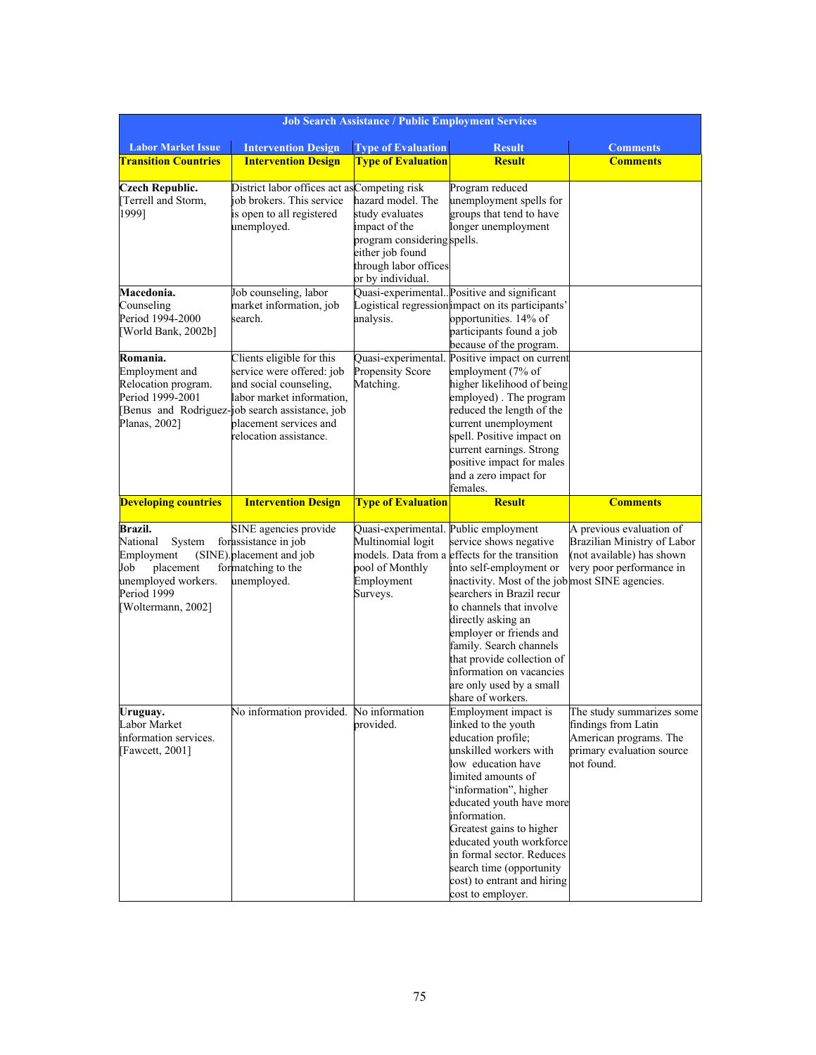| Job Search Assistance / Public Employment Services | | | | |
|---|---|---|---|---|
| **Labor Market Issue** | **Intervention Design** | **Type of Evaluation** | **Result** | **Comments** |
| **Transition Countries** | **Intervention Design** | **Type of Evaluation** | **Result** | **Comments** |
| **Czech Republic.** [Terrell and Storm, 1999] | District labor offices act as job brokers. This service is open to all registered unemployed. | Competing risk hazard model. The study evaluates impact of the program considering either job found through labor offices or by individual. | Program reduced unemployment spells for groups that tend to have longer unemployment spells. | |
| **Macedonia.** Counseling Period 1994-2000 [World Bank, 2002b] | Job counseling, labor market information, job search. | Quasi-experimental.. Logistical regression analysis. | Positive and significant impact on its participants' opportunities. 14% of participants found a job because of the program. | |
| **Romania.** Employment and Relocation program. Period 1999-2001 [Benus and Rodriguez-Planas, 2002] | Clients eligible for this service were offered: job and social counseling, labor market information, job search assistance, job placement services and relocation assistance. | Quasi-experimental. Propensity Score Matching. | Positive impact on current employment (7% of higher likelihood of being employed) . The program reduced the length of the current unemployment spell. Positive impact on current earnings. Strong positive impact for males and a zero impact for females. | |
| **Developing countries** | **Intervention Design** | **Type of Evaluation** | **Result** | **Comments** |
| **Brazil.** National System for Employment (SINE). Job placement for unemployed workers. Period 1999 [Woltermann, 2002] | SINE agencies provide assistance in job placement and job matching to the unemployed. | Quasi-experimental. Multinomial logit models. Data from a pool of Monthly Employment Surveys. | Public employment service shows negative effects for the transition into self-employment or inactivity. Most of the job searchers in Brazil recur to channels that involve directly asking an employer or friends and family. Search channels that provide collection of information on vacancies are only used by a small share of workers. | A previous evaluation of Brazilian Ministry of Labor (not available) has shown very poor performance in most SINE agencies. |
| **Uruguay.** Labor Market information services. [Fawcett, 2001] | No information provided. | No information provided. | Employment impact is linked to the youth education profile; unskilled workers with low education have limited amounts of "information", higher educated youth have more information. Greatest gains to higher educated youth workforce in formal sector. Reduces search time (opportunity cost) to entrant and hiring cost to employer. | The study summarizes some findings from Latin American programs. The primary evaluation source not found. |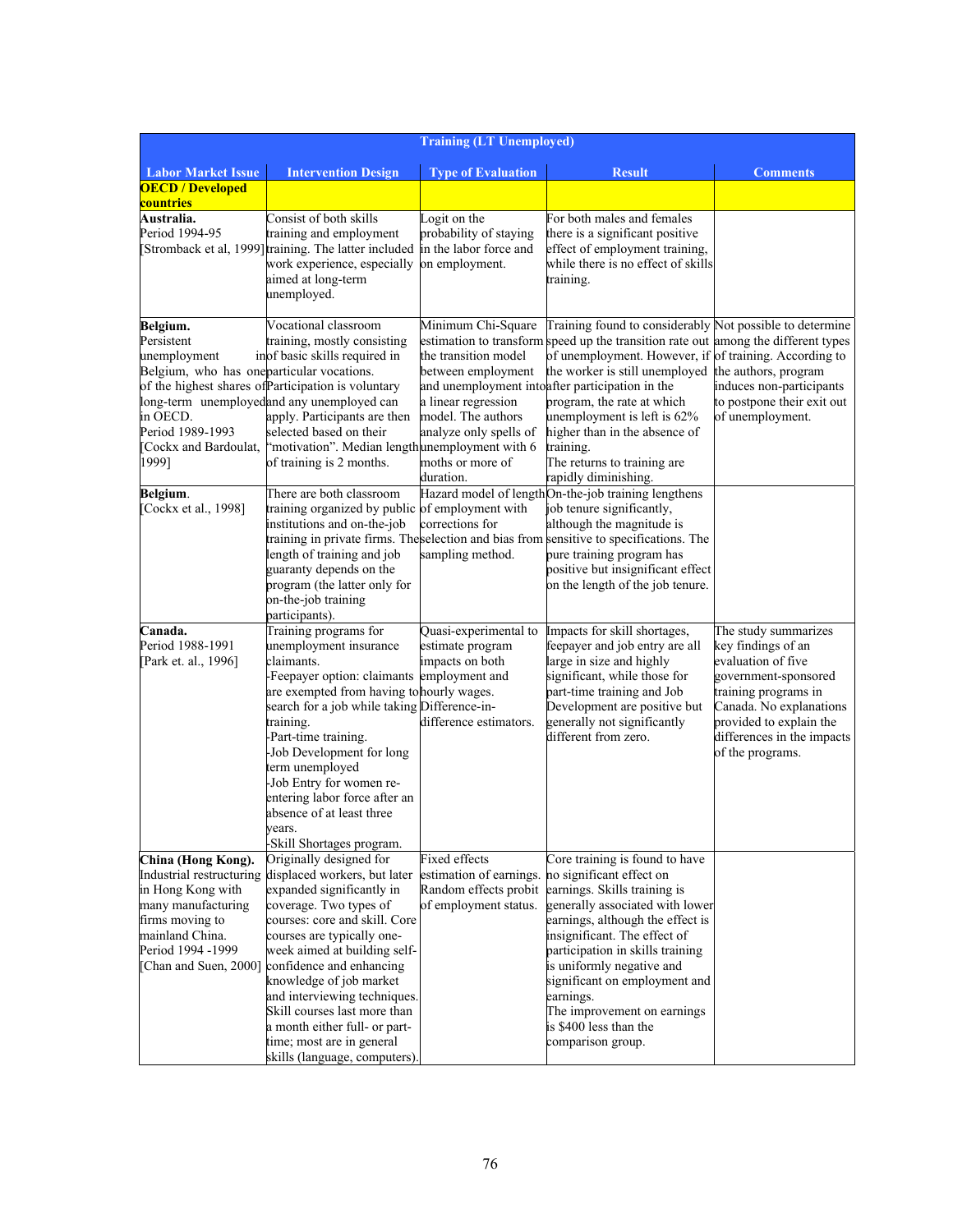| Training (LT Unemployed) | | | | |
|---|---|---|---|---|
| **Labor Market Issue** | **Intervention Design** | **Type of Evaluation** | **Result** | **Comments** |
| **OECD / Developed countries** | | | | |
| **Australia.** Period 1994-95 [Stromback et al, 1999] | Consist of both skills training and employment training. The latter included work experience, especially aimed at long-term unemployed. | Logit on the probability of staying in the labor force and on employment. | For both males and females there is a significant positive effect of employment training, while there is no effect of skills training. | |
| **Belgium.** Persistent unemployment in Belgium, who has one of the highest shares of long-term unemployed in OECD. Period 1989-1993 [Cockx and Bardoulat, 1999] | Vocational classroom training, mostly consisting of basic skills required in particular vocations. Participation is voluntary and any unemployed can apply. Participants are then selected based on their "motivation". Median length of training is 2 months. | Minimum Chi-Square estimation to transform the transition model between employment and unemployment into a linear regression model. The authors analyze only spells of unemployment with 6 moths or more of duration. | Training found to considerably speed up the transition rate out of unemployment. However, if the worker is still unemployed after participation in the program, the rate at which unemployment is left is 62% higher than in the absence of training. The returns to training are rapidly diminishing. | Not possible to determine among the different types of training. According to the authors, program induces non-participants to postpone their exit out of unemployment. |
| **Belgium.** [Cockx et al., 1998] | There are both classroom training organized by public institutions and on-the-job training in private firms. The length of training and job guaranty depends on the program (the latter only for on-the-job training participants). | Hazard model of length of employment with corrections for selection and bias from sampling method. | On-the-job training lengthens job tenure significantly, although the magnitude is sensitive to specifications. The pure training program has positive but insignificant effect on the length of the job tenure. | |
| **Canada.** Period 1988-1991 [Park et. al., 1996] | Training programs for unemployment insurance claimants.<br>-Feepayer option: claimants are exempted from having to search for a job while taking training.<br>-Part-time training.<br>-Job Development for long term unemployed<br>-Job Entry for women re-entering labor force after an absence of at least three years.<br>-Skill Shortages program. | Quasi-experimental to estimate program impacts on both employment and hourly wages. Difference-in-difference estimators. | Impacts for skill shortages, feepayer and job entry are all large in size and highly significant, while those for part-time training and Job Development are positive but generally not significantly different from zero. | The study summarizes key findings of an evaluation of five government-sponsored training programs in Canada. No explanations provided to explain the differences in the impacts of the programs. |
| **China (Hong Kong).** Industrial restructuring in Hong Kong with many manufacturing firms moving to mainland China. Period 1994 -1999 [Chan and Suen, 2000] | Originally designed for displaced workers, but later expanded significantly in coverage. Two types of courses: core and skill. Core courses are typically one-week aimed at building self-confidence and enhancing knowledge of job market and interviewing techniques. Skill courses last more than a month either full- or part-time; most are in general skills (language, computers). | Fixed effects estimation of earnings. Random effects probit of employment status. | Core training is found to have no significant effect on earnings. Skills training is generally associated with lower earnings, although the effect is insignificant. The effect of participation in skills training is uniformly negative and significant on employment and earnings. The improvement on earnings is $400 less than the comparison group. | |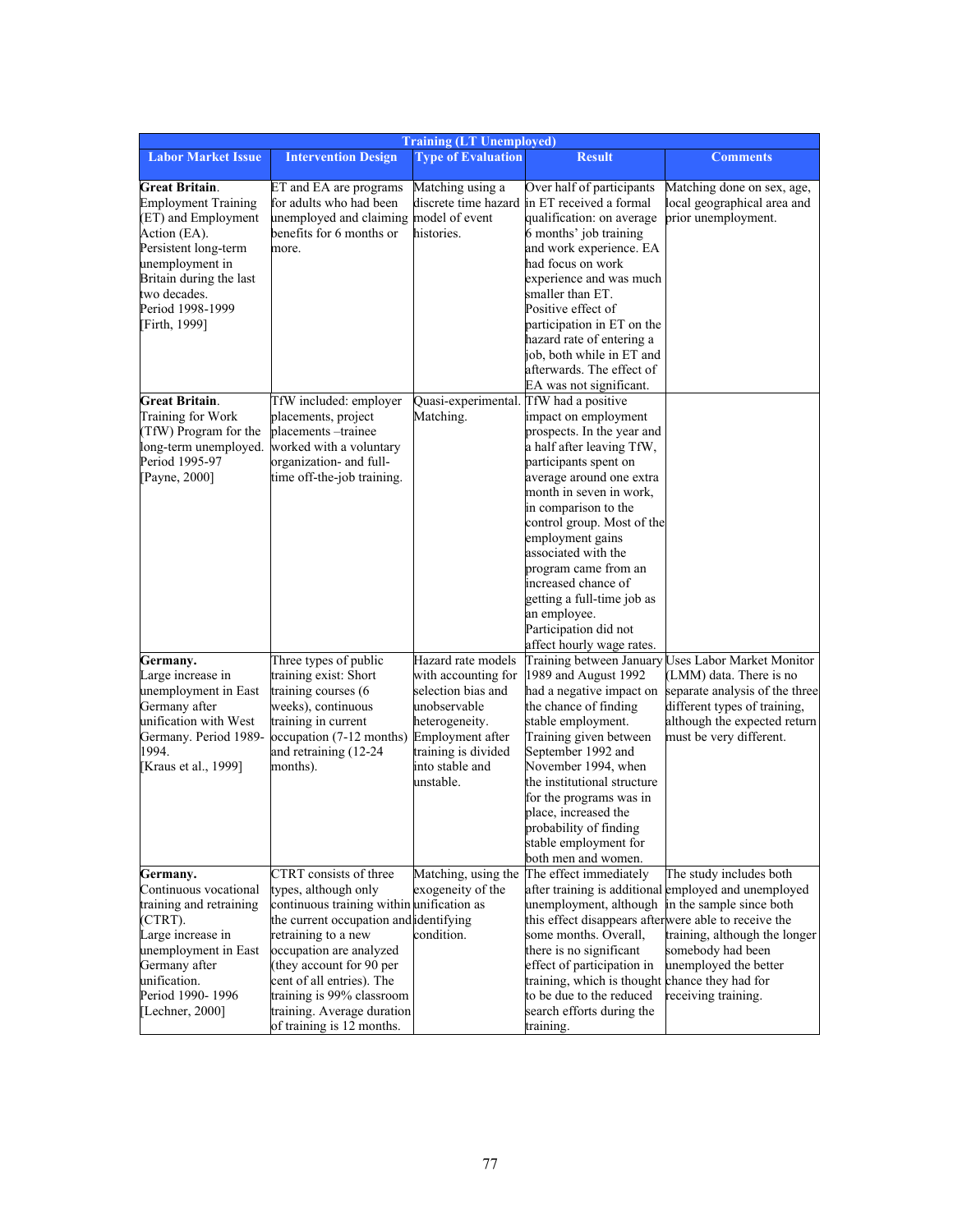| Training (LT Unemployed) | | | | |
|---|---|---|---|---|
| **Labor Market Issue** | **Intervention Design** | **Type of Evaluation** | **Result** | **Comments** |
| **Great Britain**. Employment Training (ET) and Employment Action (EA). Persistent long-term unemployment in Britain during the last two decades. Period 1998-1999 [Firth, 1999] | ET and EA are programs for adults who had been unemployed and claiming benefits for 6 months or more. | Matching using a discrete time hazard model of event histories. | Over half of participants in ET received a formal qualification: on average 6 months' job training and work experience. EA had focus on work experience and was much smaller than ET. Positive effect of participation in ET on the hazard rate of entering a job, both while in ET and afterwards. The effect of EA was not significant. | Matching done on sex, age, local geographical area and prior unemployment. |
| **Great Britain**. Training for Work (TfW) Program for the long-term unemployed. Period 1995-97 [Payne, 2000] | TfW included: employer placements, project placements –trainee worked with a voluntary organization- and full-time off-the-job training. | Quasi-experimental. Matching. | TfW had a positive impact on employment prospects. In the year and a half after leaving TfW, participants spent on average around one extra month in seven in work, in comparison to the control group. Most of the employment gains associated with the program came from an increased chance of getting a full-time job as an employee. Participation did not affect hourly wage rates. | |
| **Germany.** Large increase in unemployment in East Germany after unification with West Germany. Period 1989-1994. [Kraus et al., 1999] | Three types of public training exist: Short training courses (6 weeks), continuous training in current occupation (7-12 months) and retraining (12-24 months). | Hazard rate models with accounting for selection bias and unobservable heterogeneity. Employment after training is divided into stable and unstable. | Training between January 1989 and August 1992 had a negative impact on the chance of finding stable employment. Training given between September 1992 and November 1994, when the institutional structure for the programs was in place, increased the probability of finding stable employment for both men and women. | Uses Labor Market Monitor (LMM) data. There is no separate analysis of the three different types of training, although the expected return must be very different. |
| **Germany.** Continuous vocational training and retraining (CTRT). Large increase in unemployment in East Germany after unification. Period 1990- 1996 [Lechner, 2000] | CTRT consists of three types, although only continuous training within the current occupation and retraining to a new occupation are analyzed (they account for 90 per cent of all entries). The training is 99% classroom training. Average duration of training is 12 months. | Matching, using the exogeneity of the unification as identifying condition. | The effect immediately after training is additional unemployment, although this effect disappears after some months. Overall, there is no significant effect of participation in training, which is thought to be due to the reduced search efforts during the training. | The study includes both employed and unemployed in the sample since both were able to receive the training, although the longer somebody had been unemployed the better chance they had for receiving training. |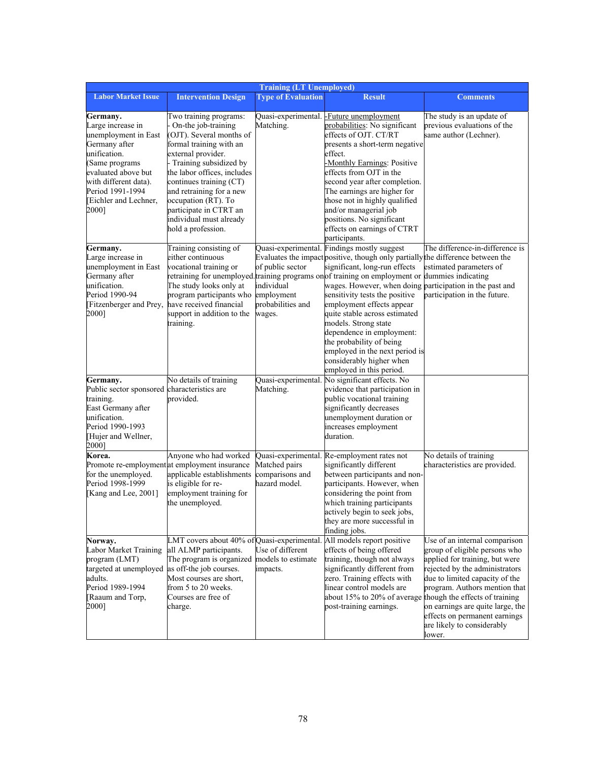| Training (LT Unemployed) | | | | |
|---|---|---|---|---|
| **Labor Market Issue** | **Intervention Design** | **Type of Evaluation** | **Result** | **Comments** |
| **Germany.** Large increase in unemployment in East Germany after unification. (Same programs evaluated above but with different data). Period 1991-1994 [Eichler and Lechner, 2000] | Two training programs: - On-the job-training (OJT). Several months of formal training with an external provider. - Training subsidized by the labor offices, includes continues training (CT) and retraining for a new occupation (RT). To participate in CTRT an individual must already hold a profession. | Quasi-experimental. Matching. | -Future unemployment probabilities: No significant effects of OJT. CT/RT presents a short-term negative effect. -Monthly Earnings: Positive effects from OJT in the second year after completion. The earnings are higher for those not in highly qualified and/or managerial job positions. No significant effects on earnings of CTRT participants. | The study is an update of previous evaluations of the same author (Lechner). |
| **Germany.** Large increase in unemployment in East Germany after unification. Period 1990-94 [Fitzenberger and Prey, 2000] | Training consisting of either continuous vocational training or retraining for unemployed. The study looks only at program participants who have received financial support in addition to the training. | Quasi-experimental. Evaluates the impact of public sector training programs on individual employment probabilities and wages. | Findings mostly suggest positive, though only partially significant, long-run effects of training on employment or wages. However, when doing sensitivity tests the positive employment effects appear quite stable across estimated models. Strong state dependence in employment: the probability of being employed in the next period is considerably higher when employed in this period. | The difference-in-difference is the difference between the estimated parameters of dummies indicating participation in the past and participation in the future. |
| **Germany.** Public sector sponsored training. East Germany after unification. Period 1990-1993 [Hujer and Wellner, 2000] | No details of training characteristics are provided. | Quasi-experimental. Matching. | No significant effects. No evidence that participation in public vocational training significantly decreases unemployment duration or increases employment duration. | |
| **Korea.** Promote re-employment for the unemployed. Period 1998-1999 [Kang and Lee, 2001] | Anyone who had worked at employment insurance applicable establishments is eligible for re-employment training for the unemployed. | Quasi-experimental. Matched pairs comparisons and hazard model. | Re-employment rates not significantly different between participants and non-participants. However, when considering the point from which training participants actively begin to seek jobs, they are more successful in finding jobs. | No details of training characteristics are provided. |
| **Norway.** Labor Market Training program (LMT) targeted at unemployed adults. Period 1989-1994 [Raaum and Torp, 2000] | LMT covers about 40% of all ALMP participants. The program is organized as off-the job courses. Most courses are short, from 5 to 20 weeks. Courses are free of charge. | Quasi-experimental. Use of different models to estimate impacts. | All models report positive effects of being offered training, though not always significantly different from zero. Training effects with linear control models are about 15% to 20% of average post-training earnings. | Use of an internal comparison group of eligible persons who applied for training, but were rejected by the administrators due to limited capacity of the program. Authors mention that though the effects of training on earnings are quite large, the effects on permanent earnings are likely to considerably lower. |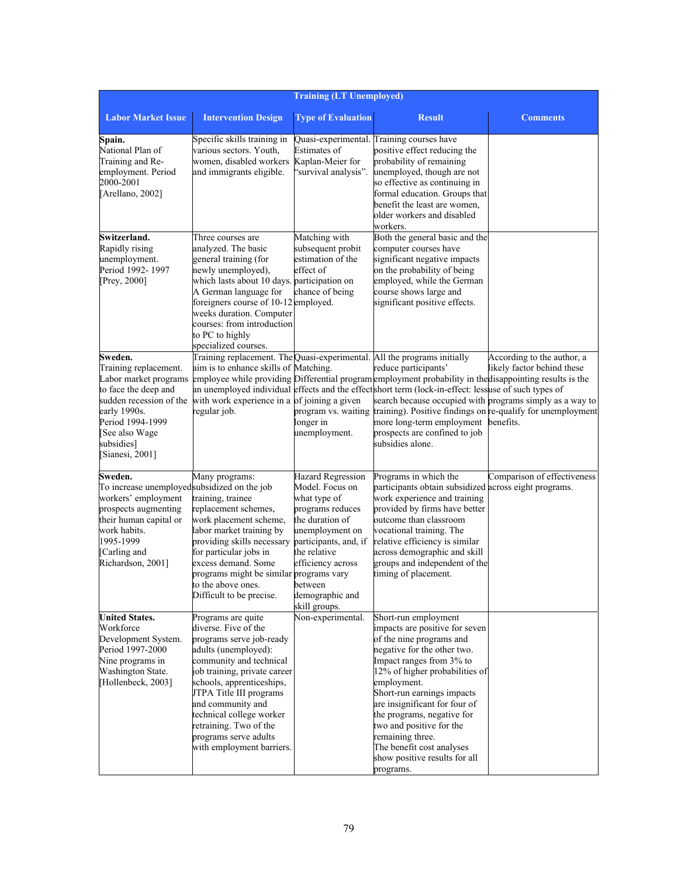| Training (LT Unemployed) | | | | |
|---|---|---|---|---|
| **Labor Market Issue** | **Intervention Design** | **Type of Evaluation** | **Result** | **Comments** |
| **Spain.** National Plan of Training and Re-employment. Period 2000-2001 [Arellano, 2002] | Specific skills training in various sectors. Youth, women, disabled workers and immigrants eligible. | Quasi-experimental. Estimates of Kaplan-Meier for "survival analysis". | Training courses have positive effect reducing the probability of remaining unemployed, though are not so effective as continuing in formal education. Groups that benefit the least are women, older workers and disabled workers. | |
| **Switzerland.** Rapidly rising unemployment. Period 1992- 1997 [Prey, 2000] | Three courses are analyzed. The basic general training (for newly unemployed), which lasts about 10 days. A German language for foreigners course of 10-12 weeks duration. Computer courses: from introduction to PC to highly specialized courses. | Matching with subsequent probit estimation of the effect of participation on chance of being employed. | Both the general basic and the computer courses have significant negative impacts on the probability of being employed, while the German course shows large and significant positive effects. | |
| **Sweden.** Training replacement. Labor market programs to face the deep and sudden recession of the early 1990s. Period 1994-1999 [See also Wage subsidies] [Sianesi, 2001] | Training replacement. The aim is to enhance skills of employee while providing an unemployed individual with work experience in a regular job. | Quasi-experimental. Matching. Differential program effects and the effect of joining a given program vs. waiting longer in unemployment. | All the programs initially reduce participants' employment probability in the short term (lock-in-effect: less search because occupied with training). Positive findings on more long-term employment prospects are confined to job subsidies alone. | According to the author, a likely factor behind these disappointing results is the use of such types of programs simply as a way to re-qualify for unemployment benefits. |
| **Sweden.** To increase unemployed workers' employment prospects augmenting their human capital or work habits. 1995-1999 [Carling and Richardson, 2001] | Many programs: subsidized on the job training, trainee replacement schemes, work placement scheme, labor market training by providing skills necessary for particular jobs in excess demand. Some programs might be similar to the above ones. Difficult to be precise. | Hazard Regression Model. Focus on what type of programs reduces the duration of unemployment on participants, and, if the relative efficiency across programs vary between demographic and skill groups. | Programs in which the participants obtain subsidized work experience and training provided by firms have better outcome than classroom vocational training. The relative efficiency is similar across demographic and skill groups and independent of the timing of placement. | Comparison of effectiveness across eight programs. |
| **United States.** Workforce Development System. Period 1997-2000 Nine programs in Washington State. [Hollenbeck, 2003] | Programs are quite diverse. Five of the programs serve job-ready adults (unemployed): community and technical job training, private career schools, apprenticeships, JTPA Title III programs and community and technical college worker retraining. Two of the programs serve adults with employment barriers. | Non-experimental. | Short-run employment impacts are positive for seven of the nine programs and negative for the other two. Impact ranges from 3% to 12% of higher probabilities of employment. Short-run earnings impacts are insignificant for four of the programs, negative for two and positive for the remaining three. The benefit cost analyses show positive results for all programs. | |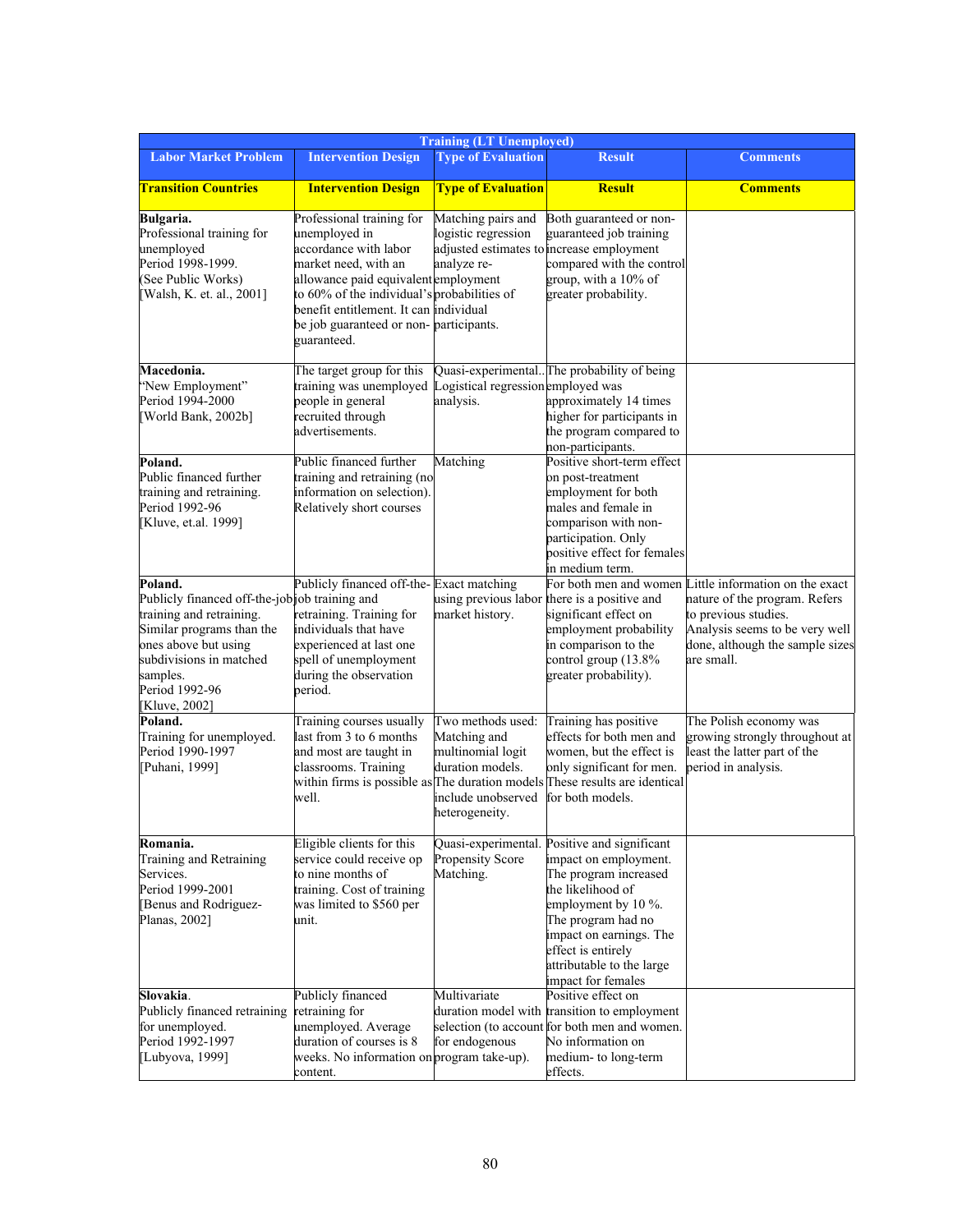| Training (LT Unemployed) | | | | |
|---|---|---|---|---|
| **Labor Market Problem** | **Intervention Design** | **Type of Evaluation** | **Result** | **Comments** |
| **Transition Countries** | **Intervention Design** | **Type of Evaluation** | **Result** | **Comments** |
| **Bulgaria.** Professional training for unemployed Period 1998-1999. (See Public Works) [Walsh, K. et. al., 2001] | Professional training for unemployed in accordance with labor market need, with an allowance paid equivalent to 60% of the individual's benefit entitlement. It can be job guaranteed or non-guaranteed. | Matching pairs and logistic regression adjusted estimates to analyze re-employment probabilities of individual participants. | Both guaranteed or non-guaranteed job training increase employment compared with the control group, with a 10% of greater probability. | |
| **Macedonia.** "New Employment" Period 1994-2000 [World Bank, 2002b] | The target group for this training was unemployed people in general recruited through advertisements. | Quasi-experimental.. Logistical regression analysis. | The probability of being employed was approximately 14 times higher for participants in the program compared to non-participants. | |
| **Poland.** Public financed further training and retraining. Period 1992-96 [Kluve, et.al. 1999] | Public financed further training and retraining (no information on selection). Relatively short courses | Matching | Positive short-term effect on post-treatment employment for both males and female in comparison with non-participation. Only positive effect for females in medium term. | |
| **Poland.** Publicly financed off-the-job training and retraining. Similar programs than the ones above but using subdivisions in matched samples. Period 1992-96 [Kluve, 2002] | Publicly financed off-the-job training and retraining. Training for individuals that have experienced at last one spell of unemployment during the observation period. | Exact matching using previous labor market history. | For both men and women there is a positive and significant effect on employment probability in comparison to the control group (13.8% greater probability). | Little information on the exact nature of the program. Refers to previous studies. Analysis seems to be very well done, although the sample sizes are small. |
| **Poland.** Training for unemployed. Period 1990-1997 [Puhani, 1999] | Training courses usually last from 3 to 6 months and most are taught in classrooms. Training within firms is possible as well. | Two methods used: Matching and multinomial logit duration models. The duration models include unobserved heterogeneity. | Training has positive effects for both men and women, but the effect is only significant for men. These results are identical for both models. | The Polish economy was growing strongly throughout at least the latter part of the period in analysis. |
| **Romania.** Training and Retraining Services. Period 1999-2001 [Benus and Rodriguez-Planas, 2002] | Eligible clients for this service could receive op to nine months of training. Cost of training was limited to $560 per unit. | Quasi-experimental. Propensity Score Matching. | Positive and significant impact on employment. The program increased the likelihood of employment by 10 %. The program had no impact on earnings. The effect is entirely attributable to the large impact for females | |
| **Slovakia**. Publicly financed retraining for unemployed. Period 1992-1997 [Lubyova, 1999] | Publicly financed retraining for unemployed. Average duration of courses is 8 weeks. No information on content. | Multivariate duration model with selection (to account for endogenous program take-up). | Positive effect on transition to employment for both men and women. No information on medium- to long-term effects. | |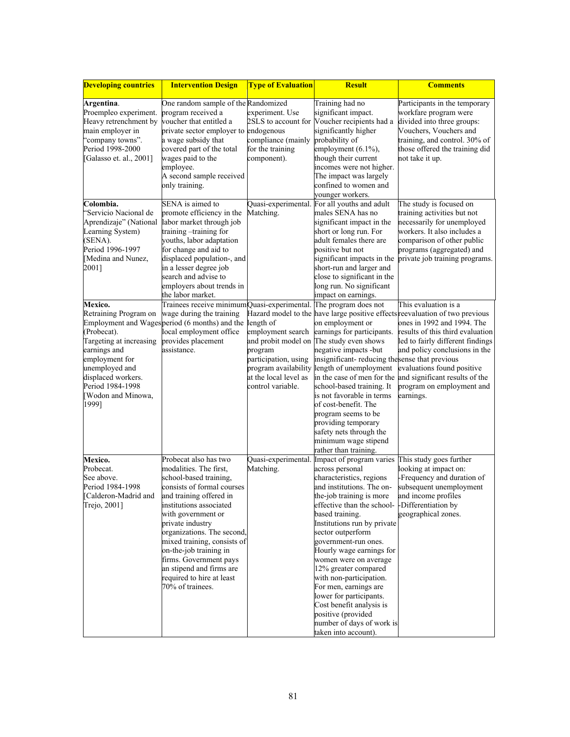| Developing countries | Intervention Design | Type of Evaluation | Result | Comments |
|---|---|---|---|---|
| **Argentina**. Proempleo experiment. Heavy retrenchment by main employer in "company towns". Period 1998-2000 [Galasso et. al., 2001] | One random sample of the program received a voucher that entitled a private sector employer to a wage subsidy that covered part of the total wages paid to the employee. A second sample received only training. | Randomized experiment. Use 2SLS to account for endogenous compliance (mainly for the training component). | Training had no significant impact. Voucher recipients had a significantly higher probability of employment (6.1%), though their current incomes were not higher. The impact was largely confined to women and younger workers. | Participants in the temporary workfare program were divided into three groups: Vouchers, Vouchers and training, and control. 30% of those offered the training did not take it up. |
| **Colombia.** "Servicio Nacional de Aprendizaje" (National Learning System) (SENA). Period 1996-1997 [Medina and Nunez, 2001] | SENA is aimed to promote efficiency in the labor market through job training –training for youths, labor adaptation for change and aid to displaced population-, and in a lesser degree job search and advise to employers about trends in the labor market. | Quasi-experimental. Matching. | For all youths and adult males SENA has no significant impact in the short or long run. For adult females there are positive but not significant impacts in the short-run and larger and close to significant in the long run. No significant impact on earnings. | The study is focused on training activities but not necessarily for unemployed workers. It also includes a comparison of other public programs (aggregated) and private job training programs. |
| **Mexico.** Retraining Program on Employment and Wages (Probecat). Targeting at increasing earnings and employment for unemployed and displaced workers. Period 1984-1998 [Wodon and Minowa, 1999] | Trainees receive minimum wage during the training period (6 months) and the local employment office provides placement assistance. | Quasi-experimental. Hazard model to the length of employment search and probit model on program participation, using program availability at the local level as control variable. | The program does not have large positive effects on employment or earnings for participants. The study even shows negative impacts -but insignificant- reducing the length of unemployment in the case of men for the school-based training. It is not favorable in terms of cost-benefit. The program seems to be providing temporary safety nets through the minimum wage stipend rather than training. | This evaluation is a reevaluation of two previous ones in 1992 and 1994. The results of this third evaluation led to fairly different findings and policy conclusions in the sense that previous evaluations found positive and significant results of the program on employment and earnings. |
| **Mexico.** Probecat. See above. Period 1984-1998 [Calderon-Madrid and Trejo, 2001] | Probecat also has two modalities. The first, school-based training, consists of formal courses and training offered in institutions associated with government or private industry organizations. The second, mixed training, consists of on-the-job training in firms. Government pays an stipend and firms are required to hire at least 70% of trainees. | Quasi-experimental. Matching. | Impact of program varies across personal characteristics, regions and institutions. The on-the-job training is more effective than the school-based training. Institutions run by private sector outperform government-run ones. Hourly wage earnings for women were on average 12% greater compared with non-participation. For men, earnings are lower for participants. Cost benefit analysis is positive (provided number of days of work is taken into account). | This study goes further looking at impact on: -Frequency and duration of subsequent unemployment and income profiles -Differentiation by geographical zones. |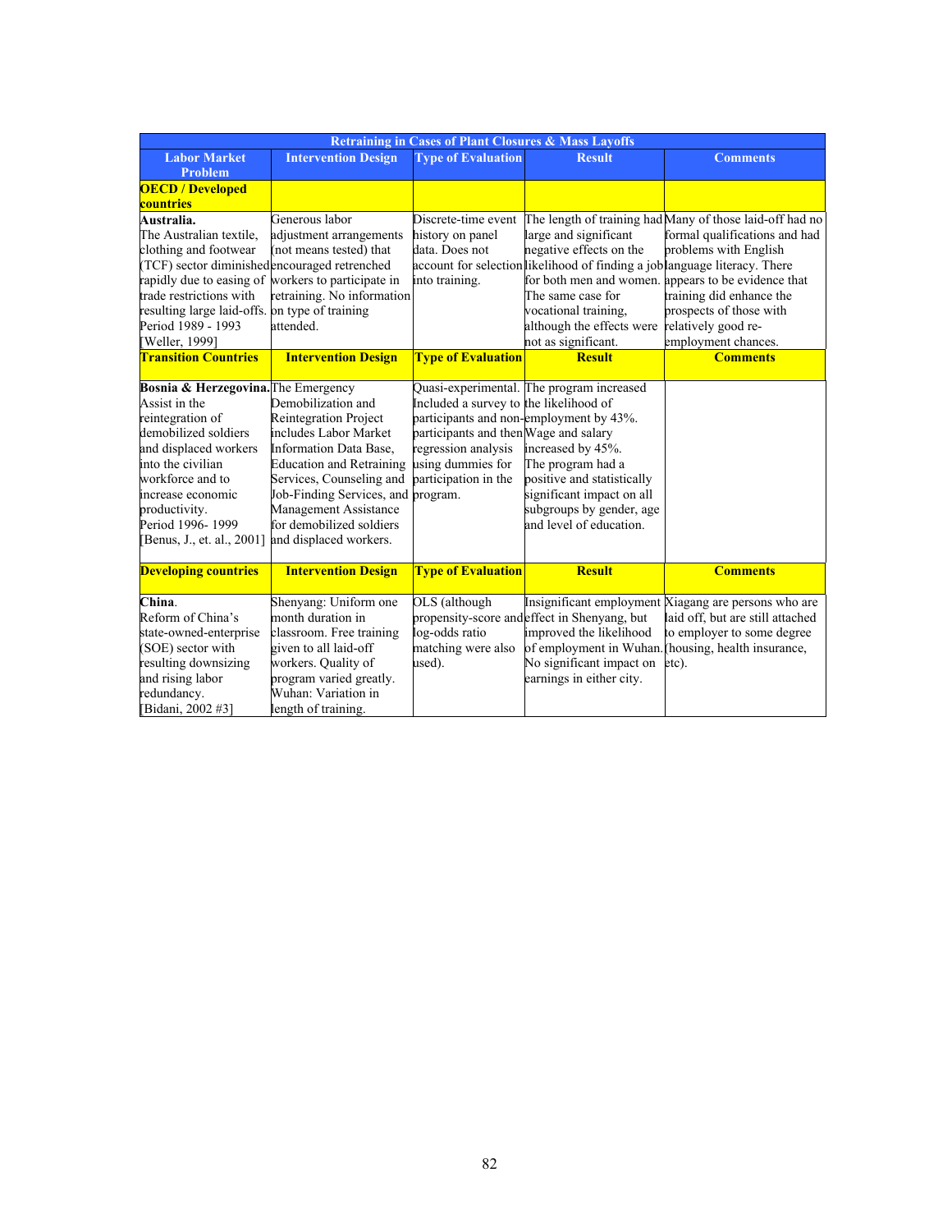| Retraining in Cases of Plant Closures & Mass Layoffs | | | | |
|---|---|---|---|---|
| **Labor Market Problem** | **Intervention Design** | **Type of Evaluation** | **Result** | **Comments** |
| **OECD / Developed countries** | | | | |
| **Australia.** The Australian textile, clothing and footwear (TCF) sector diminished rapidly due to easing of trade restrictions with resulting large laid-offs. Period 1989 - 1993 [Weller, 1999] | Generous labor adjustment arrangements (not means tested) that encouraged retrenched workers to participate in retraining. No information on type of training attended. | Discrete-time event history on panel data. Does not account for selection into training. | The length of training had large and significant negative effects on the likelihood of finding a job for both men and women. The same case for vocational training, although the effects were not as significant. | Many of those laid-off had no formal qualifications and had problems with English language literacy. There appears to be evidence that training did enhance the prospects of those with relatively good re-employment chances. |
| **Transition Countries** | **Intervention Design** | **Type of Evaluation** | **Result** | **Comments** |
| **Bosnia & Herzegovina.** Assist in the reintegration of demobilized soldiers and displaced workers into the civilian workforce and to increase economic productivity. Period 1996- 1999 [Benus, J., et. al., 2001] | The Emergency Demobilization and Reintegration Project includes Labor Market Information Data Base, Education and Retraining Services, Counseling and Job-Finding Services, and Management Assistance for demobilized soldiers and displaced workers. | Quasi-experimental. Included a survey to participants and non-participants and then regression analysis using dummies for participation in the program. | The program increased the likelihood of employment by 43%. Wage and salary increased by 45%. The program had a positive and statistically significant impact on all subgroups by gender, age and level of education. | |
| **Developing countries** | **Intervention Design** | **Type of Evaluation** | **Result** | **Comments** |
| **China**. Reform of China's state-owned-enterprise (SOE) sector with resulting downsizing and rising labor redundancy. [Bidani, 2002 #3] | Shenyang: Uniform one month duration in classroom. Free training given to all laid-off workers. Quality of program varied greatly. Wuhan: Variation in length of training. | OLS (although propensity-score and log-odds ratio matching were also used). | Insignificant employment effect in Shenyang, but improved the likelihood of employment in Wuhan. No significant impact on earnings in either city. | Xiagang are persons who are laid off, but are still attached to employer to some degree (housing, health insurance, etc). |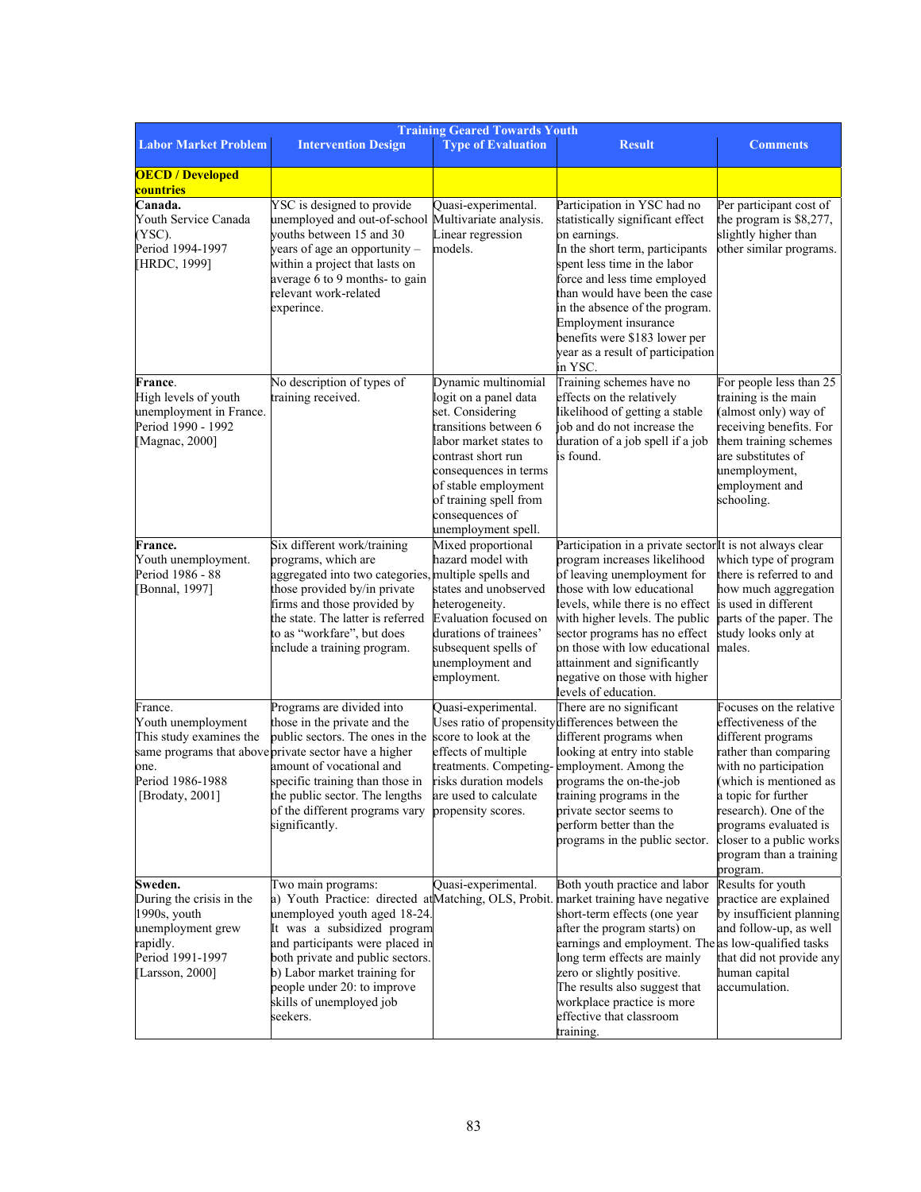| Training Geared Towards Youth | | | | |
| --- | --- | --- | --- | --- |
| **Labor Market Problem** | **Intervention Design** | **Type of Evaluation** | **Result** | **Comments** |
| **OECD / Developed countries** | | | | |
| **Canada.** Youth Service Canada (YSC). Period 1994-1997 [HRDC, 1999] | YSC is designed to provide unemployed and out-of-school youths between 15 and 30 years of age an opportunity – within a project that lasts on average 6 to 9 months- to gain relevant work-related experince. | Quasi-experimental. Multivariate analysis. Linear regression models. | Participation in YSC had no statistically significant effect on earnings. In the short term, participants spent less time in the labor force and less time employed than would have been the case in the absence of the program. Employment insurance benefits were $183 lower per year as a result of participation in YSC. | Per participant cost of the program is $8,277, slightly higher than other similar programs. |
| **France**. High levels of youth unemployment in France. Period 1990 - 1992 [Magnac, 2000] | No description of types of training received. | Dynamic multinomial logit on a panel data set. Considering transitions between 6 labor market states to contrast short run consequences in terms of stable employment of training spell from consequences of unemployment spell. | Training schemes have no effects on the relatively likelihood of getting a stable job and do not increase the duration of a job spell if a job is found. | For people less than 25 training is the main (almost only) way of receiving benefits. For them training schemes are substitutes of unemployment, employment and schooling. |
| **France.** Youth unemployment. Period 1986 - 88 [Bonnal, 1997] | Six different work/training programs, which are aggregated into two categories, those provided by/in private firms and those provided by the state. The latter is referred to as "workfare", but does include a training program. | Mixed proportional hazard model with multiple spells and states and unobserved heterogeneity. Evaluation focused on durations of trainees' subsequent spells of unemployment and employment. | Participation in a private sector program increases likelihood of leaving unemployment for those with low educational levels, while there is no effect with higher levels. The public sector programs has no effect on those with low educational attainment and significantly negative on those with higher levels of education. | It is not always clear which type of program there is referred to and how much aggregation is used in different parts of the paper. The study looks only at males. |
| France. Youth unemployment This study examines the same programs that above one. Period 1986-1988 [Brodaty, 2001] | Programs are divided into those in the private and the public sectors. The ones in the private sector have a higher amount of vocational and specific training than those in the public sector. The lengths of the different programs vary significantly. | Quasi-experimental. Uses ratio of propensity score to look at the effects of multiple treatments. Competing-risks duration models are used to calculate propensity scores. | There are no significant differences between the different programs when looking at entry into stable employment. Among the programs the on-the-job training programs in the private sector seems to perform better than the programs in the public sector. | Focuses on the relative effectiveness of the different programs rather than comparing with no participation (which is mentioned as a topic for further research). One of the programs evaluated is closer to a public works program than a training program. |
| **Sweden.** During the crisis in the 1990s, youth unemployment grew rapidly. Period 1991-1997 [Larsson, 2000] | Two main programs: a) Youth Practice: directed at unemployed youth aged 18-24. It was a subsidized program and participants were placed in both private and public sectors. b) Labor market training for people under 20: to improve skills of unemployed job seekers. | Quasi-experimental. Matching, OLS, Probit. | Both youth practice and labor market training have negative short-term effects (one year after the program starts) on earnings and employment. The long term effects are mainly zero or slightly positive. The results also suggest that workplace practice is more effective that classroom training. | Results for youth practice are explained by insufficient planning and follow-up, as well as low-qualified tasks that did not provide any human capital accumulation. |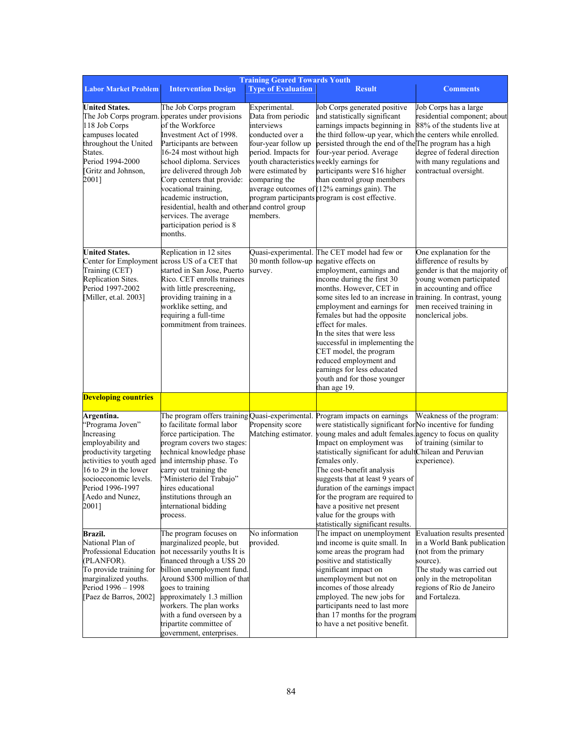| Training Geared Towards Youth | | | | |
|---|---|---|---|---|
| **Labor Market Problem** | **Intervention Design** | **Type of Evaluation** | **Result** | **Comments** |
| **United States.** The Job Corps program. 118 Job Corps campuses located throughout the United States. Period 1994-2000 [Gritz and Johnson, 2001] | The Job Corps program operates under provisions of the Workforce Investment Act of 1998. Participants are between 16-24 most without high school diploma. Services are delivered through Job Corp centers that provide: vocational training, academic instruction, residential, health and other services. The average participation period is 8 months. | Experimental. Data from periodic interviews conducted over a four-year follow up period. Impacts for youth characteristics were estimated by comparing the average outcomes of program participants and control group members. | Job Corps generated positive and statistically significant earnings impacts beginning in the third follow-up year, which persisted through the end of the four-year period. Average weekly earnings for participants were $16 higher than control group members (12% earnings gain). The program is cost effective. | Job Corps has a large residential component; about 88% of the students live at the centers while enrolled. The program has a high degree of federal direction with many regulations and contractual oversight. |
| **United States.** Center for Employment Training (CET) Replication Sites. Period 1997-2002 [Miller, et.al. 2003] | Replication in 12 sites across US of a CET that started in San Jose, Puerto Rico. CET enrolls trainees with little prescreening, providing training in a worklike setting, and requiring a full-time commitment from trainees. | Quasi-experimental. 30 month follow-up survey. | The CET model had few or negative effects on employment, earnings and income during the first 30 months. However, CET in some sites led to an increase in employment and earnings for females but had the opposite effect for males. In the sites that were less successful in implementing the CET model, the program reduced employment and earnings for less educated youth and for those younger than age 19. | One explanation for the difference of results by gender is that the majority of young women participated in accounting and office training. In contrast, young men received training in nonclerical jobs. |
| **Developing countries** | | | | |
| **Argentina.** "Programa Joven" Increasing employability and productivity targeting activities to youth aged 16 to 29 in the lower socioeconomic levels. Period 1996-1997 [Aedo and Nunez, 2001] | The program offers training to facilitate formal labor force participation. The program covers two stages: technical knowledge phase and internship phase. To carry out training the "Ministerio del Trabajo" hires educational institutions through an international bidding process. | Quasi-experimental. Propensity score Matching estimator. | Program impacts on earnings were statistically significant for young males and adult females. Impact on employment was statistically significant for adult females only. The cost-benefit analysis suggests that at least 9 years of duration of the earnings impact for the program are required to have a positive net present value for the groups with statistically significant results. | Weakness of the program: No incentive for funding agency to focus on quality of training (similar to Chilean and Peruvian experience). |
| **Brazil.** National Plan of Professional Education (PLANFOR). To provide training for marginalized youths. Period 1996 – 1998 [Paez de Barros, 2002] | The program focuses on marginalized people, but not necessarily youths It is financed through a U$S 20 billion unemployment fund. Around $300 million of that goes to training approximately 1.3 million workers. The plan works with a fund overseen by a tripartite committee of government, enterprises. | No information provided. | The impact on unemployment and income is quite small. In some areas the program had positive and statistically significant impact on unemployment but not on incomes of those already employed. The new jobs for participants need to last more than 17 months for the program to have a net positive benefit. | Evaluation results presented in a World Bank publication (not from the primary source). The study was carried out only in the metropolitan regions of Rio de Janeiro and Fortaleza. |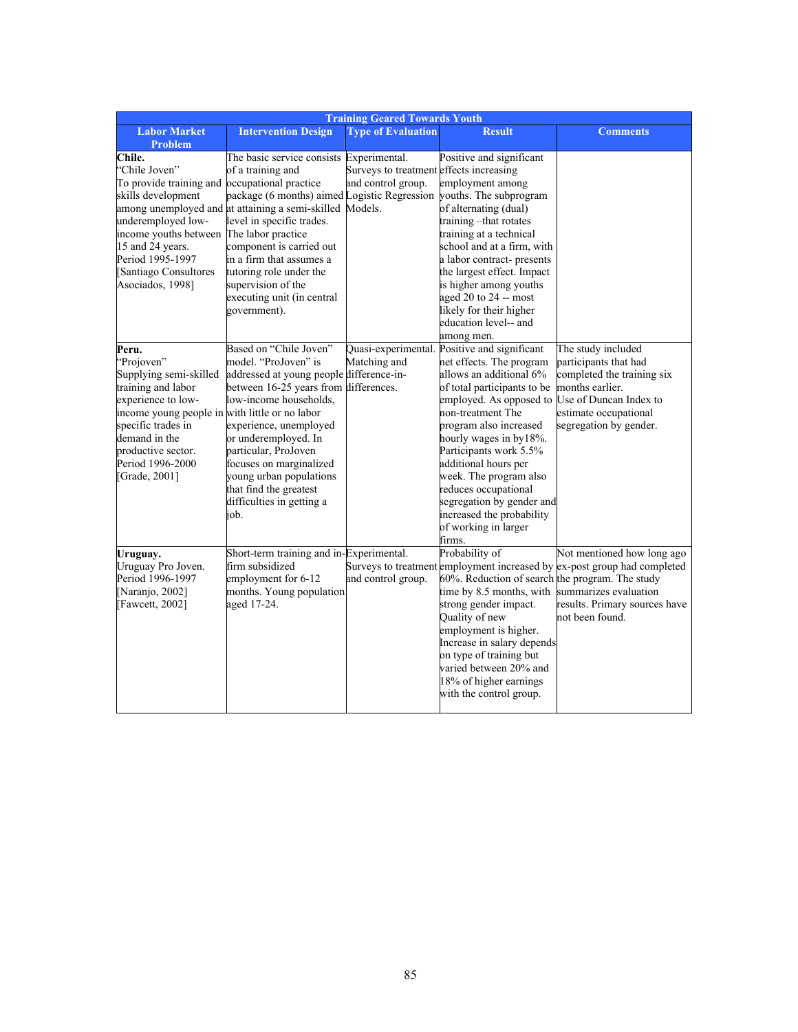| Training Geared Towards Youth | | | | |
|---|---|---|---|---|
| **Labor Market Problem** | **Intervention Design** | **Type of Evaluation** | **Result** | **Comments** |
| **Chile.** "Chile Joven" To provide training and skills development among unemployed and underemployed low-income youths between 15 and 24 years. Period 1995-1997 [Santiago Consultores Asociados, 1998] | The basic service consists of a training and occupational practice package (6 months) aimed at attaining a semi-skilled level in specific trades. The labor practice component is carried out in a firm that assumes a tutoring role under the supervision of the executing unit (in central government). | Experimental. Surveys to treatment and control group. Logistic Regression Models. | Positive and significant effects increasing employment among youths. The subprogram of alternating (dual) training –that rotates training at a technical school and at a firm, with a labor contract- presents the largest effect. Impact is higher among youths aged 20 to 24 -- most likely for their higher education level-- and among men. | |
| **Peru.** "Projoven" Supplying semi-skilled training and labor experience to low-income young people in specific trades in demand in the productive sector. Period 1996-2000 [Grade, 2001] | Based on "Chile Joven" model. "ProJoven" is addressed at young people between 16-25 years from low-income households, with little or no labor experience, unemployed or underemployed. In particular, ProJoven focuses on marginalized young urban populations that find the greatest difficulties in getting a job. | Quasi-experimental. Matching and difference-in-differences. | Positive and significant net effects. The program allows an additional 6% of total participants to be employed. As opposed to non-treatment The program also increased hourly wages in by18%. Participants work 5.5% additional hours per week. The program also reduces occupational segregation by gender and increased the probability of working in larger firms. | The study included participants that had completed the training six months earlier. Use of Duncan Index to estimate occupational segregation by gender. |
| **Uruguay.** Uruguay Pro Joven. Period 1996-1997 [Naranjo, 2002] [Fawcett, 2002] | Short-term training and in-firm subsidized employment for 6-12 months. Young population aged 17-24. | Experimental. Surveys to treatment and control group. | Probability of employment increased by 60%. Reduction of search time by 8.5 months, with strong gender impact. Quality of new employment is higher. Increase in salary depends on type of training but varied between 20% and 18% of higher earnings with the control group. | Not mentioned how long ago ex-post group had completed the program. The study summarizes evaluation results. Primary sources have not been found. |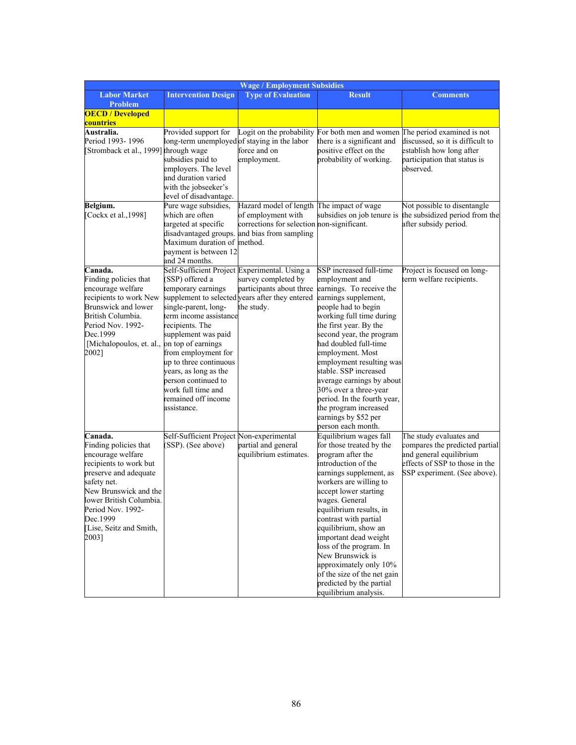| Wage / Employment Subsidies | | | | |
|---|---|---|---|---|
| **Labor Market Problem** | **Intervention Design** | **Type of Evaluation** | **Result** | **Comments** |
| **OECD / Developed countries** | | | | |
| **Australia.** Period 1993- 1996 [Stromback et al., 1999] | Provided support for long-term unemployed through wage subsidies paid to employers. The level and duration varied with the jobseeker's level of disadvantage. | Logit on the probability of staying in the labor force and on employment. | For both men and women there is a significant and positive effect on the probability of working. | The period examined is not discussed, so it is difficult to establish how long after participation that status is observed. |
| **Belgium.** [Cockx et al.,1998] | Pure wage subsidies, which are often targeted at specific disadvantaged groups. Maximum duration of payment is between 12 and 24 months. | Hazard model of length of employment with corrections for selection and bias from sampling method. | The impact of wage subsidies on job tenure is non-significant. | Not possible to disentangle the subsidized period from the after subsidy period. |
| **Canada.** Finding policies that encourage welfare recipients to work New Brunswick and lower British Columbia. Period Nov. 1992-Dec.1999 [Michalopoulos, et. al., 2002] | Self-Sufficient Project (SSP) offered a temporary earnings supplement to selected single-parent, long-term income assistance recipients. The supplement was paid on top of earnings from employment for up to three continuous years, as long as the person continued to work full time and remained off income assistance. | Experimental. Using a survey completed by participants about three years after they entered the study. | SSP increased full-time employment and earnings. To receive the earnings supplement, people had to begin working full time during the first year. By the second year, the program had doubled full-time employment. Most employment resulting was stable. SSP increased average earnings by about 30% over a three-year period. In the fourth year, the program increased earnings by $52 per person each month. | Project is focused on long-term welfare recipients. |
| **Canada.** Finding policies that encourage welfare recipients to work but preserve and adequate safety net. New Brunswick and the lower British Columbia. Period Nov. 1992-Dec.1999 [Lise, Seitz and Smith, 2003] | Self-Sufficient Project (SSP). (See above) | Non-experimental partial and general equilibrium estimates. | Equilibrium wages fall for those treated by the program after the introduction of the earnings supplement, as workers are willing to accept lower starting wages. General equilibrium results, in contrast with partial equilibrium, show an important dead weight loss of the program. In New Brunswick is approximately only 10% of the size of the net gain predicted by the partial equilibrium analysis. | The study evaluates and compares the predicted partial and general equilibrium effects of SSP to those in the SSP experiment. (See above). |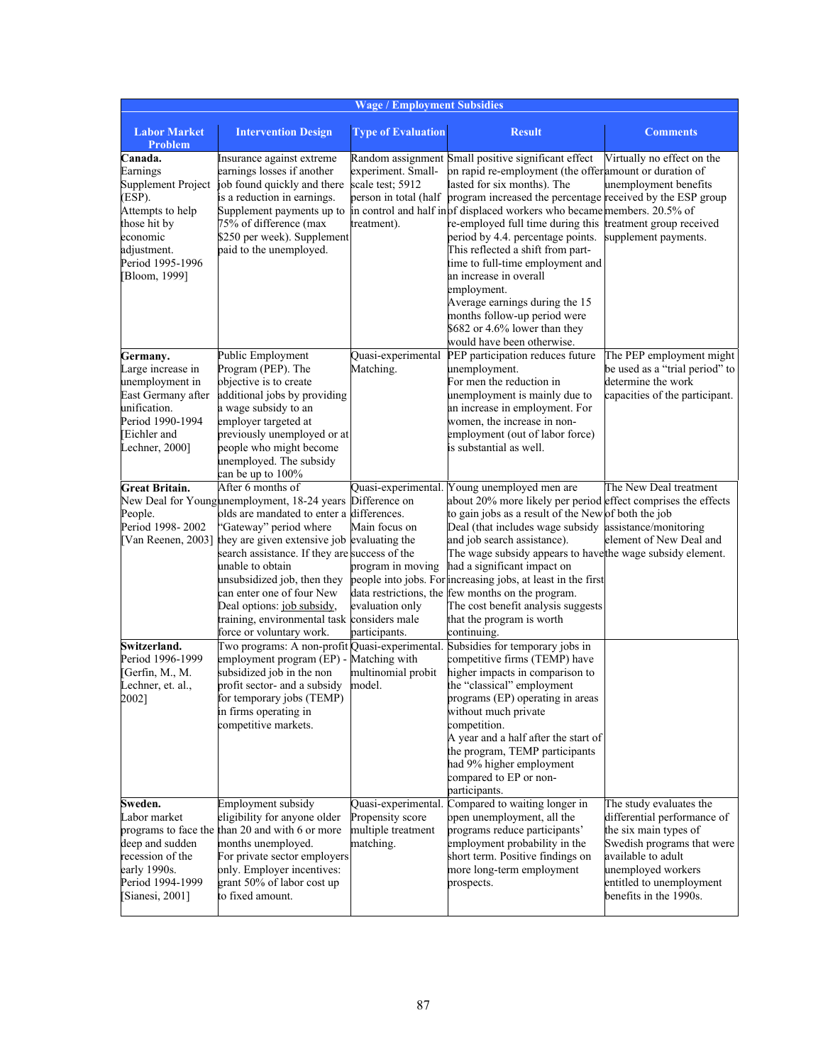| Wage / Employment Subsidies | | | | |
|---|---|---|---|---|
| **Labor Market Problem** | **Intervention Design** | **Type of Evaluation** | **Result** | **Comments** |
| **Canada.** Earnings Supplement Project (ESP). Attempts to help those hit by economic adjustment. Period 1995-1996 [Bloom, 1999] | Insurance against extreme earnings losses if another job found quickly and there is a reduction in earnings. Supplement payments up to 75% of difference (max $250 per week). Supplement paid to the unemployed. | Random assignment experiment. Small-scale test; 5912 person in total (half in control and half in treatment). | Small positive significant effect on rapid re-employment (the offer lasted for six months). The program increased the percentage of displaced workers who became re-employed full time during this period by 4.4. percentage points. This reflected a shift from part-time to full-time employment and an increase in overall employment. Average earnings during the 15 months follow-up period were $682 or 4.6% lower than they would have been otherwise. | Virtually no effect on the amount or duration of unemployment benefits received by the ESP group members. 20.5% of treatment group received supplement payments. |
| **Germany.** Large increase in unemployment in East Germany after unification. Period 1990-1994 [Eichler and Lechner, 2000] | Public Employment Program (PEP). The objective is to create additional jobs by providing a wage subsidy to an employer targeted at previously unemployed or at people who might become unemployed. The subsidy can be up to 100% | Quasi-experimental Matching. | PEP participation reduces future unemployment. For men the reduction in unemployment is mainly due to an increase in employment. For women, the increase in non-employment (out of labor force) is substantial as well. | The PEP employment might be used as a "trial period" to determine the work capacities of the participant. |
| **Great Britain.** New Deal for Young People. Period 1998- 2002 [Van Reenen, 2003] | After 6 months of unemployment, 18-24 years olds are mandated to enter a "Gateway" period where they are given extensive job search assistance. If they are unable to obtain unsubsidized job, then they can enter one of four New Deal options: job subsidy, training, environmental task force or voluntary work. | Quasi-experimental. Difference on differences. Main focus on evaluating the success of the program in moving people into jobs. For data restrictions, the evaluation only considers male participants. | Young unemployed men are about 20% more likely per period to gain jobs as a result of the New Deal (that includes wage subsidy and job search assistance). The wage subsidy appears to have had a significant impact on increasing jobs, at least in the first few months on the program. The cost benefit analysis suggests that the program is worth continuing. | The New Deal treatment effect comprises the effects of both the job assistance/monitoring element of New Deal and the wage subsidy element. |
| **Switzerland.** Period 1996-1999 [Gerfin, M., M. Lechner, et. al., 2002] | Two programs: A non-profit employment program (EP) - subsidized job in the non profit sector- and a subsidy for temporary jobs (TEMP) in firms operating in competitive markets. | Quasi-experimental. Matching with multinomial probit model. | Subsidies for temporary jobs in competitive firms (TEMP) have higher impacts in comparison to the "classical" employment programs (EP) operating in areas without much private competition. A year and a half after the start of the program, TEMP participants had 9% higher employment compared to EP or non-participants. | |
| **Sweden.** Labor market programs to face the deep and sudden recession of the early 1990s. Period 1994-1999 [Sianesi, 2001] | Employment subsidy eligibility for anyone older than 20 and with 6 or more months unemployed. For private sector employers only. Employer incentives: grant 50% of labor cost up to fixed amount. | Quasi-experimental. Propensity score multiple treatment matching. | Compared to waiting longer in open unemployment, all the programs reduce participants' employment probability in the short term. Positive findings on more long-term employment prospects. | The study evaluates the differential performance of the six main types of Swedish programs that were available to adult unemployed workers entitled to unemployment benefits in the 1990s. |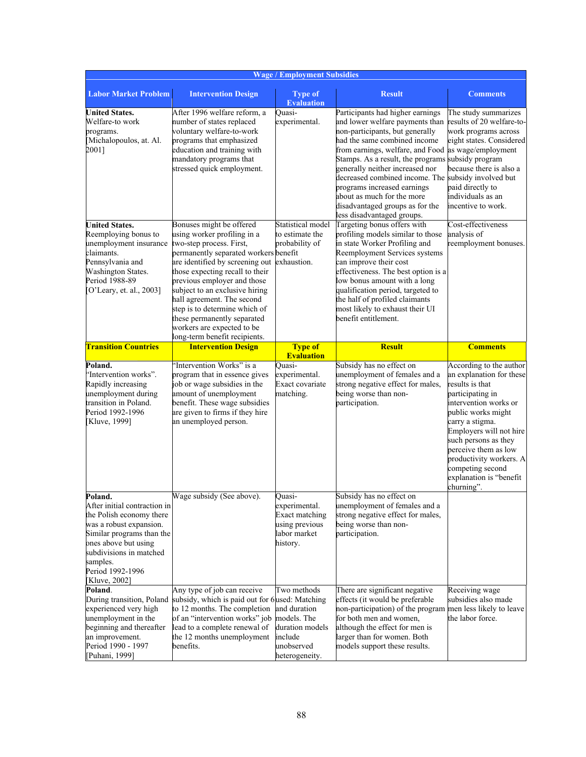| Wage / Employment Subsidies | | | | |
|---|---|---|---|---|
| **Labor Market Problem** | **Intervention Design** | **Type of Evaluation** | **Result** | **Comments** |
| **United States.** Welfare-to work programs. [Michalopoulos, at. Al. 2001] | After 1996 welfare reform, a number of states replaced voluntary welfare-to-work programs that emphasized education and training with mandatory programs that stressed quick employment. | Quasi-experimental. | Participants had higher earnings and lower welfare payments than non-participants, but generally had the same combined income from earnings, welfare, and Food Stamps. As a result, the programs generally neither increased nor decreased combined income. The programs increased earnings about as much for the more disadvantaged groups as for the less disadvantaged groups. | The study summarizes results of 20 welfare-to-work programs across eight states. Considered as wage/employment subsidy program because there is also a subsidy involved but paid directly to individuals as an incentive to work. |
| **United States.** Reemploying bonus to unemployment insurance claimants. Pennsylvania and Washington States. Period 1988-89 [O'Leary, et. al., 2003] | Bonuses might be offered using worker profiling in a two-step process. First, permanently separated workers are identified by screening out those expecting recall to their previous employer and those subject to an exclusive hiring hall agreement. The second step is to determine which of these permanently separated workers are expected to be long-term benefit recipients. | Statistical model to estimate the probability of benefit exhaustion. | Targeting bonus offers with profiling models similar to those in state Worker Profiling and Reemployment Services systems can improve their cost effectiveness. The best option is a low bonus amount with a long qualification period, targeted to the half of profiled claimants most likely to exhaust their UI benefit entitlement. | Cost-effectiveness analysis of reemployment bonuses. |
| **Transition Countries** | **Intervention Design** | **Type of Evaluation** | **Result** | **Comments** |
| **Poland.** "Intervention works". Rapidly increasing unemployment during transition in Poland. Period 1992-1996 [Kluve, 1999] | "Intervention Works" is a program that in essence gives job or wage subsidies in the amount of unemployment benefit. These wage subsidies are given to firms if they hire an unemployed person. | Quasi-experimental. Exact covariate matching. | Subsidy has no effect on unemployment of females and a strong negative effect for males, being worse than non-participation. | According to the author an explanation for these results is that participating in intervention works or public works might carry a stigma. Employers will not hire such persons as they perceive them as low productivity workers. A competing second explanation is "benefit churning". |
| **Poland.** After initial contraction in the Polish economy there was a robust expansion. Similar programs than the ones above but using subdivisions in matched samples. Period 1992-1996 [Kluve, 2002] | Wage subsidy (See above). | Quasi-experimental. Exact matching using previous labor market history. | Subsidy has no effect on unemployment of females and a strong negative effect for males, being worse than non-participation. | |
| **Poland.** During transition, Poland experienced very high unemployment in the beginning and thereafter an improvement. Period 1990 - 1997 [Puhani, 1999] | Any type of job can receive subsidy, which is paid out for 6 to 12 months. The completion of an "intervention works" job lead to a complete renewal of the 12 months unemployment benefits. | Two methods used: Matching and duration models. The duration models include unobserved heterogeneity. | There are significant negative effects (it would be preferable non-participation) of the program for both men and women, although the effect for men is larger than for women. Both models support these results. | Receiving wage subsidies also made men less likely to leave the labor force. |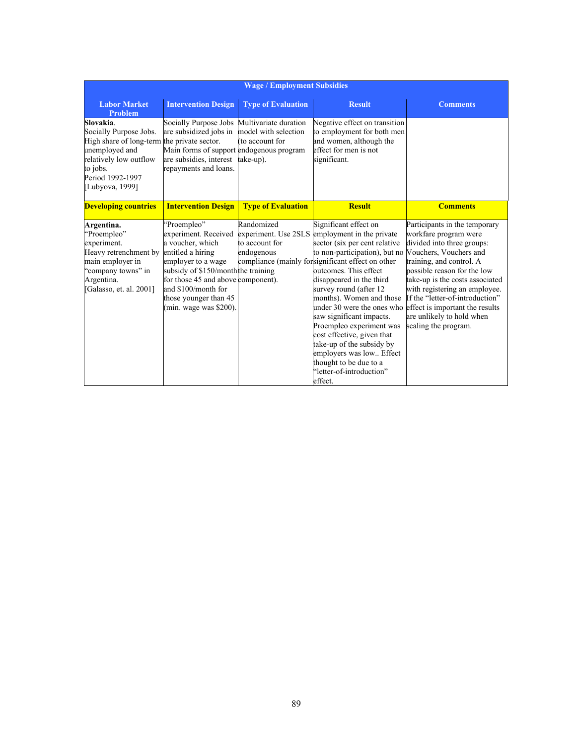| Wage / Employment Subsidies | | | | |
|---|---|---|---|---|
| **Labor Market Problem** | **Intervention Design** | **Type of Evaluation** | **Result** | **Comments** |
| **Slovakia**. Socially Purpose Jobs. High share of long-term unemployed and relatively low outflow to jobs. Period 1992-1997 [Lubyova, 1999] | Socially Purpose Jobs are subsidized jobs in the private sector. Main forms of support are subsidies, interest repayments and loans. | Multivariate duration model with selection (to account for endogenous program take-up). | Negative effect on transition to employment for both men and women, although the effect for men is not significant. | |
| **Developing countries** | **Intervention Design** | **Type of Evaluation** | **Result** | **Comments** |
| **Argentina.** "Proempleo" experiment. Heavy retrenchment by main employer in "company towns" in Argentina. [Galasso, et. al. 2001] | "Proempleo" experiment. Received a voucher, which entitled a hiring employer to a wage subsidy of $150/month for those 45 and above and $100/month for those younger than 45 (min. wage was $200). | Randomized experiment. Use 2SLS to account for endogenous compliance (mainly for the training component). | Significant effect on employment in the private sector (six per cent relative to non-participation), but no significant effect on other outcomes. This effect disappeared in the third survey round (after 12 months). Women and those under 30 were the ones who saw significant impacts. Proempleo experiment was cost effective, given that take-up of the subsidy by employers was low.. Effect thought to be due to a "letter-of-introduction" effect. | Participants in the temporary workfare program were divided into three groups: Vouchers, Vouchers and training, and control. A possible reason for the low take-up is the costs associated with registering an employee. If the "letter-of-introduction" effect is important the results are unlikely to hold when scaling the program. |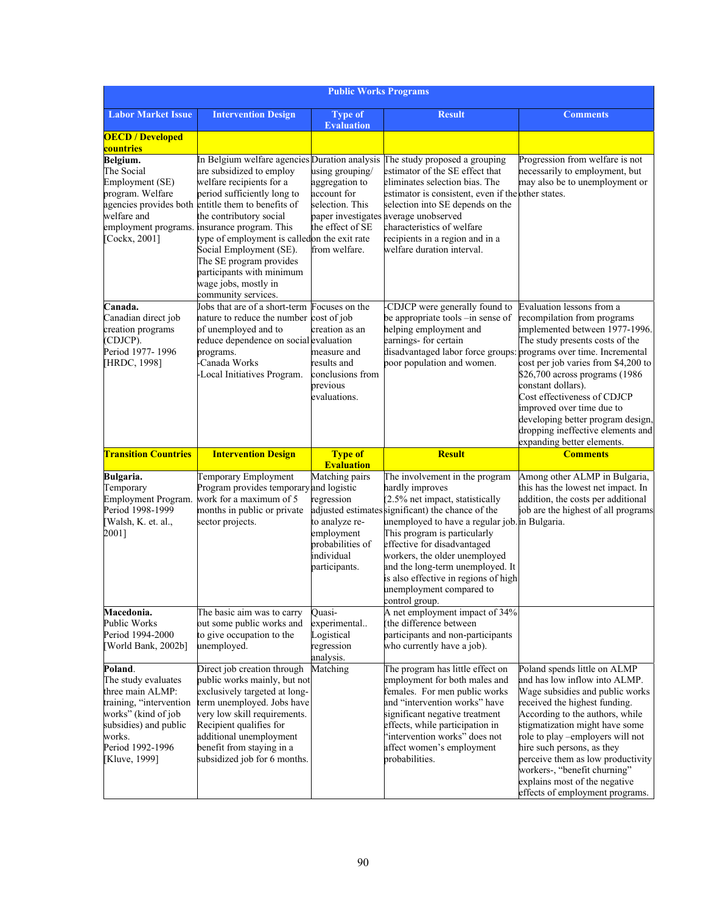| Public Works Programs | | | | |
|---|---|---|---|---|
| **Labor Market Issue** | **Intervention Design** | **Type of Evaluation** | **Result** | **Comments** |
| **OECD / Developed countries** | | | | |
| **Belgium.** The Social Employment (SE) program. Welfare agencies provides both welfare and employment programs. [Cockx, 2001] | In Belgium welfare agencies are subsidized to employ welfare recipients for a period sufficiently long to entitle them to benefits of the contributory social insurance program. This type of employment is called Social Employment (SE). The SE program provides participants with minimum wage jobs, mostly in community services. | Duration analysis using grouping/ aggregation to account for selection. This paper investigates the effect of SE on the exit rate from welfare. | The study proposed a grouping estimator of the SE effect that eliminates selection bias. The estimator is consistent, even if the selection into SE depends on the average unobserved characteristics of welfare recipients in a region and in a welfare duration interval. | Progression from welfare is not necessarily to employment, but may also be to unemployment or other states. |
| **Canada.** Canadian direct job creation programs (CDJCP). Period 1977- 1996 [HRDC, 1998] | Jobs that are of a short-term nature to reduce the number of unemployed and to reduce dependence on social programs.<br>-Canada Works<br>-Local Initiatives Program. | Focuses on the cost of job creation as an evaluation measure and results and conclusions from previous evaluations. | -CDJCP were generally found to be appropriate tools –in sense of helping employment and earnings- for certain disadvantaged labor force groups: poor population and women. | Evaluation lessons from a recompilation from programs implemented between 1977-1996. The study presents costs of the programs over time. Incremental cost per job varies from $4,200 to $26,700 across programs (1986 constant dollars).<br>Cost effectiveness of CDJCP improved over time due to developing better program design, dropping ineffective elements and expanding better elements. |
| **Transition Countries** | **Intervention Design** | **Type of Evaluation** | **Result** | **Comments** |
| **Bulgaria.** Temporary Employment Program. Period 1998-1999 [Walsh, K. et. al., 2001] | Temporary Employment Program provides temporary work for a maximum of 5 months in public or private sector projects. | Matching pairs and logistic regression adjusted estimates to analyze re-employment probabilities of individual participants. | The involvement in the program hardly improves (2.5% net impact, statistically significant) the chance of the unemployed to have a regular job. This program is particularly effective for disadvantaged workers, the older unemployed and the long-term unemployed. It is also effective in regions of high unemployment compared to control group. | Among other ALMP in Bulgaria, this has the lowest net impact. In addition, the costs per additional job are the highest of all programs in Bulgaria. |
| **Macedonia.** Public Works Period 1994-2000 [World Bank, 2002b] | The basic aim was to carry out some public works and to give occupation to the unemployed. | Quasi-experimental.. Logistical regression analysis. | A net employment impact of 34% (the difference between participants and non-participants who currently have a job). | |
| **Poland.** The study evaluates three main ALMP: training, "intervention works" (kind of job subsidies) and public works. Period 1992-1996 [Kluve, 1999] | Direct job creation through public works mainly, but not exclusively targeted at long-term unemployed. Jobs have very low skill requirements. Recipient qualifies for additional unemployment benefit from staying in a subsidized job for 6 months. | Matching | The program has little effect on employment for both males and females. For men public works and "intervention works" have significant negative treatment effects, while participation in "intervention works" does not affect women's employment probabilities. | Poland spends little on ALMP and has low inflow into ALMP. Wage subsidies and public works received the highest funding. According to the authors, while stigmatization might have some role to play –employers will not hire such persons, as they perceive them as low productivity workers-, "benefit churning" explains most of the negative effects of employment programs. |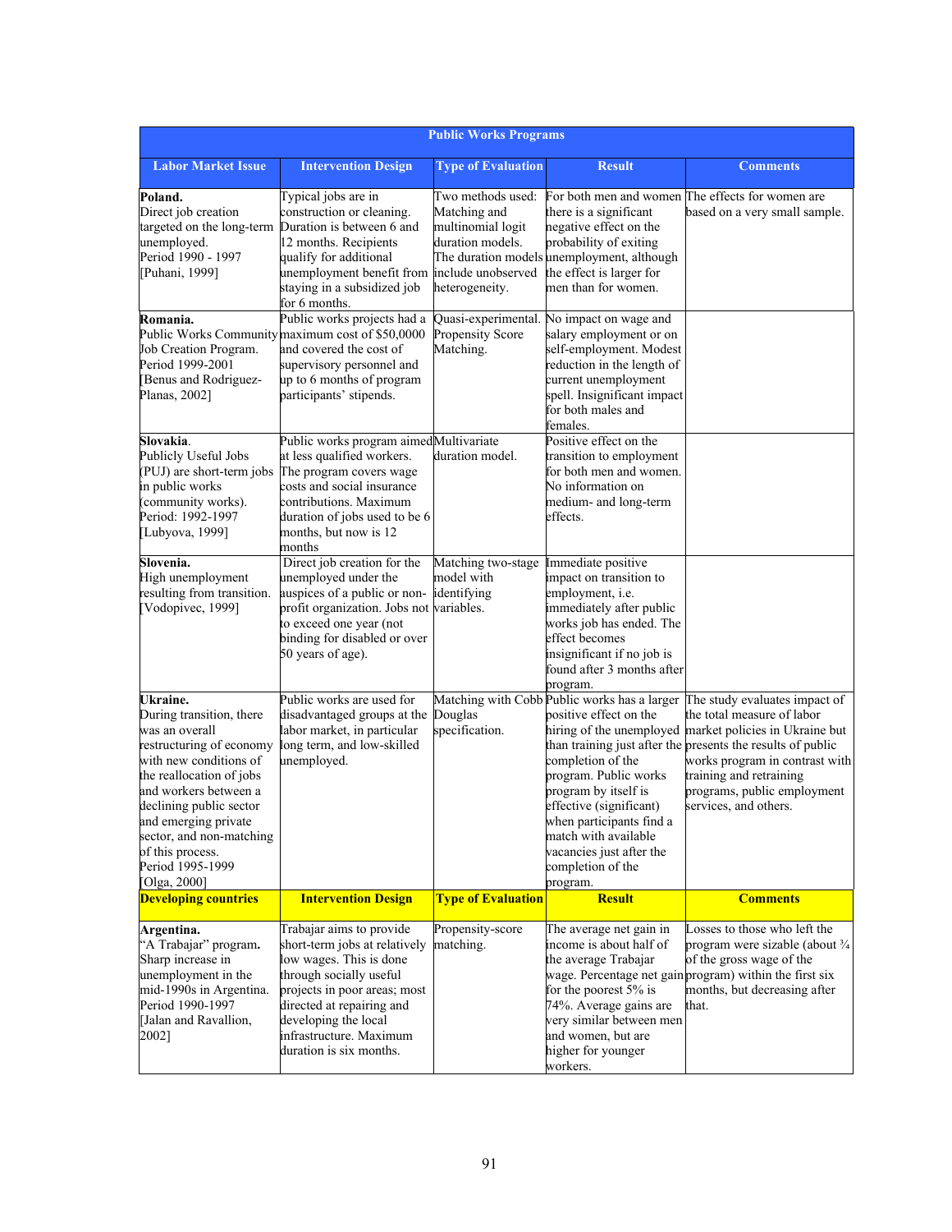| Public Works Programs | | | | |
|---|---|---|---|---|
| **Labor Market Issue** | **Intervention Design** | **Type of Evaluation** | **Result** | **Comments** |
| **Poland.** Direct job creation targeted on the long-term unemployed. Period 1990 - 1997 [Puhani, 1999] | Typical jobs are in construction or cleaning. Duration is between 6 and 12 months. Recipients qualify for additional unemployment benefit from staying in a subsidized job for 6 months. | Two methods used: Matching and multinomial logit duration models. The duration models include unobserved heterogeneity. | For both men and women there is a significant negative effect on the probability of exiting unemployment, although the effect is larger for men than for women. | The effects for women are based on a very small sample. |
| **Romania.** Public Works Community Job Creation Program. Period 1999-2001 [Benus and Rodriguez-Planas, 2002] | Public works projects had a maximum cost of $50,0000 and covered the cost of supervisory personnel and up to 6 months of program participants' stipends. | Quasi-experimental. Propensity Score Matching. | No impact on wage and salary employment or on self-employment. Modest reduction in the length of current unemployment spell. Insignificant impact for both males and females. | |
| **Slovakia**. Publicly Useful Jobs (PUJ) are short-term jobs in public works (community works). Period: 1992-1997 [Lubyova, 1999] | Public works program aimed at less qualified workers. The program covers wage costs and social insurance contributions. Maximum duration of jobs used to be 6 months, but now is 12 months | Multivariate duration model. | Positive effect on the transition to employment for both men and women. No information on medium- and long-term effects. | |
| **Slovenia.** High unemployment resulting from transition. [Vodopivec, 1999] | Direct job creation for the unemployed under the auspices of a public or non-profit organization. Jobs not to exceed one year (not binding for disabled or over 50 years of age). | Matching two-stage model with identifying variables. | Immediate positive impact on transition to employment, i.e. immediately after public works job has ended. The effect becomes insignificant if no job is found after 3 months after program. | |
| **Ukraine.** During transition, there was an overall restructuring of economy with new conditions of jobs the reallocation of jobs and workers between a declining public sector and emerging private sector, and non-matching of this process. Period 1995-1999 [Olga, 2000] | Public works are used for disadvantaged groups at the labor market, in particular long term, and low-skilled unemployed. | Matching with Cobb Douglas specification. | Public works has a larger positive effect on the hiring of the unemployed than training just after the completion of the program. Public works program by itself is effective (significant) when participants find a match with available vacancies just after the completion of the program. | The study evaluates impact of the total measure of labor market policies in Ukraine but presents the results of public works program in contrast with training and retraining programs, public employment services, and others. |
| **Developing countries** | **Intervention Design** | **Type of Evaluation** | **Result** | **Comments** |
| **Argentina.** "A Trabajar" program**.** Sharp increase in unemployment in the mid-1990s in Argentina. Period 1990-1997 [Jalan and Ravallion, 2002] | Trabajar aims to provide short-term jobs at relatively low wages. This is done through socially useful projects in poor areas; most directed at repairing and developing the local infrastructure. Maximum duration is six months. | Propensity-score matching. | The average net gain in income is about half of the average Trabajar wage. Percentage net gain for the poorest 5% is 74%. Average gains are very similar between men and women, but are higher for younger workers. | Losses to those who left the program were sizable (about ¾ of the gross wage of the program) within the first six months, but decreasing after that. |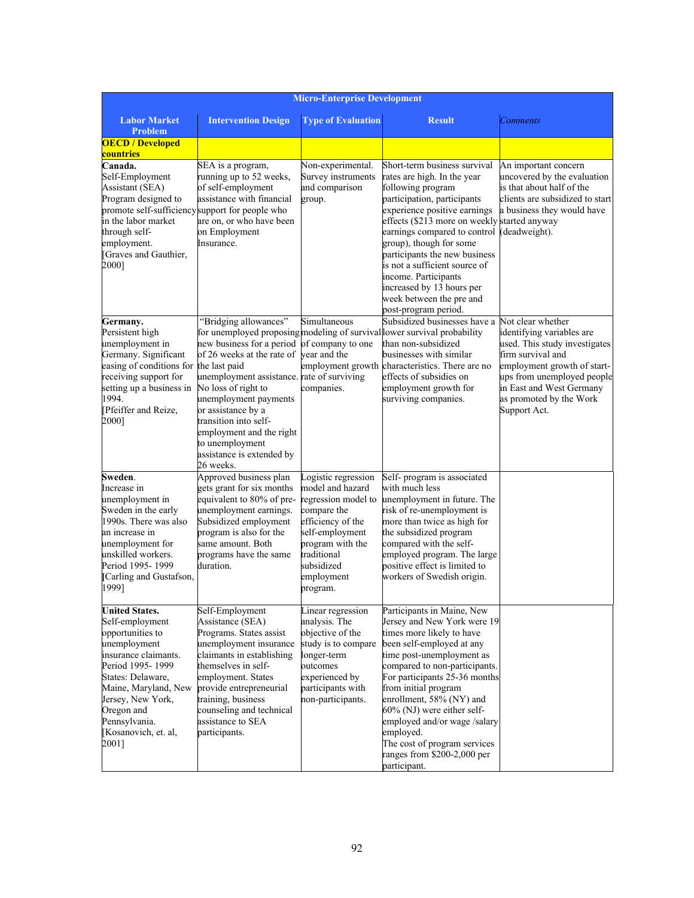| Micro-Enterprise Development | | | | |
|---|---|---|---|---|
| **Labor Market Problem** | **Intervention Design** | **Type of Evaluation** | **Result** | *Comments* |
| **OECD / Developed countries** | | | | |
| **Canada.** Self-Employment Assistant (SEA) Program designed to promote self-sufficiency in the labor market through self-employment. [Graves and Gauthier, 2000] | SEA is a program, running up to 52 weeks, of self-employment assistance with financial support for people who are on, or who have been on Employment Insurance. | Non-experimental. Survey instruments and comparison group. | Short-term business survival rates are high. In the year following program participation, participants experience positive earnings effects ($213 more on weekly earnings compared to control group), though for some participants the new business is not a sufficient source of income. Participants increased by 13 hours per week between the pre and post-program period. | An important concern uncovered by the evaluation is that about half of the clients are subsidized to start a business they would have started anyway (deadweight). |
| **Germany.** Persistent high unemployment in Germany. Significant easing of conditions for receiving support for setting up a business in 1994. [Pfeiffer and Reize, 2000] | "Bridging allowances" for unemployed proposing new business for a period of 26 weeks at the rate of the last paid unemployment assistance. No loss of right to unemployment payments or assistance by a transition into self-employment and the right to unemployment assistance is extended by 26 weeks. | Simultaneous modeling of survival of company to one year and the employment growth rate of surviving companies. | Subsidized businesses have a lower survival probability than non-subsidized businesses with similar characteristics. There are no effects of subsidies on employment growth for surviving companies. | Not clear whether identifying variables are used. This study investigates firm survival and employment growth of start-ups from unemployed people in East and West Germany as promoted by the Work Support Act. |
| **Sweden**. Increase in unemployment in Sweden in the early 1990s. There was also an increase in unemployment for unskilled workers. Period 1995- 1999 [Carling and Gustafson, 1999] | Approved business plan gets grant for six months equivalent to 80% of pre-unemployment earnings. Subsidized employment program is also for the same amount. Both programs have the same duration. | Logistic regression model and hazard regression model to compare the efficiency of the self-employment program with the traditional subsidized employment program. | Self- program is associated with much less unemployment in future. The risk of re-unemployment is more than twice as high for the subsidized program compared with the self-employed program. The large positive effect is limited to workers of Swedish origin. | |
| **United States.** Self-employment opportunities to unemployment insurance claimants. Period 1995- 1999 States: Delaware, Maine, Maryland, New Jersey, New York, Oregon and Pennsylvania. [Kosanovich, et. al, 2001] | Self-Employment Assistance (SEA) Programs. States assist unemployment insurance claimants in establishing themselves in self-employment. States provide entrepreneurial training, business counseling and technical assistance to SEA participants. | Linear regression analysis. The objective of the study is to compare longer-term outcomes experienced by participants with non-participants. | Participants in Maine, New Jersey and New York were 19 times more likely to have been self-employed at any time post-unemployment as compared to non-participants. For participants 25-36 months from initial program enrollment, 58% (NY) and 60% (NJ) were either self-employed and/or wage /salary employed. The cost of program services ranges from $200-2,000 per participant. | |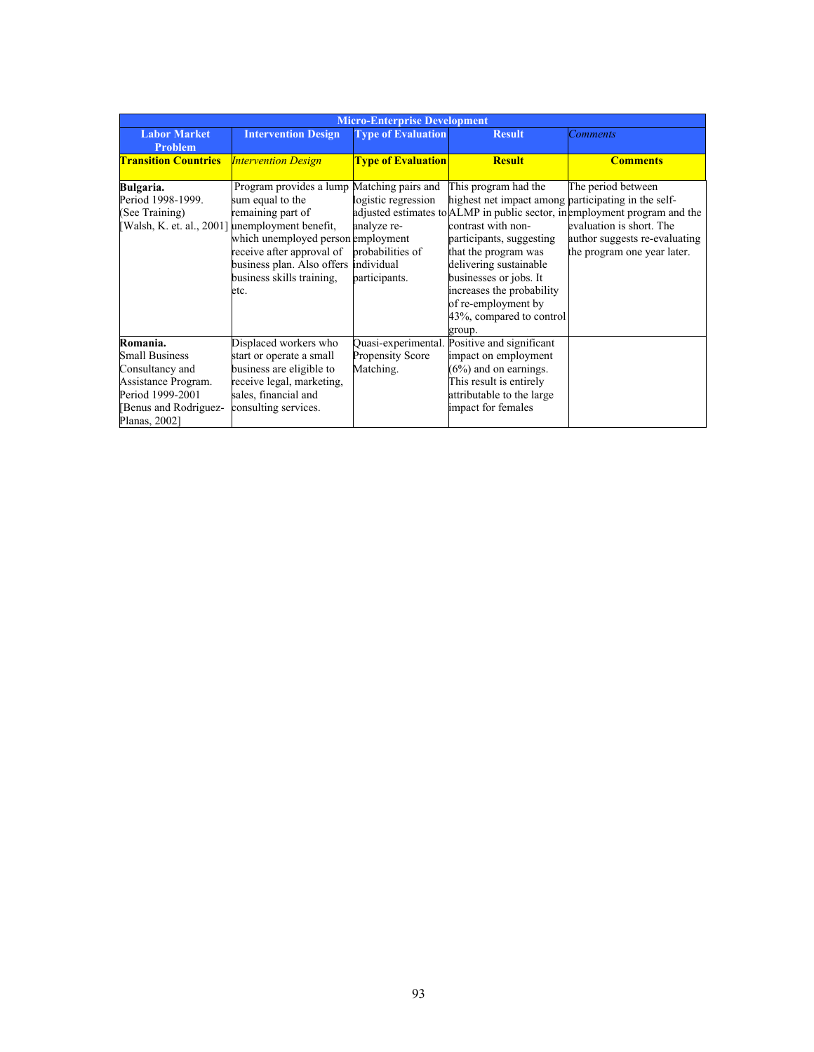| Micro-Enterprise Development | | | | |
|---|---|---|---|---|
| **Labor Market Problem** | **Intervention Design** | **Type of Evaluation** | **Result** | *Comments* |
| **Transition Countries** | *Intervention Design* | **Type of Evaluation** | **Result** | **Comments** |
| **Bulgaria.** Period 1998-1999. (See Training) [Walsh, K. et. al., 2001] | Program provides a lump sum equal to the remaining part of unemployment benefit, which unemployed person receive after approval of business plan. Also offers business skills training, etc. | Matching pairs and logistic regression adjusted estimates to analyze re-employment probabilities of individual participants. | This program had the highest net impact among ALMP in public sector, in contrast with non-participants, suggesting that the program was delivering sustainable businesses or jobs. It increases the probability of re-employment by 43%, compared to control group. | The period between participating in the self-employment program and the evaluation is short. The author suggests re-evaluating the program one year later. |
| **Romania.** Small Business Consultancy and Assistance Program. Period 1999-2001 [Benus and Rodriguez-Planas, 2002] | Displaced workers who start or operate a small business are eligible to receive legal, marketing, sales, financial and consulting services. | Quasi-experimental. Propensity Score Matching. | Positive and significant impact on employment (6%) and on earnings. This result is entirely attributable to the large impact for females | |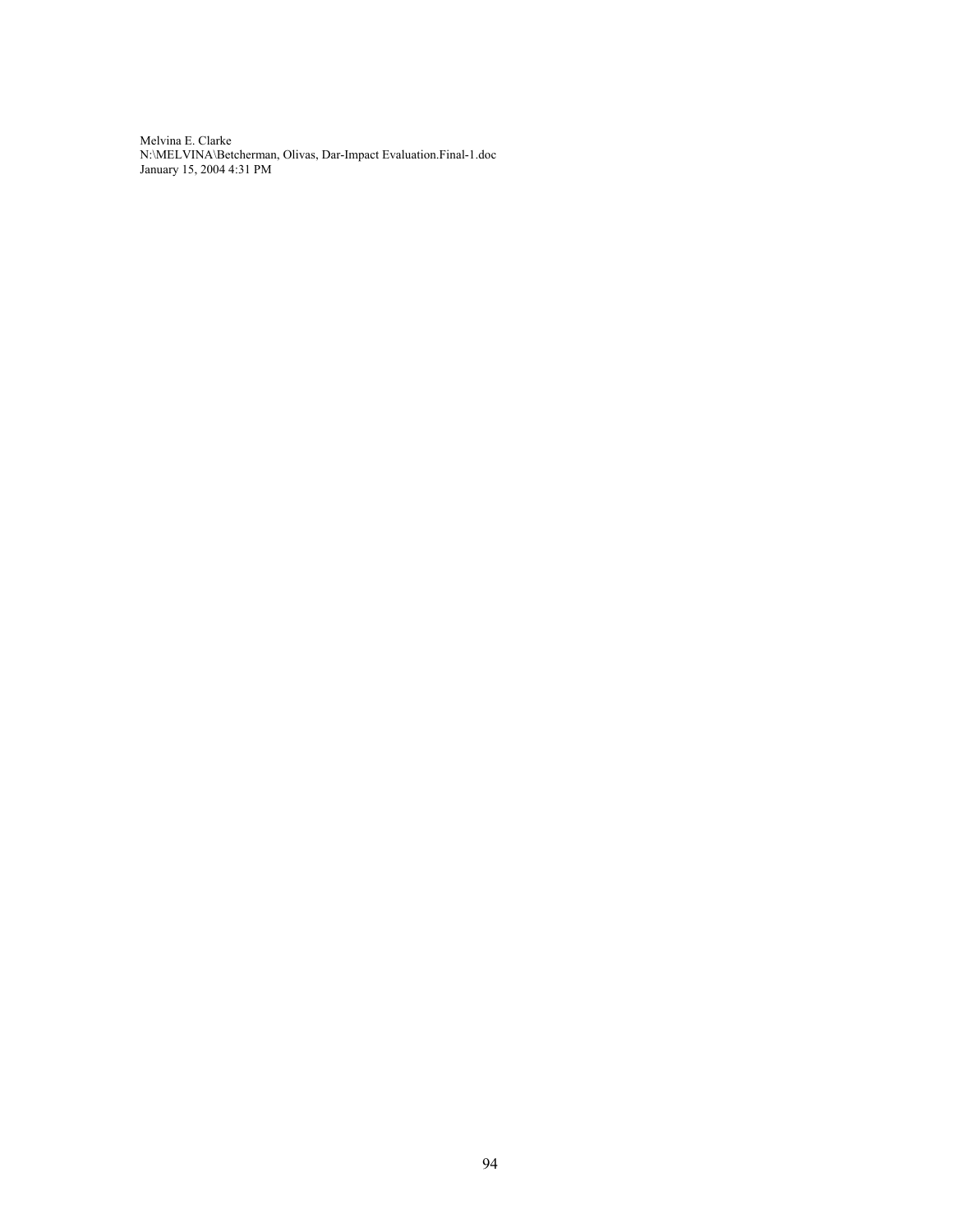Melvina E. Clarke
N:\MELVINA\Betcherman, Olivas, Dar-Impact Evaluation.Final-1.doc
January 15, 2004 4:31 PM